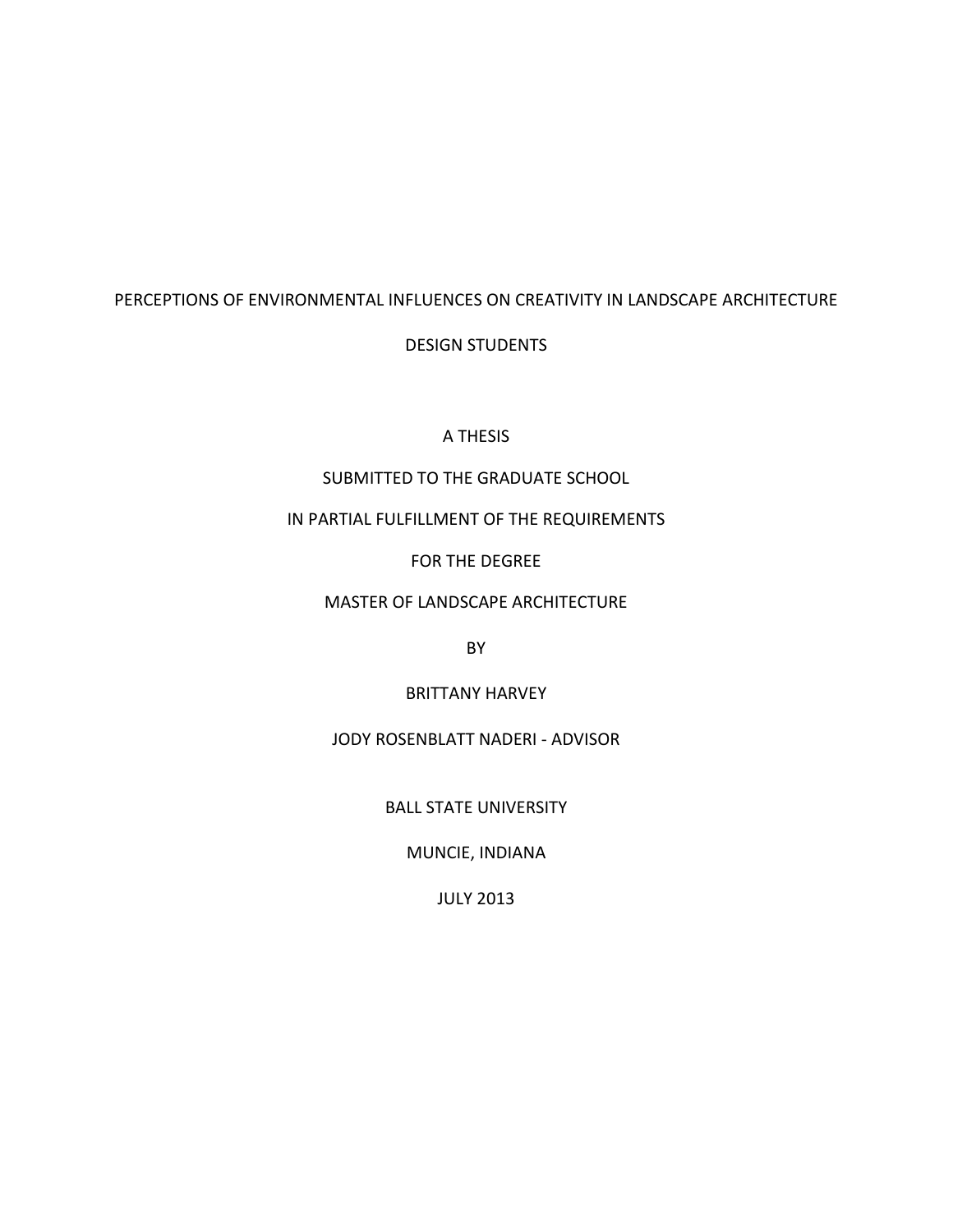# PERCEPTIONS OF ENVIRONMENTAL INFLUENCES ON CREATIVITY IN LANDSCAPE ARCHITECTURE DESIGN STUDENTS

A THESIS

SUBMITTED TO THE GRADUATE SCHOOL

IN PARTIAL FULFILLMENT OF THE REQUIREMENTS

FOR THE DEGREE

MASTER OF LANDSCAPE ARCHITECTURE

BY

BRITTANY HARVEY

JODY ROSENBLATT NADERI - ADVISOR

BALL STATE UNIVERSITY

MUNCIE, INDIANA

JULY 2013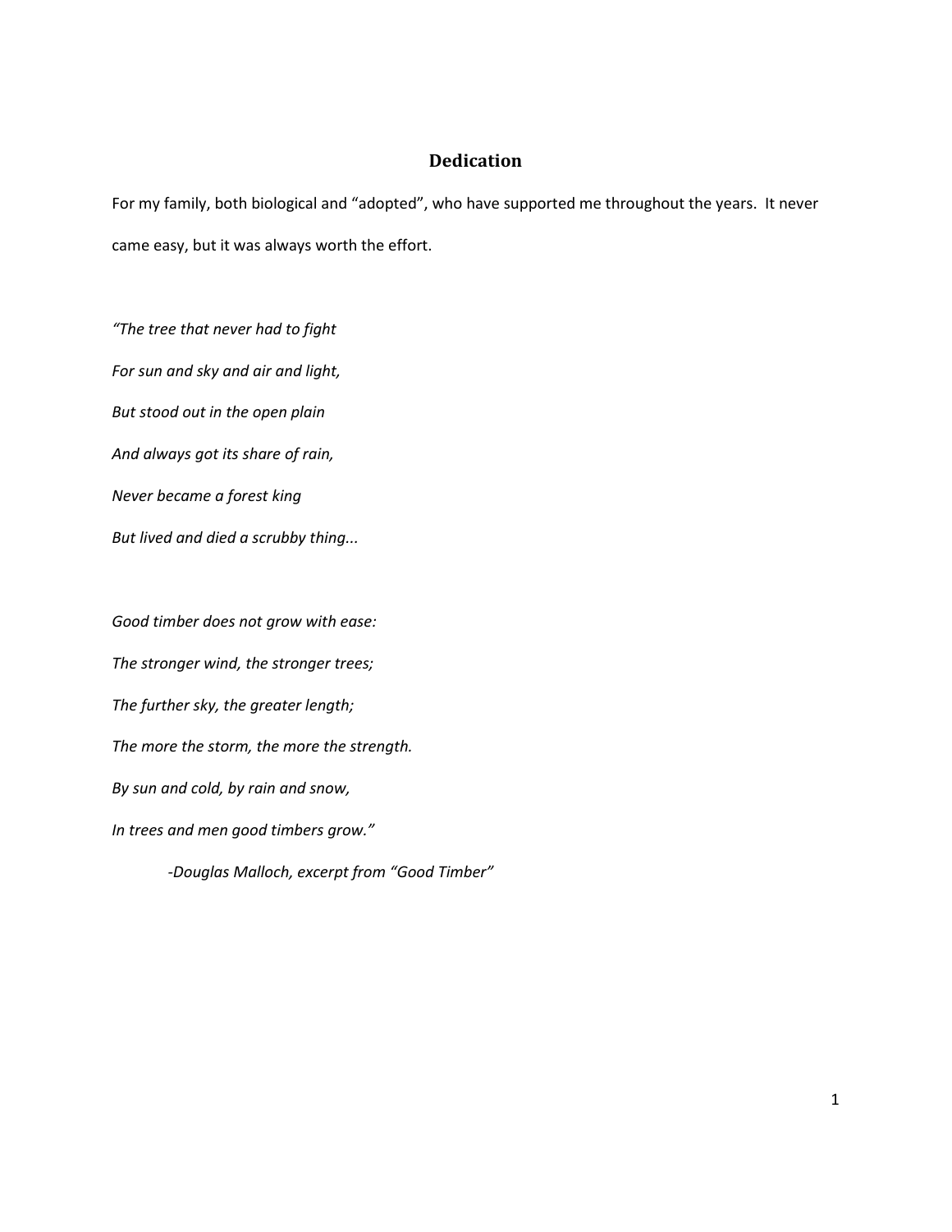## Dedication

For my family, both biological and "adopted", who have supported me throughout the years. It never came easy, but it was always worth the effort.

*"The tree that never had to fight*
*For sun and sky and air and light,*
*But stood out in the open plain*
*And always got its share of rain,*
*Never became a forest king*
*But lived and died a scrubby thing...*

*Good timber does not grow with ease:*
*The stronger wind, the stronger trees;*
*The further sky, the greater length;*
*The more the storm, the more the strength.*
*By sun and cold, by rain and snow,*
*In trees and men good timbers grow."*

*-Douglas Malloch, excerpt from "Good Timber"*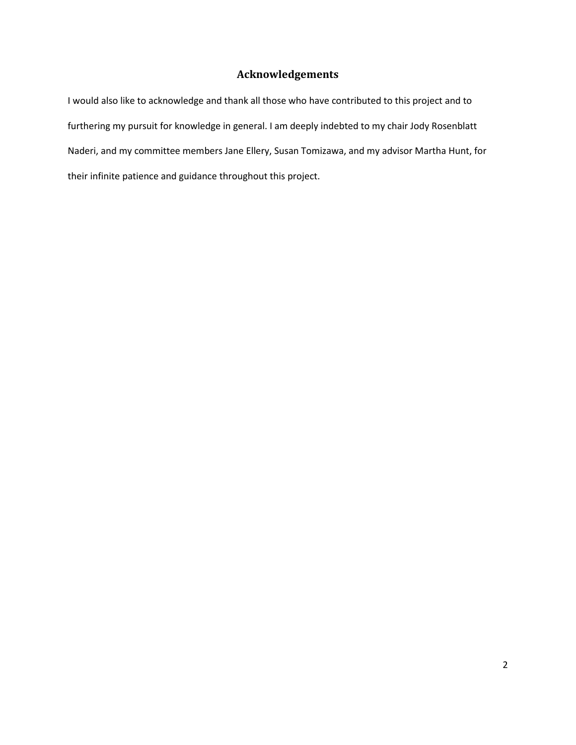## Acknowledgements

I would also like to acknowledge and thank all those who have contributed to this project and to furthering my pursuit for knowledge in general. I am deeply indebted to my chair Jody Rosenblatt Naderi, and my committee members Jane Ellery, Susan Tomizawa, and my advisor Martha Hunt, for their infinite patience and guidance throughout this project.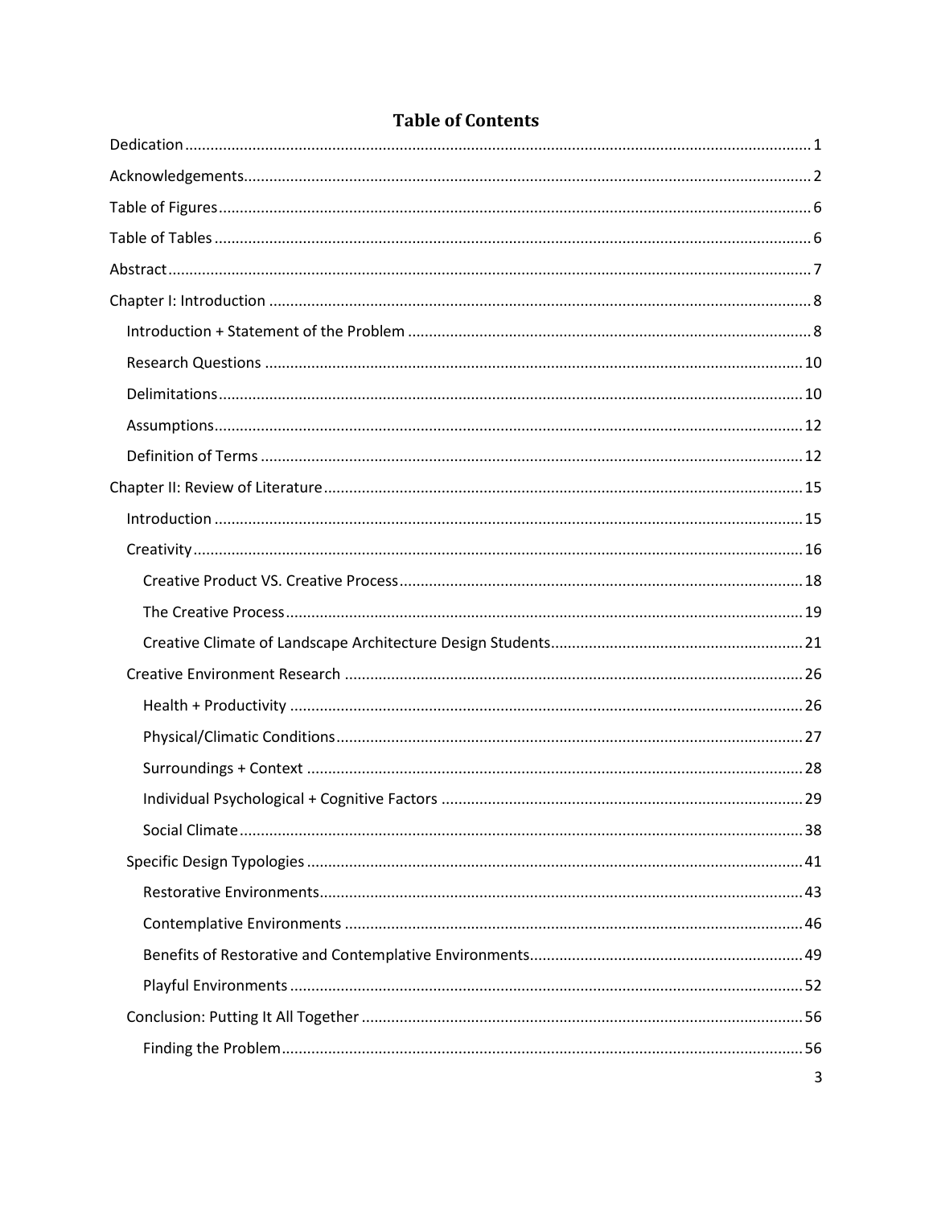# Table of Contents

- Dedication ........ 1
- Acknowledgements ........ 2
- Table of Figures ........ 6
- Table of Tables ........ 6
- Abstract ........ 7
- Chapter I: Introduction ........ 8
  - Introduction + Statement of the Problem ........ 8
  - Research Questions ........ 10
  - Delimitations ........ 10
  - Assumptions ........ 12
  - Definition of Terms ........ 12
- Chapter II: Review of Literature ........ 15
  - Introduction ........ 15
  - Creativity ........ 16
    - Creative Product VS. Creative Process ........ 18
    - The Creative Process ........ 19
    - Creative Climate of Landscape Architecture Design Students ........ 21
  - Creative Environment Research ........ 26
    - Health + Productivity ........ 26
    - Physical/Climatic Conditions ........ 27
    - Surroundings + Context ........ 28
    - Individual Psychological + Cognitive Factors ........ 29
    - Social Climate ........ 38
  - Specific Design Typologies ........ 41
    - Restorative Environments ........ 43
    - Contemplative Environments ........ 46
    - Benefits of Restorative and Contemplative Environments ........ 49
    - Playful Environments ........ 52
  - Conclusion: Putting It All Together ........ 56
    - Finding the Problem ........ 56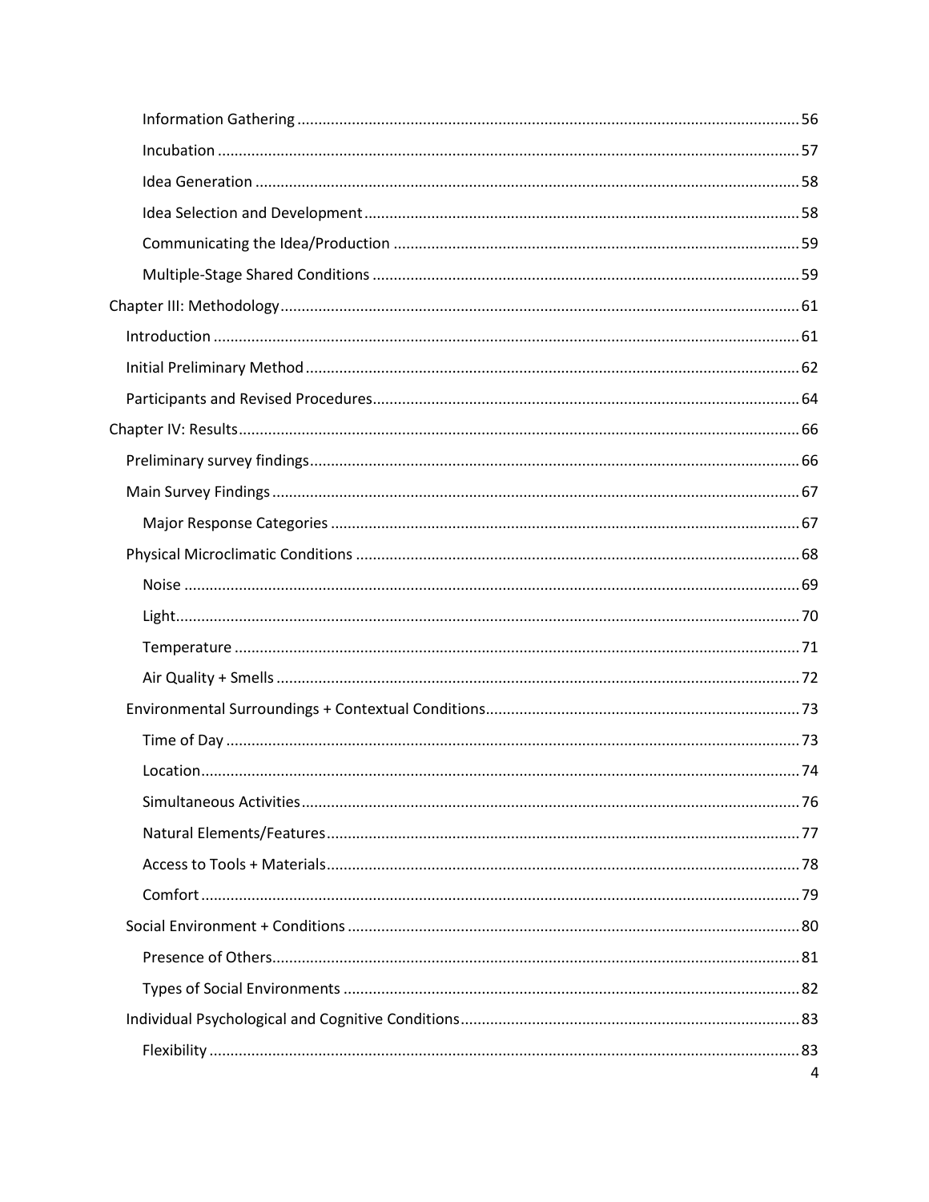- Information Gathering ........ 56
- Incubation ........ 57
- Idea Generation ........ 58
- Idea Selection and Development ........ 58
- Communicating the Idea/Production ........ 59
- Multiple-Stage Shared Conditions ........ 59

Chapter III: Methodology ........ 61

- Introduction ........ 61
- Initial Preliminary Method ........ 62
- Participants and Revised Procedures ........ 64

Chapter IV: Results ........ 66

- Preliminary survey findings ........ 66
- Main Survey Findings ........ 67
  - Major Response Categories ........ 67
- Physical Microclimatic Conditions ........ 68
  - Noise ........ 69
  - Light ........ 70
  - Temperature ........ 71
  - Air Quality + Smells ........ 72
- Environmental Surroundings + Contextual Conditions ........ 73
  - Time of Day ........ 73
  - Location ........ 74
  - Simultaneous Activities ........ 76
  - Natural Elements/Features ........ 77
  - Access to Tools + Materials ........ 78
  - Comfort ........ 79
- Social Environment + Conditions ........ 80
  - Presence of Others ........ 81
  - Types of Social Environments ........ 82
- Individual Psychological and Cognitive Conditions ........ 83
  - Flexibility ........ 83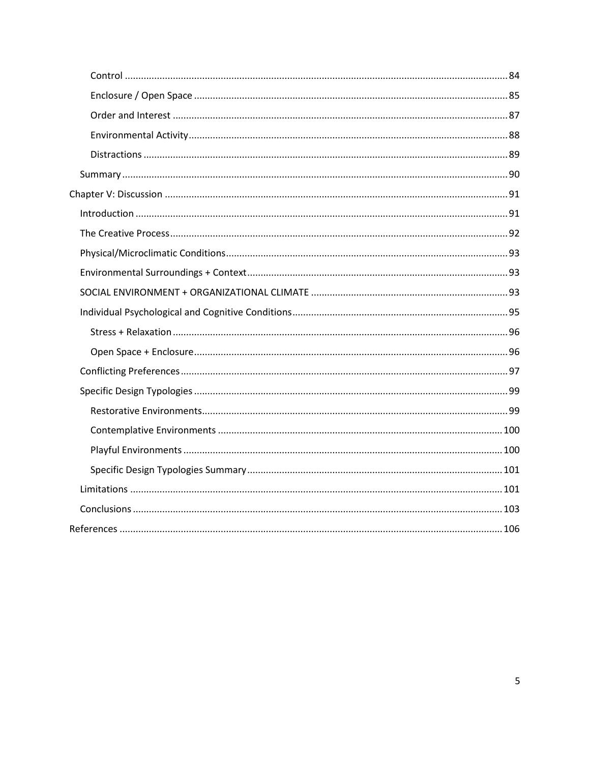Control ........................................................................................................................................... 84

Enclosure / Open Space ................................................................................................................... 85

Order and Interest ........................................................................................................................... 87

Environmental Activity ..................................................................................................................... 88

Distractions ...................................................................................................................................... 89

Summary ............................................................................................................................................ 90

Chapter V: Discussion ........................................................................................................................... 91

Introduction ........................................................................................................................................ 91

The Creative Process .......................................................................................................................... 92

Physical/Microclimatic Conditions ...................................................................................................... 93

Environmental Surroundings + Context ............................................................................................... 93

SOCIAL ENVIRONMENT + ORGANIZATIONAL CLIMATE ....................................................................... 93

Individual Psychological and Cognitive Conditions ............................................................................... 95

Stress + Relaxation ........................................................................................................................... 96

Open Space + Enclosure .................................................................................................................... 96

Conflicting Preferences ....................................................................................................................... 97

Specific Design Typologies .................................................................................................................. 99

Restorative Environments ................................................................................................................ 99

Contemplative Environments .......................................................................................................... 100

Playful Environments ...................................................................................................................... 100

Specific Design Typologies Summary ............................................................................................... 101

Limitations ........................................................................................................................................ 101

Conclusions ....................................................................................................................................... 103

References ............................................................................................................................................ 106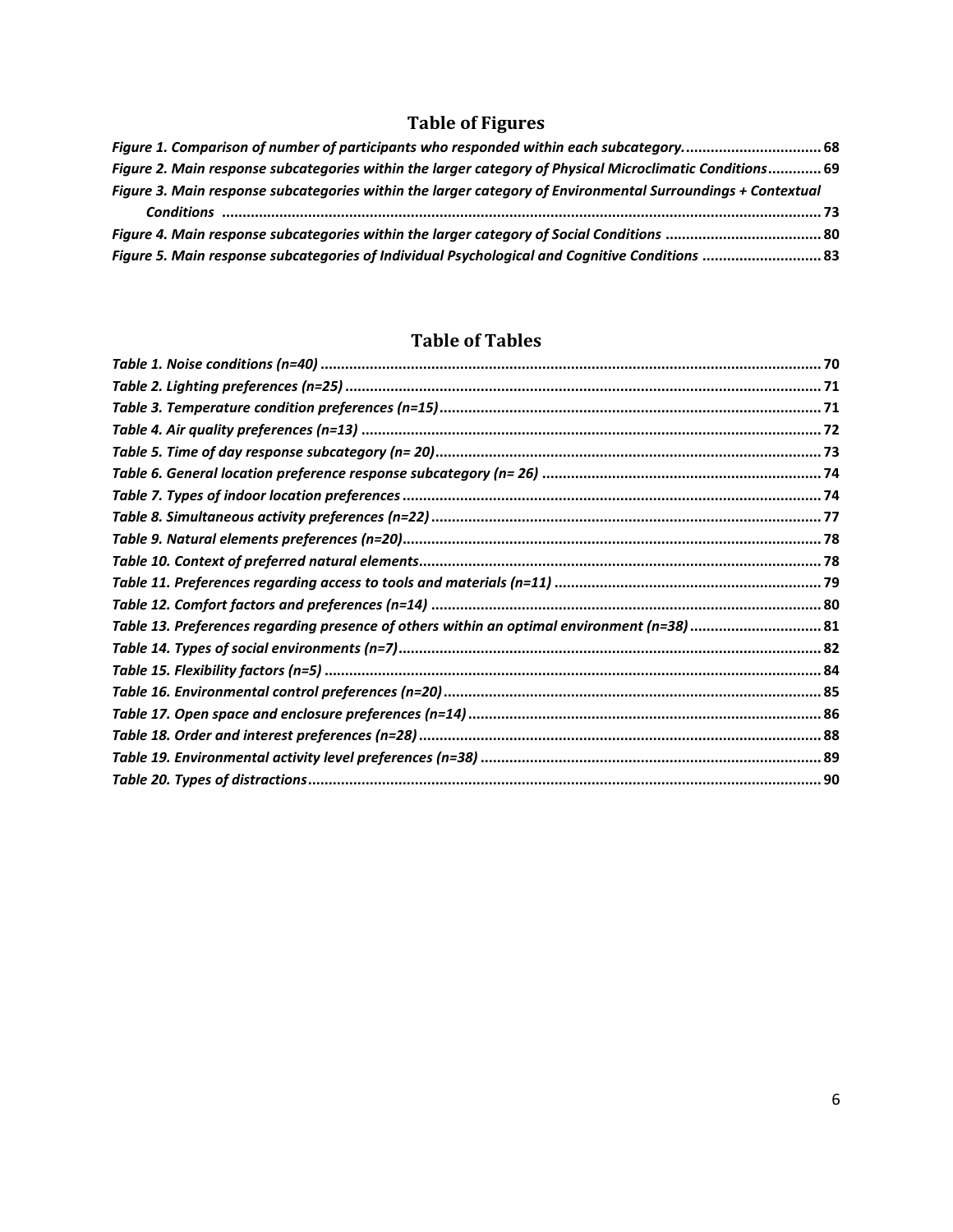## Table of Figures

*Figure 1. Comparison of number of participants who responded within each subcategory.* ................................. 68
*Figure 2. Main response subcategories within the larger category of Physical Microclimatic Conditions* ............ 69
*Figure 3. Main response subcategories within the larger category of Environmental Surroundings + Contextual Conditions* ................................................................................................................................. 73
*Figure 4. Main response subcategories within the larger category of Social Conditions* ...................................... 80
*Figure 5. Main response subcategories of Individual Psychological and Cognitive Conditions* ............................ 83

## Table of Tables

*Table 1. Noise conditions (n=40)* ......................................................................................................... 70
*Table 2. Lighting preferences (n=25)* .................................................................................................... 71
*Table 3. Temperature condition preferences (n=15)* ............................................................................. 71
*Table 4. Air quality preferences (n=13)* ................................................................................................ 72
*Table 5. Time of day response subcategory (n= 20)* .............................................................................. 73
*Table 6. General location preference response subcategory (n= 26)* .................................................... 74
*Table 7. Types of indoor location preferences* ...................................................................................... 74
*Table 8. Simultaneous activity preferences (n=22)* ............................................................................... 77
*Table 9. Natural elements preferences (n=20)* ...................................................................................... 78
*Table 10. Context of preferred natural elements* .................................................................................. 78
*Table 11. Preferences regarding access to tools and materials (n=11)* ................................................. 79
*Table 12. Comfort factors and preferences (n=14)* ............................................................................... 80
*Table 13. Preferences regarding presence of others within an optimal environment (n=38)* ................ 81
*Table 14. Types of social environments (n=7)* ....................................................................................... 82
*Table 15. Flexibility factors (n=5)* ......................................................................................................... 84
*Table 16. Environmental control preferences (n=20)* ............................................................................ 85
*Table 17. Open space and enclosure preferences (n=14)* ..................................................................... 86
*Table 18. Order and interest preferences (n=28)* .................................................................................. 88
*Table 19. Environmental activity level preferences (n=38)* ................................................................... 89
*Table 20. Types of distractions* ............................................................................................................. 90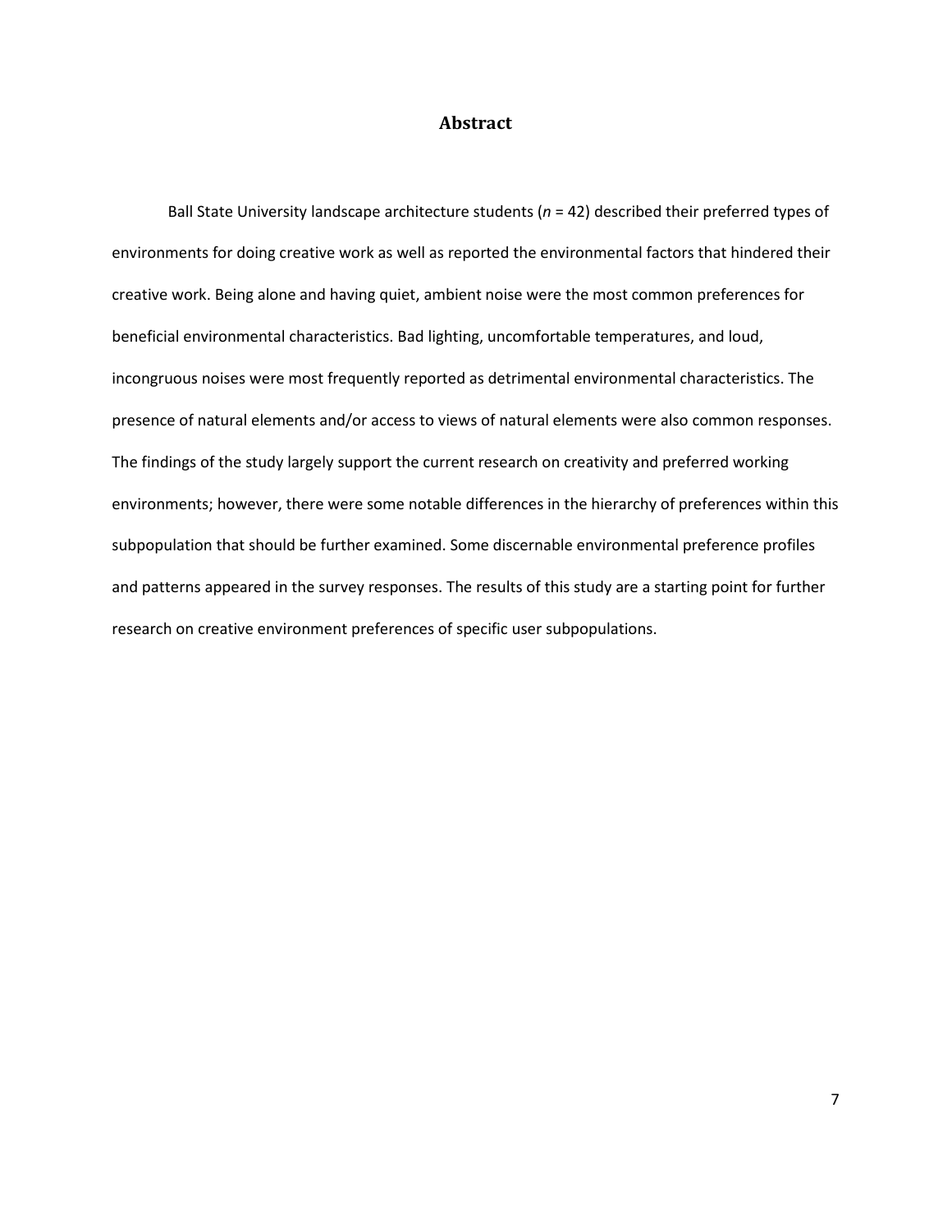# Abstract

Ball State University landscape architecture students (*n* = 42) described their preferred types of environments for doing creative work as well as reported the environmental factors that hindered their creative work. Being alone and having quiet, ambient noise were the most common preferences for beneficial environmental characteristics. Bad lighting, uncomfortable temperatures, and loud, incongruous noises were most frequently reported as detrimental environmental characteristics. The presence of natural elements and/or access to views of natural elements were also common responses. The findings of the study largely support the current research on creativity and preferred working environments; however, there were some notable differences in the hierarchy of preferences within this subpopulation that should be further examined. Some discernable environmental preference profiles and patterns appeared in the survey responses. The results of this study are a starting point for further research on creative environment preferences of specific user subpopulations.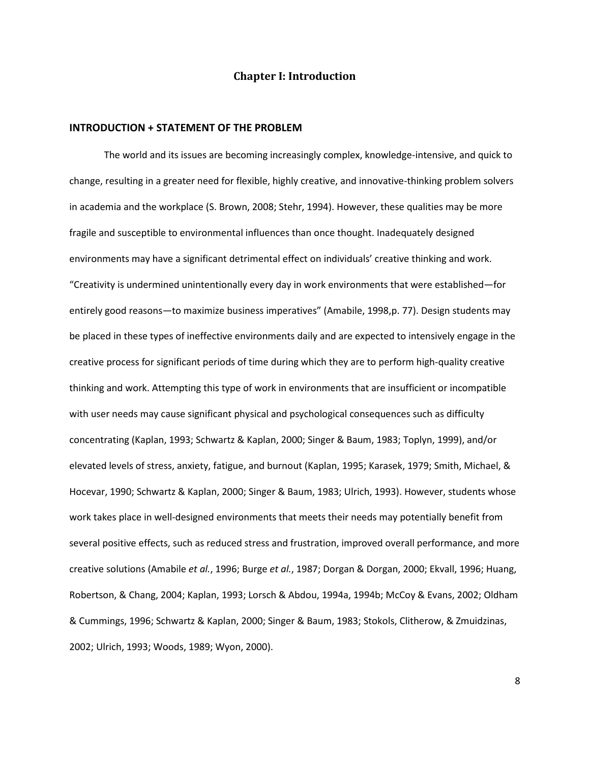# Chapter I: Introduction

## INTRODUCTION + STATEMENT OF THE PROBLEM

The world and its issues are becoming increasingly complex, knowledge-intensive, and quick to change, resulting in a greater need for flexible, highly creative, and innovative-thinking problem solvers in academia and the workplace (S. Brown, 2008; Stehr, 1994). However, these qualities may be more fragile and susceptible to environmental influences than once thought. Inadequately designed environments may have a significant detrimental effect on individuals' creative thinking and work. "Creativity is undermined unintentionally every day in work environments that were established—for entirely good reasons—to maximize business imperatives" (Amabile, 1998,p. 77). Design students may be placed in these types of ineffective environments daily and are expected to intensively engage in the creative process for significant periods of time during which they are to perform high-quality creative thinking and work. Attempting this type of work in environments that are insufficient or incompatible with user needs may cause significant physical and psychological consequences such as difficulty concentrating (Kaplan, 1993; Schwartz & Kaplan, 2000; Singer & Baum, 1983; Toplyn, 1999), and/or elevated levels of stress, anxiety, fatigue, and burnout (Kaplan, 1995; Karasek, 1979; Smith, Michael, & Hocevar, 1990; Schwartz & Kaplan, 2000; Singer & Baum, 1983; Ulrich, 1993). However, students whose work takes place in well-designed environments that meets their needs may potentially benefit from several positive effects, such as reduced stress and frustration, improved overall performance, and more creative solutions (Amabile *et al.*, 1996; Burge *et al.*, 1987; Dorgan & Dorgan, 2000; Ekvall, 1996; Huang, Robertson, & Chang, 2004; Kaplan, 1993; Lorsch & Abdou, 1994a, 1994b; McCoy & Evans, 2002; Oldham & Cummings, 1996; Schwartz & Kaplan, 2000; Singer & Baum, 1983; Stokols, Clitherow, & Zmuidzinas, 2002; Ulrich, 1993; Woods, 1989; Wyon, 2000).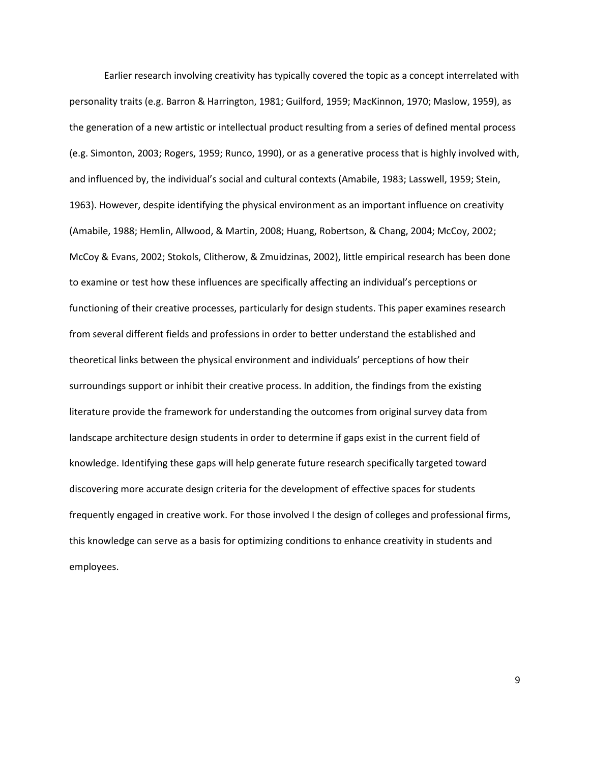Earlier research involving creativity has typically covered the topic as a concept interrelated with personality traits (e.g. Barron & Harrington, 1981; Guilford, 1959; MacKinnon, 1970; Maslow, 1959), as the generation of a new artistic or intellectual product resulting from a series of defined mental process (e.g. Simonton, 2003; Rogers, 1959; Runco, 1990), or as a generative process that is highly involved with, and influenced by, the individual's social and cultural contexts (Amabile, 1983; Lasswell, 1959; Stein, 1963). However, despite identifying the physical environment as an important influence on creativity (Amabile, 1988; Hemlin, Allwood, & Martin, 2008; Huang, Robertson, & Chang, 2004; McCoy, 2002; McCoy & Evans, 2002; Stokols, Clitherow, & Zmuidzinas, 2002), little empirical research has been done to examine or test how these influences are specifically affecting an individual's perceptions or functioning of their creative processes, particularly for design students. This paper examines research from several different fields and professions in order to better understand the established and theoretical links between the physical environment and individuals' perceptions of how their surroundings support or inhibit their creative process. In addition, the findings from the existing literature provide the framework for understanding the outcomes from original survey data from landscape architecture design students in order to determine if gaps exist in the current field of knowledge. Identifying these gaps will help generate future research specifically targeted toward discovering more accurate design criteria for the development of effective spaces for students frequently engaged in creative work. For those involved I the design of colleges and professional firms, this knowledge can serve as a basis for optimizing conditions to enhance creativity in students and employees.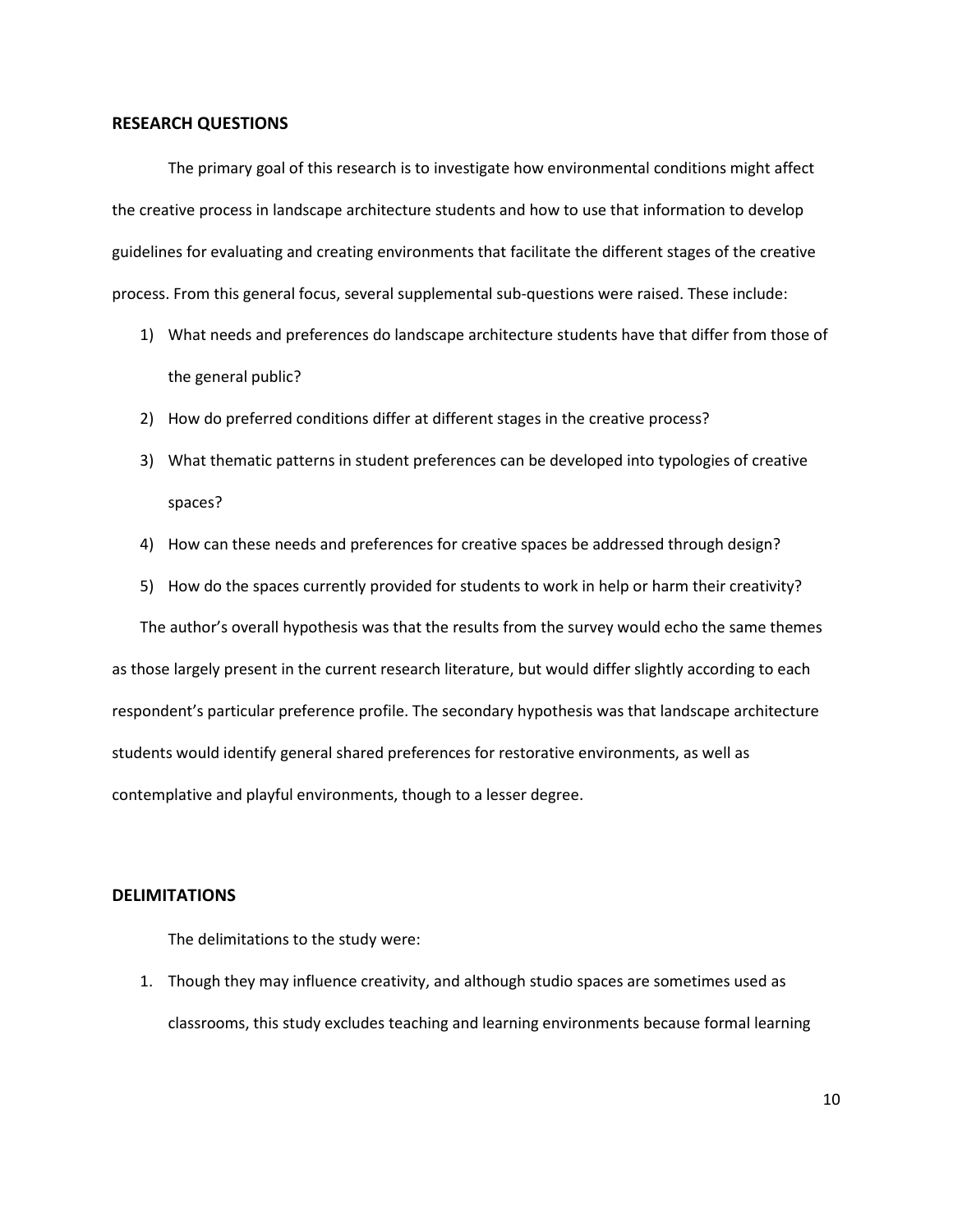## RESEARCH QUESTIONS

The primary goal of this research is to investigate how environmental conditions might affect the creative process in landscape architecture students and how to use that information to develop guidelines for evaluating and creating environments that facilitate the different stages of the creative process. From this general focus, several supplemental sub-questions were raised. These include:

1) What needs and preferences do landscape architecture students have that differ from those of the general public?
2) How do preferred conditions differ at different stages in the creative process?
3) What thematic patterns in student preferences can be developed into typologies of creative spaces?
4) How can these needs and preferences for creative spaces be addressed through design?
5) How do the spaces currently provided for students to work in help or harm their creativity?

The author's overall hypothesis was that the results from the survey would echo the same themes as those largely present in the current research literature, but would differ slightly according to each respondent's particular preference profile. The secondary hypothesis was that landscape architecture students would identify general shared preferences for restorative environments, as well as contemplative and playful environments, though to a lesser degree.

## DELIMITATIONS

The delimitations to the study were:

1. Though they may influence creativity, and although studio spaces are sometimes used as classrooms, this study excludes teaching and learning environments because formal learning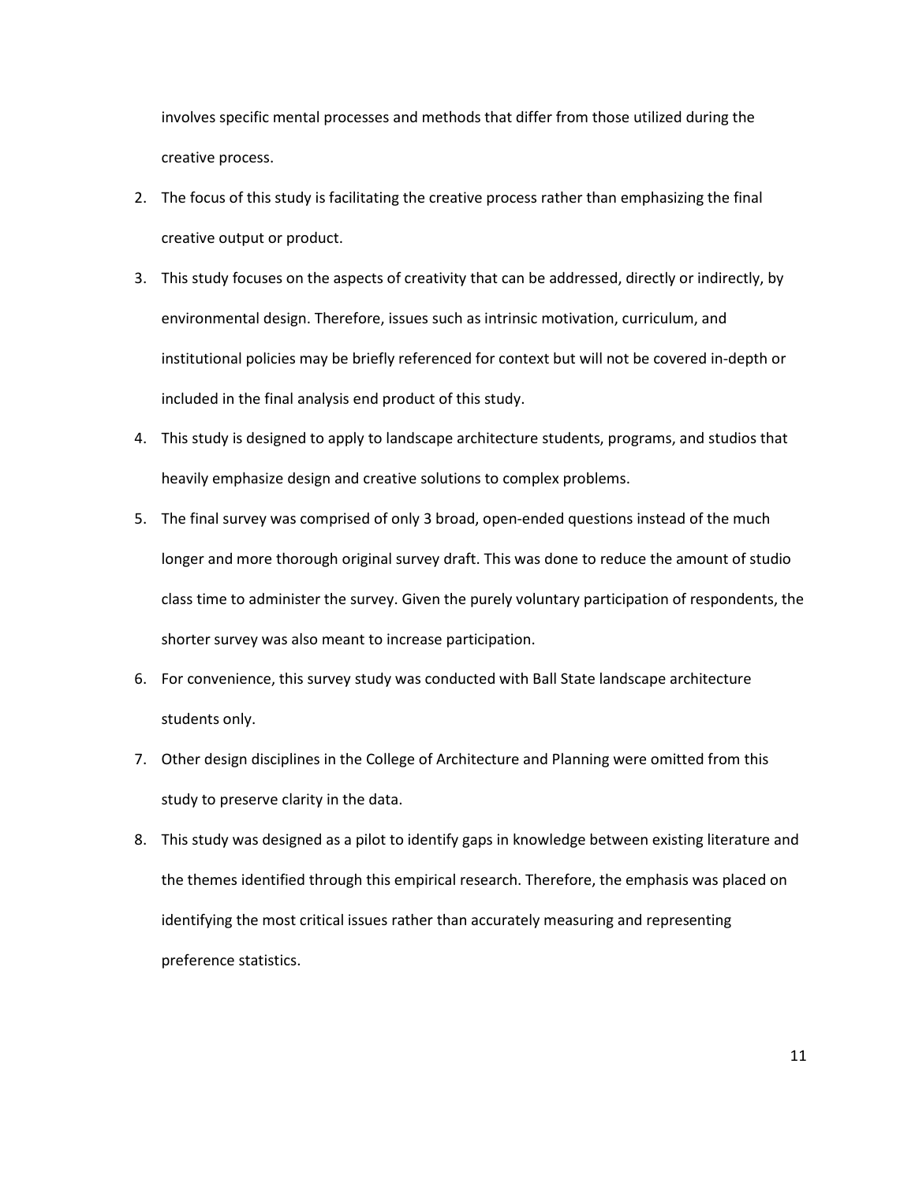involves specific mental processes and methods that differ from those utilized during the creative process.

2. The focus of this study is facilitating the creative process rather than emphasizing the final creative output or product.
3. This study focuses on the aspects of creativity that can be addressed, directly or indirectly, by environmental design. Therefore, issues such as intrinsic motivation, curriculum, and institutional policies may be briefly referenced for context but will not be covered in-depth or included in the final analysis end product of this study.
4. This study is designed to apply to landscape architecture students, programs, and studios that heavily emphasize design and creative solutions to complex problems.
5. The final survey was comprised of only 3 broad, open-ended questions instead of the much longer and more thorough original survey draft. This was done to reduce the amount of studio class time to administer the survey. Given the purely voluntary participation of respondents, the shorter survey was also meant to increase participation.
6. For convenience, this survey study was conducted with Ball State landscape architecture students only.
7. Other design disciplines in the College of Architecture and Planning were omitted from this study to preserve clarity in the data.
8. This study was designed as a pilot to identify gaps in knowledge between existing literature and the themes identified through this empirical research. Therefore, the emphasis was placed on identifying the most critical issues rather than accurately measuring and representing preference statistics.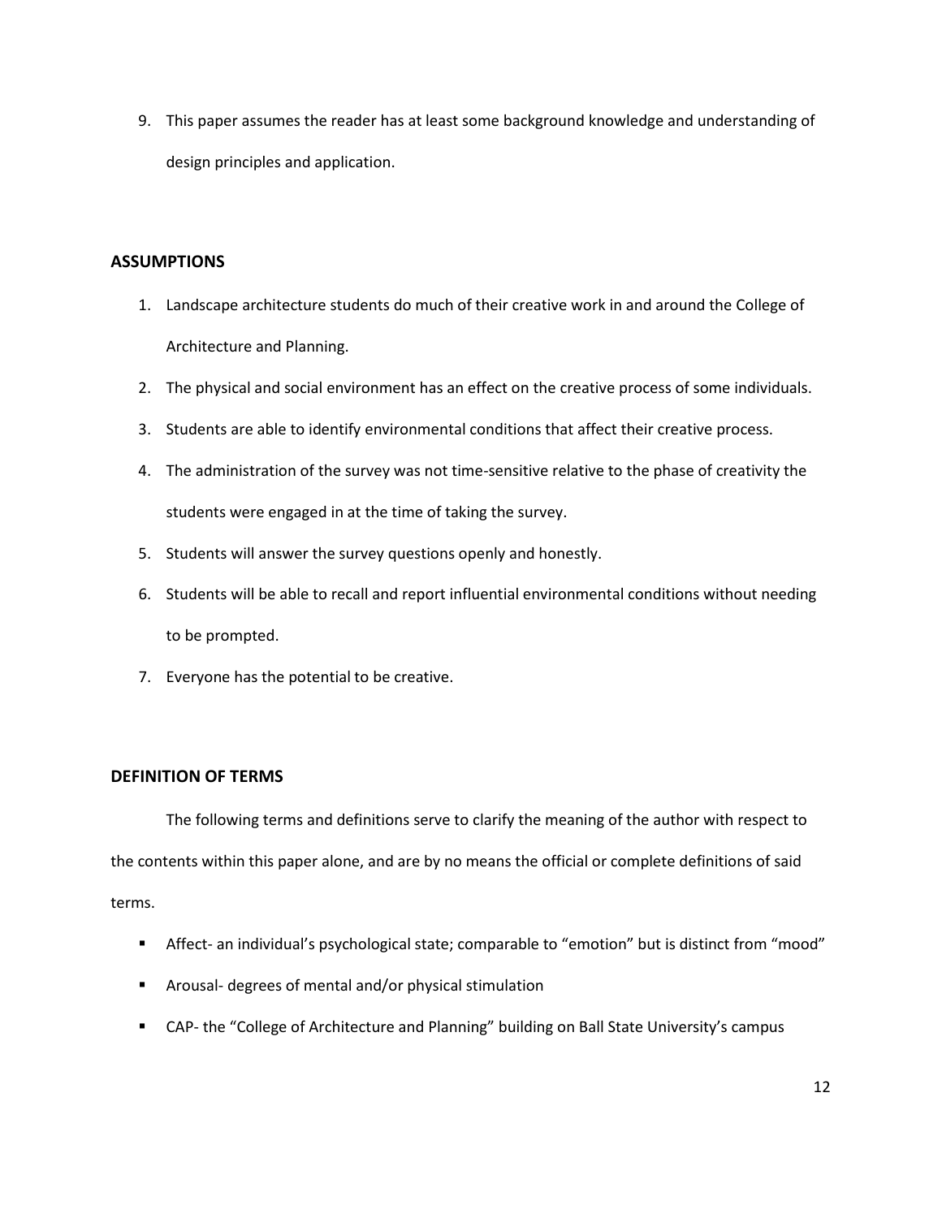9. This paper assumes the reader has at least some background knowledge and understanding of design principles and application.

## ASSUMPTIONS

1. Landscape architecture students do much of their creative work in and around the College of Architecture and Planning.
2. The physical and social environment has an effect on the creative process of some individuals.
3. Students are able to identify environmental conditions that affect their creative process.
4. The administration of the survey was not time-sensitive relative to the phase of creativity the students were engaged in at the time of taking the survey.
5. Students will answer the survey questions openly and honestly.
6. Students will be able to recall and report influential environmental conditions without needing to be prompted.
7. Everyone has the potential to be creative.

## DEFINITION OF TERMS

The following terms and definitions serve to clarify the meaning of the author with respect to the contents within this paper alone, and are by no means the official or complete definitions of said terms.

- Affect- an individual's psychological state; comparable to "emotion" but is distinct from "mood"
- Arousal- degrees of mental and/or physical stimulation
- CAP- the "College of Architecture and Planning" building on Ball State University's campus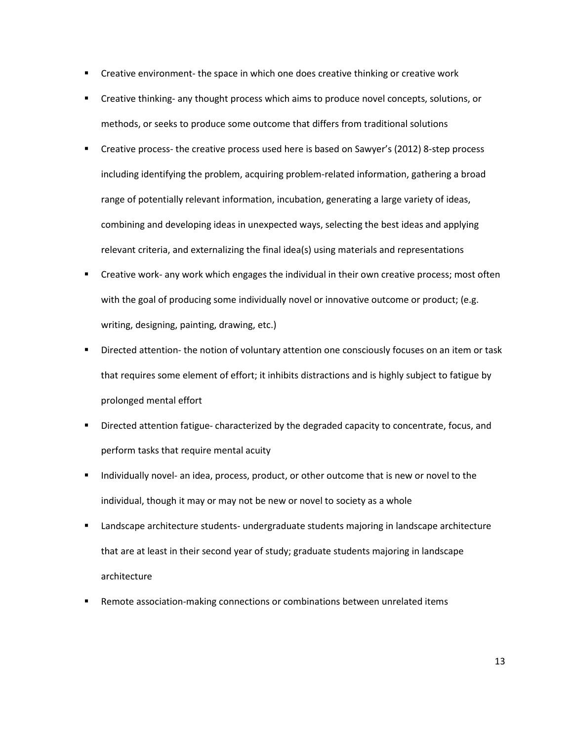- Creative environment- the space in which one does creative thinking or creative work
- Creative thinking- any thought process which aims to produce novel concepts, solutions, or methods, or seeks to produce some outcome that differs from traditional solutions
- Creative process- the creative process used here is based on Sawyer's (2012) 8-step process including identifying the problem, acquiring problem-related information, gathering a broad range of potentially relevant information, incubation, generating a large variety of ideas, combining and developing ideas in unexpected ways, selecting the best ideas and applying relevant criteria, and externalizing the final idea(s) using materials and representations
- Creative work- any work which engages the individual in their own creative process; most often with the goal of producing some individually novel or innovative outcome or product; (e.g. writing, designing, painting, drawing, etc.)
- Directed attention- the notion of voluntary attention one consciously focuses on an item or task that requires some element of effort; it inhibits distractions and is highly subject to fatigue by prolonged mental effort
- Directed attention fatigue- characterized by the degraded capacity to concentrate, focus, and perform tasks that require mental acuity
- Individually novel- an idea, process, product, or other outcome that is new or novel to the individual, though it may or may not be new or novel to society as a whole
- Landscape architecture students- undergraduate students majoring in landscape architecture that are at least in their second year of study; graduate students majoring in landscape architecture
- Remote association-making connections or combinations between unrelated items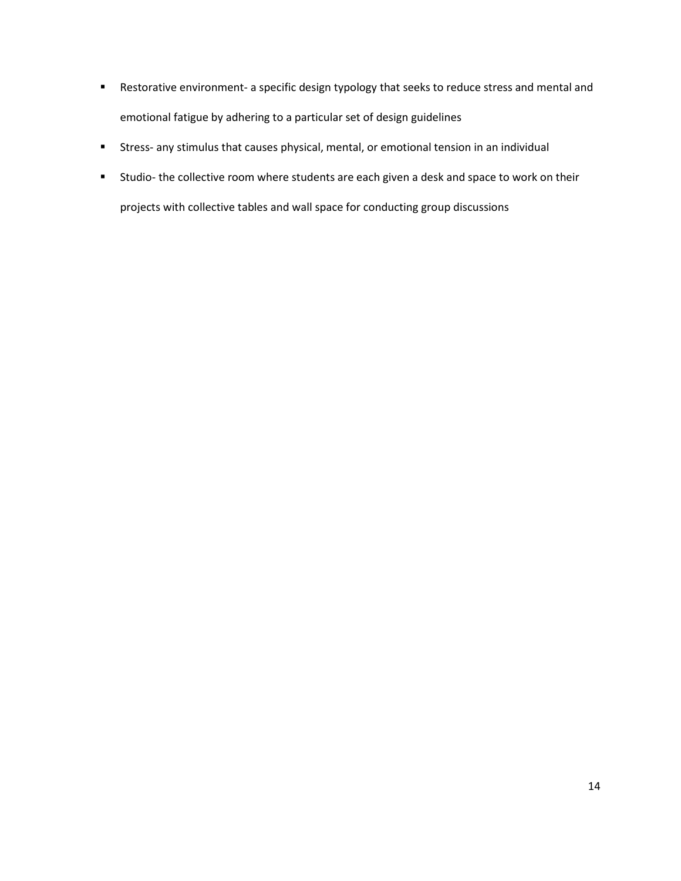- Restorative environment- a specific design typology that seeks to reduce stress and mental and emotional fatigue by adhering to a particular set of design guidelines
- Stress- any stimulus that causes physical, mental, or emotional tension in an individual
- Studio- the collective room where students are each given a desk and space to work on their projects with collective tables and wall space for conducting group discussions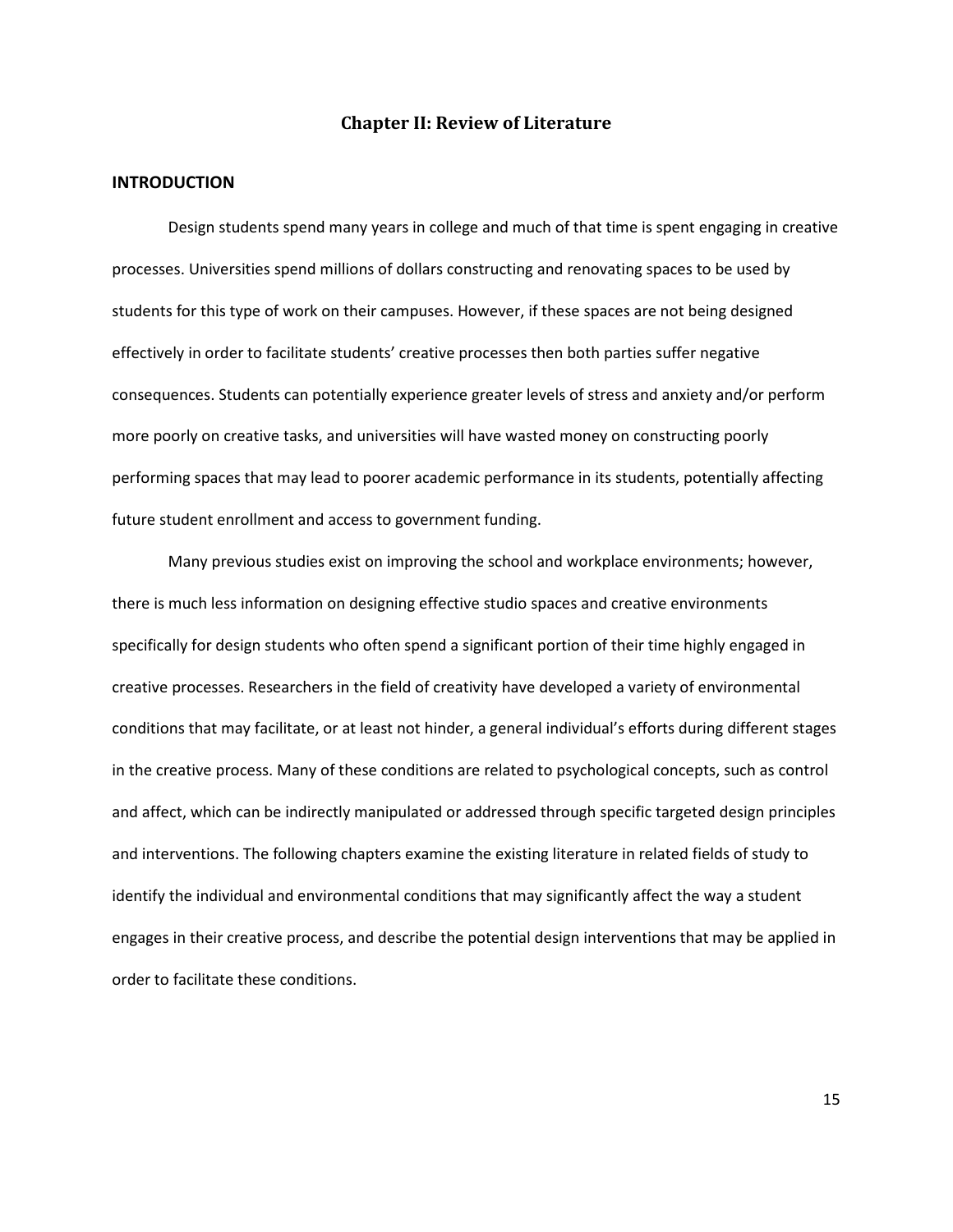# Chapter II: Review of Literature

## INTRODUCTION

Design students spend many years in college and much of that time is spent engaging in creative processes. Universities spend millions of dollars constructing and renovating spaces to be used by students for this type of work on their campuses. However, if these spaces are not being designed effectively in order to facilitate students' creative processes then both parties suffer negative consequences. Students can potentially experience greater levels of stress and anxiety and/or perform more poorly on creative tasks, and universities will have wasted money on constructing poorly performing spaces that may lead to poorer academic performance in its students, potentially affecting future student enrollment and access to government funding.

Many previous studies exist on improving the school and workplace environments; however, there is much less information on designing effective studio spaces and creative environments specifically for design students who often spend a significant portion of their time highly engaged in creative processes. Researchers in the field of creativity have developed a variety of environmental conditions that may facilitate, or at least not hinder, a general individual's efforts during different stages in the creative process. Many of these conditions are related to psychological concepts, such as control and affect, which can be indirectly manipulated or addressed through specific targeted design principles and interventions. The following chapters examine the existing literature in related fields of study to identify the individual and environmental conditions that may significantly affect the way a student engages in their creative process, and describe the potential design interventions that may be applied in order to facilitate these conditions.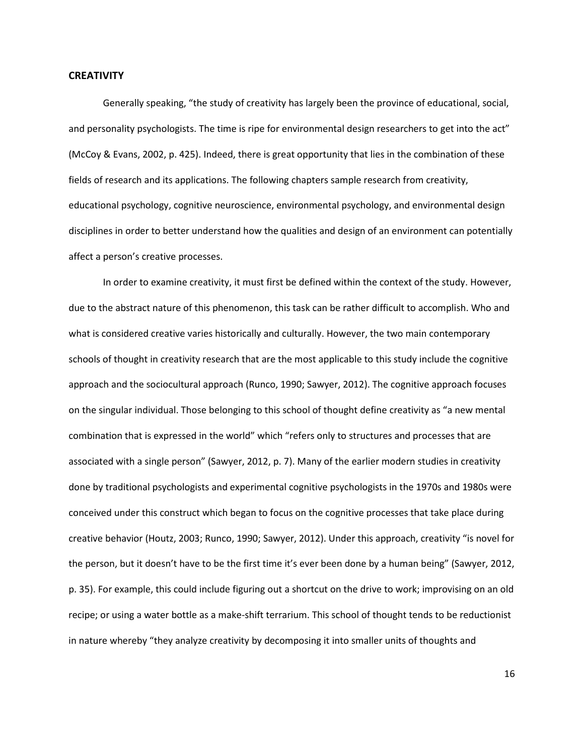## CREATIVITY

Generally speaking, "the study of creativity has largely been the province of educational, social, and personality psychologists. The time is ripe for environmental design researchers to get into the act" (McCoy & Evans, 2002, p. 425). Indeed, there is great opportunity that lies in the combination of these fields of research and its applications. The following chapters sample research from creativity, educational psychology, cognitive neuroscience, environmental psychology, and environmental design disciplines in order to better understand how the qualities and design of an environment can potentially affect a person's creative processes.

In order to examine creativity, it must first be defined within the context of the study. However, due to the abstract nature of this phenomenon, this task can be rather difficult to accomplish. Who and what is considered creative varies historically and culturally. However, the two main contemporary schools of thought in creativity research that are the most applicable to this study include the cognitive approach and the sociocultural approach (Runco, 1990; Sawyer, 2012). The cognitive approach focuses on the singular individual. Those belonging to this school of thought define creativity as "a new mental combination that is expressed in the world" which "refers only to structures and processes that are associated with a single person" (Sawyer, 2012, p. 7). Many of the earlier modern studies in creativity done by traditional psychologists and experimental cognitive psychologists in the 1970s and 1980s were conceived under this construct which began to focus on the cognitive processes that take place during creative behavior (Houtz, 2003; Runco, 1990; Sawyer, 2012). Under this approach, creativity "is novel for the person, but it doesn't have to be the first time it's ever been done by a human being" (Sawyer, 2012, p. 35). For example, this could include figuring out a shortcut on the drive to work; improvising on an old recipe; or using a water bottle as a make-shift terrarium. This school of thought tends to be reductionist in nature whereby "they analyze creativity by decomposing it into smaller units of thoughts and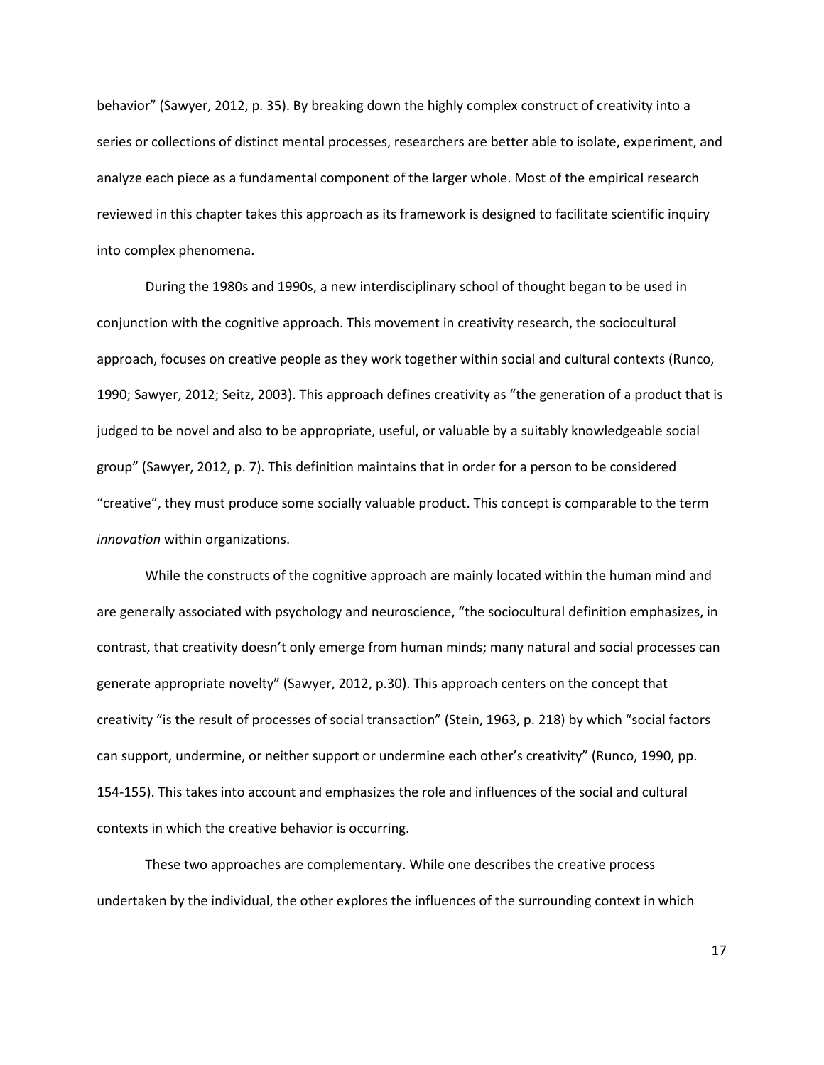behavior" (Sawyer, 2012, p. 35). By breaking down the highly complex construct of creativity into a series or collections of distinct mental processes, researchers are better able to isolate, experiment, and analyze each piece as a fundamental component of the larger whole. Most of the empirical research reviewed in this chapter takes this approach as its framework is designed to facilitate scientific inquiry into complex phenomena.

During the 1980s and 1990s, a new interdisciplinary school of thought began to be used in conjunction with the cognitive approach. This movement in creativity research, the sociocultural approach, focuses on creative people as they work together within social and cultural contexts (Runco, 1990; Sawyer, 2012; Seitz, 2003). This approach defines creativity as "the generation of a product that is judged to be novel and also to be appropriate, useful, or valuable by a suitably knowledgeable social group" (Sawyer, 2012, p. 7). This definition maintains that in order for a person to be considered "creative", they must produce some socially valuable product. This concept is comparable to the term *innovation* within organizations.

While the constructs of the cognitive approach are mainly located within the human mind and are generally associated with psychology and neuroscience, "the sociocultural definition emphasizes, in contrast, that creativity doesn't only emerge from human minds; many natural and social processes can generate appropriate novelty" (Sawyer, 2012, p.30). This approach centers on the concept that creativity "is the result of processes of social transaction" (Stein, 1963, p. 218) by which "social factors can support, undermine, or neither support or undermine each other's creativity" (Runco, 1990, pp. 154-155). This takes into account and emphasizes the role and influences of the social and cultural contexts in which the creative behavior is occurring.

These two approaches are complementary. While one describes the creative process undertaken by the individual, the other explores the influences of the surrounding context in which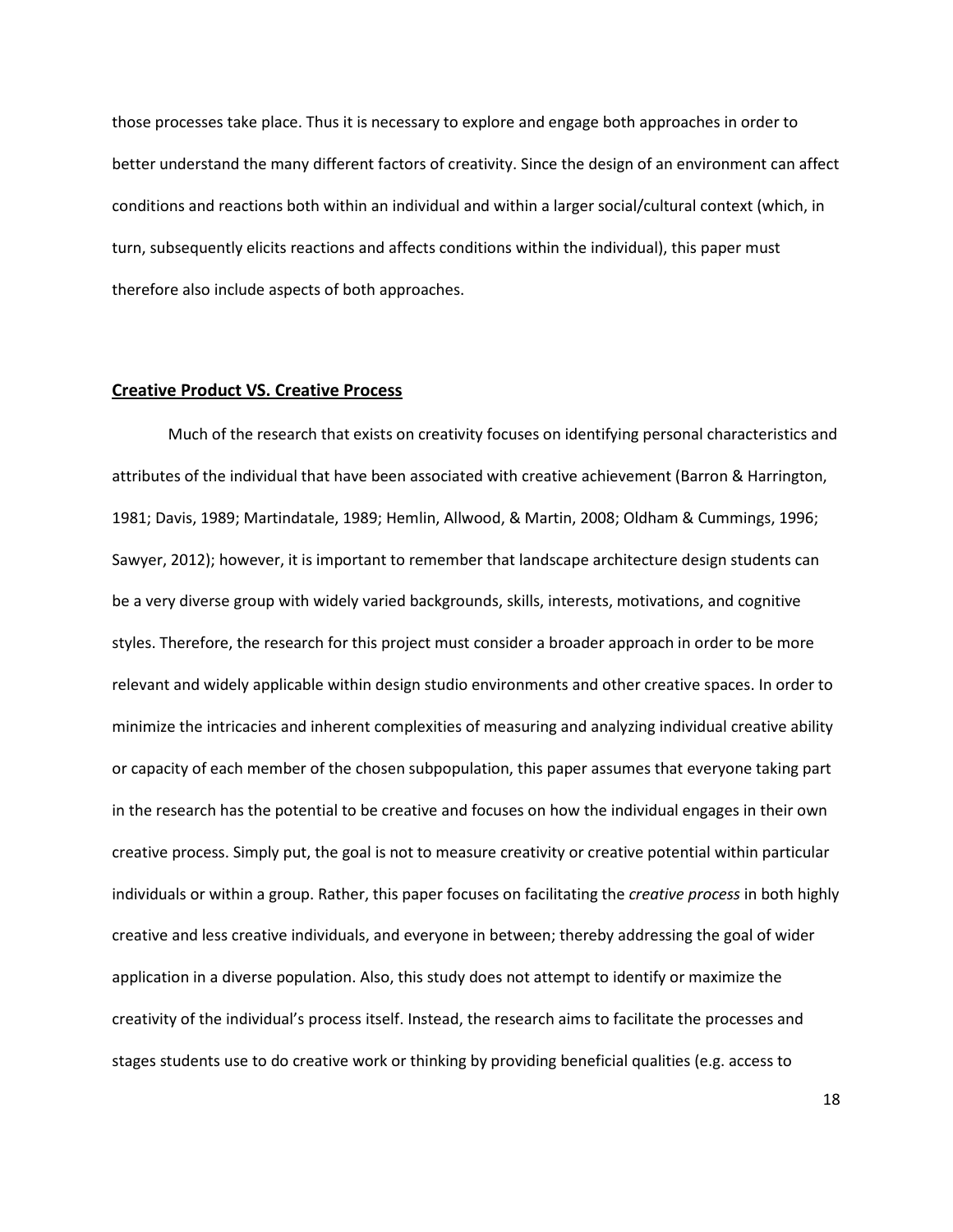those processes take place. Thus it is necessary to explore and engage both approaches in order to better understand the many different factors of creativity. Since the design of an environment can affect conditions and reactions both within an individual and within a larger social/cultural context (which, in turn, subsequently elicits reactions and affects conditions within the individual), this paper must therefore also include aspects of both approaches.

## **Creative Product VS. Creative Process**

Much of the research that exists on creativity focuses on identifying personal characteristics and attributes of the individual that have been associated with creative achievement (Barron & Harrington, 1981; Davis, 1989; Martindatale, 1989; Hemlin, Allwood, & Martin, 2008; Oldham & Cummings, 1996; Sawyer, 2012); however, it is important to remember that landscape architecture design students can be a very diverse group with widely varied backgrounds, skills, interests, motivations, and cognitive styles. Therefore, the research for this project must consider a broader approach in order to be more relevant and widely applicable within design studio environments and other creative spaces. In order to minimize the intricacies and inherent complexities of measuring and analyzing individual creative ability or capacity of each member of the chosen subpopulation, this paper assumes that everyone taking part in the research has the potential to be creative and focuses on how the individual engages in their own creative process. Simply put, the goal is not to measure creativity or creative potential within particular individuals or within a group. Rather, this paper focuses on facilitating the *creative process* in both highly creative and less creative individuals, and everyone in between; thereby addressing the goal of wider application in a diverse population. Also, this study does not attempt to identify or maximize the creativity of the individual's process itself. Instead, the research aims to facilitate the processes and stages students use to do creative work or thinking by providing beneficial qualities (e.g. access to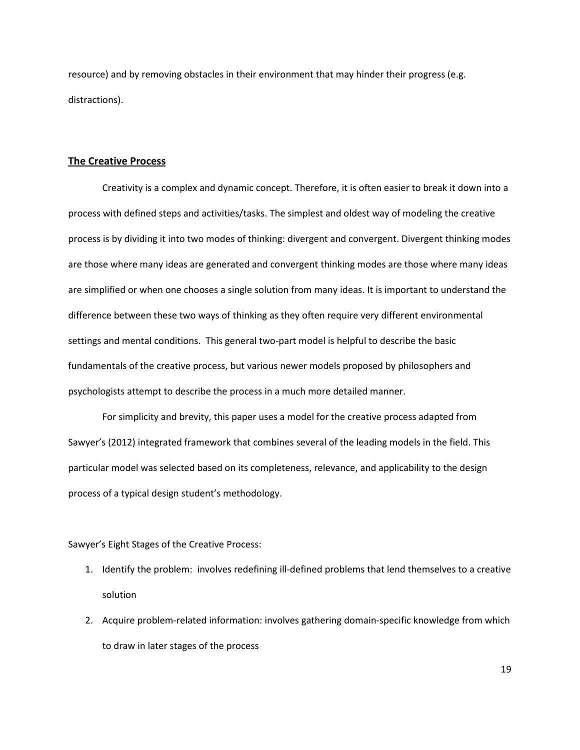resource) and by removing obstacles in their environment that may hinder their progress (e.g. distractions).

## The Creative Process

Creativity is a complex and dynamic concept. Therefore, it is often easier to break it down into a process with defined steps and activities/tasks. The simplest and oldest way of modeling the creative process is by dividing it into two modes of thinking: divergent and convergent. Divergent thinking modes are those where many ideas are generated and convergent thinking modes are those where many ideas are simplified or when one chooses a single solution from many ideas. It is important to understand the difference between these two ways of thinking as they often require very different environmental settings and mental conditions. This general two-part model is helpful to describe the basic fundamentals of the creative process, but various newer models proposed by philosophers and psychologists attempt to describe the process in a much more detailed manner.

For simplicity and brevity, this paper uses a model for the creative process adapted from Sawyer's (2012) integrated framework that combines several of the leading models in the field. This particular model was selected based on its completeness, relevance, and applicability to the design process of a typical design student's methodology.

Sawyer's Eight Stages of the Creative Process:

1. Identify the problem: involves redefining ill-defined problems that lend themselves to a creative solution
2. Acquire problem-related information: involves gathering domain-specific knowledge from which to draw in later stages of the process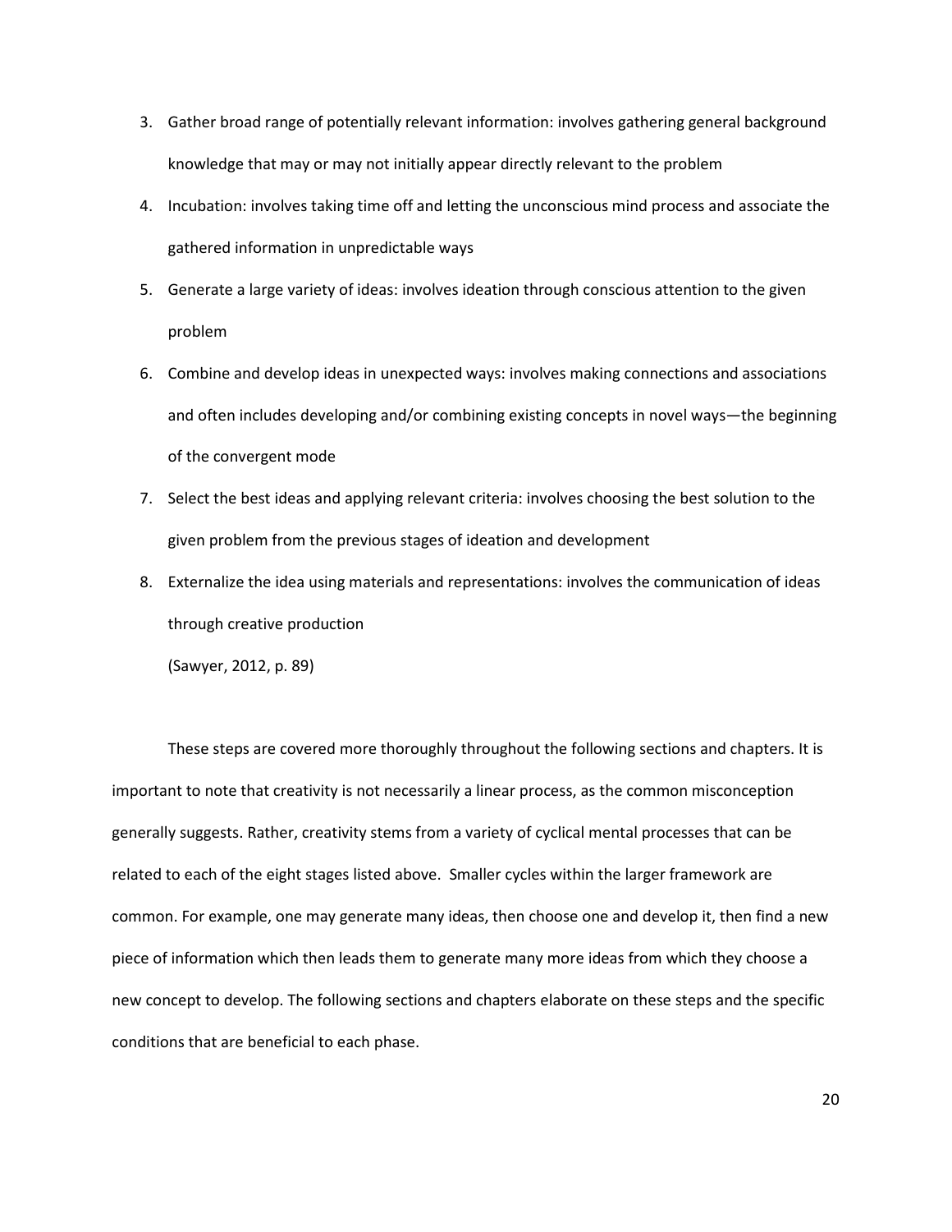3. Gather broad range of potentially relevant information: involves gathering general background knowledge that may or may not initially appear directly relevant to the problem
4. Incubation: involves taking time off and letting the unconscious mind process and associate the gathered information in unpredictable ways
5. Generate a large variety of ideas: involves ideation through conscious attention to the given problem
6. Combine and develop ideas in unexpected ways: involves making connections and associations and often includes developing and/or combining existing concepts in novel ways—the beginning of the convergent mode
7. Select the best ideas and applying relevant criteria: involves choosing the best solution to the given problem from the previous stages of ideation and development
8. Externalize the idea using materials and representations: involves the communication of ideas through creative production

   (Sawyer, 2012, p. 89)

These steps are covered more thoroughly throughout the following sections and chapters. It is important to note that creativity is not necessarily a linear process, as the common misconception generally suggests. Rather, creativity stems from a variety of cyclical mental processes that can be related to each of the eight stages listed above. Smaller cycles within the larger framework are common. For example, one may generate many ideas, then choose one and develop it, then find a new piece of information which then leads them to generate many more ideas from which they choose a new concept to develop. The following sections and chapters elaborate on these steps and the specific conditions that are beneficial to each phase.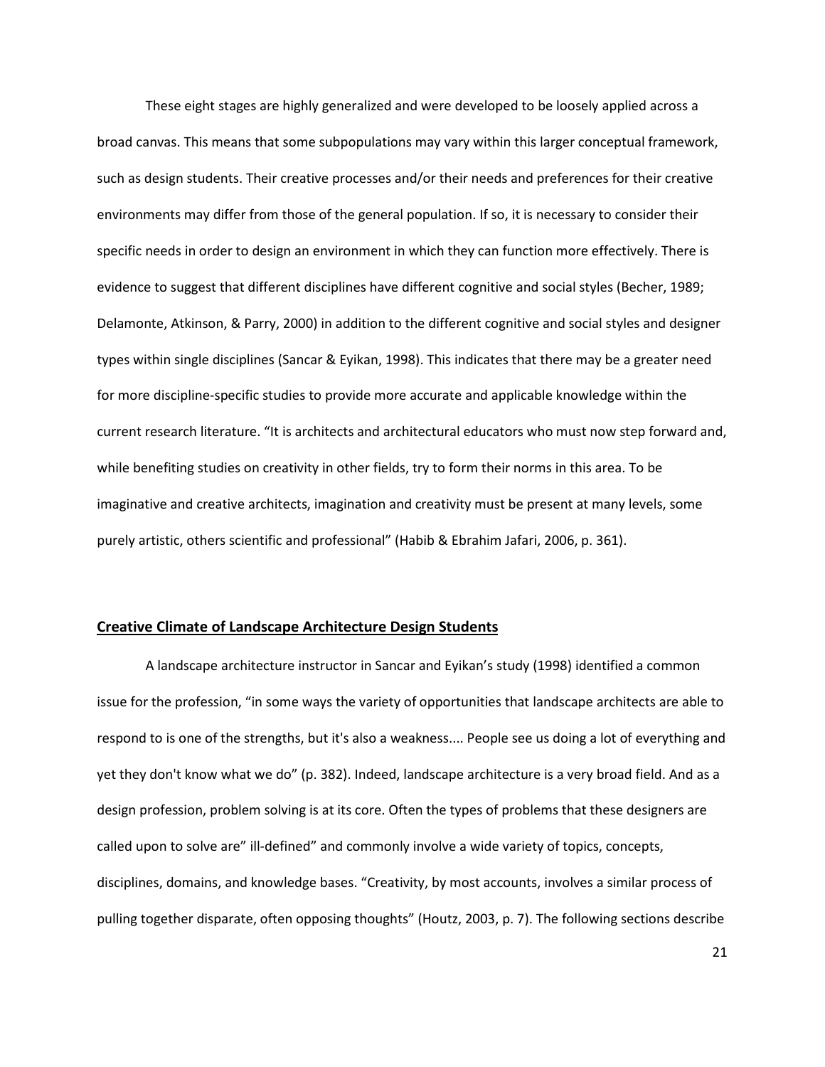These eight stages are highly generalized and were developed to be loosely applied across a broad canvas. This means that some subpopulations may vary within this larger conceptual framework, such as design students. Their creative processes and/or their needs and preferences for their creative environments may differ from those of the general population. If so, it is necessary to consider their specific needs in order to design an environment in which they can function more effectively. There is evidence to suggest that different disciplines have different cognitive and social styles (Becher, 1989; Delamonte, Atkinson, & Parry, 2000) in addition to the different cognitive and social styles and designer types within single disciplines (Sancar & Eyikan, 1998). This indicates that there may be a greater need for more discipline-specific studies to provide more accurate and applicable knowledge within the current research literature. "It is architects and architectural educators who must now step forward and, while benefiting studies on creativity in other fields, try to form their norms in this area. To be imaginative and creative architects, imagination and creativity must be present at many levels, some purely artistic, others scientific and professional" (Habib & Ebrahim Jafari, 2006, p. 361).

## Creative Climate of Landscape Architecture Design Students

A landscape architecture instructor in Sancar and Eyikan's study (1998) identified a common issue for the profession, "in some ways the variety of opportunities that landscape architects are able to respond to is one of the strengths, but it's also a weakness.... People see us doing a lot of everything and yet they don't know what we do" (p. 382). Indeed, landscape architecture is a very broad field. And as a design profession, problem solving is at its core. Often the types of problems that these designers are called upon to solve are" ill-defined" and commonly involve a wide variety of topics, concepts, disciplines, domains, and knowledge bases. "Creativity, by most accounts, involves a similar process of pulling together disparate, often opposing thoughts" (Houtz, 2003, p. 7). The following sections describe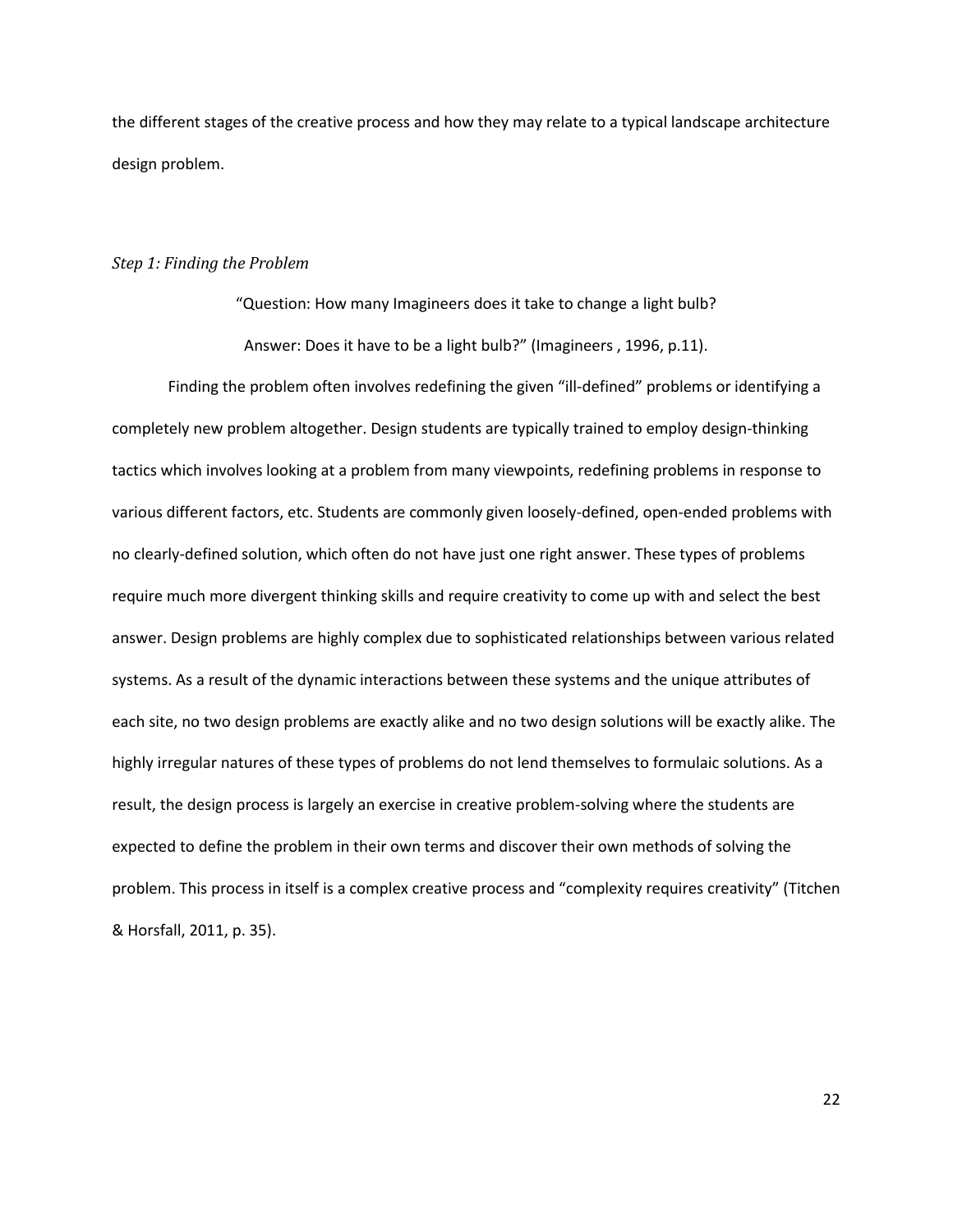the different stages of the creative process and how they may relate to a typical landscape architecture design problem.

### *Step 1: Finding the Problem*

"Question: How many Imagineers does it take to change a light bulb?

Answer: Does it have to be a light bulb?" (Imagineers , 1996, p.11).

Finding the problem often involves redefining the given "ill-defined" problems or identifying a completely new problem altogether. Design students are typically trained to employ design-thinking tactics which involves looking at a problem from many viewpoints, redefining problems in response to various different factors, etc. Students are commonly given loosely-defined, open-ended problems with no clearly-defined solution, which often do not have just one right answer. These types of problems require much more divergent thinking skills and require creativity to come up with and select the best answer. Design problems are highly complex due to sophisticated relationships between various related systems. As a result of the dynamic interactions between these systems and the unique attributes of each site, no two design problems are exactly alike and no two design solutions will be exactly alike. The highly irregular natures of these types of problems do not lend themselves to formulaic solutions. As a result, the design process is largely an exercise in creative problem-solving where the students are expected to define the problem in their own terms and discover their own methods of solving the problem. This process in itself is a complex creative process and "complexity requires creativity" (Titchen & Horsfall, 2011, p. 35).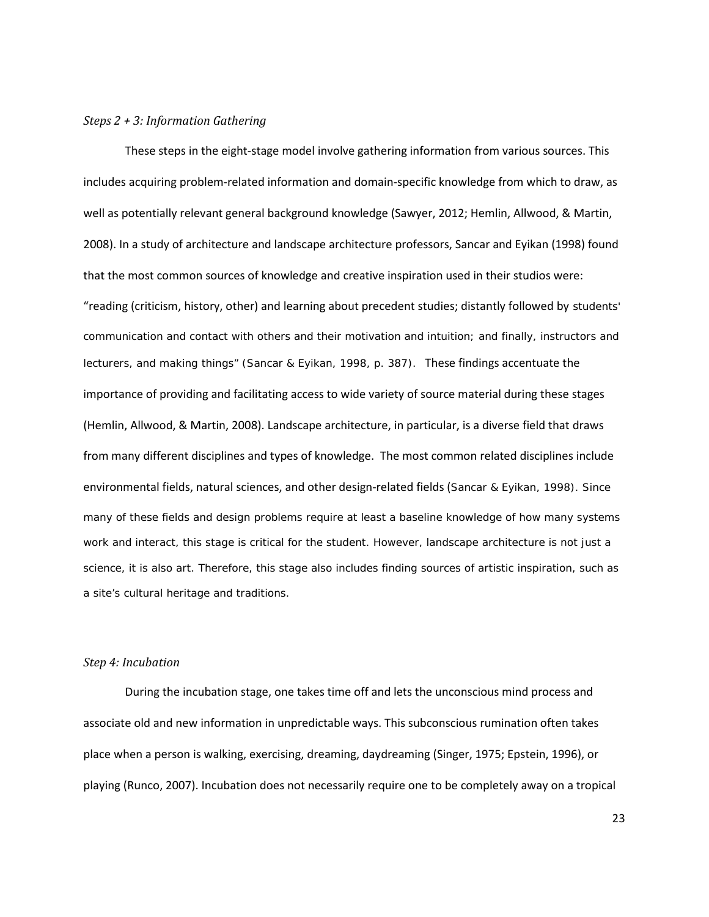### *Steps 2 + 3: Information Gathering*

These steps in the eight-stage model involve gathering information from various sources. This includes acquiring problem-related information and domain-specific knowledge from which to draw, as well as potentially relevant general background knowledge (Sawyer, 2012; Hemlin, Allwood, & Martin, 2008). In a study of architecture and landscape architecture professors, Sancar and Eyikan (1998) found that the most common sources of knowledge and creative inspiration used in their studios were: "reading (criticism, history, other) and learning about precedent studies; distantly followed by students' communication and contact with others and their motivation and intuition; and finally, instructors and lecturers, and making things" (Sancar & Eyikan, 1998, p. 387). These findings accentuate the importance of providing and facilitating access to wide variety of source material during these stages (Hemlin, Allwood, & Martin, 2008). Landscape architecture, in particular, is a diverse field that draws from many different disciplines and types of knowledge. The most common related disciplines include environmental fields, natural sciences, and other design-related fields (Sancar & Eyikan, 1998). Since many of these fields and design problems require at least a baseline knowledge of how many systems work and interact, this stage is critical for the student. However, landscape architecture is not just a science, it is also art. Therefore, this stage also includes finding sources of artistic inspiration, such as a site's cultural heritage and traditions.

### *Step 4: Incubation*

During the incubation stage, one takes time off and lets the unconscious mind process and associate old and new information in unpredictable ways. This subconscious rumination often takes place when a person is walking, exercising, dreaming, daydreaming (Singer, 1975; Epstein, 1996), or playing (Runco, 2007). Incubation does not necessarily require one to be completely away on a tropical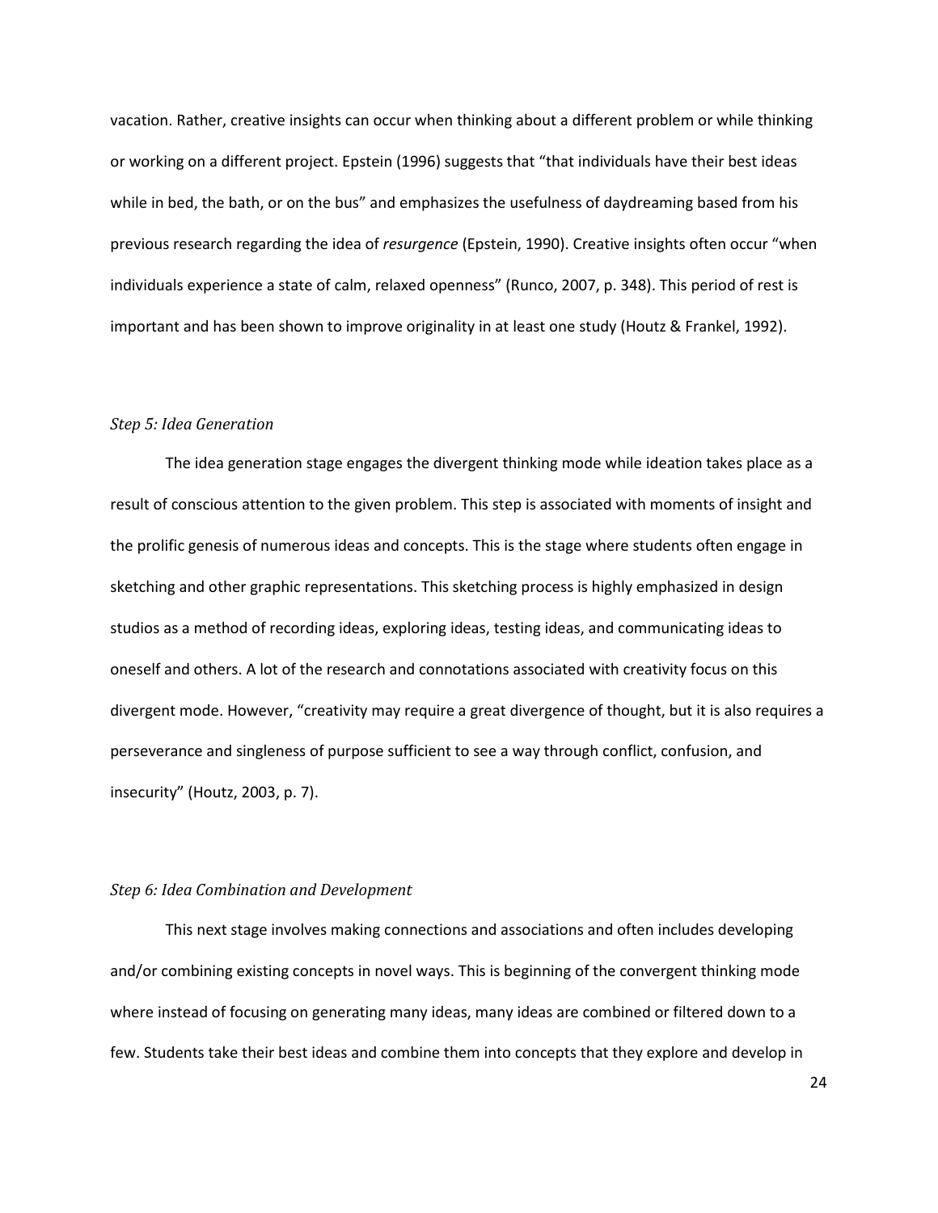vacation. Rather, creative insights can occur when thinking about a different problem or while thinking or working on a different project. Epstein (1996) suggests that "that individuals have their best ideas while in bed, the bath, or on the bus" and emphasizes the usefulness of daydreaming based from his previous research regarding the idea of *resurgence* (Epstein, 1990). Creative insights often occur "when individuals experience a state of calm, relaxed openness" (Runco, 2007, p. 348). This period of rest is important and has been shown to improve originality in at least one study (Houtz & Frankel, 1992).

*Step 5: Idea Generation*

The idea generation stage engages the divergent thinking mode while ideation takes place as a result of conscious attention to the given problem. This step is associated with moments of insight and the prolific genesis of numerous ideas and concepts. This is the stage where students often engage in sketching and other graphic representations. This sketching process is highly emphasized in design studios as a method of recording ideas, exploring ideas, testing ideas, and communicating ideas to oneself and others. A lot of the research and connotations associated with creativity focus on this divergent mode. However, "creativity may require a great divergence of thought, but it is also requires a perseverance and singleness of purpose sufficient to see a way through conflict, confusion, and insecurity" (Houtz, 2003, p. 7).

*Step 6: Idea Combination and Development*

This next stage involves making connections and associations and often includes developing and/or combining existing concepts in novel ways. This is beginning of the convergent thinking mode where instead of focusing on generating many ideas, many ideas are combined or filtered down to a few. Students take their best ideas and combine them into concepts that they explore and develop in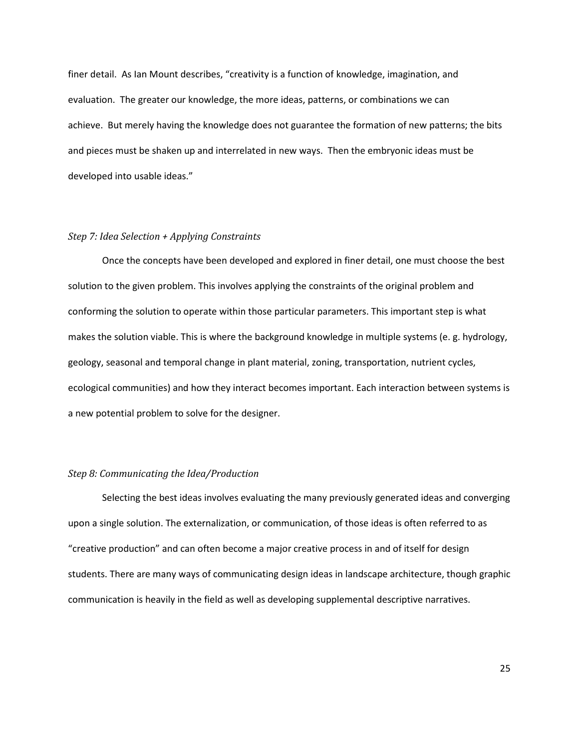finer detail. As Ian Mount describes, "creativity is a function of knowledge, imagination, and evaluation. The greater our knowledge, the more ideas, patterns, or combinations we can achieve. But merely having the knowledge does not guarantee the formation of new patterns; the bits and pieces must be shaken up and interrelated in new ways. Then the embryonic ideas must be developed into usable ideas."

*Step 7: Idea Selection + Applying Constraints*

Once the concepts have been developed and explored in finer detail, one must choose the best solution to the given problem. This involves applying the constraints of the original problem and conforming the solution to operate within those particular parameters. This important step is what makes the solution viable. This is where the background knowledge in multiple systems (e. g. hydrology, geology, seasonal and temporal change in plant material, zoning, transportation, nutrient cycles, ecological communities) and how they interact becomes important. Each interaction between systems is a new potential problem to solve for the designer.

*Step 8: Communicating the Idea/Production*

Selecting the best ideas involves evaluating the many previously generated ideas and converging upon a single solution. The externalization, or communication, of those ideas is often referred to as "creative production" and can often become a major creative process in and of itself for design students. There are many ways of communicating design ideas in landscape architecture, though graphic communication is heavily in the field as well as developing supplemental descriptive narratives.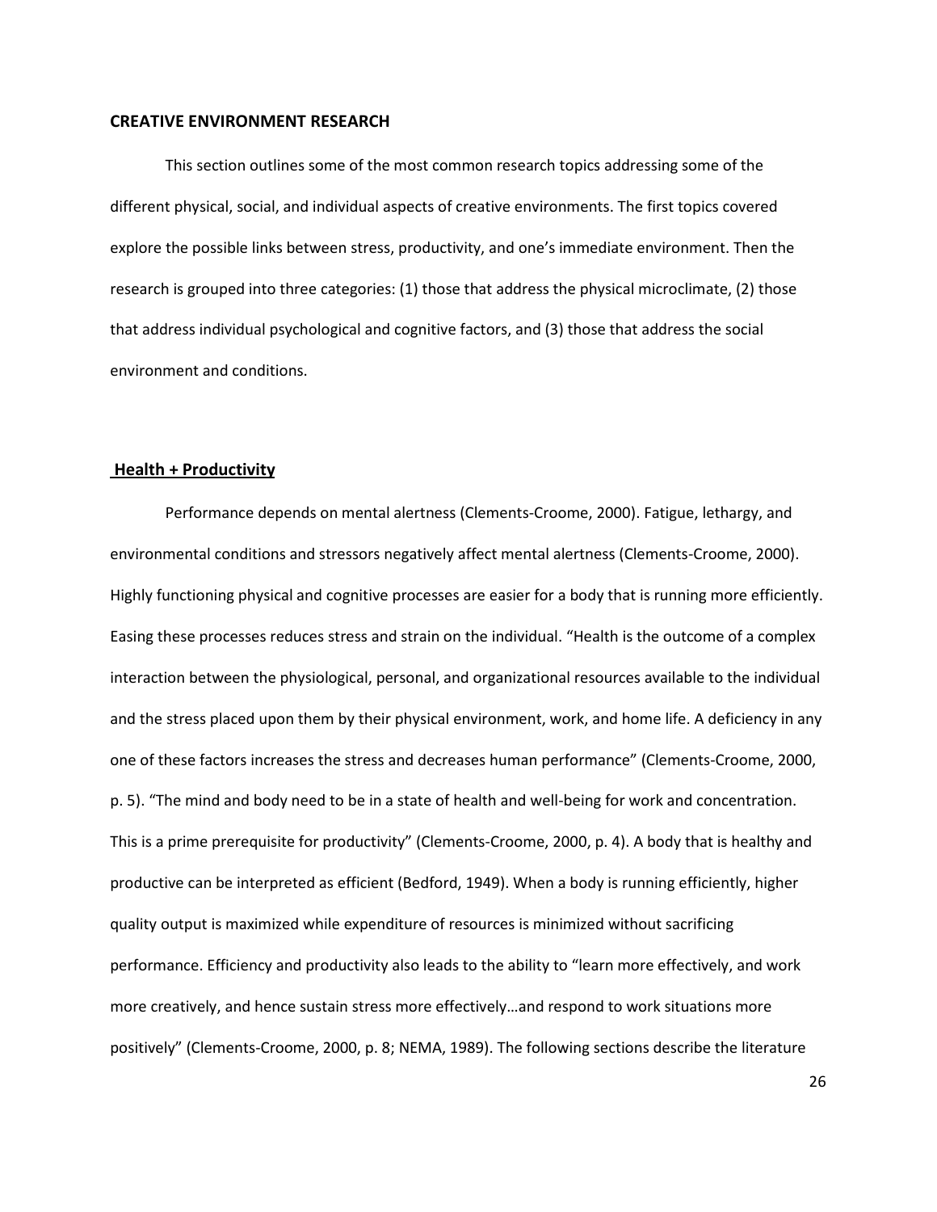## CREATIVE ENVIRONMENT RESEARCH

This section outlines some of the most common research topics addressing some of the different physical, social, and individual aspects of creative environments. The first topics covered explore the possible links between stress, productivity, and one's immediate environment. Then the research is grouped into three categories: (1) those that address the physical microclimate, (2) those that address individual psychological and cognitive factors, and (3) those that address the social environment and conditions.

### Health + Productivity

Performance depends on mental alertness (Clements-Croome, 2000). Fatigue, lethargy, and environmental conditions and stressors negatively affect mental alertness (Clements-Croome, 2000). Highly functioning physical and cognitive processes are easier for a body that is running more efficiently. Easing these processes reduces stress and strain on the individual. "Health is the outcome of a complex interaction between the physiological, personal, and organizational resources available to the individual and the stress placed upon them by their physical environment, work, and home life. A deficiency in any one of these factors increases the stress and decreases human performance" (Clements-Croome, 2000, p. 5). "The mind and body need to be in a state of health and well-being for work and concentration. This is a prime prerequisite for productivity" (Clements-Croome, 2000, p. 4). A body that is healthy and productive can be interpreted as efficient (Bedford, 1949). When a body is running efficiently, higher quality output is maximized while expenditure of resources is minimized without sacrificing performance. Efficiency and productivity also leads to the ability to "learn more effectively, and work more creatively, and hence sustain stress more effectively…and respond to work situations more positively" (Clements-Croome, 2000, p. 8; NEMA, 1989). The following sections describe the literature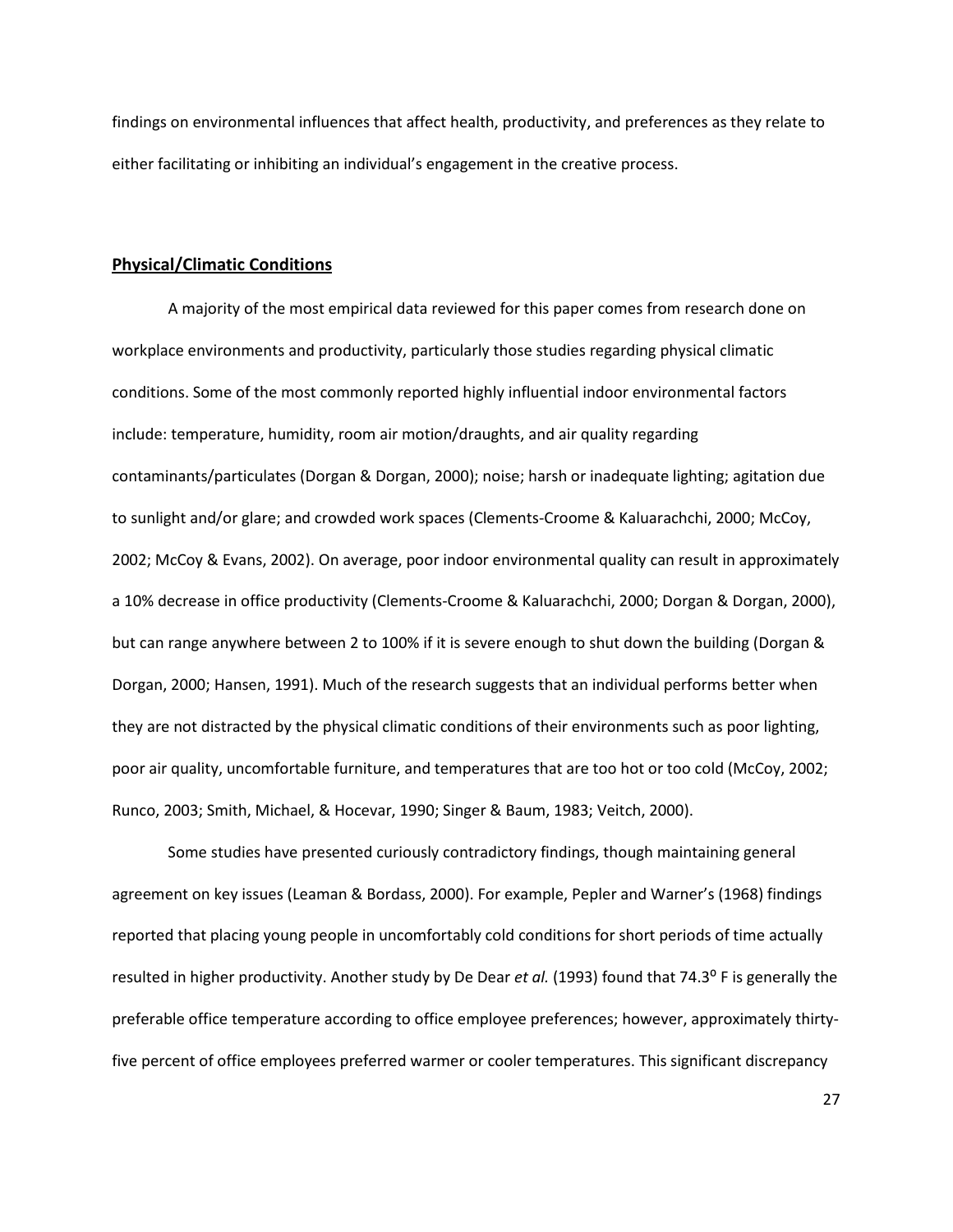findings on environmental influences that affect health, productivity, and preferences as they relate to either facilitating or inhibiting an individual's engagement in the creative process.

## Physical/Climatic Conditions

A majority of the most empirical data reviewed for this paper comes from research done on workplace environments and productivity, particularly those studies regarding physical climatic conditions. Some of the most commonly reported highly influential indoor environmental factors include: temperature, humidity, room air motion/draughts, and air quality regarding contaminants/particulates (Dorgan & Dorgan, 2000); noise; harsh or inadequate lighting; agitation due to sunlight and/or glare; and crowded work spaces (Clements-Croome & Kaluarachchi, 2000; McCoy, 2002; McCoy & Evans, 2002). On average, poor indoor environmental quality can result in approximately a 10% decrease in office productivity (Clements-Croome & Kaluarachchi, 2000; Dorgan & Dorgan, 2000), but can range anywhere between 2 to 100% if it is severe enough to shut down the building (Dorgan & Dorgan, 2000; Hansen, 1991). Much of the research suggests that an individual performs better when they are not distracted by the physical climatic conditions of their environments such as poor lighting, poor air quality, uncomfortable furniture, and temperatures that are too hot or too cold (McCoy, 2002; Runco, 2003; Smith, Michael, & Hocevar, 1990; Singer & Baum, 1983; Veitch, 2000).

Some studies have presented curiously contradictory findings, though maintaining general agreement on key issues (Leaman & Bordass, 2000). For example, Pepler and Warner's (1968) findings reported that placing young people in uncomfortably cold conditions for short periods of time actually resulted in higher productivity. Another study by De Dear *et al.* (1993) found that 74.3$^{o}$ F is generally the preferable office temperature according to office employee preferences; however, approximately thirty-five percent of office employees preferred warmer or cooler temperatures. This significant discrepancy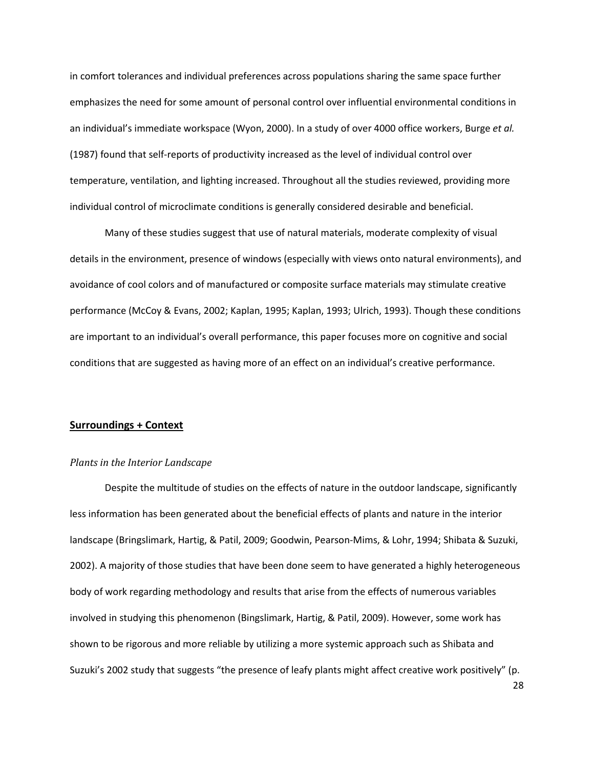in comfort tolerances and individual preferences across populations sharing the same space further emphasizes the need for some amount of personal control over influential environmental conditions in an individual's immediate workspace (Wyon, 2000). In a study of over 4000 office workers, Burge *et al.* (1987) found that self-reports of productivity increased as the level of individual control over temperature, ventilation, and lighting increased. Throughout all the studies reviewed, providing more individual control of microclimate conditions is generally considered desirable and beneficial.

Many of these studies suggest that use of natural materials, moderate complexity of visual details in the environment, presence of windows (especially with views onto natural environments), and avoidance of cool colors and of manufactured or composite surface materials may stimulate creative performance (McCoy & Evans, 2002; Kaplan, 1995; Kaplan, 1993; Ulrich, 1993). Though these conditions are important to an individual's overall performance, this paper focuses more on cognitive and social conditions that are suggested as having more of an effect on an individual's creative performance.

## **Surroundings + Context**

### *Plants in the Interior Landscape*

Despite the multitude of studies on the effects of nature in the outdoor landscape, significantly less information has been generated about the beneficial effects of plants and nature in the interior landscape (Bringslimark, Hartig, & Patil, 2009; Goodwin, Pearson-Mims, & Lohr, 1994; Shibata & Suzuki, 2002). A majority of those studies that have been done seem to have generated a highly heterogeneous body of work regarding methodology and results that arise from the effects of numerous variables involved in studying this phenomenon (Bingslimark, Hartig, & Patil, 2009). However, some work has shown to be rigorous and more reliable by utilizing a more systemic approach such as Shibata and Suzuki's 2002 study that suggests "the presence of leafy plants might affect creative work positively" (p.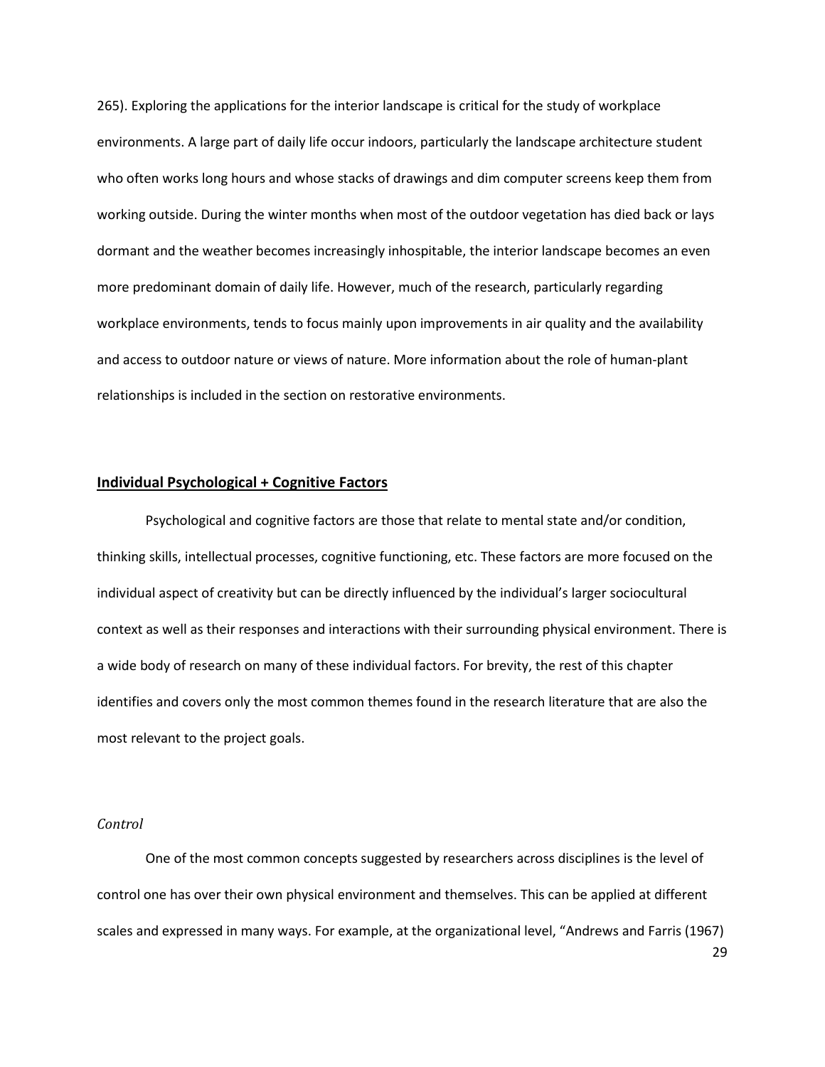265). Exploring the applications for the interior landscape is critical for the study of workplace environments. A large part of daily life occur indoors, particularly the landscape architecture student who often works long hours and whose stacks of drawings and dim computer screens keep them from working outside. During the winter months when most of the outdoor vegetation has died back or lays dormant and the weather becomes increasingly inhospitable, the interior landscape becomes an even more predominant domain of daily life. However, much of the research, particularly regarding workplace environments, tends to focus mainly upon improvements in air quality and the availability and access to outdoor nature or views of nature. More information about the role of human-plant relationships is included in the section on restorative environments.

## Individual Psychological + Cognitive Factors

Psychological and cognitive factors are those that relate to mental state and/or condition, thinking skills, intellectual processes, cognitive functioning, etc. These factors are more focused on the individual aspect of creativity but can be directly influenced by the individual's larger sociocultural context as well as their responses and interactions with their surrounding physical environment. There is a wide body of research on many of these individual factors. For brevity, the rest of this chapter identifies and covers only the most common themes found in the research literature that are also the most relevant to the project goals.

### *Control*

One of the most common concepts suggested by researchers across disciplines is the level of control one has over their own physical environment and themselves. This can be applied at different scales and expressed in many ways. For example, at the organizational level, "Andrews and Farris (1967)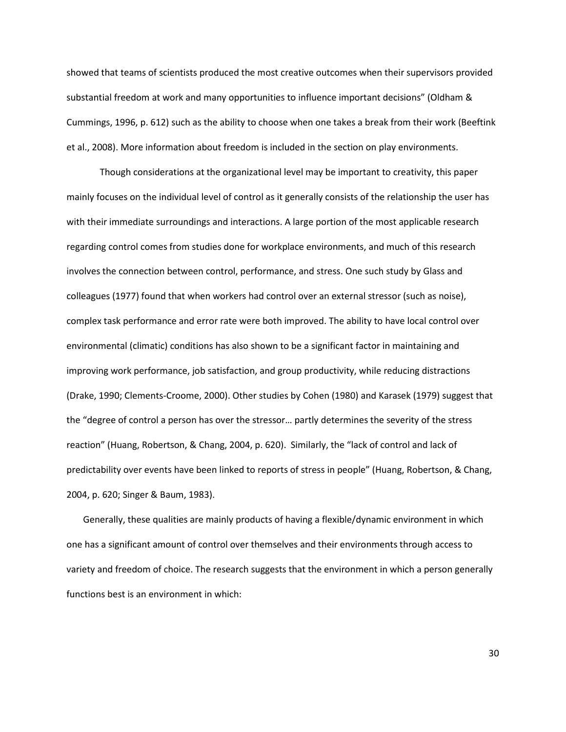showed that teams of scientists produced the most creative outcomes when their supervisors provided substantial freedom at work and many opportunities to influence important decisions" (Oldham & Cummings, 1996, p. 612) such as the ability to choose when one takes a break from their work (Beeftink et al., 2008). More information about freedom is included in the section on play environments.

Though considerations at the organizational level may be important to creativity, this paper mainly focuses on the individual level of control as it generally consists of the relationship the user has with their immediate surroundings and interactions. A large portion of the most applicable research regarding control comes from studies done for workplace environments, and much of this research involves the connection between control, performance, and stress. One such study by Glass and colleagues (1977) found that when workers had control over an external stressor (such as noise), complex task performance and error rate were both improved. The ability to have local control over environmental (climatic) conditions has also shown to be a significant factor in maintaining and improving work performance, job satisfaction, and group productivity, while reducing distractions (Drake, 1990; Clements-Croome, 2000). Other studies by Cohen (1980) and Karasek (1979) suggest that the "degree of control a person has over the stressor… partly determines the severity of the stress reaction" (Huang, Robertson, & Chang, 2004, p. 620). Similarly, the "lack of control and lack of predictability over events have been linked to reports of stress in people" (Huang, Robertson, & Chang, 2004, p. 620; Singer & Baum, 1983).

Generally, these qualities are mainly products of having a flexible/dynamic environment in which one has a significant amount of control over themselves and their environments through access to variety and freedom of choice. The research suggests that the environment in which a person generally functions best is an environment in which: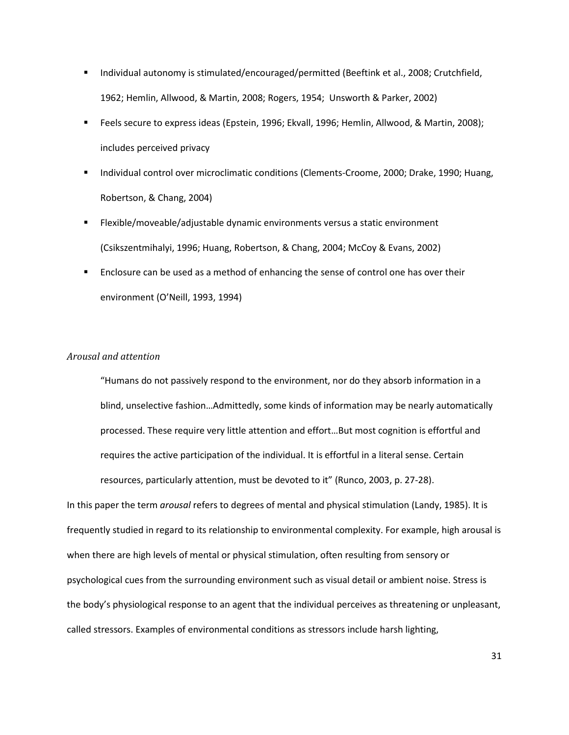- Individual autonomy is stimulated/encouraged/permitted (Beeftink et al., 2008; Crutchfield, 1962; Hemlin, Allwood, & Martin, 2008; Rogers, 1954; Unsworth & Parker, 2002)
- Feels secure to express ideas (Epstein, 1996; Ekvall, 1996; Hemlin, Allwood, & Martin, 2008); includes perceived privacy
- Individual control over microclimatic conditions (Clements-Croome, 2000; Drake, 1990; Huang, Robertson, & Chang, 2004)
- Flexible/moveable/adjustable dynamic environments versus a static environment (Csikszentmihalyi, 1996; Huang, Robertson, & Chang, 2004; McCoy & Evans, 2002)
- Enclosure can be used as a method of enhancing the sense of control one has over their environment (O'Neill, 1993, 1994)

*Arousal and attention*

> "Humans do not passively respond to the environment, nor do they absorb information in a blind, unselective fashion…Admittedly, some kinds of information may be nearly automatically processed. These require very little attention and effort…But most cognition is effortful and requires the active participation of the individual. It is effortful in a literal sense. Certain resources, particularly attention, must be devoted to it" (Runco, 2003, p. 27-28).

In this paper the term *arousal* refers to degrees of mental and physical stimulation (Landy, 1985). It is frequently studied in regard to its relationship to environmental complexity. For example, high arousal is when there are high levels of mental or physical stimulation, often resulting from sensory or psychological cues from the surrounding environment such as visual detail or ambient noise. Stress is the body's physiological response to an agent that the individual perceives as threatening or unpleasant, called stressors. Examples of environmental conditions as stressors include harsh lighting,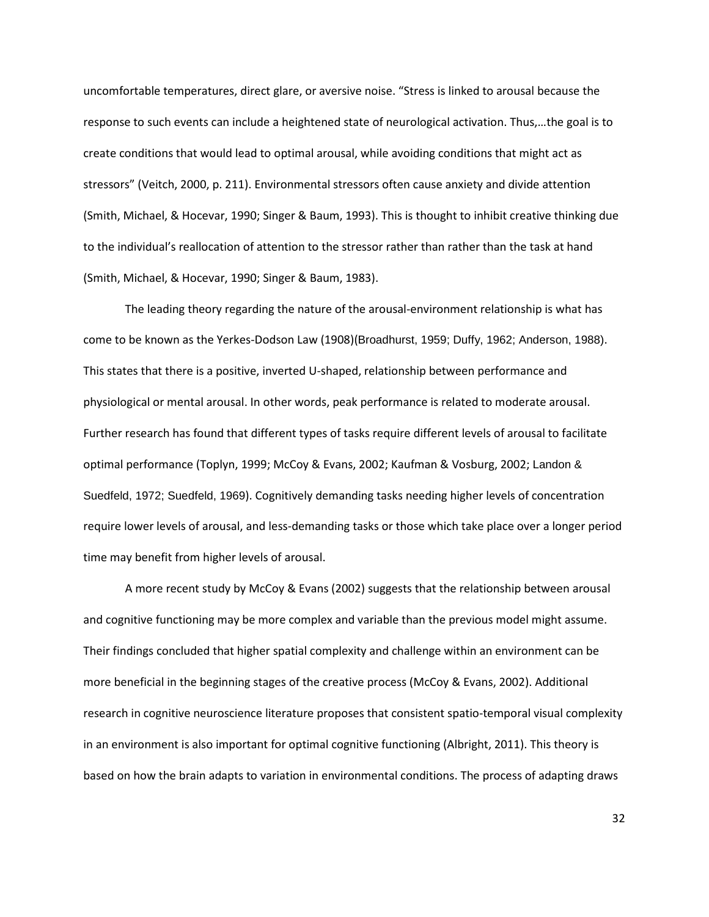uncomfortable temperatures, direct glare, or aversive noise. "Stress is linked to arousal because the response to such events can include a heightened state of neurological activation. Thus,…the goal is to create conditions that would lead to optimal arousal, while avoiding conditions that might act as stressors" (Veitch, 2000, p. 211). Environmental stressors often cause anxiety and divide attention (Smith, Michael, & Hocevar, 1990; Singer & Baum, 1993). This is thought to inhibit creative thinking due to the individual's reallocation of attention to the stressor rather than rather than the task at hand (Smith, Michael, & Hocevar, 1990; Singer & Baum, 1983).

The leading theory regarding the nature of the arousal-environment relationship is what has come to be known as the Yerkes-Dodson Law (1908)(Broadhurst, 1959; Duffy, 1962; Anderson, 1988). This states that there is a positive, inverted U-shaped, relationship between performance and physiological or mental arousal. In other words, peak performance is related to moderate arousal. Further research has found that different types of tasks require different levels of arousal to facilitate optimal performance (Toplyn, 1999; McCoy & Evans, 2002; Kaufman & Vosburg, 2002; Landon & Suedfeld, 1972; Suedfeld, 1969). Cognitively demanding tasks needing higher levels of concentration require lower levels of arousal, and less-demanding tasks or those which take place over a longer period time may benefit from higher levels of arousal.

A more recent study by McCoy & Evans (2002) suggests that the relationship between arousal and cognitive functioning may be more complex and variable than the previous model might assume. Their findings concluded that higher spatial complexity and challenge within an environment can be more beneficial in the beginning stages of the creative process (McCoy & Evans, 2002). Additional research in cognitive neuroscience literature proposes that consistent spatio-temporal visual complexity in an environment is also important for optimal cognitive functioning (Albright, 2011). This theory is based on how the brain adapts to variation in environmental conditions. The process of adapting draws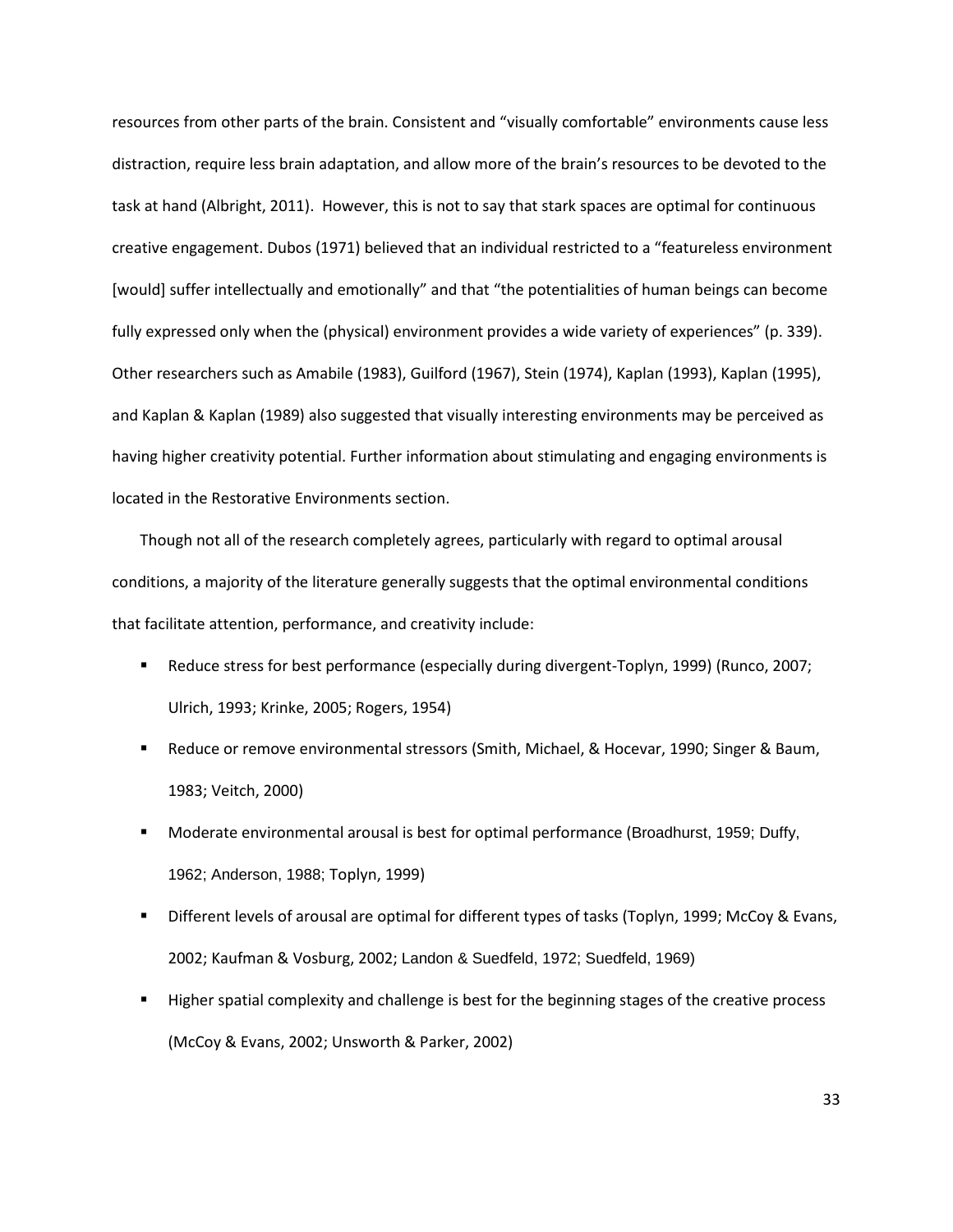resources from other parts of the brain. Consistent and "visually comfortable" environments cause less distraction, require less brain adaptation, and allow more of the brain's resources to be devoted to the task at hand (Albright, 2011). However, this is not to say that stark spaces are optimal for continuous creative engagement. Dubos (1971) believed that an individual restricted to a "featureless environment [would] suffer intellectually and emotionally" and that "the potentialities of human beings can become fully expressed only when the (physical) environment provides a wide variety of experiences" (p. 339). Other researchers such as Amabile (1983), Guilford (1967), Stein (1974), Kaplan (1993), Kaplan (1995), and Kaplan & Kaplan (1989) also suggested that visually interesting environments may be perceived as having higher creativity potential. Further information about stimulating and engaging environments is located in the Restorative Environments section.

Though not all of the research completely agrees, particularly with regard to optimal arousal conditions, a majority of the literature generally suggests that the optimal environmental conditions that facilitate attention, performance, and creativity include:

- Reduce stress for best performance (especially during divergent-Toplyn, 1999) (Runco, 2007; Ulrich, 1993; Krinke, 2005; Rogers, 1954)
- Reduce or remove environmental stressors (Smith, Michael, & Hocevar, 1990; Singer & Baum, 1983; Veitch, 2000)
- Moderate environmental arousal is best for optimal performance (Broadhurst, 1959; Duffy, 1962; Anderson, 1988; Toplyn, 1999)
- Different levels of arousal are optimal for different types of tasks (Toplyn, 1999; McCoy & Evans, 2002; Kaufman & Vosburg, 2002; Landon & Suedfeld, 1972; Suedfeld, 1969)
- Higher spatial complexity and challenge is best for the beginning stages of the creative process (McCoy & Evans, 2002; Unsworth & Parker, 2002)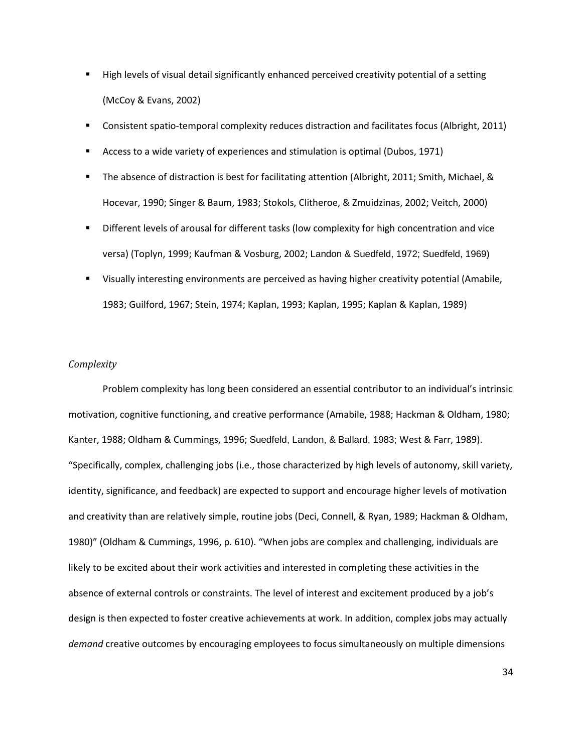- High levels of visual detail significantly enhanced perceived creativity potential of a setting (McCoy & Evans, 2002)
- Consistent spatio-temporal complexity reduces distraction and facilitates focus (Albright, 2011)
- Access to a wide variety of experiences and stimulation is optimal (Dubos, 1971)
- The absence of distraction is best for facilitating attention (Albright, 2011; Smith, Michael, & Hocevar, 1990; Singer & Baum, 1983; Stokols, Clitheroe, & Zmuidzinas, 2002; Veitch, 2000)
- Different levels of arousal for different tasks (low complexity for high concentration and vice versa) (Toplyn, 1999; Kaufman & Vosburg, 2002; Landon & Suedfeld, 1972; Suedfeld, 1969)
- Visually interesting environments are perceived as having higher creativity potential (Amabile, 1983; Guilford, 1967; Stein, 1974; Kaplan, 1993; Kaplan, 1995; Kaplan & Kaplan, 1989)

*Complexity*

Problem complexity has long been considered an essential contributor to an individual's intrinsic motivation, cognitive functioning, and creative performance (Amabile, 1988; Hackman & Oldham, 1980; Kanter, 1988; Oldham & Cummings, 1996; Suedfeld, Landon, & Ballard, 1983; West & Farr, 1989). "Specifically, complex, challenging jobs (i.e., those characterized by high levels of autonomy, skill variety, identity, significance, and feedback) are expected to support and encourage higher levels of motivation and creativity than are relatively simple, routine jobs (Deci, Connell, & Ryan, 1989; Hackman & Oldham, 1980)" (Oldham & Cummings, 1996, p. 610). "When jobs are complex and challenging, individuals are likely to be excited about their work activities and interested in completing these activities in the absence of external controls or constraints. The level of interest and excitement produced by a job's design is then expected to foster creative achievements at work. In addition, complex jobs may actually *demand* creative outcomes by encouraging employees to focus simultaneously on multiple dimensions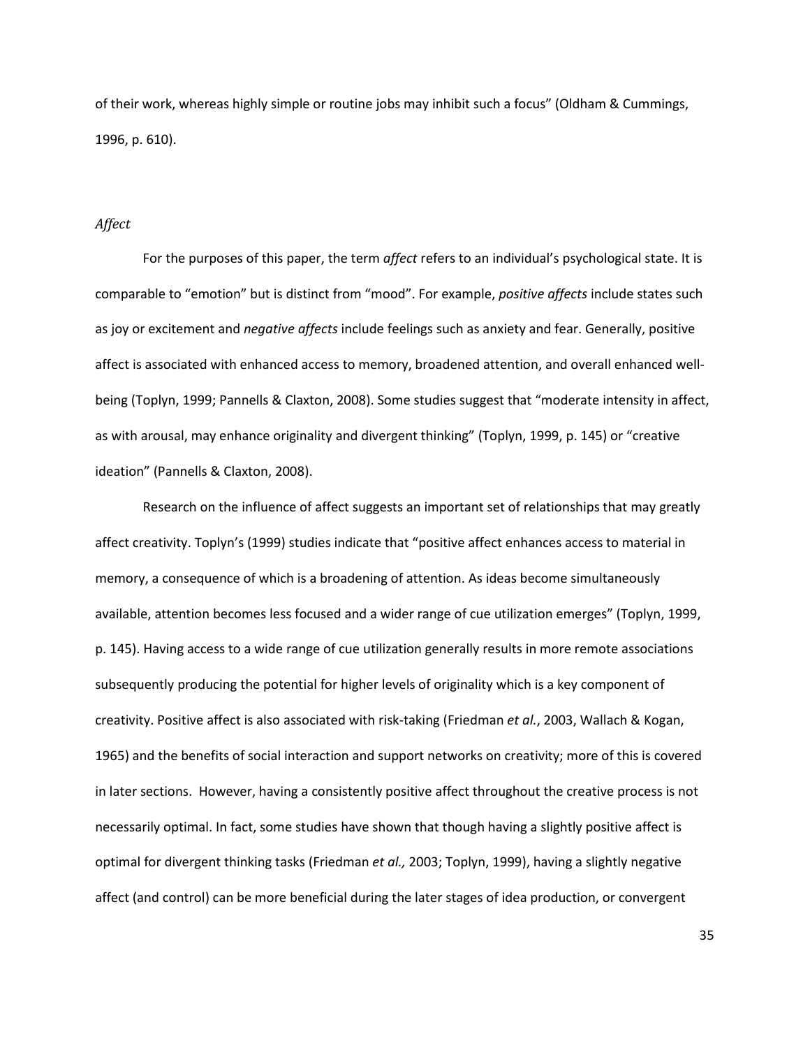of their work, whereas highly simple or routine jobs may inhibit such a focus" (Oldham & Cummings, 1996, p. 610).

### *Affect*

For the purposes of this paper, the term *affect* refers to an individual's psychological state. It is comparable to "emotion" but is distinct from "mood". For example, *positive affects* include states such as joy or excitement and *negative affects* include feelings such as anxiety and fear. Generally, positive affect is associated with enhanced access to memory, broadened attention, and overall enhanced well-being (Toplyn, 1999; Pannells & Claxton, 2008). Some studies suggest that "moderate intensity in affect, as with arousal, may enhance originality and divergent thinking" (Toplyn, 1999, p. 145) or "creative ideation" (Pannells & Claxton, 2008).

Research on the influence of affect suggests an important set of relationships that may greatly affect creativity. Toplyn's (1999) studies indicate that "positive affect enhances access to material in memory, a consequence of which is a broadening of attention. As ideas become simultaneously available, attention becomes less focused and a wider range of cue utilization emerges" (Toplyn, 1999, p. 145). Having access to a wide range of cue utilization generally results in more remote associations subsequently producing the potential for higher levels of originality which is a key component of creativity. Positive affect is also associated with risk-taking (Friedman *et al.*, 2003, Wallach & Kogan, 1965) and the benefits of social interaction and support networks on creativity; more of this is covered in later sections. However, having a consistently positive affect throughout the creative process is not necessarily optimal. In fact, some studies have shown that though having a slightly positive affect is optimal for divergent thinking tasks (Friedman *et al.,* 2003; Toplyn, 1999), having a slightly negative affect (and control) can be more beneficial during the later stages of idea production, or convergent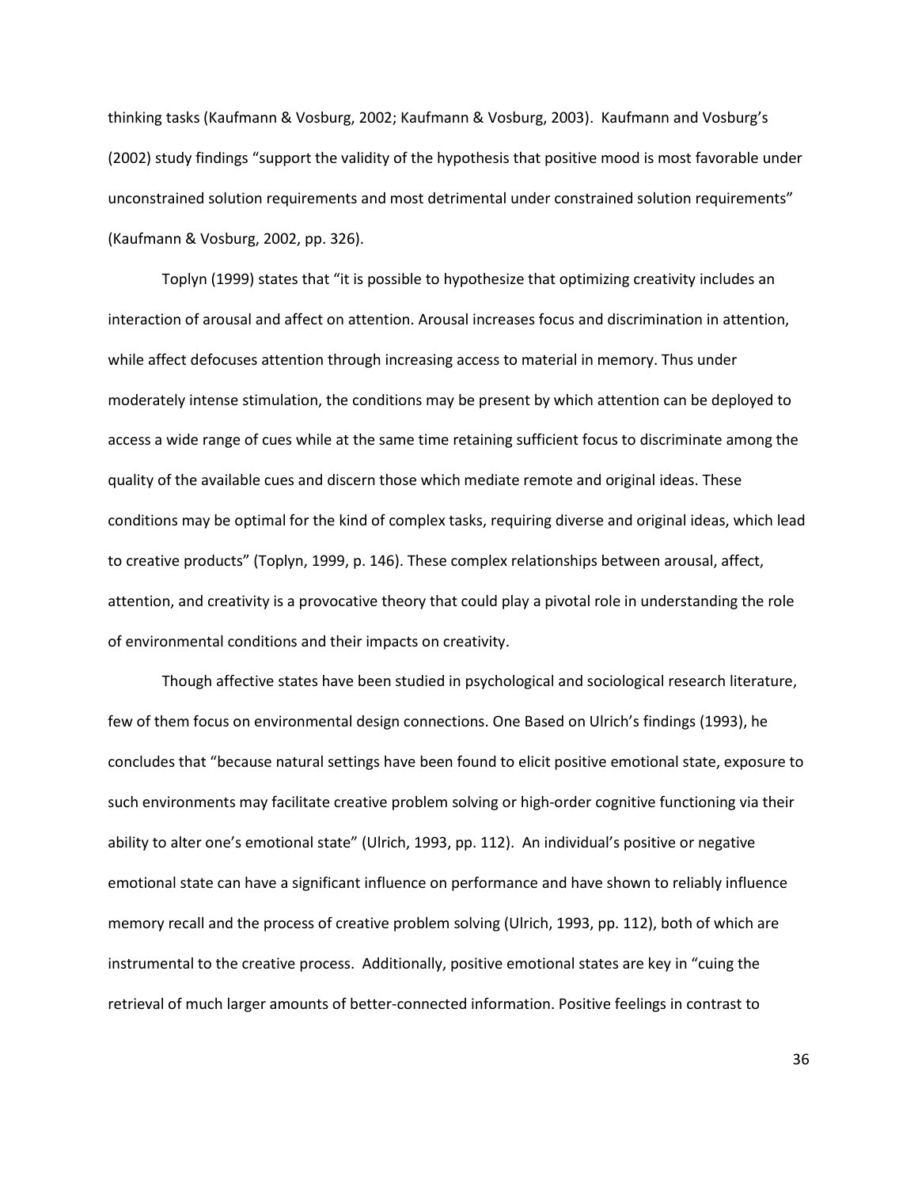thinking tasks (Kaufmann & Vosburg, 2002; Kaufmann & Vosburg, 2003). Kaufmann and Vosburg's (2002) study findings "support the validity of the hypothesis that positive mood is most favorable under unconstrained solution requirements and most detrimental under constrained solution requirements" (Kaufmann & Vosburg, 2002, pp. 326).

Toplyn (1999) states that "it is possible to hypothesize that optimizing creativity includes an interaction of arousal and affect on attention. Arousal increases focus and discrimination in attention, while affect defocuses attention through increasing access to material in memory. Thus under moderately intense stimulation, the conditions may be present by which attention can be deployed to access a wide range of cues while at the same time retaining sufficient focus to discriminate among the quality of the available cues and discern those which mediate remote and original ideas. These conditions may be optimal for the kind of complex tasks, requiring diverse and original ideas, which lead to creative products" (Toplyn, 1999, p. 146). These complex relationships between arousal, affect, attention, and creativity is a provocative theory that could play a pivotal role in understanding the role of environmental conditions and their impacts on creativity.

Though affective states have been studied in psychological and sociological research literature, few of them focus on environmental design connections. One Based on Ulrich's findings (1993), he concludes that "because natural settings have been found to elicit positive emotional state, exposure to such environments may facilitate creative problem solving or high-order cognitive functioning via their ability to alter one's emotional state" (Ulrich, 1993, pp. 112). An individual's positive or negative emotional state can have a significant influence on performance and have shown to reliably influence memory recall and the process of creative problem solving (Ulrich, 1993, pp. 112), both of which are instrumental to the creative process. Additionally, positive emotional states are key in "cuing the retrieval of much larger amounts of better-connected information. Positive feelings in contrast to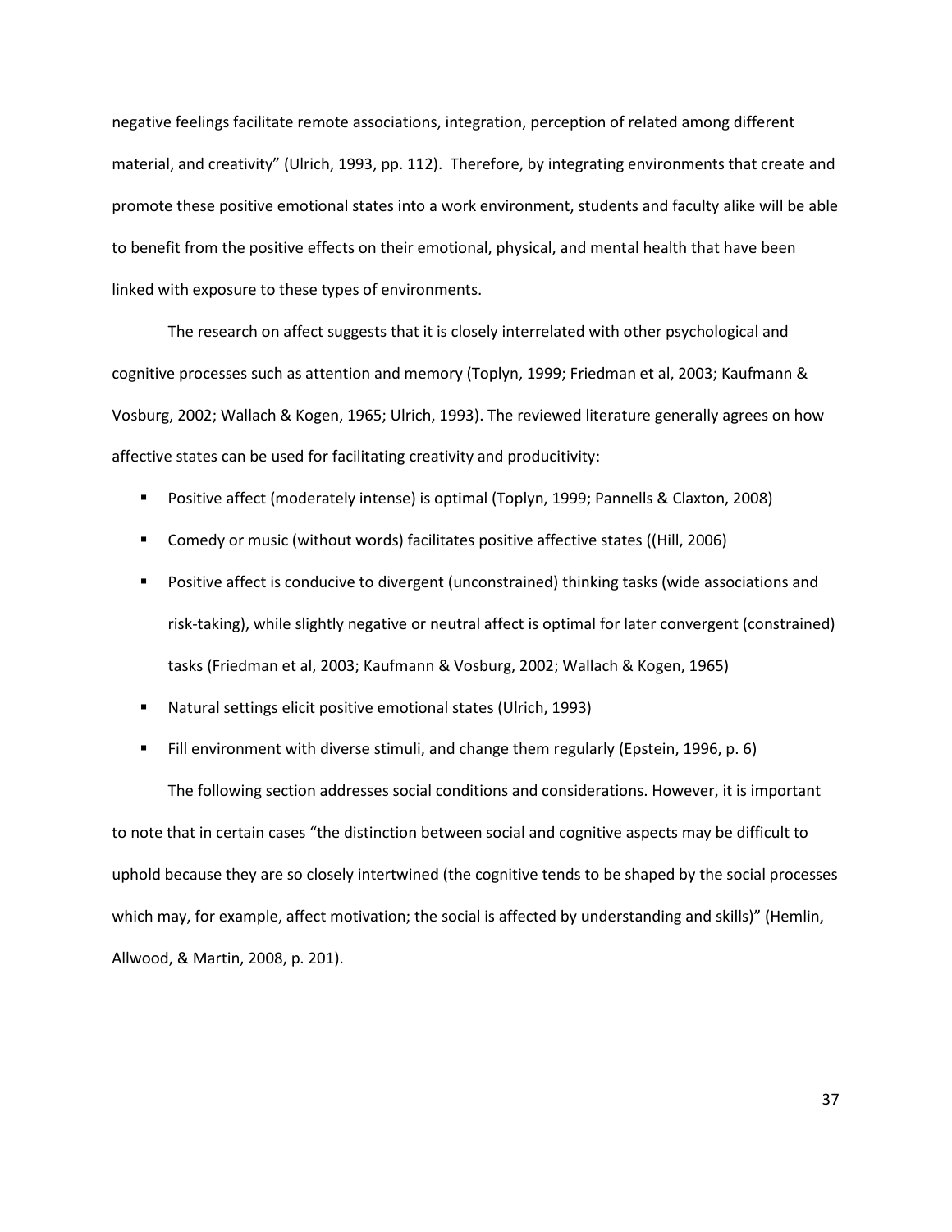negative feelings facilitate remote associations, integration, perception of related among different material, and creativity" (Ulrich, 1993, pp. 112). Therefore, by integrating environments that create and promote these positive emotional states into a work environment, students and faculty alike will be able to benefit from the positive effects on their emotional, physical, and mental health that have been linked with exposure to these types of environments.

The research on affect suggests that it is closely interrelated with other psychological and cognitive processes such as attention and memory (Toplyn, 1999; Friedman et al, 2003; Kaufmann & Vosburg, 2002; Wallach & Kogen, 1965; Ulrich, 1993). The reviewed literature generally agrees on how affective states can be used for facilitating creativity and producitivity:

- Positive affect (moderately intense) is optimal (Toplyn, 1999; Pannells & Claxton, 2008)
- Comedy or music (without words) facilitates positive affective states ((Hill, 2006)
- Positive affect is conducive to divergent (unconstrained) thinking tasks (wide associations and risk-taking), while slightly negative or neutral affect is optimal for later convergent (constrained) tasks (Friedman et al, 2003; Kaufmann & Vosburg, 2002; Wallach & Kogen, 1965)
- Natural settings elicit positive emotional states (Ulrich, 1993)
- Fill environment with diverse stimuli, and change them regularly (Epstein, 1996, p. 6)

The following section addresses social conditions and considerations. However, it is important to note that in certain cases "the distinction between social and cognitive aspects may be difficult to uphold because they are so closely intertwined (the cognitive tends to be shaped by the social processes which may, for example, affect motivation; the social is affected by understanding and skills)" (Hemlin, Allwood, & Martin, 2008, p. 201).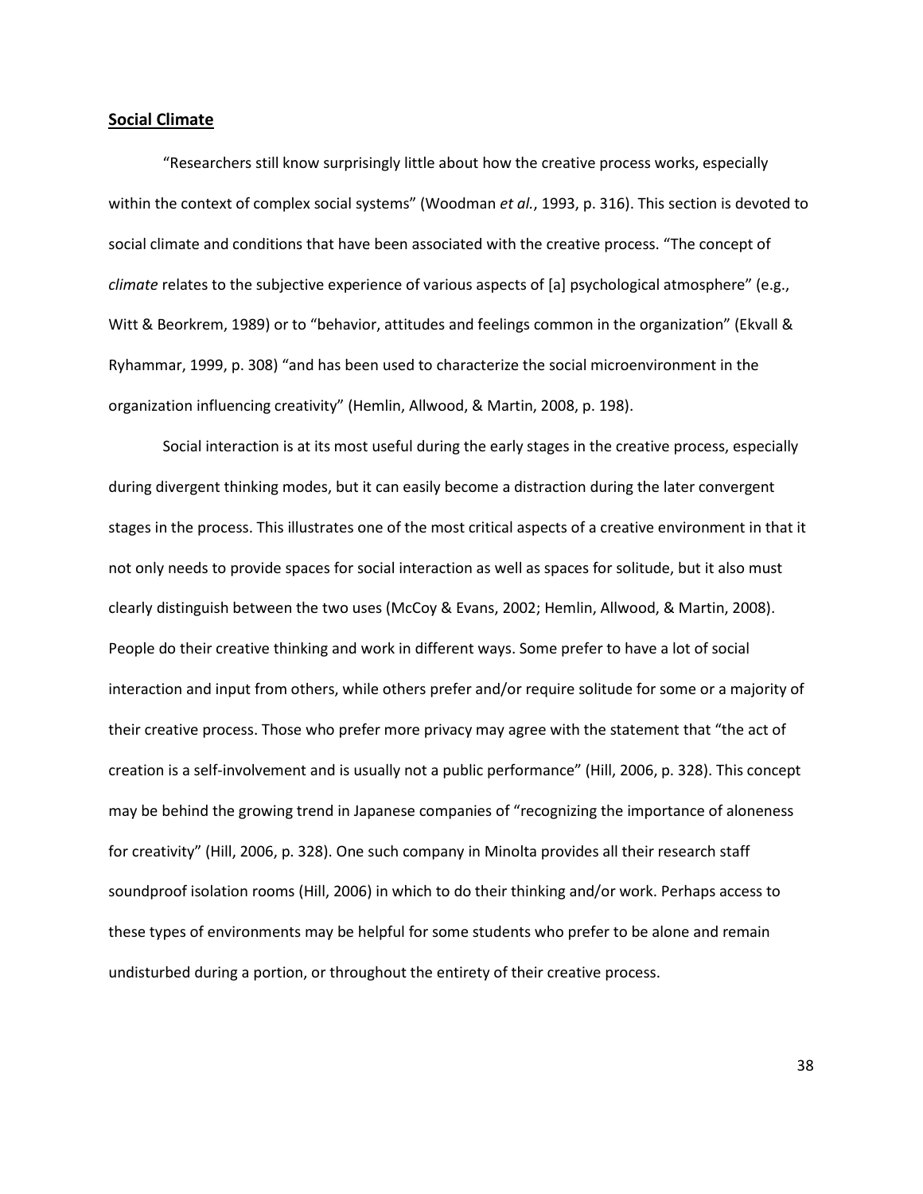## Social Climate

"Researchers still know surprisingly little about how the creative process works, especially within the context of complex social systems" (Woodman *et al.*, 1993, p. 316). This section is devoted to social climate and conditions that have been associated with the creative process. "The concept of *climate* relates to the subjective experience of various aspects of [a] psychological atmosphere" (e.g., Witt & Beorkrem, 1989) or to "behavior, attitudes and feelings common in the organization" (Ekvall & Ryhammar, 1999, p. 308) "and has been used to characterize the social microenvironment in the organization influencing creativity" (Hemlin, Allwood, & Martin, 2008, p. 198).

Social interaction is at its most useful during the early stages in the creative process, especially during divergent thinking modes, but it can easily become a distraction during the later convergent stages in the process. This illustrates one of the most critical aspects of a creative environment in that it not only needs to provide spaces for social interaction as well as spaces for solitude, but it also must clearly distinguish between the two uses (McCoy & Evans, 2002; Hemlin, Allwood, & Martin, 2008). People do their creative thinking and work in different ways. Some prefer to have a lot of social interaction and input from others, while others prefer and/or require solitude for some or a majority of their creative process. Those who prefer more privacy may agree with the statement that "the act of creation is a self-involvement and is usually not a public performance" (Hill, 2006, p. 328). This concept may be behind the growing trend in Japanese companies of "recognizing the importance of aloneness for creativity" (Hill, 2006, p. 328). One such company in Minolta provides all their research staff soundproof isolation rooms (Hill, 2006) in which to do their thinking and/or work. Perhaps access to these types of environments may be helpful for some students who prefer to be alone and remain undisturbed during a portion, or throughout the entirety of their creative process.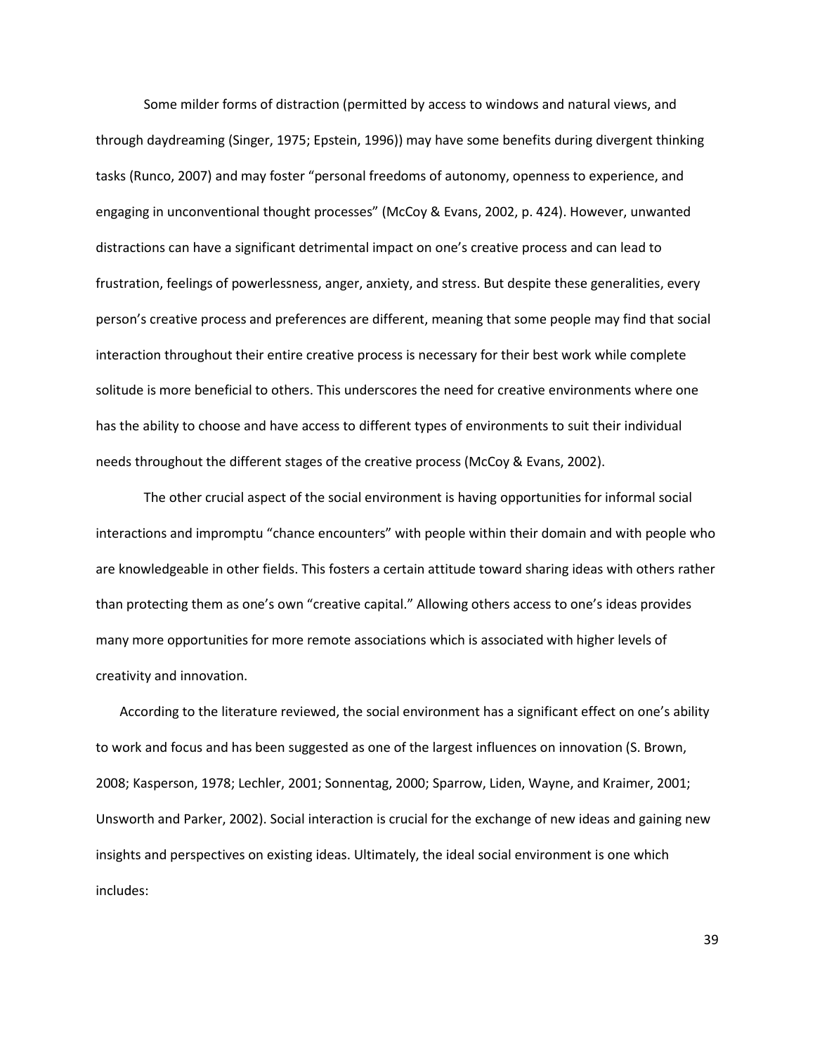Some milder forms of distraction (permitted by access to windows and natural views, and through daydreaming (Singer, 1975; Epstein, 1996)) may have some benefits during divergent thinking tasks (Runco, 2007) and may foster "personal freedoms of autonomy, openness to experience, and engaging in unconventional thought processes" (McCoy & Evans, 2002, p. 424). However, unwanted distractions can have a significant detrimental impact on one's creative process and can lead to frustration, feelings of powerlessness, anger, anxiety, and stress. But despite these generalities, every person's creative process and preferences are different, meaning that some people may find that social interaction throughout their entire creative process is necessary for their best work while complete solitude is more beneficial to others. This underscores the need for creative environments where one has the ability to choose and have access to different types of environments to suit their individual needs throughout the different stages of the creative process (McCoy & Evans, 2002).

The other crucial aspect of the social environment is having opportunities for informal social interactions and impromptu "chance encounters" with people within their domain and with people who are knowledgeable in other fields. This fosters a certain attitude toward sharing ideas with others rather than protecting them as one's own "creative capital." Allowing others access to one's ideas provides many more opportunities for more remote associations which is associated with higher levels of creativity and innovation.

According to the literature reviewed, the social environment has a significant effect on one's ability to work and focus and has been suggested as one of the largest influences on innovation (S. Brown, 2008; Kasperson, 1978; Lechler, 2001; Sonnentag, 2000; Sparrow, Liden, Wayne, and Kraimer, 2001; Unsworth and Parker, 2002). Social interaction is crucial for the exchange of new ideas and gaining new insights and perspectives on existing ideas. Ultimately, the ideal social environment is one which includes: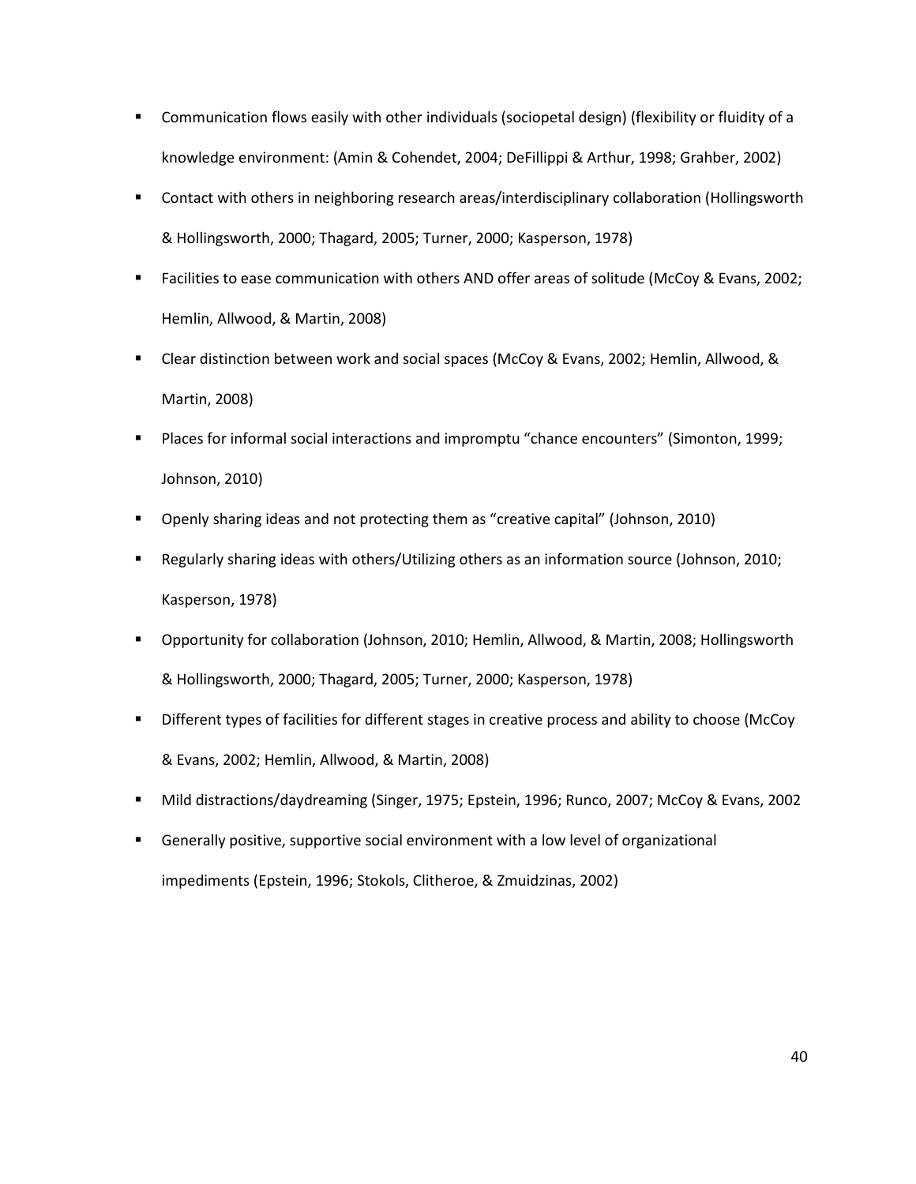- Communication flows easily with other individuals (sociopetal design) (flexibility or fluidity of a knowledge environment: (Amin & Cohendet, 2004; DeFillippi & Arthur, 1998; Grahber, 2002)
- Contact with others in neighboring research areas/interdisciplinary collaboration (Hollingsworth & Hollingsworth, 2000; Thagard, 2005; Turner, 2000; Kasperson, 1978)
- Facilities to ease communication with others AND offer areas of solitude (McCoy & Evans, 2002; Hemlin, Allwood, & Martin, 2008)
- Clear distinction between work and social spaces (McCoy & Evans, 2002; Hemlin, Allwood, & Martin, 2008)
- Places for informal social interactions and impromptu "chance encounters" (Simonton, 1999; Johnson, 2010)
- Openly sharing ideas and not protecting them as "creative capital" (Johnson, 2010)
- Regularly sharing ideas with others/Utilizing others as an information source (Johnson, 2010; Kasperson, 1978)
- Opportunity for collaboration (Johnson, 2010; Hemlin, Allwood, & Martin, 2008; Hollingsworth & Hollingsworth, 2000; Thagard, 2005; Turner, 2000; Kasperson, 1978)
- Different types of facilities for different stages in creative process and ability to choose (McCoy & Evans, 2002; Hemlin, Allwood, & Martin, 2008)
- Mild distractions/daydreaming (Singer, 1975; Epstein, 1996; Runco, 2007; McCoy & Evans, 2002
- Generally positive, supportive social environment with a low level of organizational impediments (Epstein, 1996; Stokols, Clitheroe, & Zmuidzinas, 2002)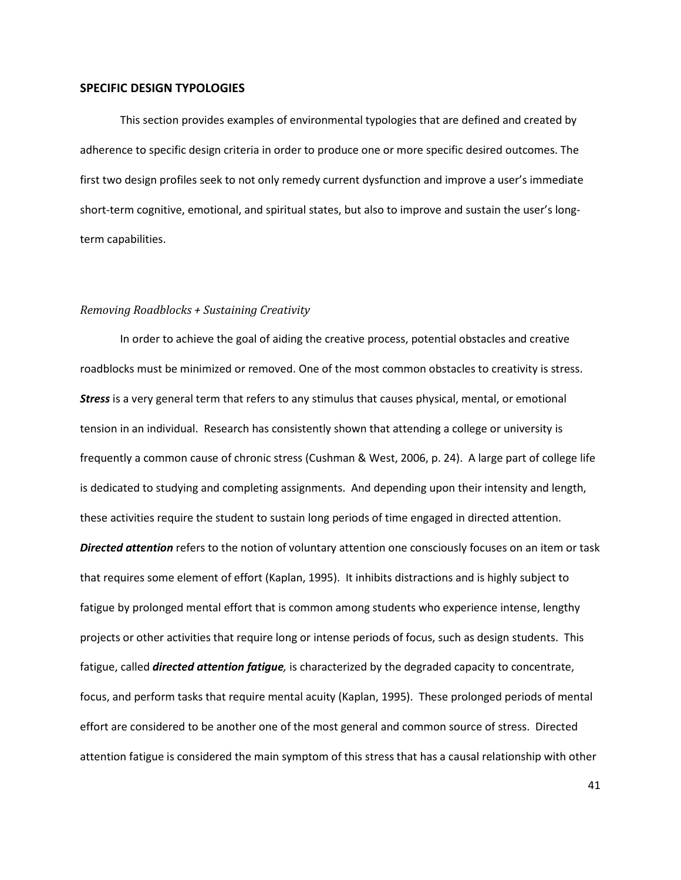## SPECIFIC DESIGN TYPOLOGIES

This section provides examples of environmental typologies that are defined and created by adherence to specific design criteria in order to produce one or more specific desired outcomes. The first two design profiles seek to not only remedy current dysfunction and improve a user's immediate short-term cognitive, emotional, and spiritual states, but also to improve and sustain the user's long-term capabilities.

### *Removing Roadblocks + Sustaining Creativity*

In order to achieve the goal of aiding the creative process, potential obstacles and creative roadblocks must be minimized or removed. One of the most common obstacles to creativity is stress. ***Stress*** is a very general term that refers to any stimulus that causes physical, mental, or emotional tension in an individual. Research has consistently shown that attending a college or university is frequently a common cause of chronic stress (Cushman & West, 2006, p. 24). A large part of college life is dedicated to studying and completing assignments. And depending upon their intensity and length, these activities require the student to sustain long periods of time engaged in directed attention. ***Directed attention*** refers to the notion of voluntary attention one consciously focuses on an item or task that requires some element of effort (Kaplan, 1995). It inhibits distractions and is highly subject to fatigue by prolonged mental effort that is common among students who experience intense, lengthy projects or other activities that require long or intense periods of focus, such as design students. This fatigue, called ***directed attention fatigue,*** is characterized by the degraded capacity to concentrate, focus, and perform tasks that require mental acuity (Kaplan, 1995). These prolonged periods of mental effort are considered to be another one of the most general and common source of stress. Directed attention fatigue is considered the main symptom of this stress that has a causal relationship with other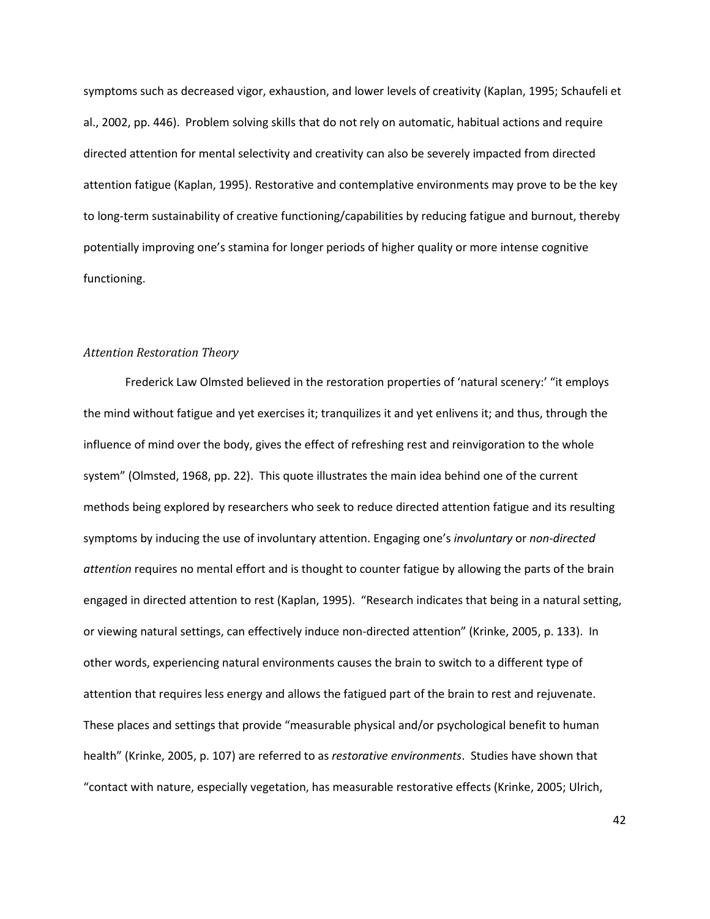symptoms such as decreased vigor, exhaustion, and lower levels of creativity (Kaplan, 1995; Schaufeli et al., 2002, pp. 446). Problem solving skills that do not rely on automatic, habitual actions and require directed attention for mental selectivity and creativity can also be severely impacted from directed attention fatigue (Kaplan, 1995). Restorative and contemplative environments may prove to be the key to long-term sustainability of creative functioning/capabilities by reducing fatigue and burnout, thereby potentially improving one's stamina for longer periods of higher quality or more intense cognitive functioning.

### *Attention Restoration Theory*

Frederick Law Olmsted believed in the restoration properties of 'natural scenery:' "it employs the mind without fatigue and yet exercises it; tranquilizes it and yet enlivens it; and thus, through the influence of mind over the body, gives the effect of refreshing rest and reinvigoration to the whole system" (Olmsted, 1968, pp. 22). This quote illustrates the main idea behind one of the current methods being explored by researchers who seek to reduce directed attention fatigue and its resulting symptoms by inducing the use of involuntary attention. Engaging one's *involuntary* or *non-directed attention* requires no mental effort and is thought to counter fatigue by allowing the parts of the brain engaged in directed attention to rest (Kaplan, 1995). "Research indicates that being in a natural setting, or viewing natural settings, can effectively induce non-directed attention" (Krinke, 2005, p. 133). In other words, experiencing natural environments causes the brain to switch to a different type of attention that requires less energy and allows the fatigued part of the brain to rest and rejuvenate. These places and settings that provide "measurable physical and/or psychological benefit to human health" (Krinke, 2005, p. 107) are referred to as *restorative environments*. Studies have shown that "contact with nature, especially vegetation, has measurable restorative effects (Krinke, 2005; Ulrich,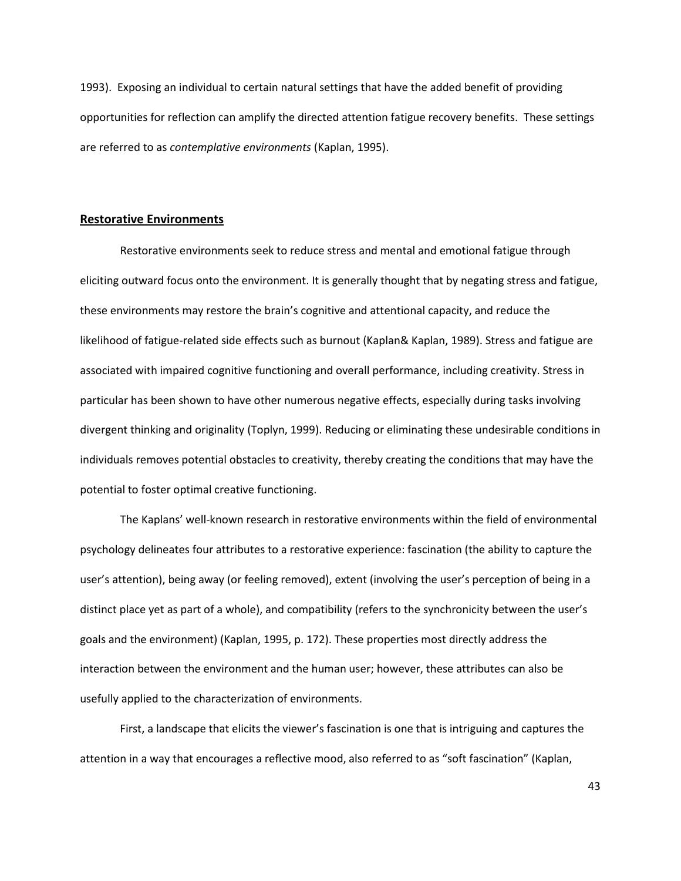1993). Exposing an individual to certain natural settings that have the added benefit of providing opportunities for reflection can amplify the directed attention fatigue recovery benefits. These settings are referred to as *contemplative environments* (Kaplan, 1995).

## Restorative Environments

Restorative environments seek to reduce stress and mental and emotional fatigue through eliciting outward focus onto the environment. It is generally thought that by negating stress and fatigue, these environments may restore the brain's cognitive and attentional capacity, and reduce the likelihood of fatigue-related side effects such as burnout (Kaplan& Kaplan, 1989). Stress and fatigue are associated with impaired cognitive functioning and overall performance, including creativity. Stress in particular has been shown to have other numerous negative effects, especially during tasks involving divergent thinking and originality (Toplyn, 1999). Reducing or eliminating these undesirable conditions in individuals removes potential obstacles to creativity, thereby creating the conditions that may have the potential to foster optimal creative functioning.

The Kaplans' well-known research in restorative environments within the field of environmental psychology delineates four attributes to a restorative experience: fascination (the ability to capture the user's attention), being away (or feeling removed), extent (involving the user's perception of being in a distinct place yet as part of a whole), and compatibility (refers to the synchronicity between the user's goals and the environment) (Kaplan, 1995, p. 172). These properties most directly address the interaction between the environment and the human user; however, these attributes can also be usefully applied to the characterization of environments.

First, a landscape that elicits the viewer's fascination is one that is intriguing and captures the attention in a way that encourages a reflective mood, also referred to as "soft fascination" (Kaplan,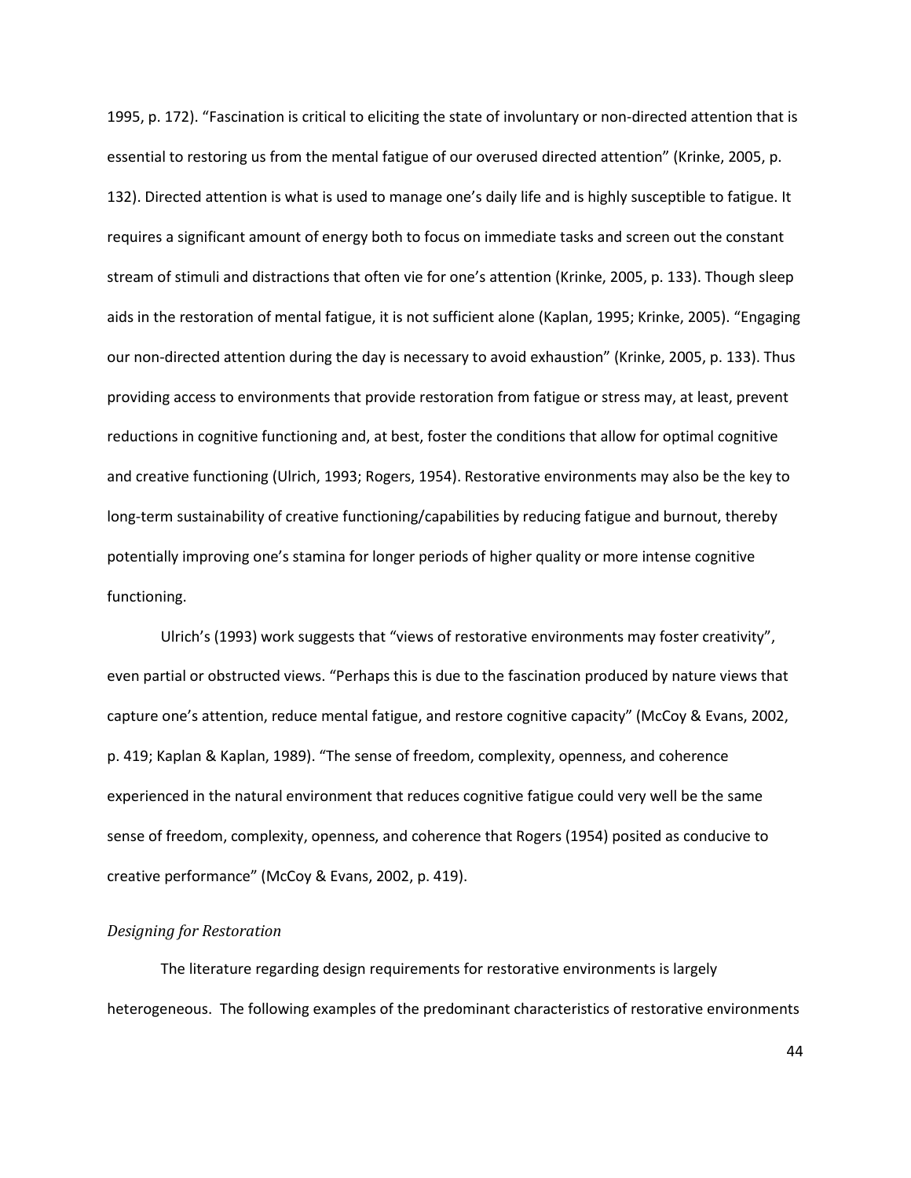1995, p. 172). "Fascination is critical to eliciting the state of involuntary or non-directed attention that is essential to restoring us from the mental fatigue of our overused directed attention" (Krinke, 2005, p. 132). Directed attention is what is used to manage one's daily life and is highly susceptible to fatigue. It requires a significant amount of energy both to focus on immediate tasks and screen out the constant stream of stimuli and distractions that often vie for one's attention (Krinke, 2005, p. 133). Though sleep aids in the restoration of mental fatigue, it is not sufficient alone (Kaplan, 1995; Krinke, 2005). "Engaging our non-directed attention during the day is necessary to avoid exhaustion" (Krinke, 2005, p. 133). Thus providing access to environments that provide restoration from fatigue or stress may, at least, prevent reductions in cognitive functioning and, at best, foster the conditions that allow for optimal cognitive and creative functioning (Ulrich, 1993; Rogers, 1954). Restorative environments may also be the key to long-term sustainability of creative functioning/capabilities by reducing fatigue and burnout, thereby potentially improving one's stamina for longer periods of higher quality or more intense cognitive functioning.

Ulrich's (1993) work suggests that "views of restorative environments may foster creativity", even partial or obstructed views. "Perhaps this is due to the fascination produced by nature views that capture one's attention, reduce mental fatigue, and restore cognitive capacity" (McCoy & Evans, 2002, p. 419; Kaplan & Kaplan, 1989). "The sense of freedom, complexity, openness, and coherence experienced in the natural environment that reduces cognitive fatigue could very well be the same sense of freedom, complexity, openness, and coherence that Rogers (1954) posited as conducive to creative performance" (McCoy & Evans, 2002, p. 419).

### *Designing for Restoration*

The literature regarding design requirements for restorative environments is largely heterogeneous. The following examples of the predominant characteristics of restorative environments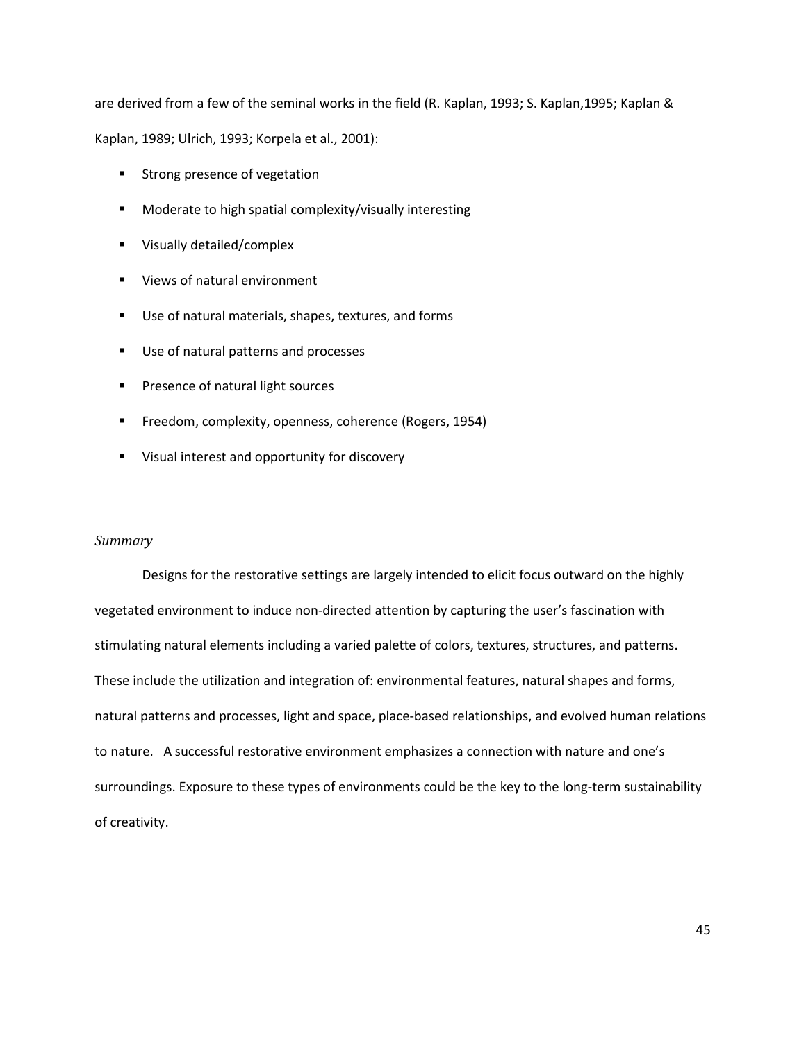are derived from a few of the seminal works in the field (R. Kaplan, 1993; S. Kaplan,1995; Kaplan & Kaplan, 1989; Ulrich, 1993; Korpela et al., 2001):

- Strong presence of vegetation
- Moderate to high spatial complexity/visually interesting
- Visually detailed/complex
- Views of natural environment
- Use of natural materials, shapes, textures, and forms
- Use of natural patterns and processes
- Presence of natural light sources
- Freedom, complexity, openness, coherence (Rogers, 1954)
- Visual interest and opportunity for discovery

*Summary*

Designs for the restorative settings are largely intended to elicit focus outward on the highly vegetated environment to induce non-directed attention by capturing the user's fascination with stimulating natural elements including a varied palette of colors, textures, structures, and patterns. These include the utilization and integration of: environmental features, natural shapes and forms, natural patterns and processes, light and space, place-based relationships, and evolved human relations to nature. A successful restorative environment emphasizes a connection with nature and one's surroundings. Exposure to these types of environments could be the key to the long-term sustainability of creativity.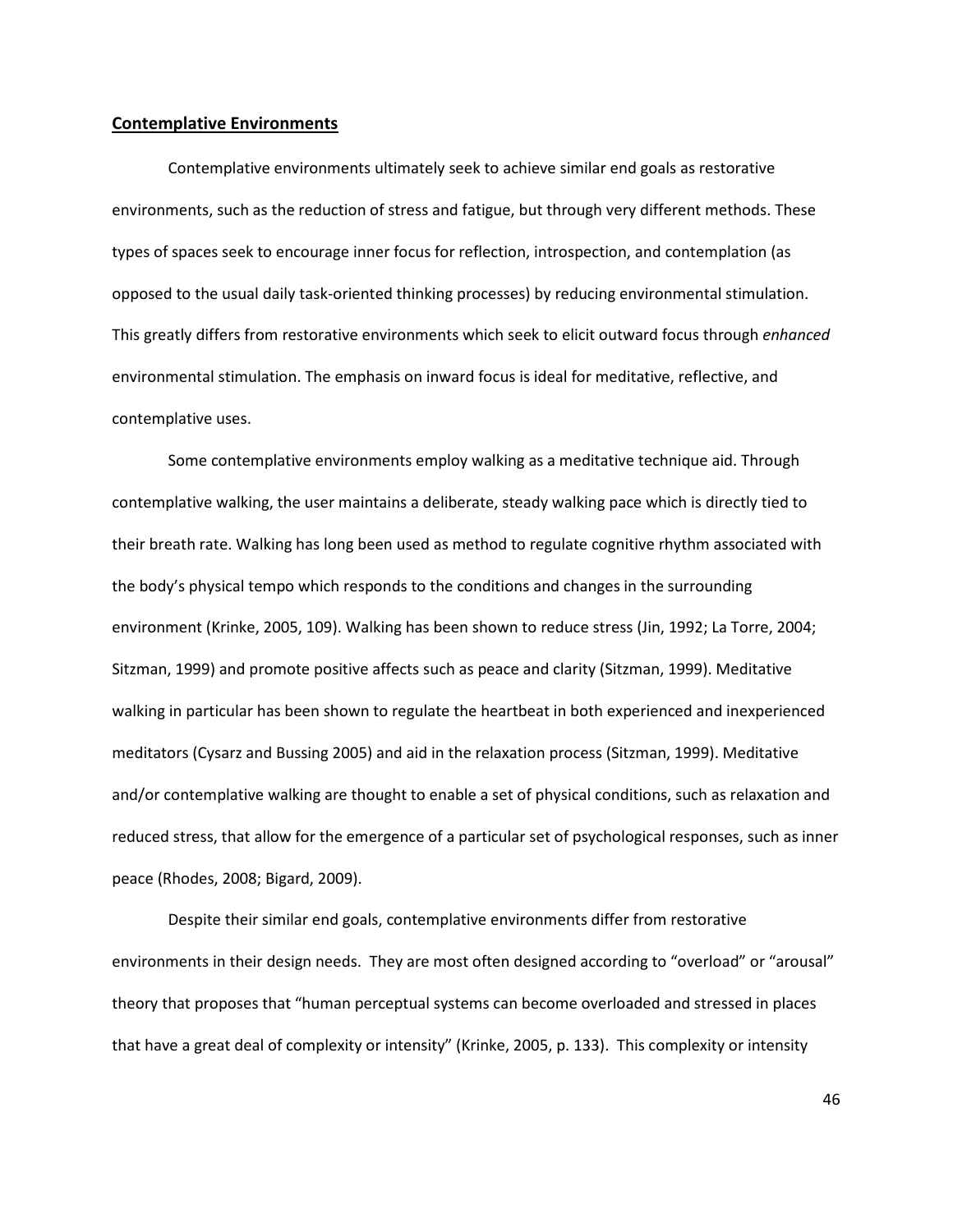## **Contemplative Environments**

Contemplative environments ultimately seek to achieve similar end goals as restorative environments, such as the reduction of stress and fatigue, but through very different methods. These types of spaces seek to encourage inner focus for reflection, introspection, and contemplation (as opposed to the usual daily task-oriented thinking processes) by reducing environmental stimulation. This greatly differs from restorative environments which seek to elicit outward focus through *enhanced* environmental stimulation. The emphasis on inward focus is ideal for meditative, reflective, and contemplative uses.

Some contemplative environments employ walking as a meditative technique aid. Through contemplative walking, the user maintains a deliberate, steady walking pace which is directly tied to their breath rate. Walking has long been used as method to regulate cognitive rhythm associated with the body's physical tempo which responds to the conditions and changes in the surrounding environment (Krinke, 2005, 109). Walking has been shown to reduce stress (Jin, 1992; La Torre, 2004; Sitzman, 1999) and promote positive affects such as peace and clarity (Sitzman, 1999). Meditative walking in particular has been shown to regulate the heartbeat in both experienced and inexperienced meditators (Cysarz and Bussing 2005) and aid in the relaxation process (Sitzman, 1999). Meditative and/or contemplative walking are thought to enable a set of physical conditions, such as relaxation and reduced stress, that allow for the emergence of a particular set of psychological responses, such as inner peace (Rhodes, 2008; Bigard, 2009).

Despite their similar end goals, contemplative environments differ from restorative environments in their design needs. They are most often designed according to "overload" or "arousal" theory that proposes that "human perceptual systems can become overloaded and stressed in places that have a great deal of complexity or intensity" (Krinke, 2005, p. 133). This complexity or intensity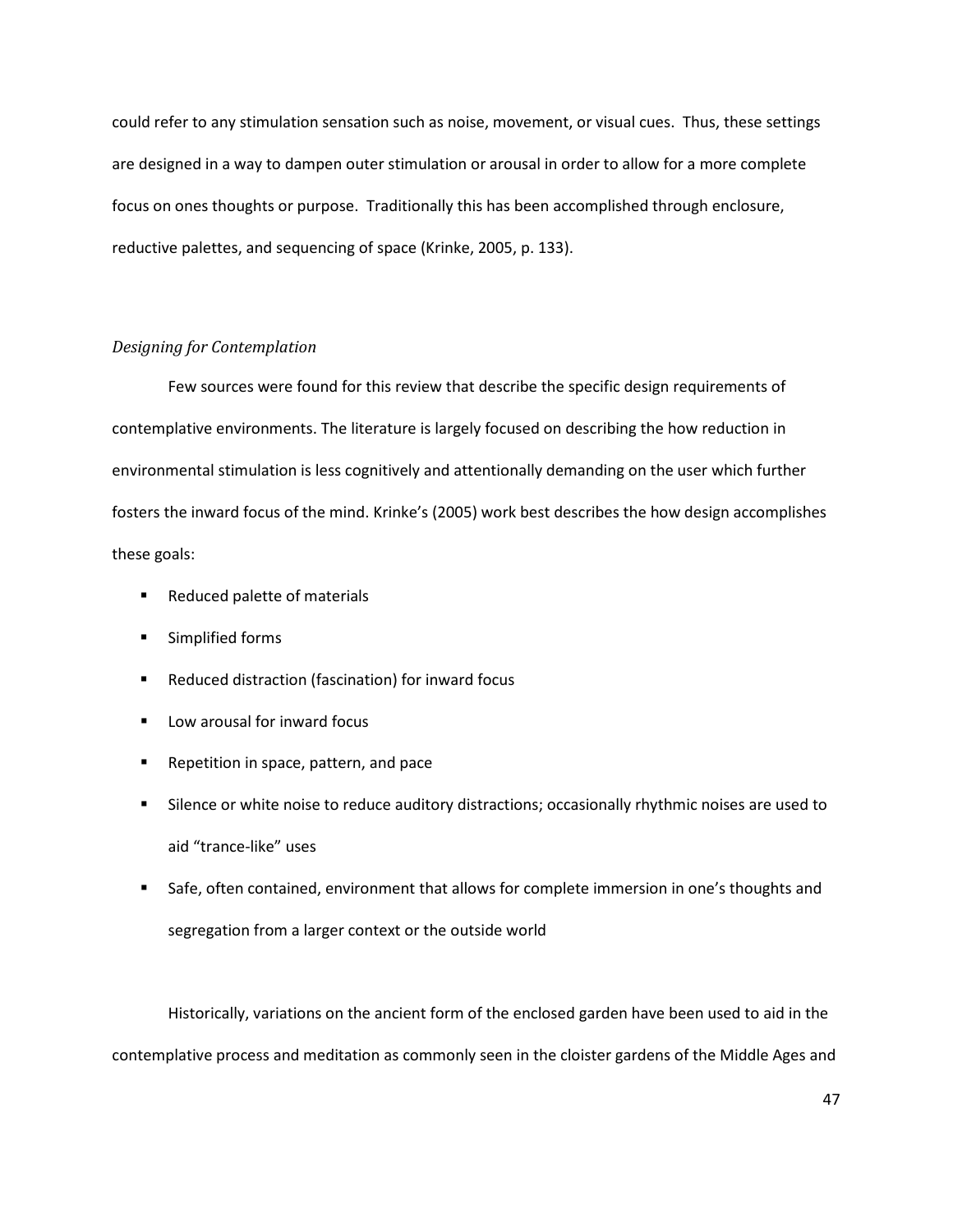could refer to any stimulation sensation such as noise, movement, or visual cues. Thus, these settings are designed in a way to dampen outer stimulation or arousal in order to allow for a more complete focus on ones thoughts or purpose. Traditionally this has been accomplished through enclosure, reductive palettes, and sequencing of space (Krinke, 2005, p. 133).

### *Designing for Contemplation*

Few sources were found for this review that describe the specific design requirements of contemplative environments. The literature is largely focused on describing the how reduction in environmental stimulation is less cognitively and attentionally demanding on the user which further fosters the inward focus of the mind. Krinke's (2005) work best describes the how design accomplishes these goals:

- Reduced palette of materials
- Simplified forms
- Reduced distraction (fascination) for inward focus
- Low arousal for inward focus
- Repetition in space, pattern, and pace
- Silence or white noise to reduce auditory distractions; occasionally rhythmic noises are used to aid "trance-like" uses
- Safe, often contained, environment that allows for complete immersion in one's thoughts and segregation from a larger context or the outside world

Historically, variations on the ancient form of the enclosed garden have been used to aid in the contemplative process and meditation as commonly seen in the cloister gardens of the Middle Ages and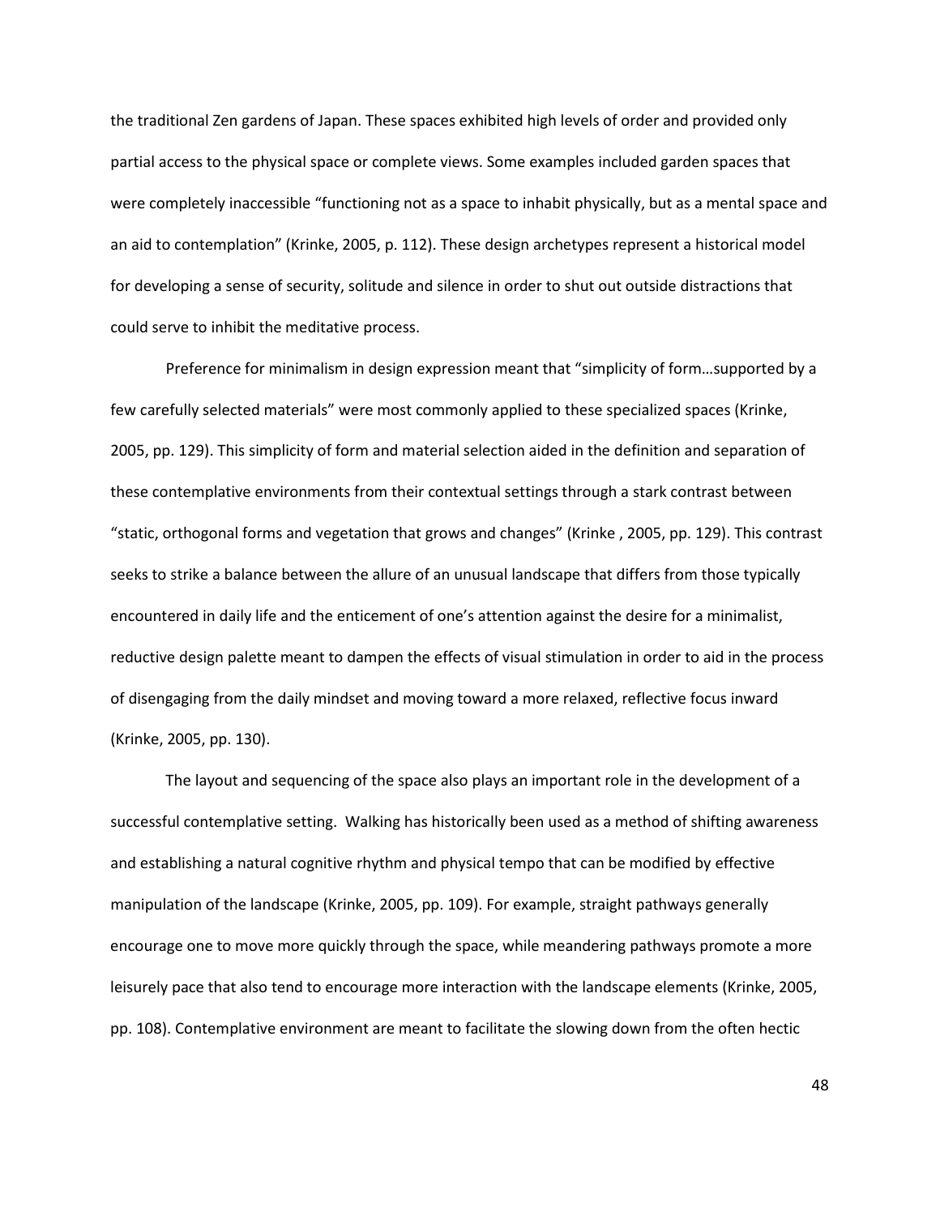the traditional Zen gardens of Japan. These spaces exhibited high levels of order and provided only partial access to the physical space or complete views. Some examples included garden spaces that were completely inaccessible "functioning not as a space to inhabit physically, but as a mental space and an aid to contemplation" (Krinke, 2005, p. 112). These design archetypes represent a historical model for developing a sense of security, solitude and silence in order to shut out outside distractions that could serve to inhibit the meditative process.

Preference for minimalism in design expression meant that "simplicity of form…supported by a few carefully selected materials" were most commonly applied to these specialized spaces (Krinke, 2005, pp. 129). This simplicity of form and material selection aided in the definition and separation of these contemplative environments from their contextual settings through a stark contrast between "static, orthogonal forms and vegetation that grows and changes" (Krinke , 2005, pp. 129). This contrast seeks to strike a balance between the allure of an unusual landscape that differs from those typically encountered in daily life and the enticement of one's attention against the desire for a minimalist, reductive design palette meant to dampen the effects of visual stimulation in order to aid in the process of disengaging from the daily mindset and moving toward a more relaxed, reflective focus inward (Krinke, 2005, pp. 130).

The layout and sequencing of the space also plays an important role in the development of a successful contemplative setting. Walking has historically been used as a method of shifting awareness and establishing a natural cognitive rhythm and physical tempo that can be modified by effective manipulation of the landscape (Krinke, 2005, pp. 109). For example, straight pathways generally encourage one to move more quickly through the space, while meandering pathways promote a more leisurely pace that also tend to encourage more interaction with the landscape elements (Krinke, 2005, pp. 108). Contemplative environment are meant to facilitate the slowing down from the often hectic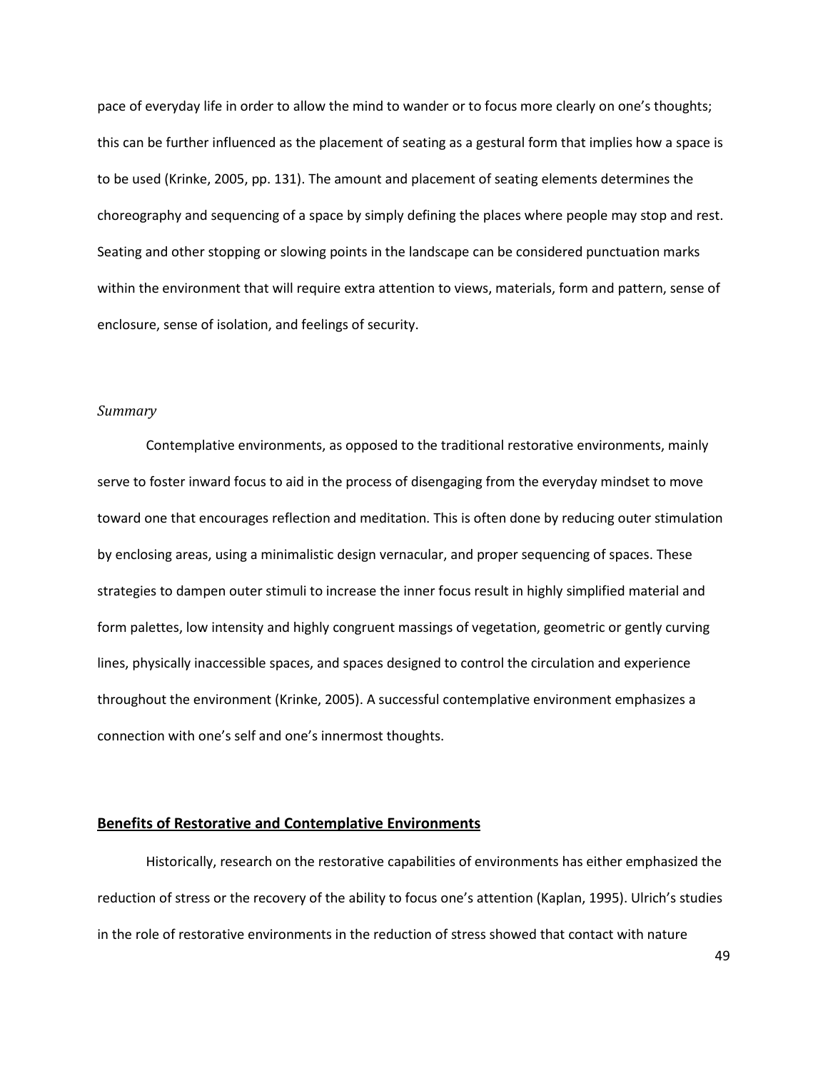pace of everyday life in order to allow the mind to wander or to focus more clearly on one's thoughts; this can be further influenced as the placement of seating as a gestural form that implies how a space is to be used (Krinke, 2005, pp. 131). The amount and placement of seating elements determines the choreography and sequencing of a space by simply defining the places where people may stop and rest. Seating and other stopping or slowing points in the landscape can be considered punctuation marks within the environment that will require extra attention to views, materials, form and pattern, sense of enclosure, sense of isolation, and feelings of security.

### *Summary*

Contemplative environments, as opposed to the traditional restorative environments, mainly serve to foster inward focus to aid in the process of disengaging from the everyday mindset to move toward one that encourages reflection and meditation. This is often done by reducing outer stimulation by enclosing areas, using a minimalistic design vernacular, and proper sequencing of spaces. These strategies to dampen outer stimuli to increase the inner focus result in highly simplified material and form palettes, low intensity and highly congruent massings of vegetation, geometric or gently curving lines, physically inaccessible spaces, and spaces designed to control the circulation and experience throughout the environment (Krinke, 2005). A successful contemplative environment emphasizes a connection with one's self and one's innermost thoughts.

## **Benefits of Restorative and Contemplative Environments**

Historically, research on the restorative capabilities of environments has either emphasized the reduction of stress or the recovery of the ability to focus one's attention (Kaplan, 1995). Ulrich's studies in the role of restorative environments in the reduction of stress showed that contact with nature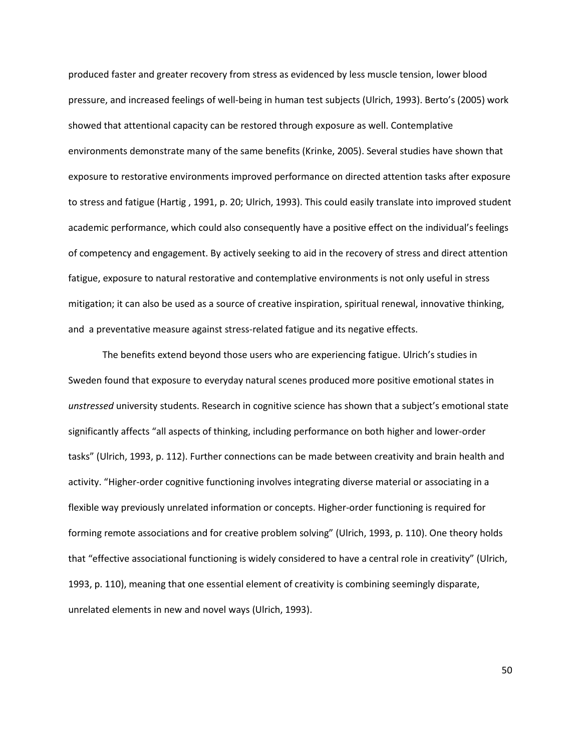produced faster and greater recovery from stress as evidenced by less muscle tension, lower blood pressure, and increased feelings of well-being in human test subjects (Ulrich, 1993). Berto's (2005) work showed that attentional capacity can be restored through exposure as well. Contemplative environments demonstrate many of the same benefits (Krinke, 2005). Several studies have shown that exposure to restorative environments improved performance on directed attention tasks after exposure to stress and fatigue (Hartig , 1991, p. 20; Ulrich, 1993). This could easily translate into improved student academic performance, which could also consequently have a positive effect on the individual's feelings of competency and engagement. By actively seeking to aid in the recovery of stress and direct attention fatigue, exposure to natural restorative and contemplative environments is not only useful in stress mitigation; it can also be used as a source of creative inspiration, spiritual renewal, innovative thinking, and a preventative measure against stress-related fatigue and its negative effects.

The benefits extend beyond those users who are experiencing fatigue. Ulrich's studies in Sweden found that exposure to everyday natural scenes produced more positive emotional states in *unstressed* university students. Research in cognitive science has shown that a subject's emotional state significantly affects "all aspects of thinking, including performance on both higher and lower-order tasks" (Ulrich, 1993, p. 112). Further connections can be made between creativity and brain health and activity. "Higher-order cognitive functioning involves integrating diverse material or associating in a flexible way previously unrelated information or concepts. Higher-order functioning is required for forming remote associations and for creative problem solving" (Ulrich, 1993, p. 110). One theory holds that "effective associational functioning is widely considered to have a central role in creativity" (Ulrich, 1993, p. 110), meaning that one essential element of creativity is combining seemingly disparate, unrelated elements in new and novel ways (Ulrich, 1993).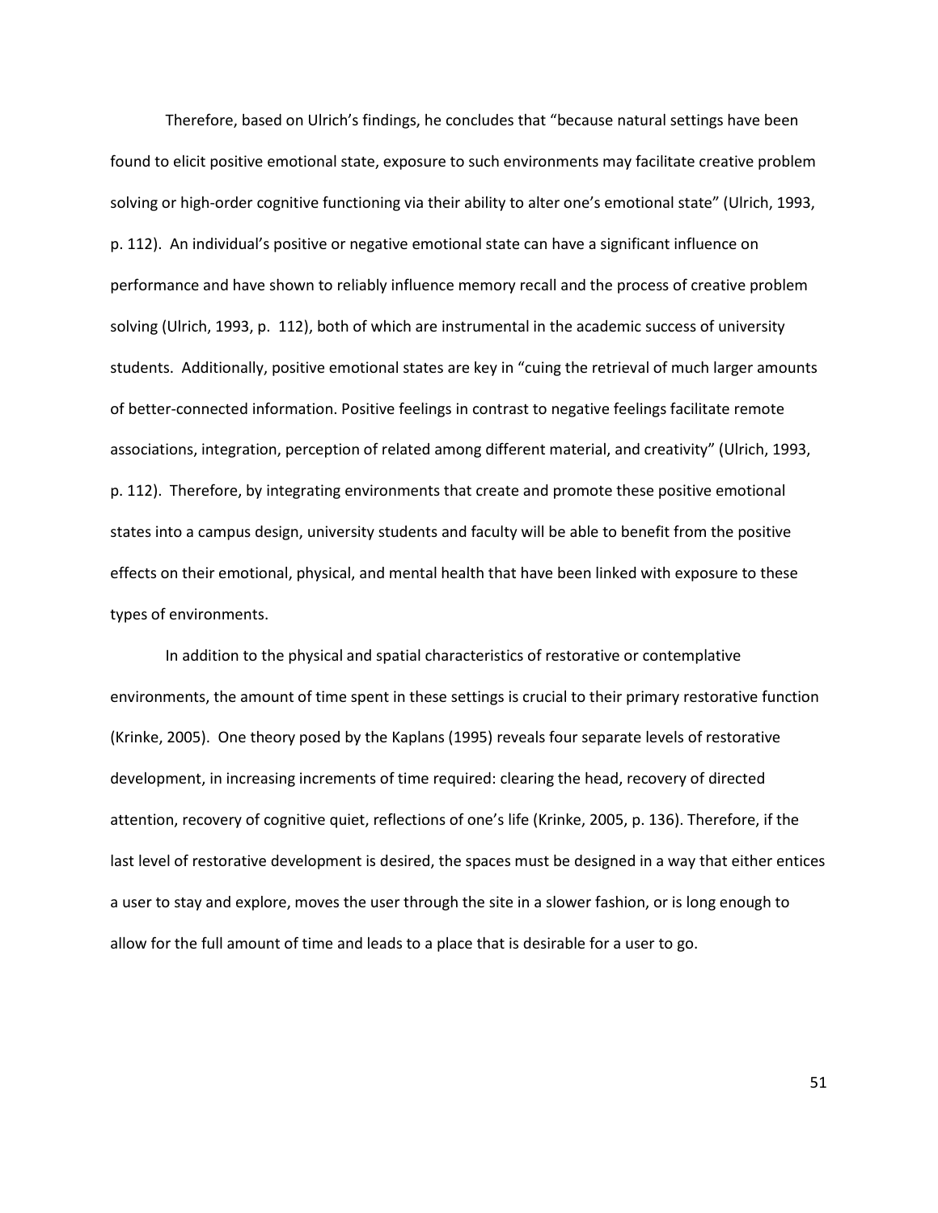Therefore, based on Ulrich's findings, he concludes that "because natural settings have been found to elicit positive emotional state, exposure to such environments may facilitate creative problem solving or high-order cognitive functioning via their ability to alter one's emotional state" (Ulrich, 1993, p. 112). An individual's positive or negative emotional state can have a significant influence on performance and have shown to reliably influence memory recall and the process of creative problem solving (Ulrich, 1993, p. 112), both of which are instrumental in the academic success of university students. Additionally, positive emotional states are key in "cuing the retrieval of much larger amounts of better-connected information. Positive feelings in contrast to negative feelings facilitate remote associations, integration, perception of related among different material, and creativity" (Ulrich, 1993, p. 112). Therefore, by integrating environments that create and promote these positive emotional states into a campus design, university students and faculty will be able to benefit from the positive effects on their emotional, physical, and mental health that have been linked with exposure to these types of environments.

In addition to the physical and spatial characteristics of restorative or contemplative environments, the amount of time spent in these settings is crucial to their primary restorative function (Krinke, 2005). One theory posed by the Kaplans (1995) reveals four separate levels of restorative development, in increasing increments of time required: clearing the head, recovery of directed attention, recovery of cognitive quiet, reflections of one's life (Krinke, 2005, p. 136). Therefore, if the last level of restorative development is desired, the spaces must be designed in a way that either entices a user to stay and explore, moves the user through the site in a slower fashion, or is long enough to allow for the full amount of time and leads to a place that is desirable for a user to go.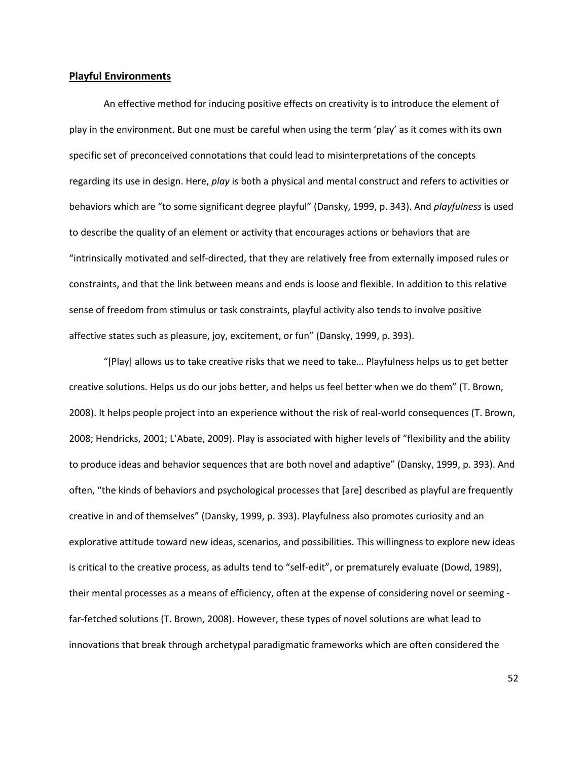**Playful Environments**

An effective method for inducing positive effects on creativity is to introduce the element of play in the environment. But one must be careful when using the term 'play' as it comes with its own specific set of preconceived connotations that could lead to misinterpretations of the concepts regarding its use in design. Here, *play* is both a physical and mental construct and refers to activities or behaviors which are "to some significant degree playful" (Dansky, 1999, p. 343). And *playfulness* is used to describe the quality of an element or activity that encourages actions or behaviors that are "intrinsically motivated and self-directed, that they are relatively free from externally imposed rules or constraints, and that the link between means and ends is loose and flexible. In addition to this relative sense of freedom from stimulus or task constraints, playful activity also tends to involve positive affective states such as pleasure, joy, excitement, or fun" (Dansky, 1999, p. 393).

"[Play] allows us to take creative risks that we need to take… Playfulness helps us to get better creative solutions. Helps us do our jobs better, and helps us feel better when we do them" (T. Brown, 2008). It helps people project into an experience without the risk of real-world consequences (T. Brown, 2008; Hendricks, 2001; L'Abate, 2009). Play is associated with higher levels of "flexibility and the ability to produce ideas and behavior sequences that are both novel and adaptive" (Dansky, 1999, p. 393). And often, "the kinds of behaviors and psychological processes that [are] described as playful are frequently creative in and of themselves" (Dansky, 1999, p. 393). Playfulness also promotes curiosity and an explorative attitude toward new ideas, scenarios, and possibilities. This willingness to explore new ideas is critical to the creative process, as adults tend to "self-edit", or prematurely evaluate (Dowd, 1989), their mental processes as a means of efficiency, often at the expense of considering novel or seeming - far-fetched solutions (T. Brown, 2008). However, these types of novel solutions are what lead to innovations that break through archetypal paradigmatic frameworks which are often considered the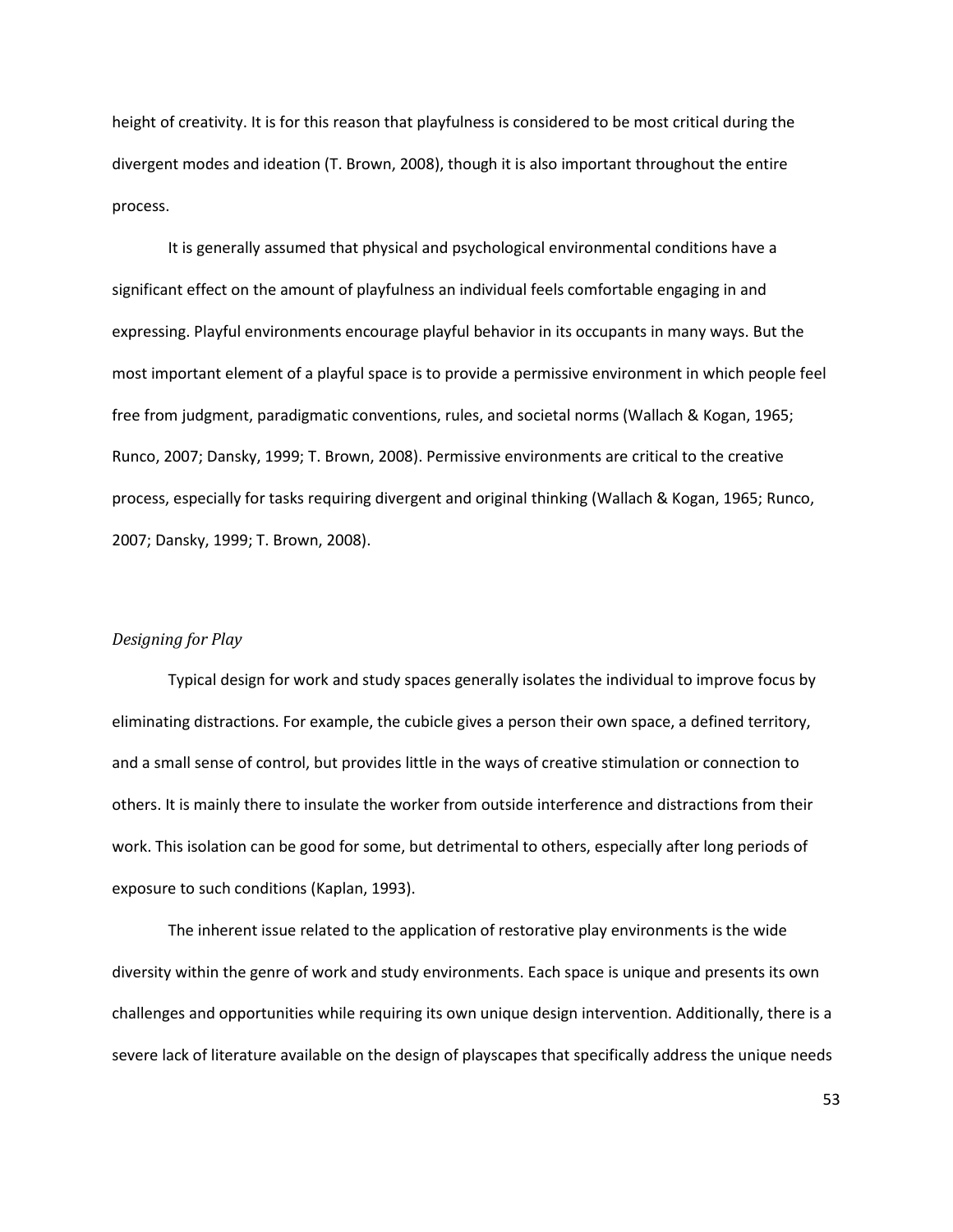height of creativity. It is for this reason that playfulness is considered to be most critical during the divergent modes and ideation (T. Brown, 2008), though it is also important throughout the entire process.

It is generally assumed that physical and psychological environmental conditions have a significant effect on the amount of playfulness an individual feels comfortable engaging in and expressing. Playful environments encourage playful behavior in its occupants in many ways. But the most important element of a playful space is to provide a permissive environment in which people feel free from judgment, paradigmatic conventions, rules, and societal norms (Wallach & Kogan, 1965; Runco, 2007; Dansky, 1999; T. Brown, 2008). Permissive environments are critical to the creative process, especially for tasks requiring divergent and original thinking (Wallach & Kogan, 1965; Runco, 2007; Dansky, 1999; T. Brown, 2008).

### *Designing for Play*

Typical design for work and study spaces generally isolates the individual to improve focus by eliminating distractions. For example, the cubicle gives a person their own space, a defined territory, and a small sense of control, but provides little in the ways of creative stimulation or connection to others. It is mainly there to insulate the worker from outside interference and distractions from their work. This isolation can be good for some, but detrimental to others, especially after long periods of exposure to such conditions (Kaplan, 1993).

The inherent issue related to the application of restorative play environments is the wide diversity within the genre of work and study environments. Each space is unique and presents its own challenges and opportunities while requiring its own unique design intervention. Additionally, there is a severe lack of literature available on the design of playscapes that specifically address the unique needs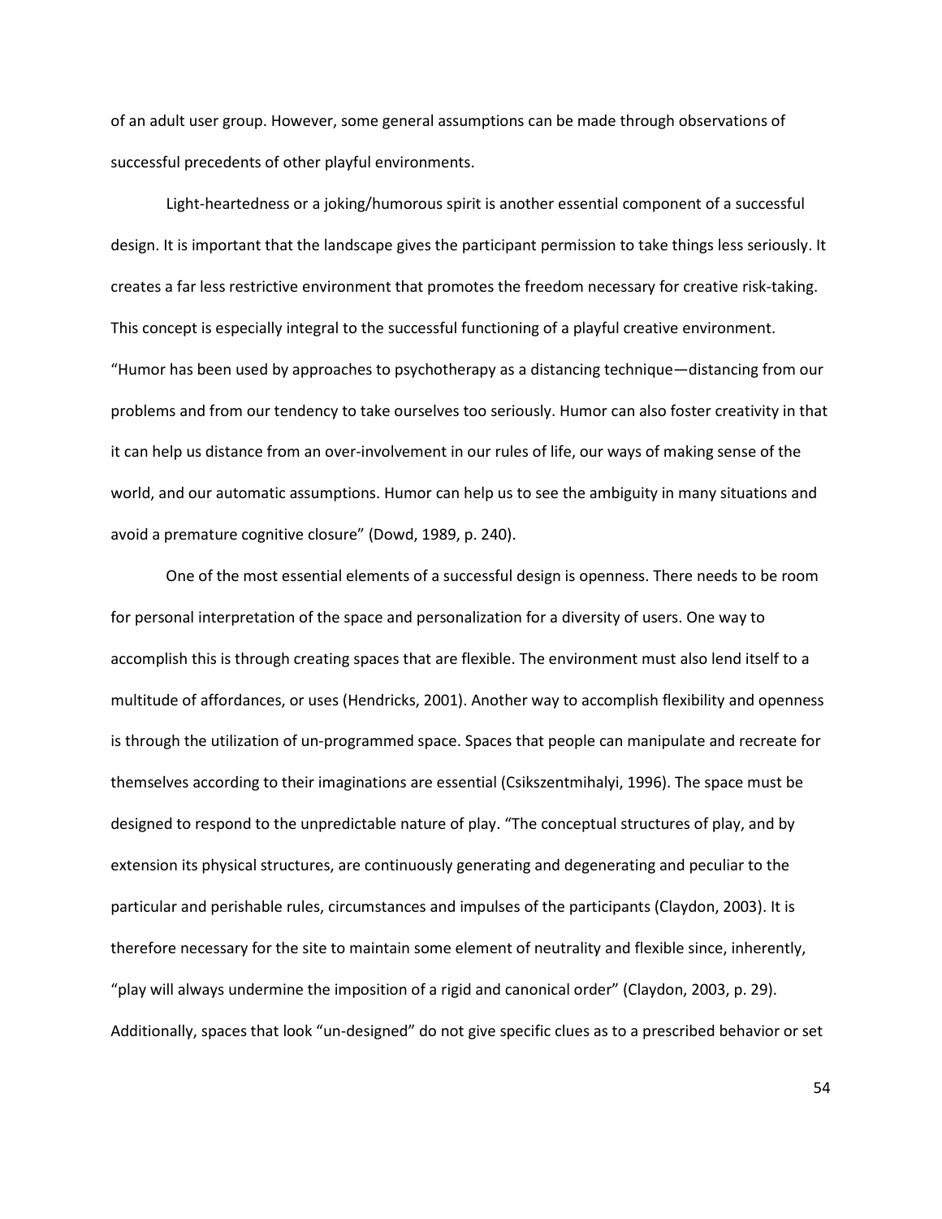of an adult user group. However, some general assumptions can be made through observations of successful precedents of other playful environments.

Light-heartedness or a joking/humorous spirit is another essential component of a successful design. It is important that the landscape gives the participant permission to take things less seriously. It creates a far less restrictive environment that promotes the freedom necessary for creative risk-taking. This concept is especially integral to the successful functioning of a playful creative environment. "Humor has been used by approaches to psychotherapy as a distancing technique—distancing from our problems and from our tendency to take ourselves too seriously. Humor can also foster creativity in that it can help us distance from an over-involvement in our rules of life, our ways of making sense of the world, and our automatic assumptions. Humor can help us to see the ambiguity in many situations and avoid a premature cognitive closure" (Dowd, 1989, p. 240).

One of the most essential elements of a successful design is openness. There needs to be room for personal interpretation of the space and personalization for a diversity of users. One way to accomplish this is through creating spaces that are flexible. The environment must also lend itself to a multitude of affordances, or uses (Hendricks, 2001). Another way to accomplish flexibility and openness is through the utilization of un-programmed space. Spaces that people can manipulate and recreate for themselves according to their imaginations are essential (Csikszentmihalyi, 1996). The space must be designed to respond to the unpredictable nature of play. "The conceptual structures of play, and by extension its physical structures, are continuously generating and degenerating and peculiar to the particular and perishable rules, circumstances and impulses of the participants (Claydon, 2003). It is therefore necessary for the site to maintain some element of neutrality and flexible since, inherently, "play will always undermine the imposition of a rigid and canonical order" (Claydon, 2003, p. 29). Additionally, spaces that look "un-designed" do not give specific clues as to a prescribed behavior or set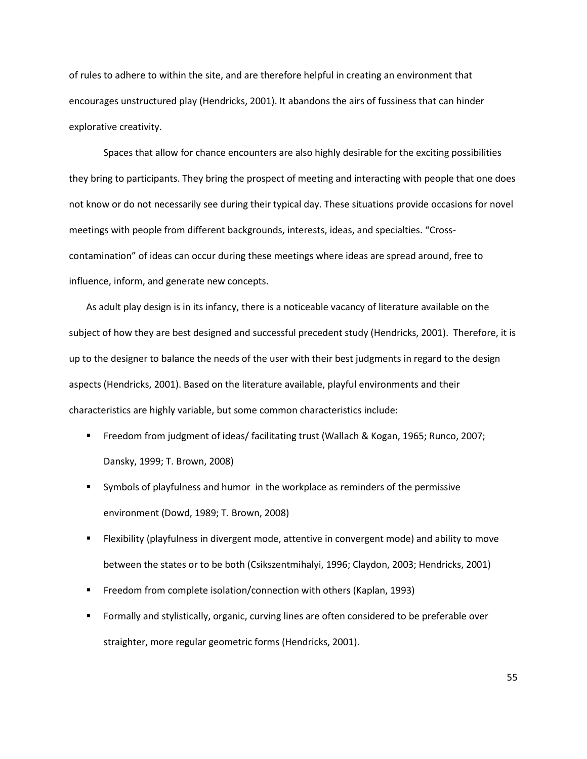of rules to adhere to within the site, and are therefore helpful in creating an environment that encourages unstructured play (Hendricks, 2001). It abandons the airs of fussiness that can hinder explorative creativity.

Spaces that allow for chance encounters are also highly desirable for the exciting possibilities they bring to participants. They bring the prospect of meeting and interacting with people that one does not know or do not necessarily see during their typical day. These situations provide occasions for novel meetings with people from different backgrounds, interests, ideas, and specialties. "Cross-contamination" of ideas can occur during these meetings where ideas are spread around, free to influence, inform, and generate new concepts.

As adult play design is in its infancy, there is a noticeable vacancy of literature available on the subject of how they are best designed and successful precedent study (Hendricks, 2001). Therefore, it is up to the designer to balance the needs of the user with their best judgments in regard to the design aspects (Hendricks, 2001). Based on the literature available, playful environments and their characteristics are highly variable, but some common characteristics include:

- Freedom from judgment of ideas/ facilitating trust (Wallach & Kogan, 1965; Runco, 2007; Dansky, 1999; T. Brown, 2008)
- Symbols of playfulness and humor in the workplace as reminders of the permissive environment (Dowd, 1989; T. Brown, 2008)
- Flexibility (playfulness in divergent mode, attentive in convergent mode) and ability to move between the states or to be both (Csikszentmihalyi, 1996; Claydon, 2003; Hendricks, 2001)
- Freedom from complete isolation/connection with others (Kaplan, 1993)
- Formally and stylistically, organic, curving lines are often considered to be preferable over straighter, more regular geometric forms (Hendricks, 2001).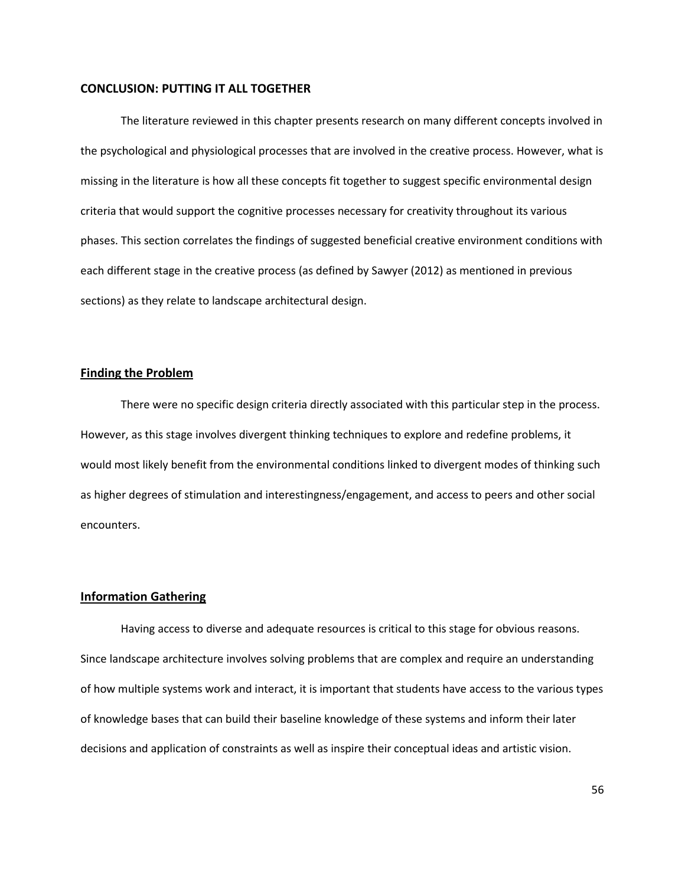## CONCLUSION: PUTTING IT ALL TOGETHER

The literature reviewed in this chapter presents research on many different concepts involved in the psychological and physiological processes that are involved in the creative process. However, what is missing in the literature is how all these concepts fit together to suggest specific environmental design criteria that would support the cognitive processes necessary for creativity throughout its various phases. This section correlates the findings of suggested beneficial creative environment conditions with each different stage in the creative process (as defined by Sawyer (2012) as mentioned in previous sections) as they relate to landscape architectural design.

### Finding the Problem

There were no specific design criteria directly associated with this particular step in the process. However, as this stage involves divergent thinking techniques to explore and redefine problems, it would most likely benefit from the environmental conditions linked to divergent modes of thinking such as higher degrees of stimulation and interestingness/engagement, and access to peers and other social encounters.

### Information Gathering

Having access to diverse and adequate resources is critical to this stage for obvious reasons. Since landscape architecture involves solving problems that are complex and require an understanding of how multiple systems work and interact, it is important that students have access to the various types of knowledge bases that can build their baseline knowledge of these systems and inform their later decisions and application of constraints as well as inspire their conceptual ideas and artistic vision.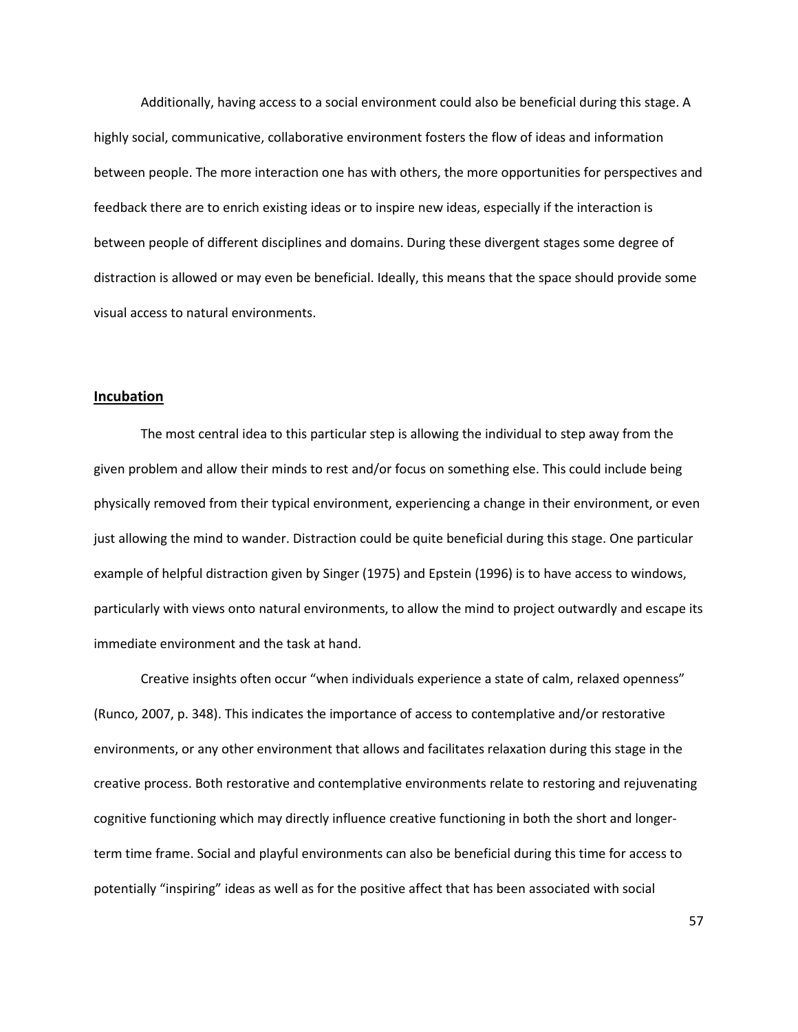Additionally, having access to a social environment could also be beneficial during this stage. A highly social, communicative, collaborative environment fosters the flow of ideas and information between people. The more interaction one has with others, the more opportunities for perspectives and feedback there are to enrich existing ideas or to inspire new ideas, especially if the interaction is between people of different disciplines and domains. During these divergent stages some degree of distraction is allowed or may even be beneficial. Ideally, this means that the space should provide some visual access to natural environments.

## Incubation

The most central idea to this particular step is allowing the individual to step away from the given problem and allow their minds to rest and/or focus on something else. This could include being physically removed from their typical environment, experiencing a change in their environment, or even just allowing the mind to wander. Distraction could be quite beneficial during this stage. One particular example of helpful distraction given by Singer (1975) and Epstein (1996) is to have access to windows, particularly with views onto natural environments, to allow the mind to project outwardly and escape its immediate environment and the task at hand.

Creative insights often occur "when individuals experience a state of calm, relaxed openness" (Runco, 2007, p. 348). This indicates the importance of access to contemplative and/or restorative environments, or any other environment that allows and facilitates relaxation during this stage in the creative process. Both restorative and contemplative environments relate to restoring and rejuvenating cognitive functioning which may directly influence creative functioning in both the short and longer-term time frame. Social and playful environments can also be beneficial during this time for access to potentially "inspiring" ideas as well as for the positive affect that has been associated with social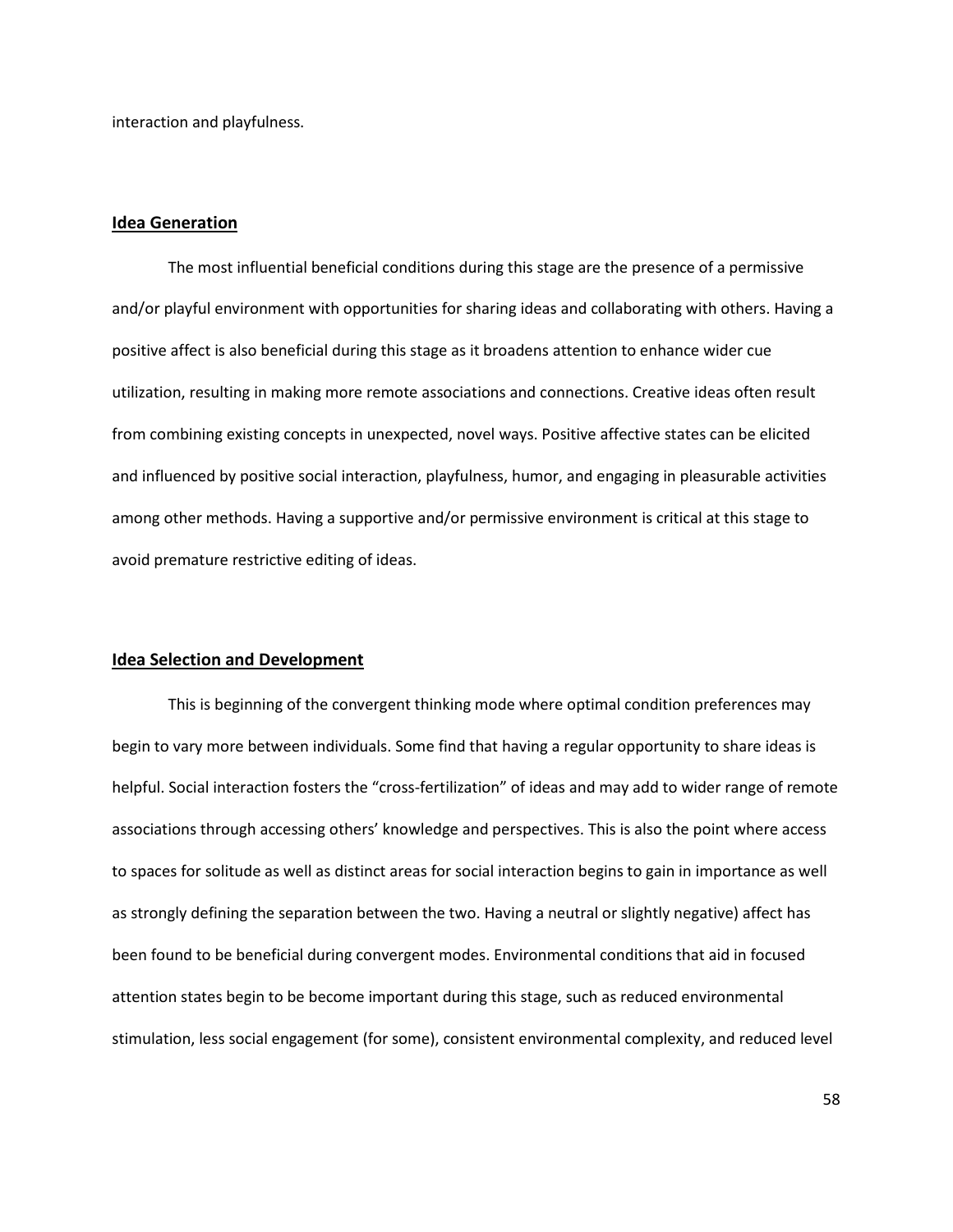interaction and playfulness.

## Idea Generation

The most influential beneficial conditions during this stage are the presence of a permissive and/or playful environment with opportunities for sharing ideas and collaborating with others. Having a positive affect is also beneficial during this stage as it broadens attention to enhance wider cue utilization, resulting in making more remote associations and connections. Creative ideas often result from combining existing concepts in unexpected, novel ways. Positive affective states can be elicited and influenced by positive social interaction, playfulness, humor, and engaging in pleasurable activities among other methods. Having a supportive and/or permissive environment is critical at this stage to avoid premature restrictive editing of ideas.

## Idea Selection and Development

This is beginning of the convergent thinking mode where optimal condition preferences may begin to vary more between individuals. Some find that having a regular opportunity to share ideas is helpful. Social interaction fosters the "cross-fertilization" of ideas and may add to wider range of remote associations through accessing others' knowledge and perspectives. This is also the point where access to spaces for solitude as well as distinct areas for social interaction begins to gain in importance as well as strongly defining the separation between the two. Having a neutral or slightly negative) affect has been found to be beneficial during convergent modes. Environmental conditions that aid in focused attention states begin to be become important during this stage, such as reduced environmental stimulation, less social engagement (for some), consistent environmental complexity, and reduced level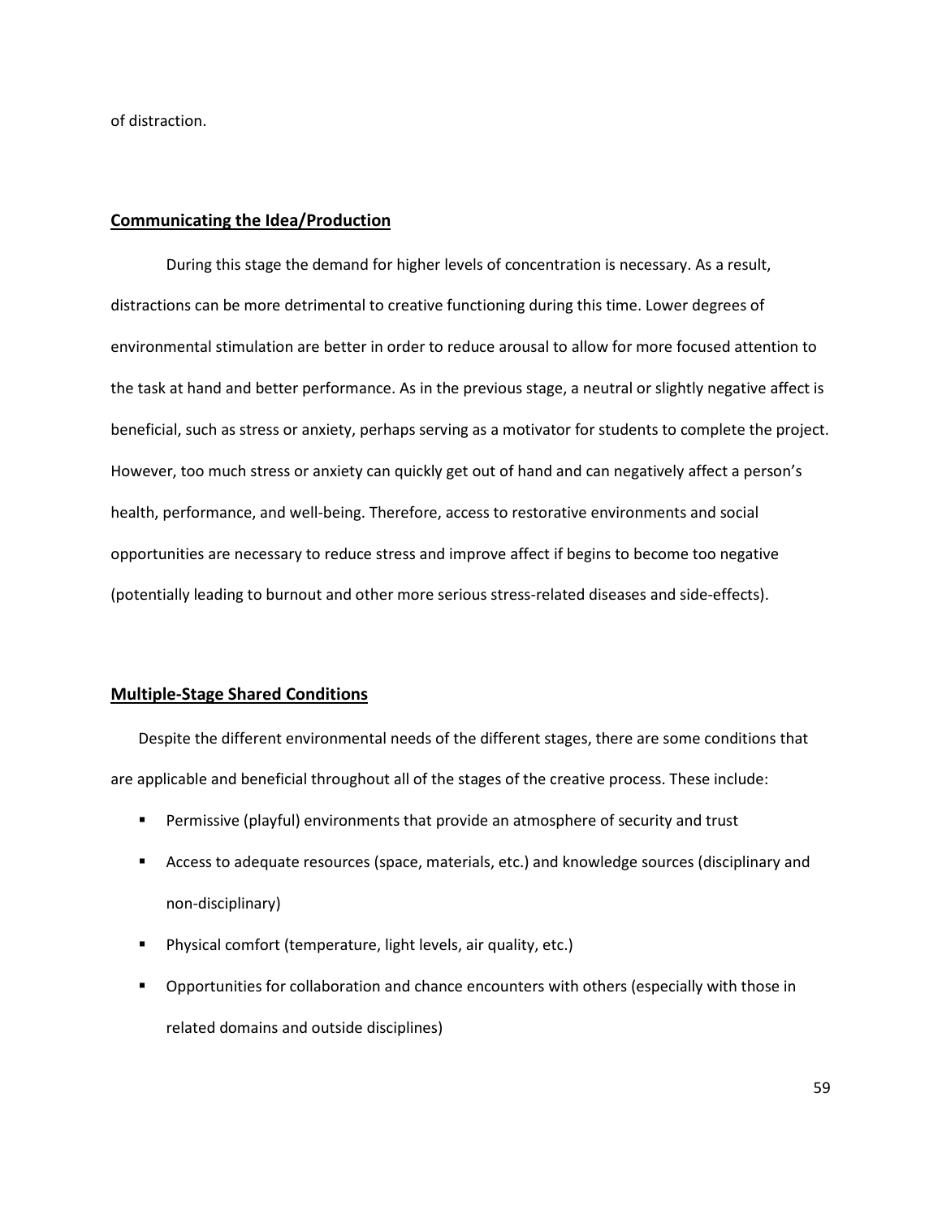of distraction.

## Communicating the Idea/Production

During this stage the demand for higher levels of concentration is necessary. As a result, distractions can be more detrimental to creative functioning during this time. Lower degrees of environmental stimulation are better in order to reduce arousal to allow for more focused attention to the task at hand and better performance. As in the previous stage, a neutral or slightly negative affect is beneficial, such as stress or anxiety, perhaps serving as a motivator for students to complete the project. However, too much stress or anxiety can quickly get out of hand and can negatively affect a person's health, performance, and well-being. Therefore, access to restorative environments and social opportunities are necessary to reduce stress and improve affect if begins to become too negative (potentially leading to burnout and other more serious stress-related diseases and side-effects).

## Multiple-Stage Shared Conditions

Despite the different environmental needs of the different stages, there are some conditions that are applicable and beneficial throughout all of the stages of the creative process. These include:

- Permissive (playful) environments that provide an atmosphere of security and trust
- Access to adequate resources (space, materials, etc.) and knowledge sources (disciplinary and non-disciplinary)
- Physical comfort (temperature, light levels, air quality, etc.)
- Opportunities for collaboration and chance encounters with others (especially with those in related domains and outside disciplines)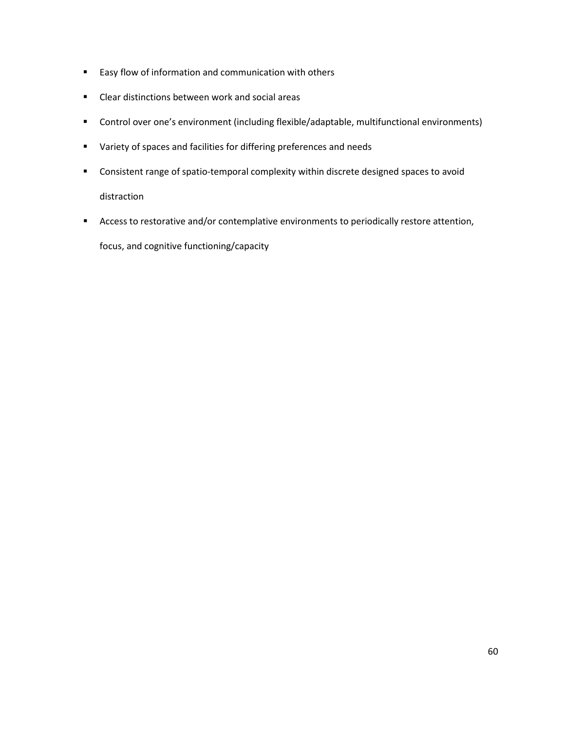- Easy flow of information and communication with others
- Clear distinctions between work and social areas
- Control over one's environment (including flexible/adaptable, multifunctional environments)
- Variety of spaces and facilities for differing preferences and needs
- Consistent range of spatio-temporal complexity within discrete designed spaces to avoid distraction
- Access to restorative and/or contemplative environments to periodically restore attention, focus, and cognitive functioning/capacity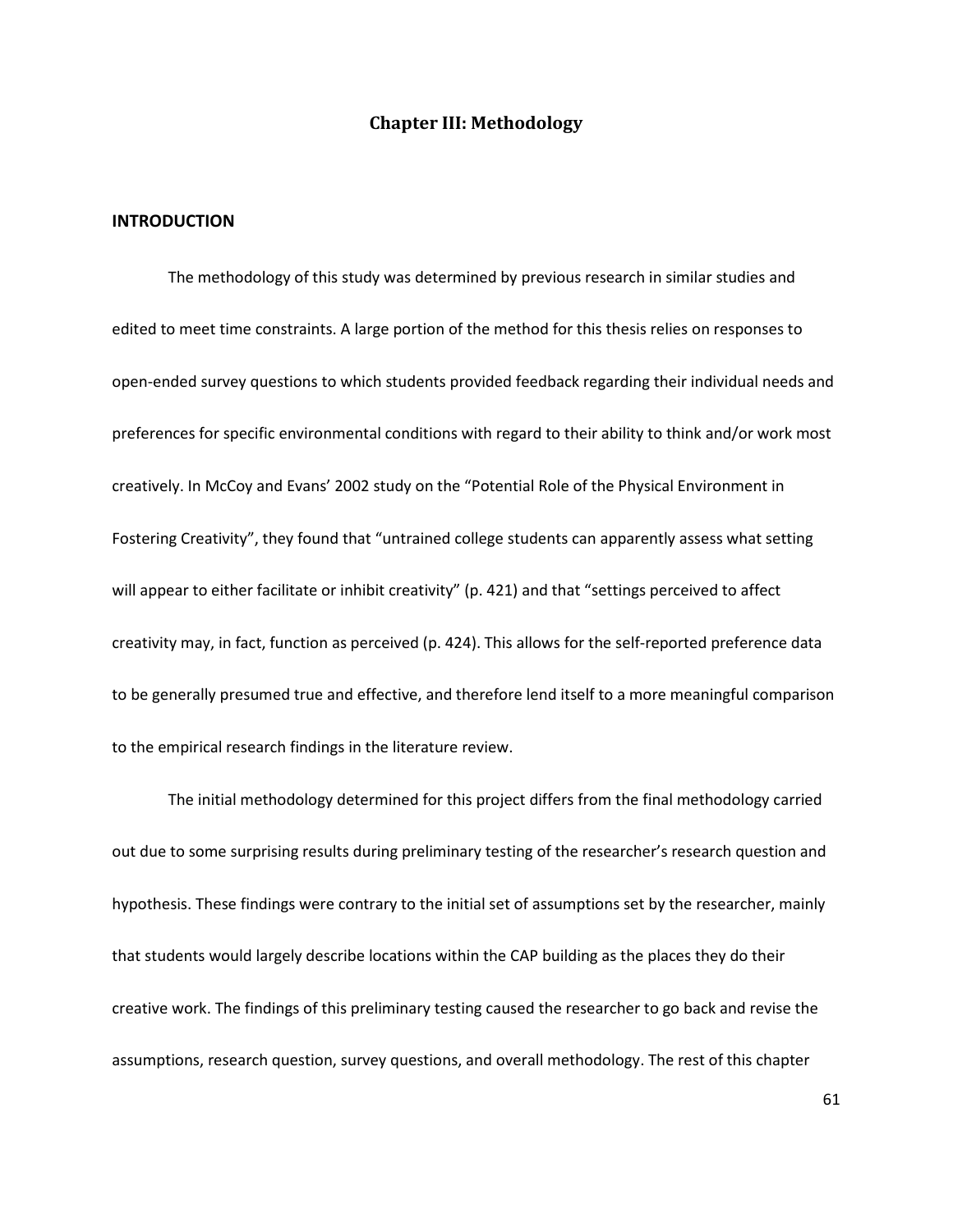# Chapter III: Methodology

## INTRODUCTION

The methodology of this study was determined by previous research in similar studies and edited to meet time constraints. A large portion of the method for this thesis relies on responses to open-ended survey questions to which students provided feedback regarding their individual needs and preferences for specific environmental conditions with regard to their ability to think and/or work most creatively. In McCoy and Evans' 2002 study on the "Potential Role of the Physical Environment in Fostering Creativity", they found that "untrained college students can apparently assess what setting will appear to either facilitate or inhibit creativity" (p. 421) and that "settings perceived to affect creativity may, in fact, function as perceived (p. 424). This allows for the self-reported preference data to be generally presumed true and effective, and therefore lend itself to a more meaningful comparison to the empirical research findings in the literature review.

The initial methodology determined for this project differs from the final methodology carried out due to some surprising results during preliminary testing of the researcher's research question and hypothesis. These findings were contrary to the initial set of assumptions set by the researcher, mainly that students would largely describe locations within the CAP building as the places they do their creative work. The findings of this preliminary testing caused the researcher to go back and revise the assumptions, research question, survey questions, and overall methodology. The rest of this chapter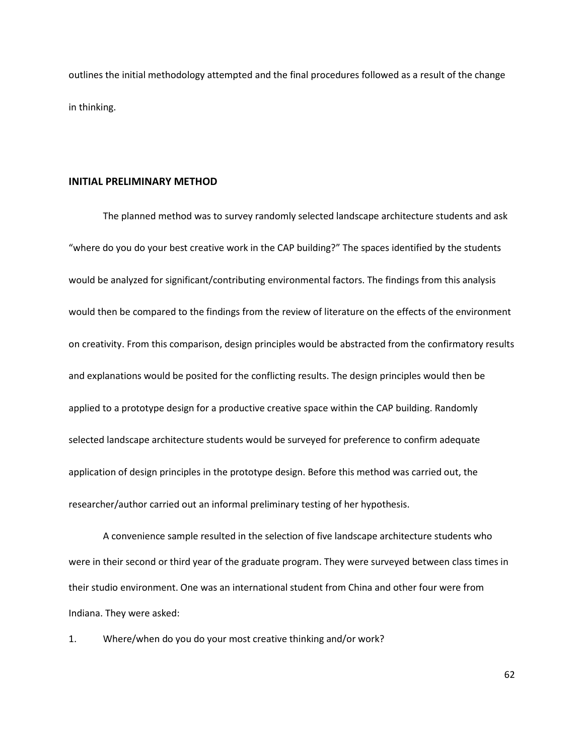outlines the initial methodology attempted and the final procedures followed as a result of the change in thinking.

## INITIAL PRELIMINARY METHOD

The planned method was to survey randomly selected landscape architecture students and ask "where do you do your best creative work in the CAP building?" The spaces identified by the students would be analyzed for significant/contributing environmental factors. The findings from this analysis would then be compared to the findings from the review of literature on the effects of the environment on creativity. From this comparison, design principles would be abstracted from the confirmatory results and explanations would be posited for the conflicting results. The design principles would then be applied to a prototype design for a productive creative space within the CAP building. Randomly selected landscape architecture students would be surveyed for preference to confirm adequate application of design principles in the prototype design. Before this method was carried out, the researcher/author carried out an informal preliminary testing of her hypothesis.

A convenience sample resulted in the selection of five landscape architecture students who were in their second or third year of the graduate program. They were surveyed between class times in their studio environment. One was an international student from China and other four were from Indiana. They were asked:

1. Where/when do you do your most creative thinking and/or work?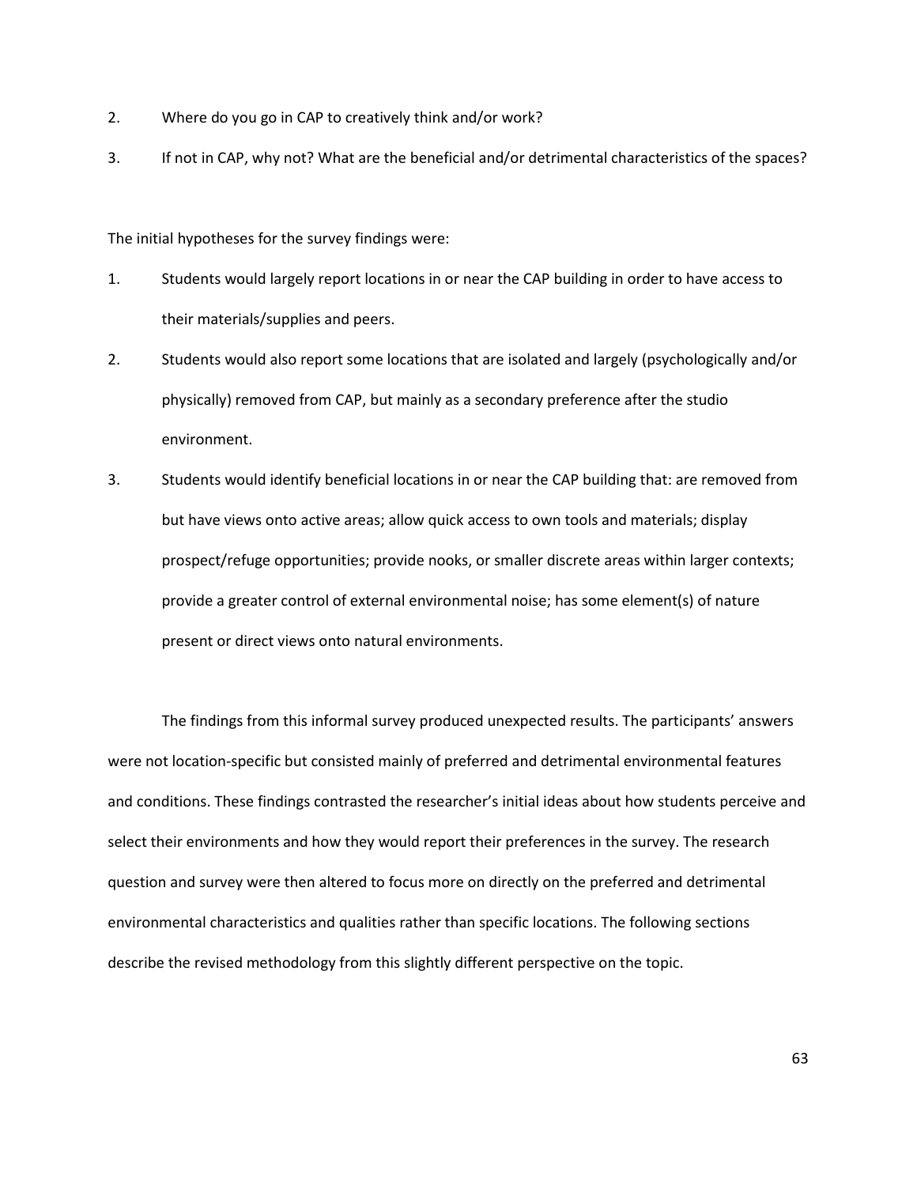2. Where do you go in CAP to creatively think and/or work?
3. If not in CAP, why not? What are the beneficial and/or detrimental characteristics of the spaces?

The initial hypotheses for the survey findings were:

1. Students would largely report locations in or near the CAP building in order to have access to their materials/supplies and peers.
2. Students would also report some locations that are isolated and largely (psychologically and/or physically) removed from CAP, but mainly as a secondary preference after the studio environment.
3. Students would identify beneficial locations in or near the CAP building that: are removed from but have views onto active areas; allow quick access to own tools and materials; display prospect/refuge opportunities; provide nooks, or smaller discrete areas within larger contexts; provide a greater control of external environmental noise; has some element(s) of nature present or direct views onto natural environments.

The findings from this informal survey produced unexpected results. The participants' answers were not location-specific but consisted mainly of preferred and detrimental environmental features and conditions. These findings contrasted the researcher's initial ideas about how students perceive and select their environments and how they would report their preferences in the survey. The research question and survey were then altered to focus more on directly on the preferred and detrimental environmental characteristics and qualities rather than specific locations. The following sections describe the revised methodology from this slightly different perspective on the topic.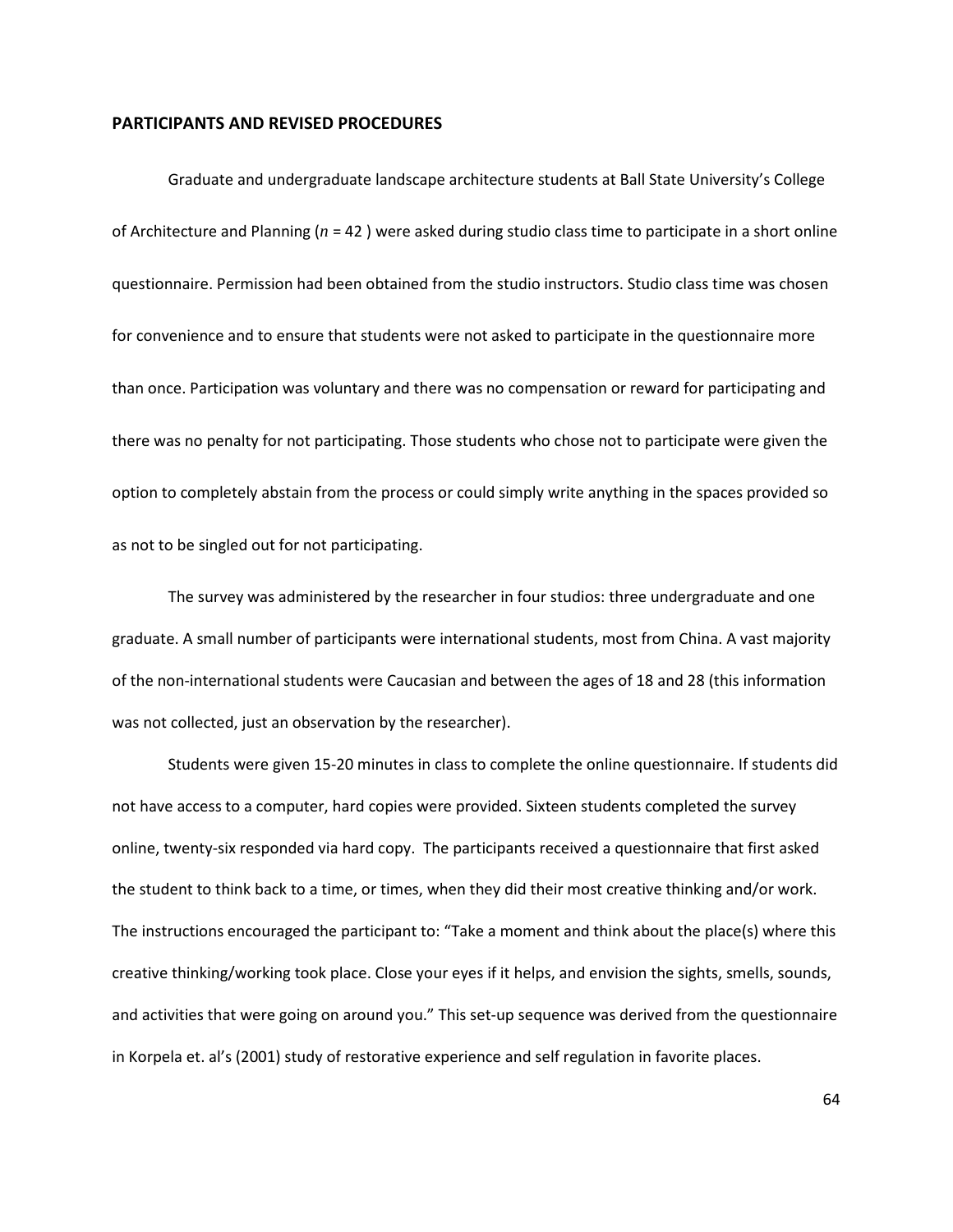## PARTICIPANTS AND REVISED PROCEDURES

Graduate and undergraduate landscape architecture students at Ball State University's College of Architecture and Planning ($n$ = 42 ) were asked during studio class time to participate in a short online questionnaire. Permission had been obtained from the studio instructors. Studio class time was chosen for convenience and to ensure that students were not asked to participate in the questionnaire more than once. Participation was voluntary and there was no compensation or reward for participating and there was no penalty for not participating. Those students who chose not to participate were given the option to completely abstain from the process or could simply write anything in the spaces provided so as not to be singled out for not participating.

The survey was administered by the researcher in four studios: three undergraduate and one graduate. A small number of participants were international students, most from China. A vast majority of the non-international students were Caucasian and between the ages of 18 and 28 (this information was not collected, just an observation by the researcher).

Students were given 15-20 minutes in class to complete the online questionnaire. If students did not have access to a computer, hard copies were provided. Sixteen students completed the survey online, twenty-six responded via hard copy. The participants received a questionnaire that first asked the student to think back to a time, or times, when they did their most creative thinking and/or work. The instructions encouraged the participant to: "Take a moment and think about the place(s) where this creative thinking/working took place. Close your eyes if it helps, and envision the sights, smells, sounds, and activities that were going on around you." This set-up sequence was derived from the questionnaire in Korpela et. al's (2001) study of restorative experience and self regulation in favorite places.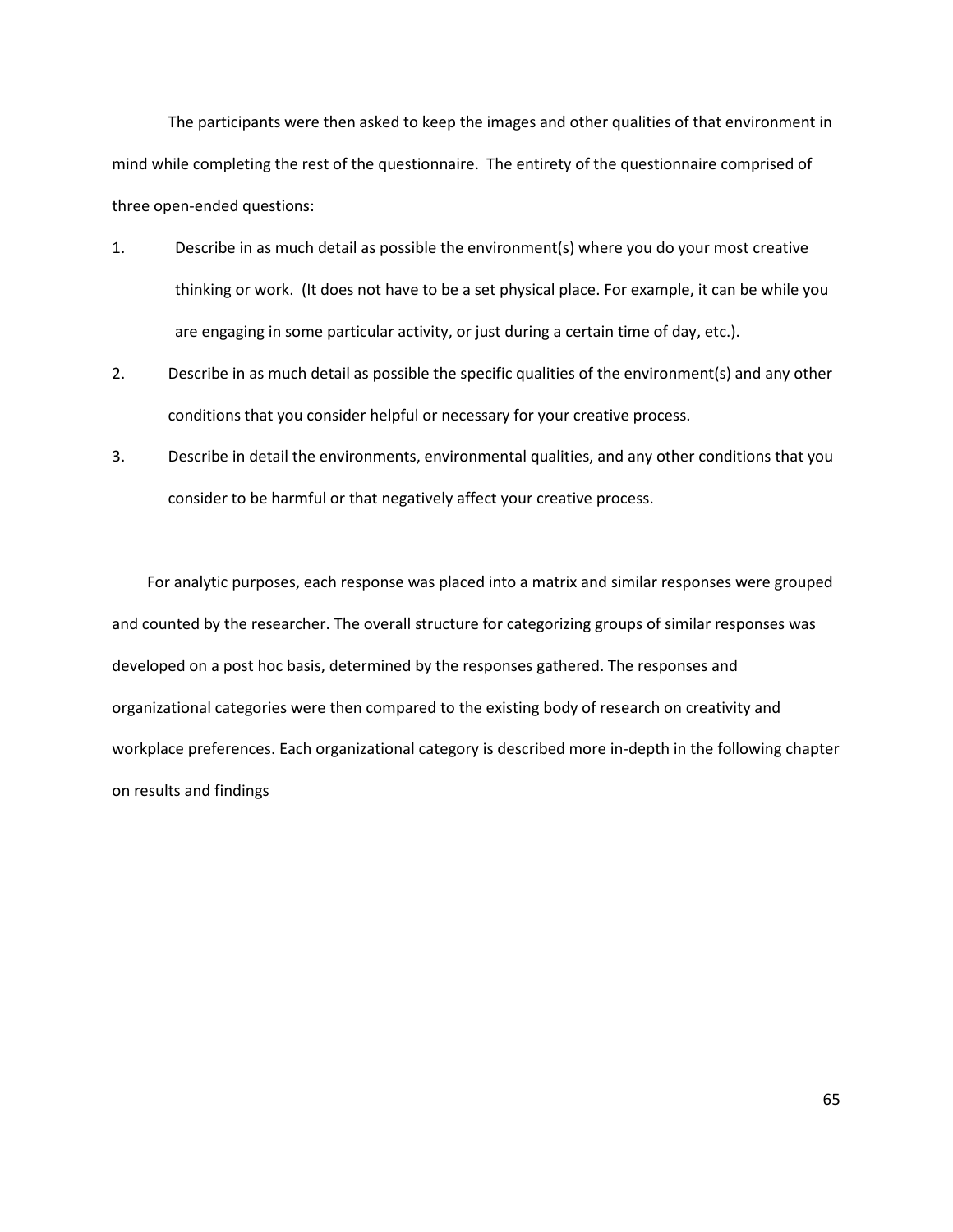The participants were then asked to keep the images and other qualities of that environment in mind while completing the rest of the questionnaire. The entirety of the questionnaire comprised of three open-ended questions:

1. Describe in as much detail as possible the environment(s) where you do your most creative thinking or work. (It does not have to be a set physical place. For example, it can be while you are engaging in some particular activity, or just during a certain time of day, etc.).
2. Describe in as much detail as possible the specific qualities of the environment(s) and any other conditions that you consider helpful or necessary for your creative process.
3. Describe in detail the environments, environmental qualities, and any other conditions that you consider to be harmful or that negatively affect your creative process.

For analytic purposes, each response was placed into a matrix and similar responses were grouped and counted by the researcher. The overall structure for categorizing groups of similar responses was developed on a post hoc basis, determined by the responses gathered. The responses and organizational categories were then compared to the existing body of research on creativity and workplace preferences. Each organizational category is described more in-depth in the following chapter on results and findings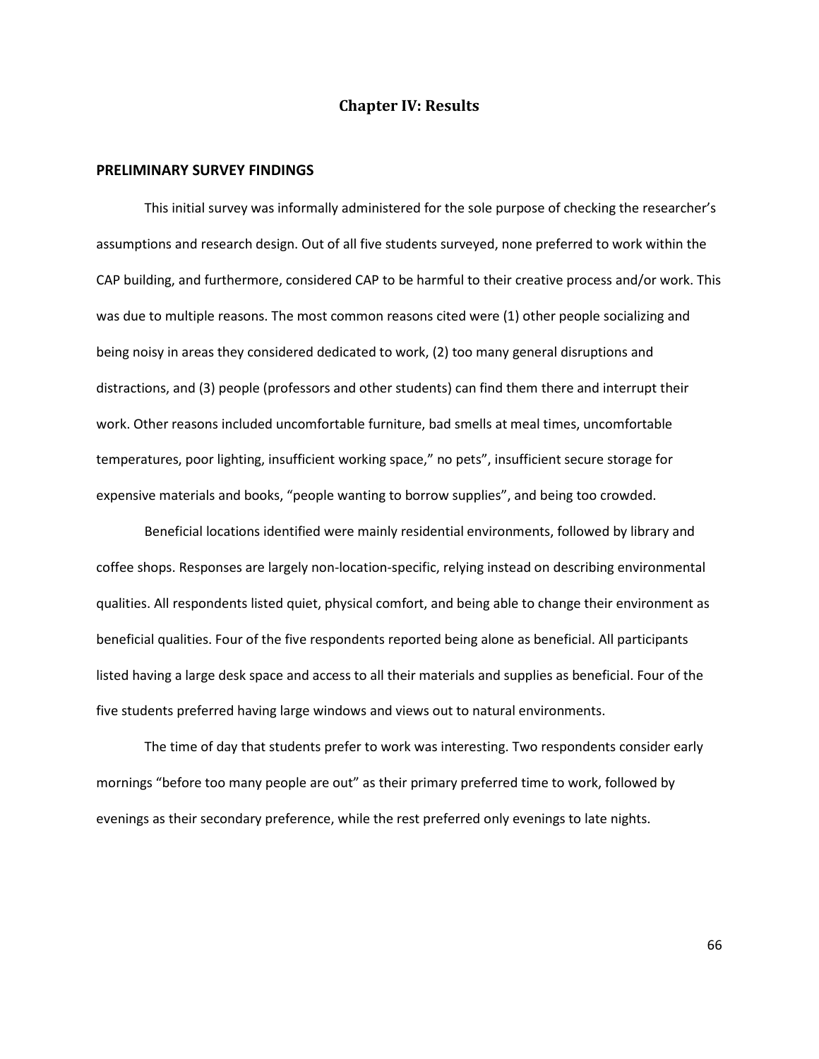# Chapter IV: Results

## PRELIMINARY SURVEY FINDINGS

This initial survey was informally administered for the sole purpose of checking the researcher's assumptions and research design. Out of all five students surveyed, none preferred to work within the CAP building, and furthermore, considered CAP to be harmful to their creative process and/or work. This was due to multiple reasons. The most common reasons cited were (1) other people socializing and being noisy in areas they considered dedicated to work, (2) too many general disruptions and distractions, and (3) people (professors and other students) can find them there and interrupt their work. Other reasons included uncomfortable furniture, bad smells at meal times, uncomfortable temperatures, poor lighting, insufficient working space," no pets", insufficient secure storage for expensive materials and books, "people wanting to borrow supplies", and being too crowded.

Beneficial locations identified were mainly residential environments, followed by library and coffee shops. Responses are largely non-location-specific, relying instead on describing environmental qualities. All respondents listed quiet, physical comfort, and being able to change their environment as beneficial qualities. Four of the five respondents reported being alone as beneficial. All participants listed having a large desk space and access to all their materials and supplies as beneficial. Four of the five students preferred having large windows and views out to natural environments.

The time of day that students prefer to work was interesting. Two respondents consider early mornings "before too many people are out" as their primary preferred time to work, followed by evenings as their secondary preference, while the rest preferred only evenings to late nights.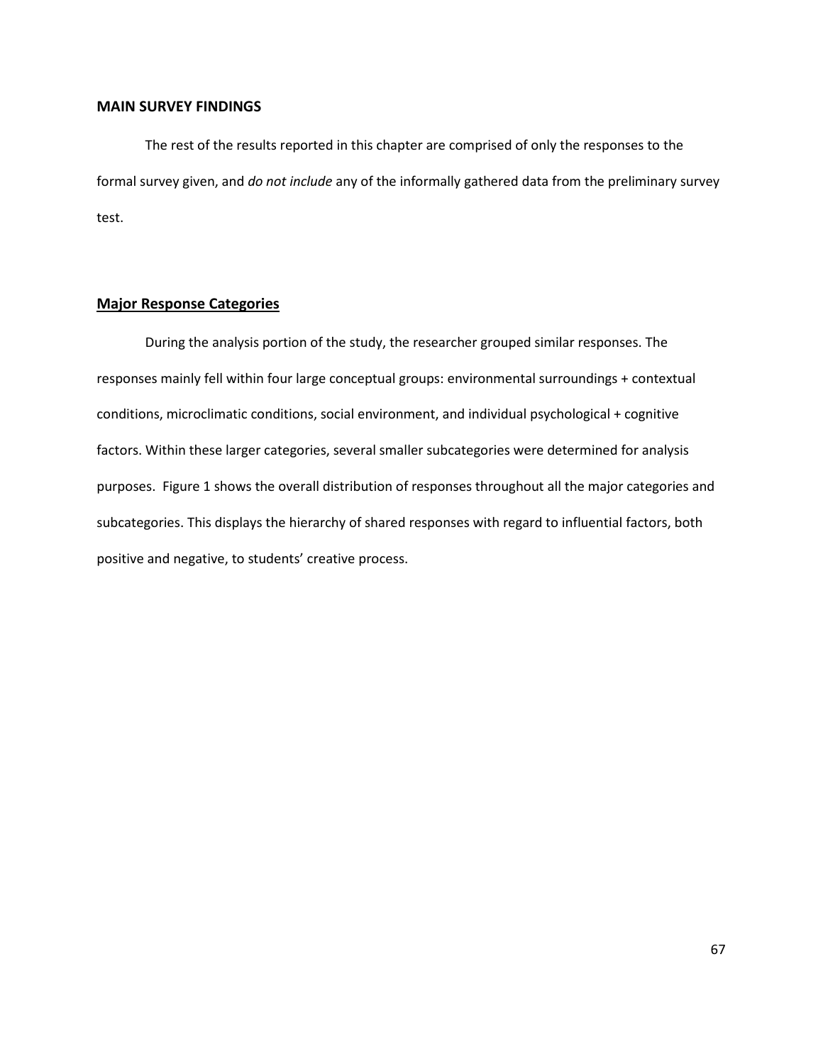## MAIN SURVEY FINDINGS

The rest of the results reported in this chapter are comprised of only the responses to the formal survey given, and *do not include* any of the informally gathered data from the preliminary survey test.

### Major Response Categories

During the analysis portion of the study, the researcher grouped similar responses. The responses mainly fell within four large conceptual groups: environmental surroundings + contextual conditions, microclimatic conditions, social environment, and individual psychological + cognitive factors. Within these larger categories, several smaller subcategories were determined for analysis purposes. Figure 1 shows the overall distribution of responses throughout all the major categories and subcategories. This displays the hierarchy of shared responses with regard to influential factors, both positive and negative, to students' creative process.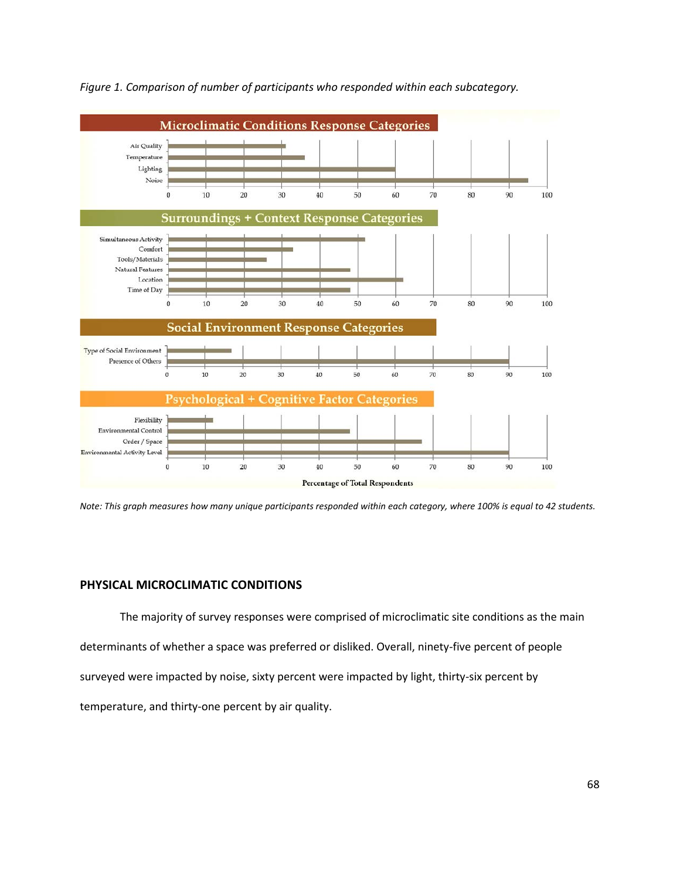*Figure 1. Comparison of number of participants who responded within each subcategory.*

*Note: This graph measures how many unique participants responded within each category, where 100% is equal to 42 students.*

## PHYSICAL MICROCLIMATIC CONDITIONS

The majority of survey responses were comprised of microclimatic site conditions as the main determinants of whether a space was preferred or disliked. Overall, ninety-five percent of people surveyed were impacted by noise, sixty percent were impacted by light, thirty-six percent by temperature, and thirty-one percent by air quality.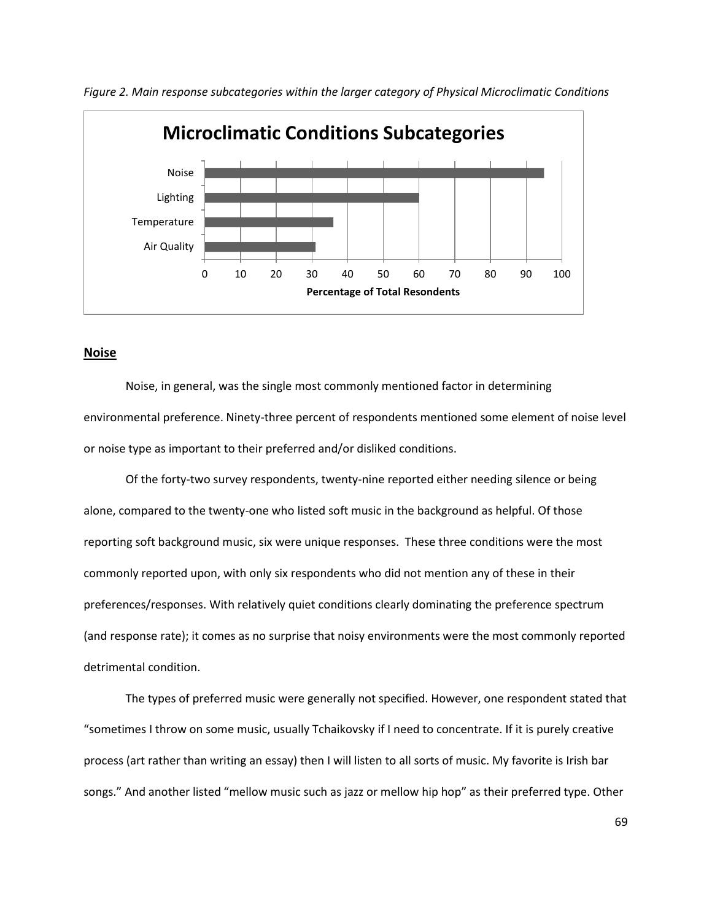*Figure 2. Main response subcategories within the larger category of Physical Microclimatic Conditions*

**Microclimatic Conditions Subcategories**

| Subcategory | Percentage of Total Resondents |
|---|---|
| Noise | ~95 |
| Lighting | ~60 |
| Temperature | ~36 |
| Air Quality | ~31 |

## Noise

Noise, in general, was the single most commonly mentioned factor in determining environmental preference. Ninety-three percent of respondents mentioned some element of noise level or noise type as important to their preferred and/or disliked conditions.

Of the forty-two survey respondents, twenty-nine reported either needing silence or being alone, compared to the twenty-one who listed soft music in the background as helpful. Of those reporting soft background music, six were unique responses. These three conditions were the most commonly reported upon, with only six respondents who did not mention any of these in their preferences/responses. With relatively quiet conditions clearly dominating the preference spectrum (and response rate); it comes as no surprise that noisy environments were the most commonly reported detrimental condition.

The types of preferred music were generally not specified. However, one respondent stated that "sometimes I throw on some music, usually Tchaikovsky if I need to concentrate. If it is purely creative process (art rather than writing an essay) then I will listen to all sorts of music. My favorite is Irish bar songs." And another listed "mellow music such as jazz or mellow hip hop" as their preferred type. Other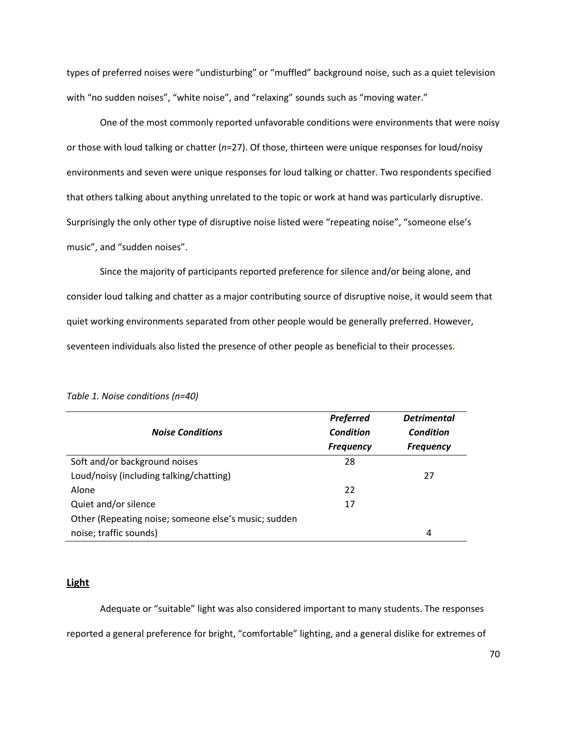types of preferred noises were "undisturbing" or "muffled" background noise, such as a quiet television with "no sudden noises", "white noise", and "relaxing" sounds such as "moving water."

One of the most commonly reported unfavorable conditions were environments that were noisy or those with loud talking or chatter (*n*=27). Of those, thirteen were unique responses for loud/noisy environments and seven were unique responses for loud talking or chatter. Two respondents specified that others talking about anything unrelated to the topic or work at hand was particularly disruptive. Surprisingly the only other type of disruptive noise listed were "repeating noise", "someone else's music", and "sudden noises".

Since the majority of participants reported preference for silence and/or being alone, and consider loud talking and chatter as a major contributing source of disruptive noise, it would seem that quiet working environments separated from other people would be generally preferred. However, seventeen individuals also listed the presence of other people as beneficial to their processes.

*Table 1. Noise conditions (n=40)*

| ***Noise Conditions*** | ***Preferred Condition Frequency*** | ***Detrimental Condition Frequency*** |
|---|---|---|
| Soft and/or background noises | 28 | |
| Loud/noisy (including talking/chatting) | | 27 |
| Alone | 22 | |
| Quiet and/or silence | 17 | |
| Other (Repeating noise; someone else's music; sudden noise; traffic sounds) | | 4 |

## Light

Adequate or "suitable" light was also considered important to many students. The responses reported a general preference for bright, "comfortable" lighting, and a general dislike for extremes of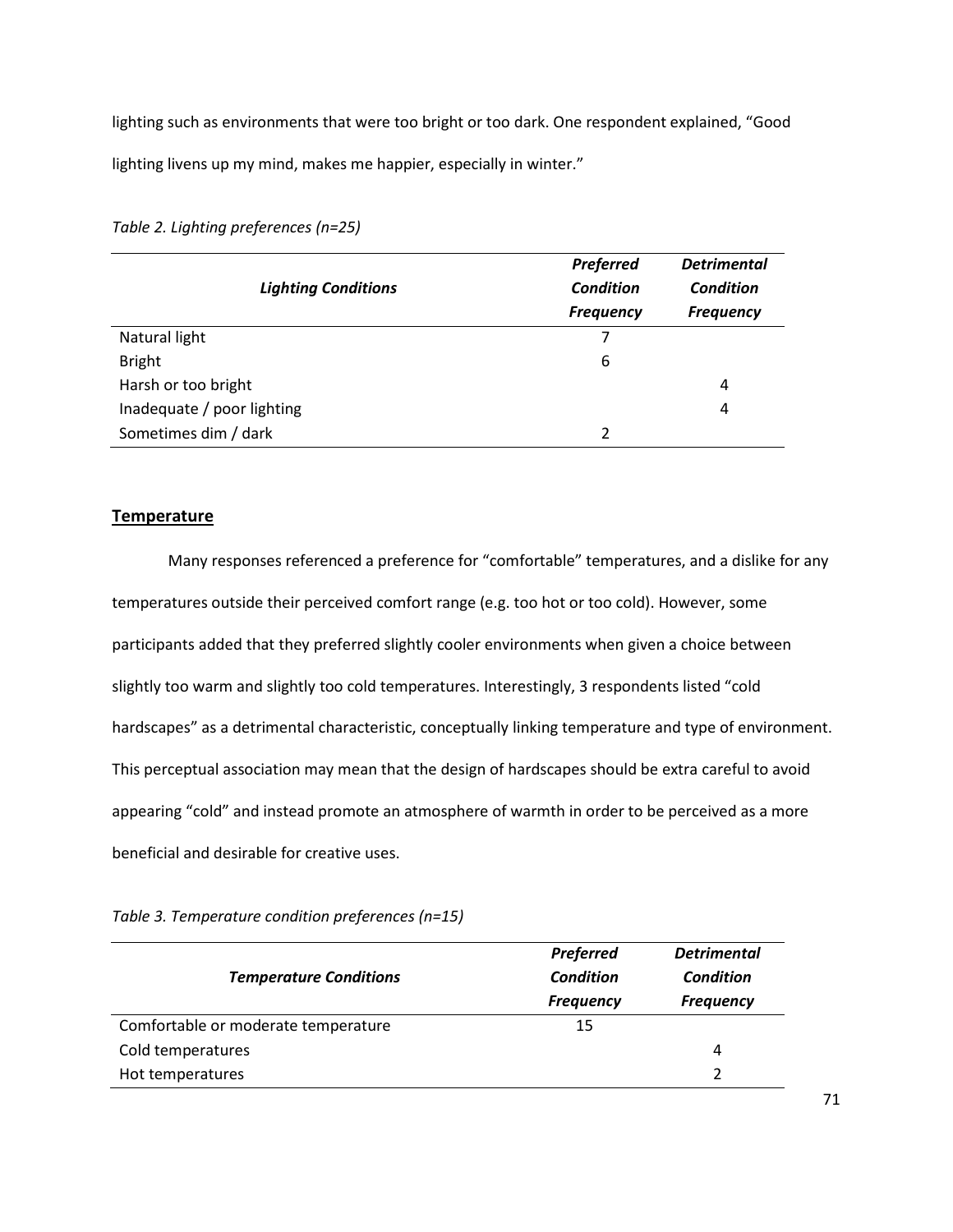lighting such as environments that were too bright or too dark. One respondent explained, "Good lighting livens up my mind, makes me happier, especially in winter."

*Table 2. Lighting preferences (n=25)*

| ***Lighting Conditions*** | ***Preferred Condition Frequency*** | ***Detrimental Condition Frequency*** |
|---|---|---|
| Natural light | 7 | |
| Bright | 6 | |
| Harsh or too bright | | 4 |
| Inadequate / poor lighting | | 4 |
| Sometimes dim / dark | 2 | |

## Temperature

Many responses referenced a preference for "comfortable" temperatures, and a dislike for any temperatures outside their perceived comfort range (e.g. too hot or too cold). However, some participants added that they preferred slightly cooler environments when given a choice between slightly too warm and slightly too cold temperatures. Interestingly, 3 respondents listed "cold hardscapes" as a detrimental characteristic, conceptually linking temperature and type of environment. This perceptual association may mean that the design of hardscapes should be extra careful to avoid appearing "cold" and instead promote an atmosphere of warmth in order to be perceived as a more beneficial and desirable for creative uses.

*Table 3. Temperature condition preferences (n=15)*

| ***Temperature Conditions*** | ***Preferred Condition Frequency*** | ***Detrimental Condition Frequency*** |
|---|---|---|
| Comfortable or moderate temperature | 15 | |
| Cold temperatures | | 4 |
| Hot temperatures | | 2 |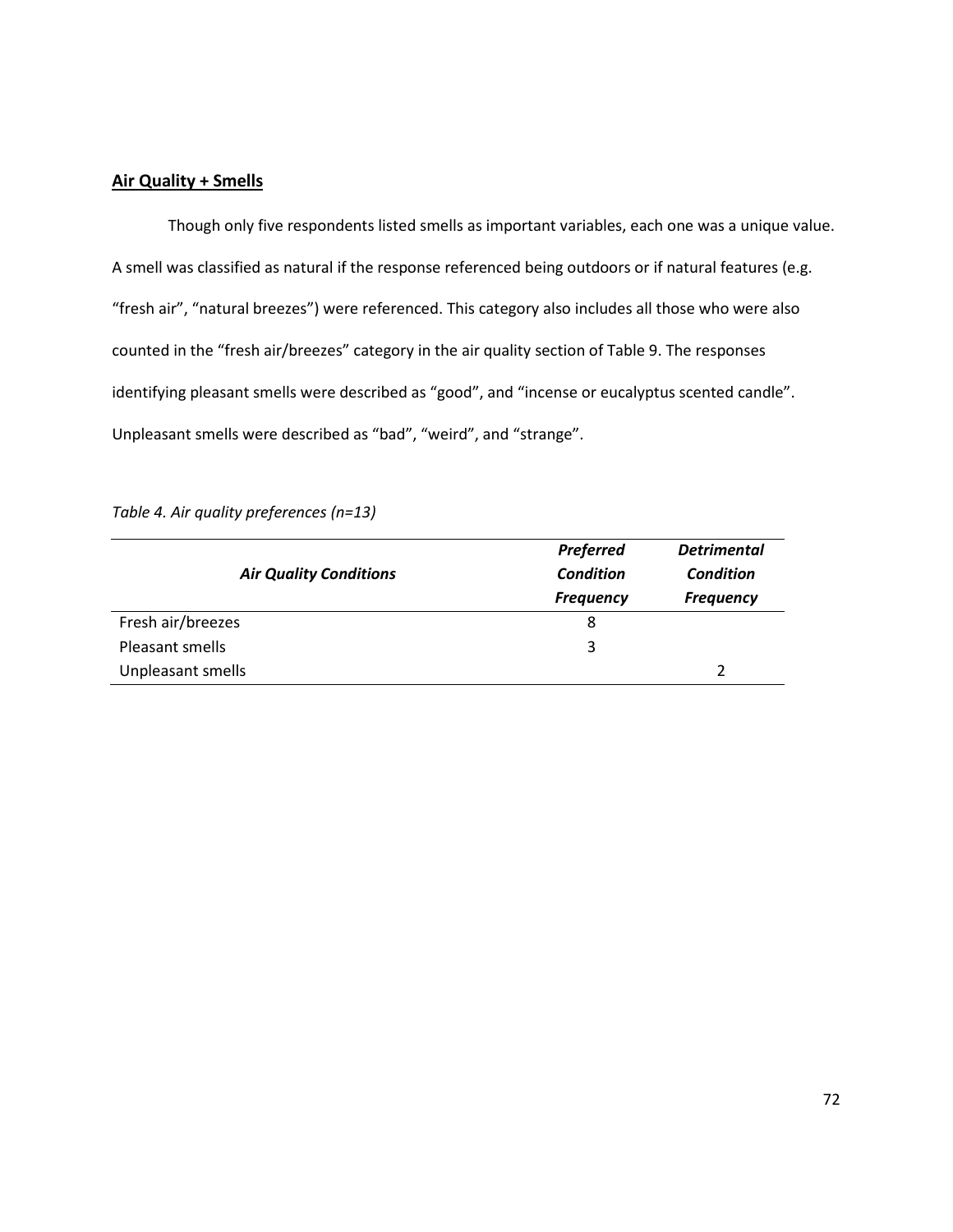**Air Quality + Smells**

Though only five respondents listed smells as important variables, each one was a unique value. A smell was classified as natural if the response referenced being outdoors or if natural features (e.g. “fresh air”, “natural breezes”) were referenced. This category also includes all those who were also counted in the “fresh air/breezes” category in the air quality section of Table 9. The responses identifying pleasant smells were described as “good”, and “incense or eucalyptus scented candle”. Unpleasant smells were described as “bad”, “weird”, and “strange”.

*Table 4. Air quality preferences (n=13)*

| ***Air Quality Conditions*** | ***Preferred Condition Frequency*** | ***Detrimental Condition Frequency*** |
|---|---|---|
| Fresh air/breezes | 8 | |
| Pleasant smells | 3 | |
| Unpleasant smells | | 2 |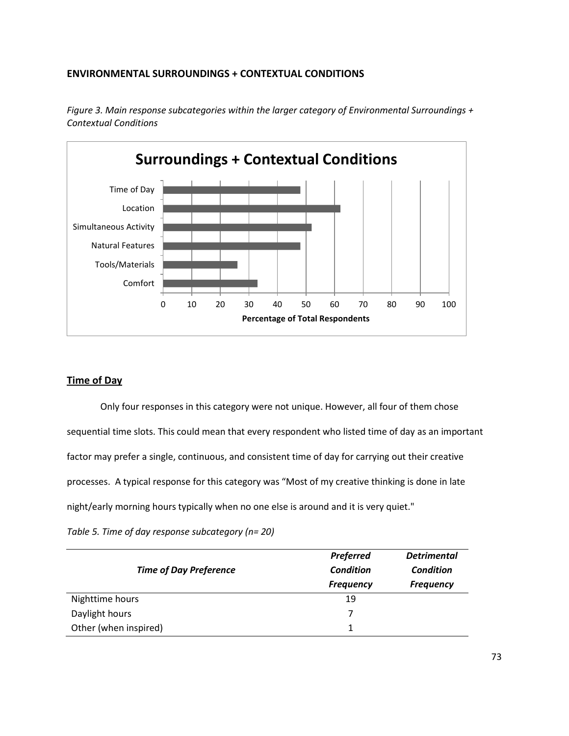## ENVIRONMENTAL SURROUNDINGS + CONTEXTUAL CONDITIONS

*Figure 3. Main response subcategories within the larger category of Environmental Surroundings + Contextual Conditions*

### Time of Day

Only four responses in this category were not unique. However, all four of them chose sequential time slots. This could mean that every respondent who listed time of day as an important factor may prefer a single, continuous, and consistent time of day for carrying out their creative processes. A typical response for this category was "Most of my creative thinking is done in late night/early morning hours typically when no one else is around and it is very quiet."

*Table 5. Time of day response subcategory (n= 20)*

| *Time of Day Preference* | *Preferred Condition Frequency* | *Detrimental Condition Frequency* |
|---|---|---|
| Nighttime hours | 19 | |
| Daylight hours | 7 | |
| Other (when inspired) | 1 | |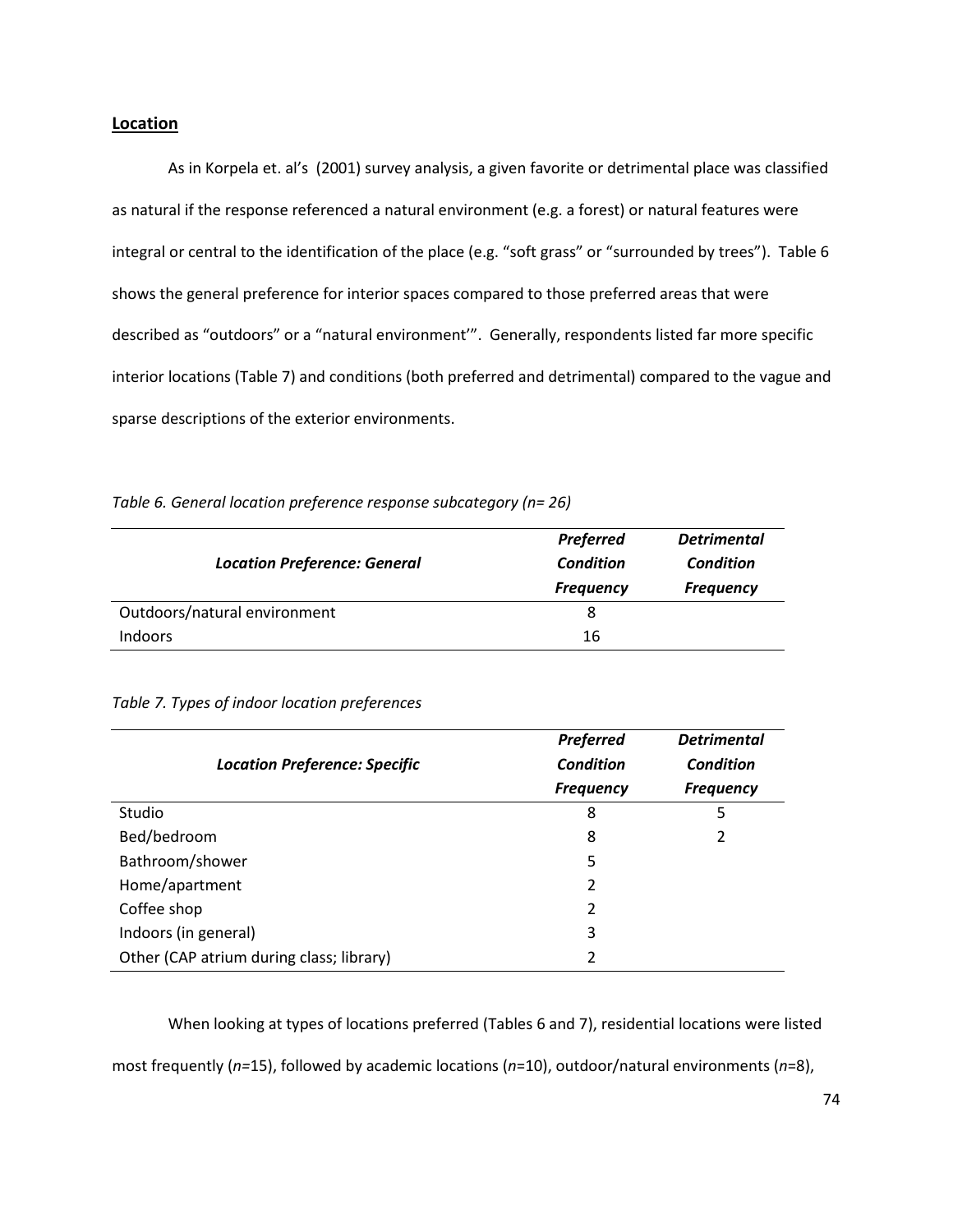**Location**

As in Korpela et. al's (2001) survey analysis, a given favorite or detrimental place was classified as natural if the response referenced a natural environment (e.g. a forest) or natural features were integral or central to the identification of the place (e.g. "soft grass" or "surrounded by trees"). Table 6 shows the general preference for interior spaces compared to those preferred areas that were described as "outdoors" or a "natural environment'". Generally, respondents listed far more specific interior locations (Table 7) and conditions (both preferred and detrimental) compared to the vague and sparse descriptions of the exterior environments.

*Table 6. General location preference response subcategory (n= 26)*

| ***Location Preference: General*** | ***Preferred Condition Frequency*** | ***Detrimental Condition Frequency*** |
|---|---|---|
| Outdoors/natural environment | 8 | |
| Indoors | 16 | |

*Table 7. Types of indoor location preferences*

| ***Location Preference: Specific*** | ***Preferred Condition Frequency*** | ***Detrimental Condition Frequency*** |
|---|---|---|
| Studio | 8 | 5 |
| Bed/bedroom | 8 | 2 |
| Bathroom/shower | 5 | |
| Home/apartment | 2 | |
| Coffee shop | 2 | |
| Indoors (in general) | 3 | |
| Other (CAP atrium during class; library) | 2 | |

When looking at types of locations preferred (Tables 6 and 7), residential locations were listed most frequently (*n*=15), followed by academic locations (*n*=10), outdoor/natural environments (*n*=8),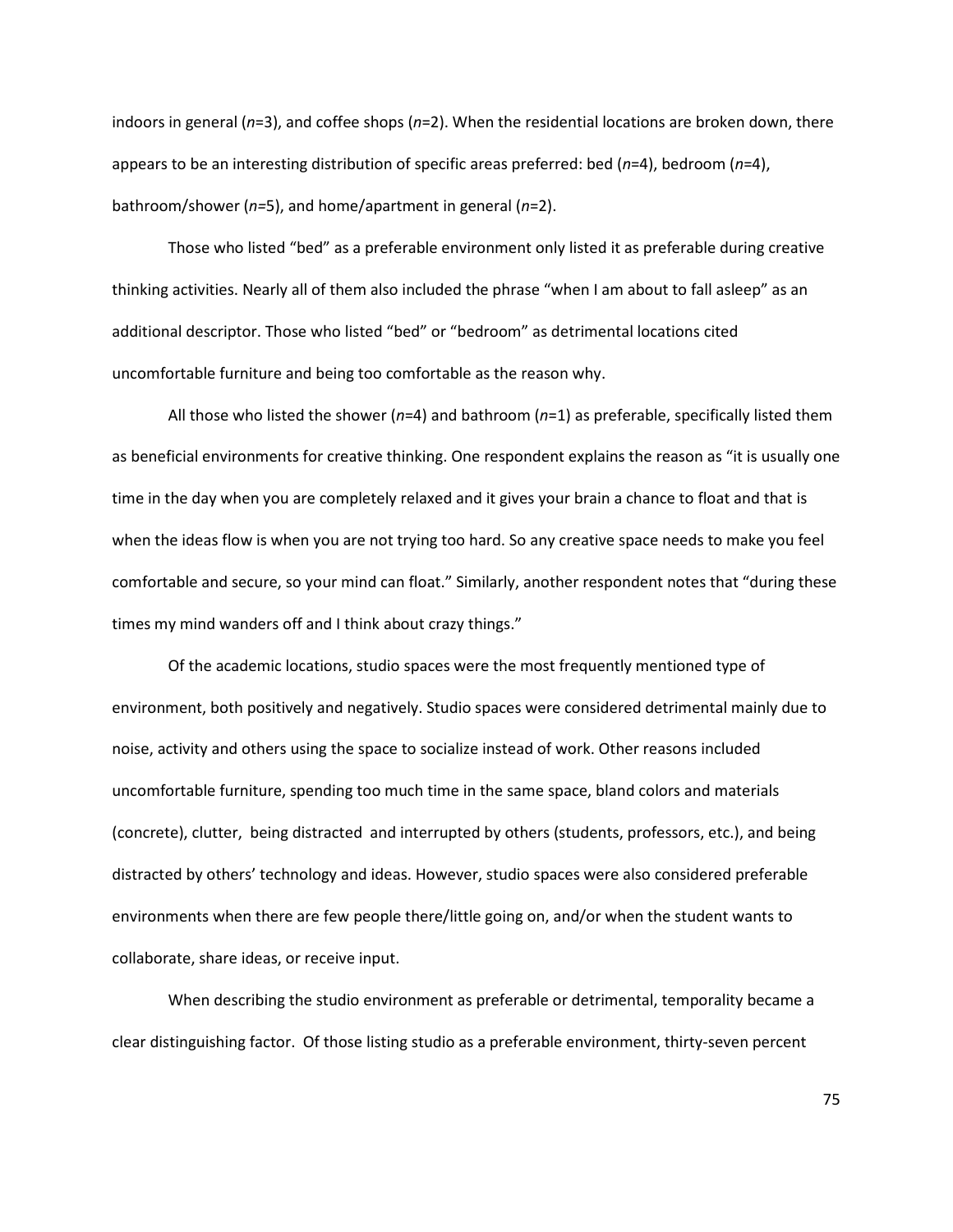indoors in general (*n*=3), and coffee shops (*n*=2). When the residential locations are broken down, there appears to be an interesting distribution of specific areas preferred: bed (*n*=4), bedroom (*n*=4), bathroom/shower (*n*=5), and home/apartment in general (*n*=2).

Those who listed "bed" as a preferable environment only listed it as preferable during creative thinking activities. Nearly all of them also included the phrase "when I am about to fall asleep" as an additional descriptor. Those who listed "bed" or "bedroom" as detrimental locations cited uncomfortable furniture and being too comfortable as the reason why.

All those who listed the shower (*n*=4) and bathroom (*n*=1) as preferable, specifically listed them as beneficial environments for creative thinking. One respondent explains the reason as "it is usually one time in the day when you are completely relaxed and it gives your brain a chance to float and that is when the ideas flow is when you are not trying too hard. So any creative space needs to make you feel comfortable and secure, so your mind can float." Similarly, another respondent notes that "during these times my mind wanders off and I think about crazy things."

Of the academic locations, studio spaces were the most frequently mentioned type of environment, both positively and negatively. Studio spaces were considered detrimental mainly due to noise, activity and others using the space to socialize instead of work. Other reasons included uncomfortable furniture, spending too much time in the same space, bland colors and materials (concrete), clutter, being distracted and interrupted by others (students, professors, etc.), and being distracted by others' technology and ideas. However, studio spaces were also considered preferable environments when there are few people there/little going on, and/or when the student wants to collaborate, share ideas, or receive input.

When describing the studio environment as preferable or detrimental, temporality became a clear distinguishing factor. Of those listing studio as a preferable environment, thirty-seven percent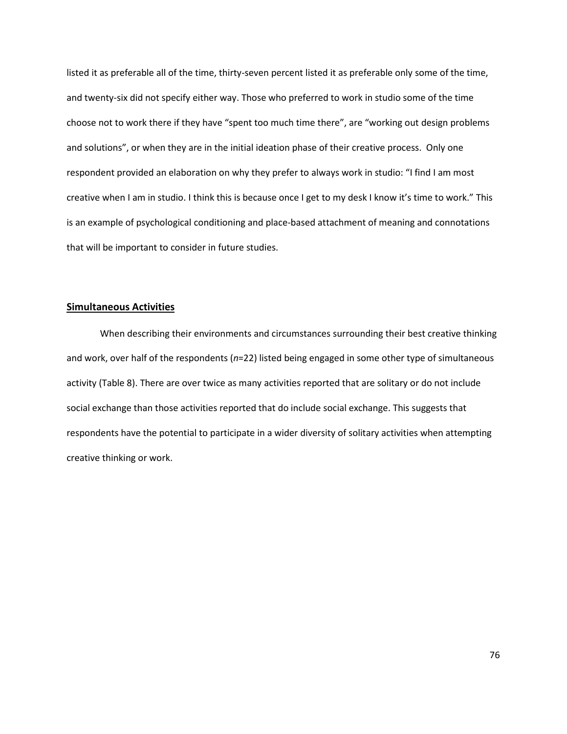listed it as preferable all of the time, thirty-seven percent listed it as preferable only some of the time, and twenty-six did not specify either way. Those who preferred to work in studio some of the time choose not to work there if they have "spent too much time there", are "working out design problems and solutions", or when they are in the initial ideation phase of their creative process. Only one respondent provided an elaboration on why they prefer to always work in studio: "I find I am most creative when I am in studio. I think this is because once I get to my desk I know it's time to work." This is an example of psychological conditioning and place-based attachment of meaning and connotations that will be important to consider in future studies.

## **Simultaneous Activities**

When describing their environments and circumstances surrounding their best creative thinking and work, over half of the respondents (*n*=22) listed being engaged in some other type of simultaneous activity (Table 8). There are over twice as many activities reported that are solitary or do not include social exchange than those activities reported that do include social exchange. This suggests that respondents have the potential to participate in a wider diversity of solitary activities when attempting creative thinking or work.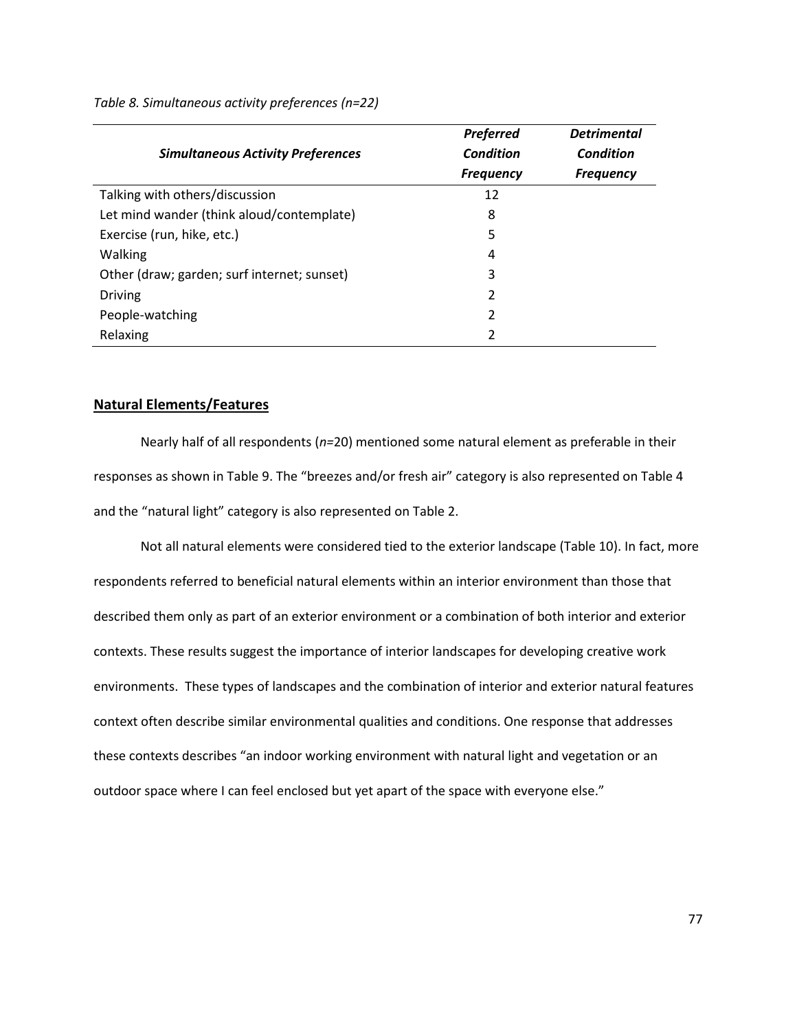*Table 8. Simultaneous activity preferences (n=22)*

| ***Simultaneous Activity Preferences*** | ***Preferred Condition Frequency*** | ***Detrimental Condition Frequency*** |
|---|---|---|
| Talking with others/discussion | 12 | |
| Let mind wander (think aloud/contemplate) | 8 | |
| Exercise (run, hike, etc.) | 5 | |
| Walking | 4 | |
| Other (draw; garden; surf internet; sunset) | 3 | |
| Driving | 2 | |
| People-watching | 2 | |
| Relaxing | 2 | |

## **Natural Elements/Features**

Nearly half of all respondents (*n*=20) mentioned some natural element as preferable in their responses as shown in Table 9. The "breezes and/or fresh air" category is also represented on Table 4 and the "natural light" category is also represented on Table 2.

Not all natural elements were considered tied to the exterior landscape (Table 10). In fact, more respondents referred to beneficial natural elements within an interior environment than those that described them only as part of an exterior environment or a combination of both interior and exterior contexts. These results suggest the importance of interior landscapes for developing creative work environments. These types of landscapes and the combination of interior and exterior natural features context often describe similar environmental qualities and conditions. One response that addresses these contexts describes "an indoor working environment with natural light and vegetation or an outdoor space where I can feel enclosed but yet apart of the space with everyone else."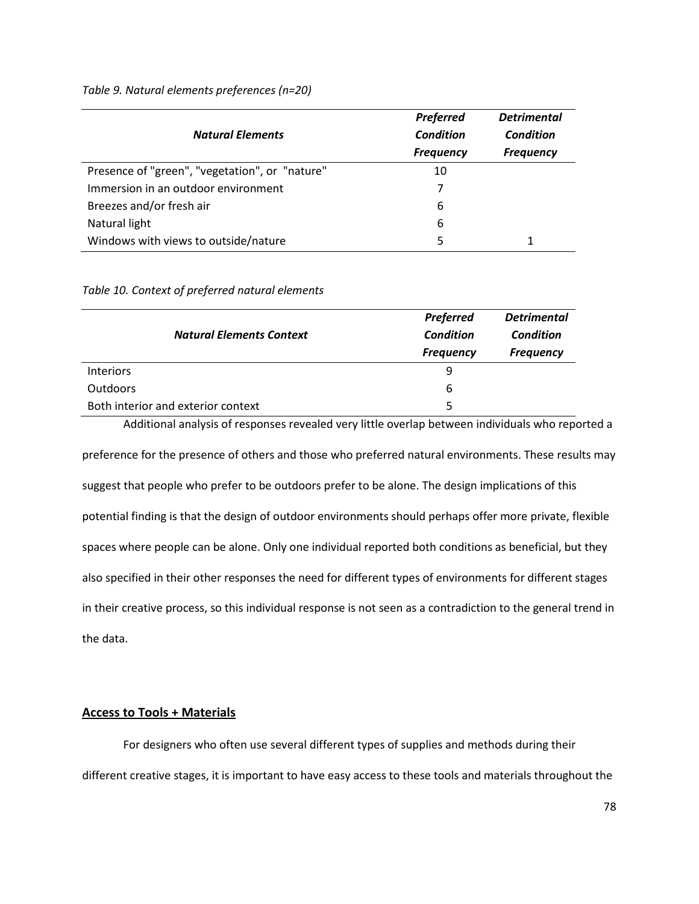*Table 9. Natural elements preferences (n=20)*

| ***Natural Elements*** | ***Preferred Condition Frequency*** | ***Detrimental Condition Frequency*** |
|---|---|---|
| Presence of "green", "vegetation", or "nature" | 10 | |
| Immersion in an outdoor environment | 7 | |
| Breezes and/or fresh air | 6 | |
| Natural light | 6 | |
| Windows with views to outside/nature | 5 | 1 |

*Table 10. Context of preferred natural elements*

| ***Natural Elements Context*** | ***Preferred Condition Frequency*** | ***Detrimental Condition Frequency*** |
|---|---|---|
| Interiors | 9 | |
| Outdoors | 6 | |
| Both interior and exterior context | 5 | |

Additional analysis of responses revealed very little overlap between individuals who reported a preference for the presence of others and those who preferred natural environments. These results may suggest that people who prefer to be outdoors prefer to be alone. The design implications of this potential finding is that the design of outdoor environments should perhaps offer more private, flexible spaces where people can be alone. Only one individual reported both conditions as beneficial, but they also specified in their other responses the need for different types of environments for different stages in their creative process, so this individual response is not seen as a contradiction to the general trend in the data.

## Access to Tools + Materials

For designers who often use several different types of supplies and methods during their different creative stages, it is important to have easy access to these tools and materials throughout the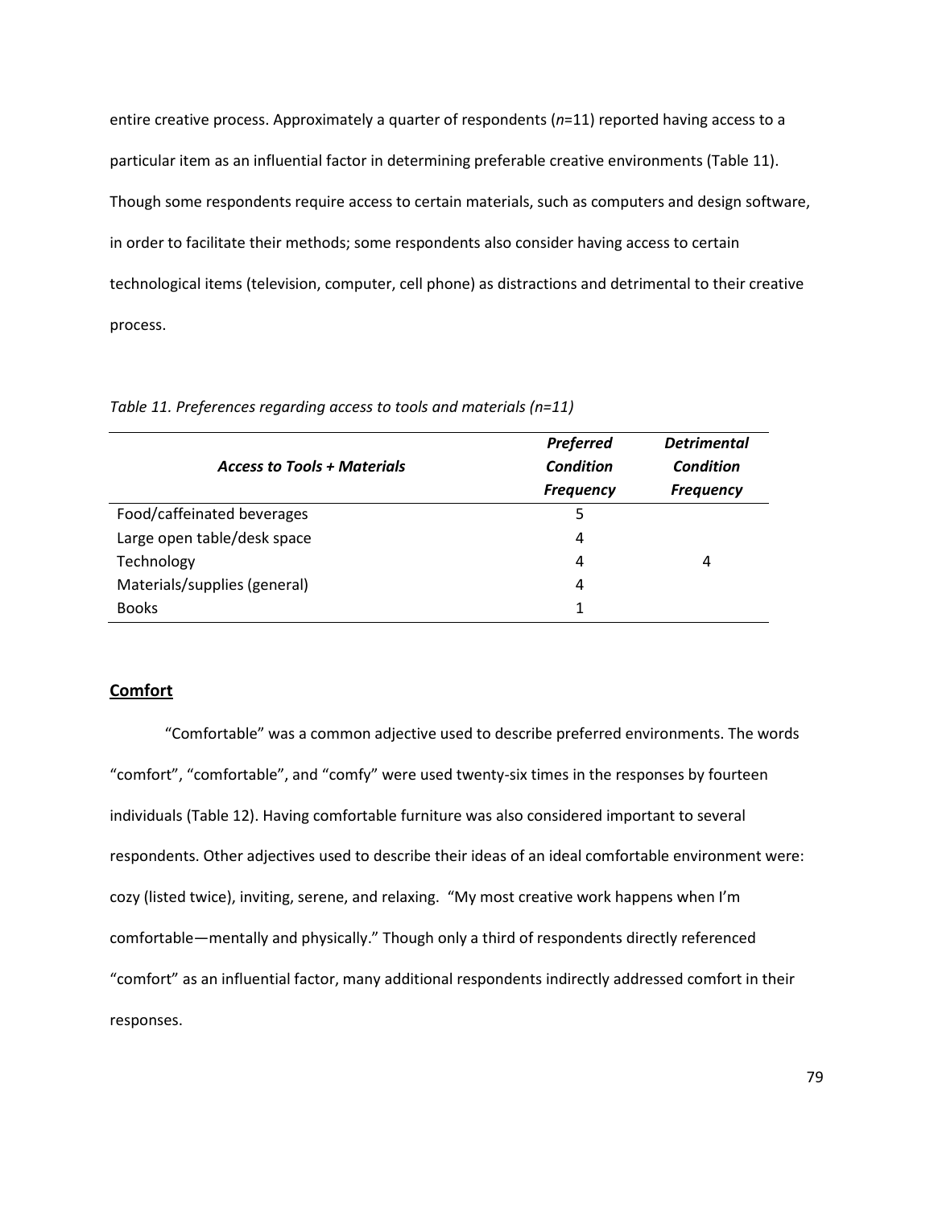entire creative process. Approximately a quarter of respondents (*n*=11) reported having access to a particular item as an influential factor in determining preferable creative environments (Table 11). Though some respondents require access to certain materials, such as computers and design software, in order to facilitate their methods; some respondents also consider having access to certain technological items (television, computer, cell phone) as distractions and detrimental to their creative process.

*Table 11. Preferences regarding access to tools and materials (n=11)*

| ***Access to Tools + Materials*** | ***Preferred Condition Frequency*** | ***Detrimental Condition Frequency*** |
|---|---|---|
| Food/caffeinated beverages | 5 | |
| Large open table/desk space | 4 | |
| Technology | 4 | 4 |
| Materials/supplies (general) | 4 | |
| Books | 1 | |

## Comfort

"Comfortable" was a common adjective used to describe preferred environments. The words "comfort", "comfortable", and "comfy" were used twenty-six times in the responses by fourteen individuals (Table 12). Having comfortable furniture was also considered important to several respondents. Other adjectives used to describe their ideas of an ideal comfortable environment were: cozy (listed twice), inviting, serene, and relaxing. "My most creative work happens when I'm comfortable—mentally and physically." Though only a third of respondents directly referenced "comfort" as an influential factor, many additional respondents indirectly addressed comfort in their responses.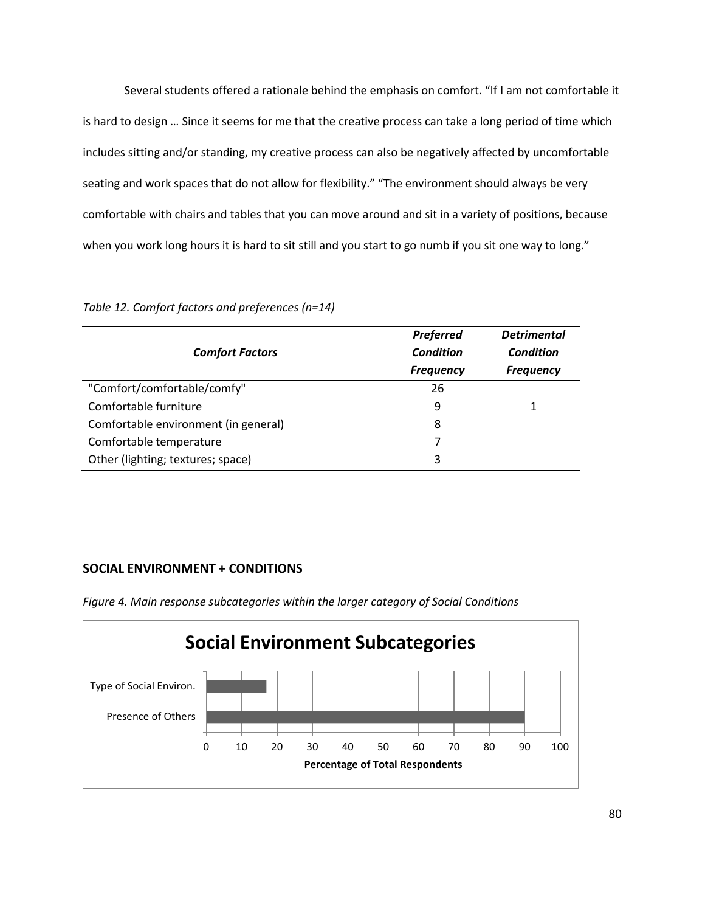Several students offered a rationale behind the emphasis on comfort. "If I am not comfortable it is hard to design … Since it seems for me that the creative process can take a long period of time which includes sitting and/or standing, my creative process can also be negatively affected by uncomfortable seating and work spaces that do not allow for flexibility." "The environment should always be very comfortable with chairs and tables that you can move around and sit in a variety of positions, because when you work long hours it is hard to sit still and you start to go numb if you sit one way to long."

*Table 12. Comfort factors and preferences (n=14)*

| ***Comfort Factors*** | ***Preferred Condition Frequency*** | ***Detrimental Condition Frequency*** |
|---|---|---|
| "Comfort/comfortable/comfy" | 26 | |
| Comfortable furniture | 9 | 1 |
| Comfortable environment (in general) | 8 | |
| Comfortable temperature | 7 | |
| Other (lighting; textures; space) | 3 | |

## SOCIAL ENVIRONMENT + CONDITIONS

*Figure 4. Main response subcategories within the larger category of Social Conditions*

**Social Environment Subcategories**

| Subcategory | Percentage of Total Respondents |
|---|---|
| Type of Social Environ. | ~17 |
| Presence of Others | ~90 |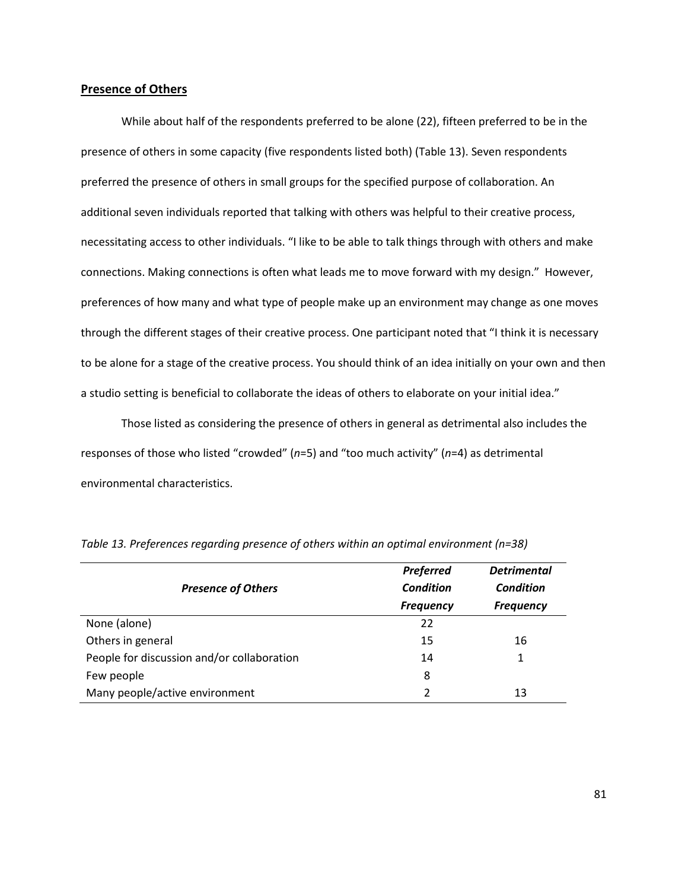**Presence of Others**

While about half of the respondents preferred to be alone (22), fifteen preferred to be in the presence of others in some capacity (five respondents listed both) (Table 13). Seven respondents preferred the presence of others in small groups for the specified purpose of collaboration. An additional seven individuals reported that talking with others was helpful to their creative process, necessitating access to other individuals. "I like to be able to talk things through with others and make connections. Making connections is often what leads me to move forward with my design." However, preferences of how many and what type of people make up an environment may change as one moves through the different stages of their creative process. One participant noted that "I think it is necessary to be alone for a stage of the creative process. You should think of an idea initially on your own and then a studio setting is beneficial to collaborate the ideas of others to elaborate on your initial idea."

Those listed as considering the presence of others in general as detrimental also includes the responses of those who listed "crowded" (*n*=5) and "too much activity" (*n*=4) as detrimental environmental characteristics.

*Table 13. Preferences regarding presence of others within an optimal environment (n=38)*

| ***Presence of Others*** | ***Preferred Condition Frequency*** | ***Detrimental Condition Frequency*** |
|---|---|---|
| None (alone) | 22 | |
| Others in general | 15 | 16 |
| People for discussion and/or collaboration | 14 | 1 |
| Few people | 8 | |
| Many people/active environment | 2 | 13 |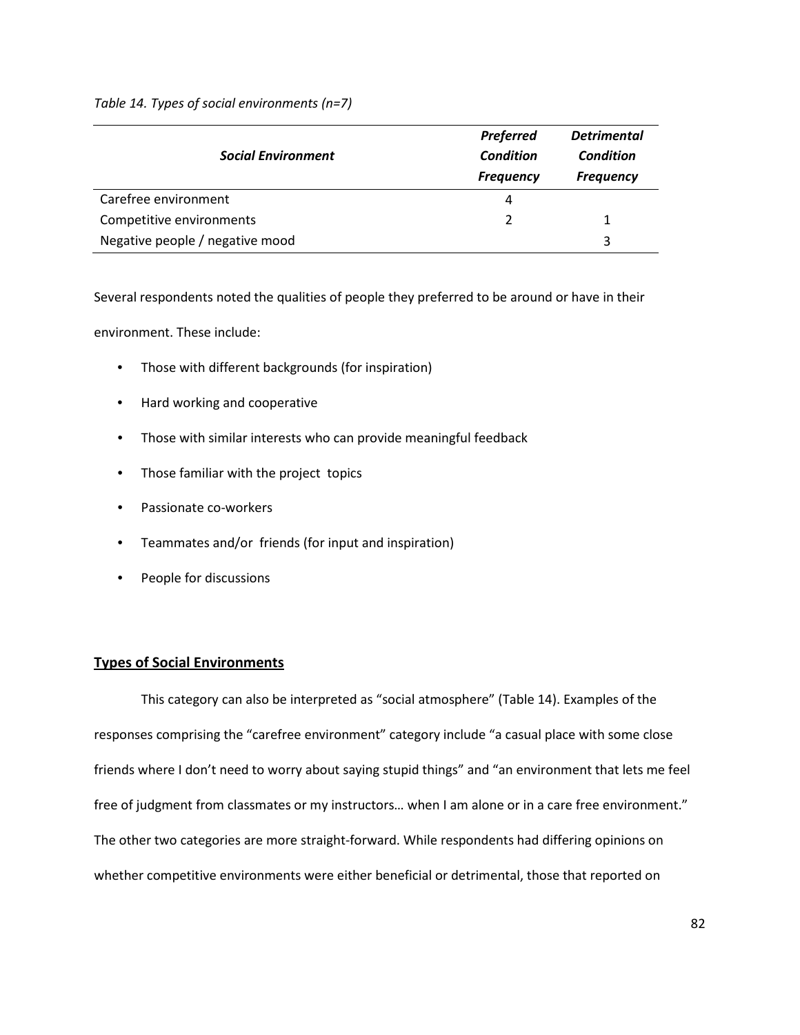*Table 14. Types of social environments (n=7)*

| ***Social Environment*** | ***Preferred Condition Frequency*** | ***Detrimental Condition Frequency*** |
|---|---|---|
| Carefree environment | 4 | |
| Competitive environments | 2 | 1 |
| Negative people / negative mood | | 3 |

Several respondents noted the qualities of people they preferred to be around or have in their environment. These include:

- Those with different backgrounds (for inspiration)
- Hard working and cooperative
- Those with similar interests who can provide meaningful feedback
- Those familiar with the project topics
- Passionate co-workers
- Teammates and/or friends (for input and inspiration)
- People for discussions

## Types of Social Environments

This category can also be interpreted as "social atmosphere" (Table 14). Examples of the responses comprising the "carefree environment" category include "a casual place with some close friends where I don't need to worry about saying stupid things" and "an environment that lets me feel free of judgment from classmates or my instructors… when I am alone or in a care free environment." The other two categories are more straight-forward. While respondents had differing opinions on whether competitive environments were either beneficial or detrimental, those that reported on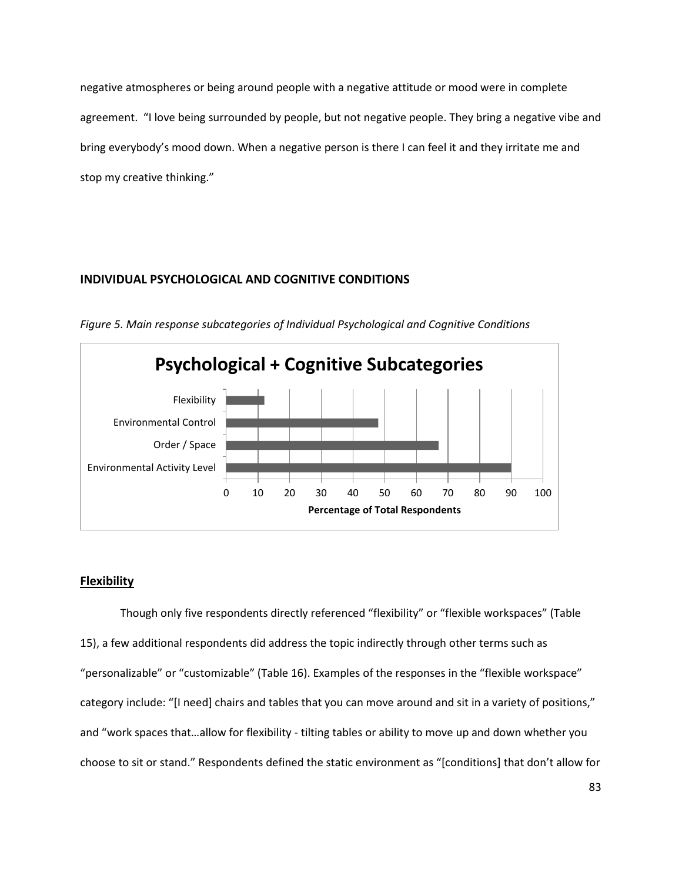negative atmospheres or being around people with a negative attitude or mood were in complete agreement. "I love being surrounded by people, but not negative people. They bring a negative vibe and bring everybody's mood down. When a negative person is there I can feel it and they irritate me and stop my creative thinking."

## INDIVIDUAL PSYCHOLOGICAL AND COGNITIVE CONDITIONS

*Figure 5. Main response subcategories of Individual Psychological and Cognitive Conditions*

**Psychological + Cognitive Subcategories**

| Subcategory | Percentage of Total Respondents |
|---|---|
| Flexibility | 12 |
| Environmental Control | 48 |
| Order / Space | 67 |
| Environmental Activity Level | 90 |

### Flexibility

Though only five respondents directly referenced "flexibility" or "flexible workspaces" (Table 15), a few additional respondents did address the topic indirectly through other terms such as "personalizable" or "customizable" (Table 16). Examples of the responses in the "flexible workspace" category include: "[I need] chairs and tables that you can move around and sit in a variety of positions," and "work spaces that…allow for flexibility - tilting tables or ability to move up and down whether you choose to sit or stand." Respondents defined the static environment as "[conditions] that don't allow for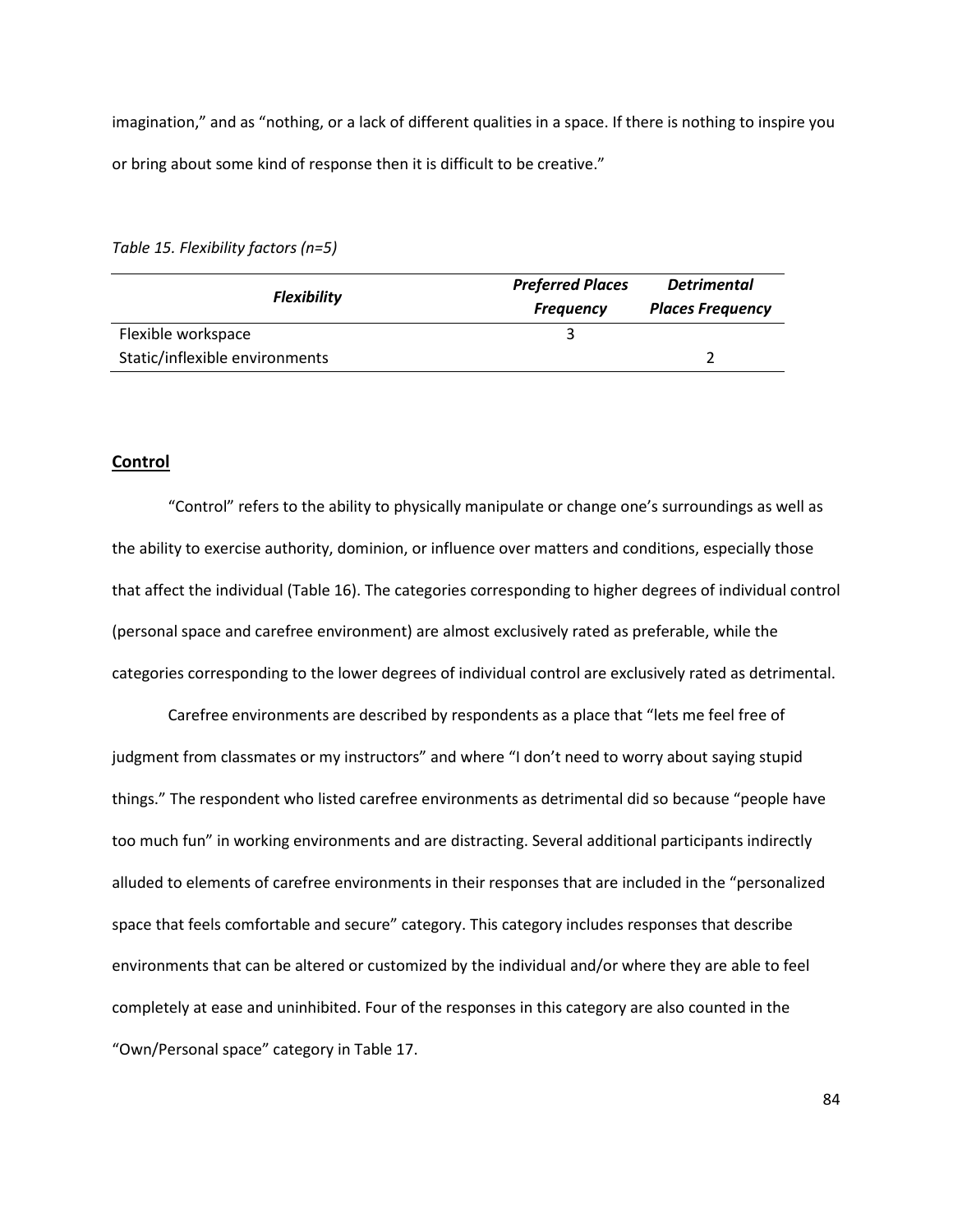imagination," and as "nothing, or a lack of different qualities in a space. If there is nothing to inspire you or bring about some kind of response then it is difficult to be creative."

*Table 15. Flexibility factors (n=5)*

| ***Flexibility*** | ***Preferred Places Frequency*** | ***Detrimental Places Frequency*** |
|---|---|---|
| Flexible workspace | 3 | |
| Static/inflexible environments | | 2 |

## Control

"Control" refers to the ability to physically manipulate or change one's surroundings as well as the ability to exercise authority, dominion, or influence over matters and conditions, especially those that affect the individual (Table 16). The categories corresponding to higher degrees of individual control (personal space and carefree environment) are almost exclusively rated as preferable, while the categories corresponding to the lower degrees of individual control are exclusively rated as detrimental.

Carefree environments are described by respondents as a place that "lets me feel free of judgment from classmates or my instructors" and where "I don't need to worry about saying stupid things." The respondent who listed carefree environments as detrimental did so because "people have too much fun" in working environments and are distracting. Several additional participants indirectly alluded to elements of carefree environments in their responses that are included in the "personalized space that feels comfortable and secure" category. This category includes responses that describe environments that can be altered or customized by the individual and/or where they are able to feel completely at ease and uninhibited. Four of the responses in this category are also counted in the "Own/Personal space" category in Table 17.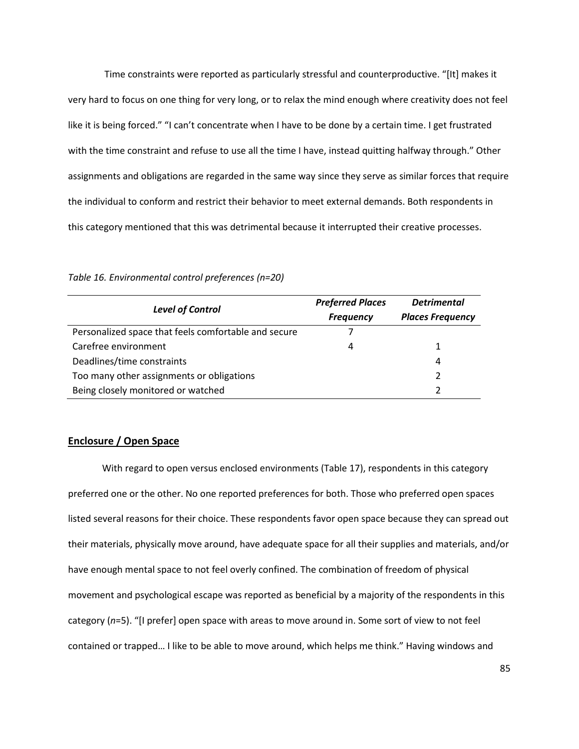Time constraints were reported as particularly stressful and counterproductive. "[It] makes it very hard to focus on one thing for very long, or to relax the mind enough where creativity does not feel like it is being forced." "I can't concentrate when I have to be done by a certain time. I get frustrated with the time constraint and refuse to use all the time I have, instead quitting halfway through." Other assignments and obligations are regarded in the same way since they serve as similar forces that require the individual to conform and restrict their behavior to meet external demands. Both respondents in this category mentioned that this was detrimental because it interrupted their creative processes.

*Table 16. Environmental control preferences (n=20)*

| ***Level of Control*** | ***Preferred Places Frequency*** | ***Detrimental Places Frequency*** |
|---|---|---|
| Personalized space that feels comfortable and secure | 7 | |
| Carefree environment | 4 | 1 |
| Deadlines/time constraints | | 4 |
| Too many other assignments or obligations | | 2 |
| Being closely monitored or watched | | 2 |

## Enclosure / Open Space

With regard to open versus enclosed environments (Table 17), respondents in this category preferred one or the other. No one reported preferences for both. Those who preferred open spaces listed several reasons for their choice. These respondents favor open space because they can spread out their materials, physically move around, have adequate space for all their supplies and materials, and/or have enough mental space to not feel overly confined. The combination of freedom of physical movement and psychological escape was reported as beneficial by a majority of the respondents in this category (*n*=5). "[I prefer] open space with areas to move around in. Some sort of view to not feel contained or trapped… I like to be able to move around, which helps me think." Having windows and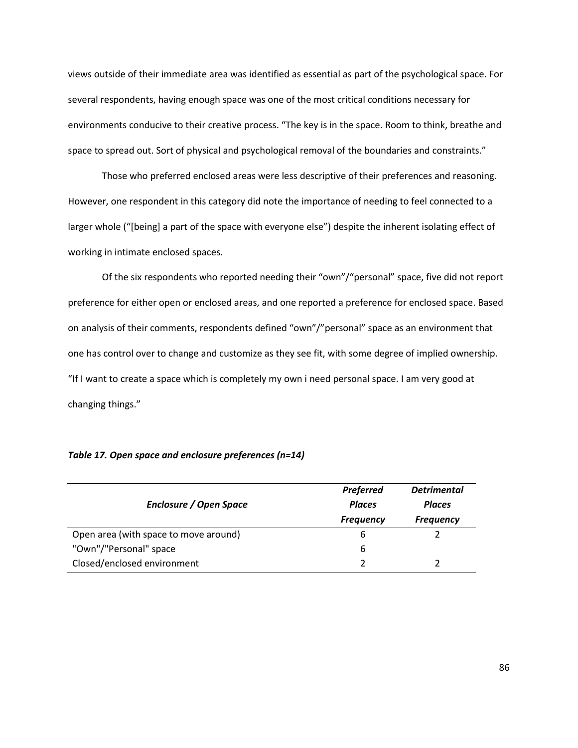views outside of their immediate area was identified as essential as part of the psychological space. For several respondents, having enough space was one of the most critical conditions necessary for environments conducive to their creative process. “The key is in the space. Room to think, breathe and space to spread out. Sort of physical and psychological removal of the boundaries and constraints.”

Those who preferred enclosed areas were less descriptive of their preferences and reasoning. However, one respondent in this category did note the importance of needing to feel connected to a larger whole (“[being] a part of the space with everyone else”) despite the inherent isolating effect of working in intimate enclosed spaces.

Of the six respondents who reported needing their “own”/“personal” space, five did not report preference for either open or enclosed areas, and one reported a preference for enclosed space. Based on analysis of their comments, respondents defined “own”/”personal” space as an environment that one has control over to change and customize as they see fit, with some degree of implied ownership. “If I want to create a space which is completely my own i need personal space. I am very good at changing things.”

***Table 17. Open space and enclosure preferences (n=14)***

| *Enclosure / Open Space* | *Preferred Places Frequency* | *Detrimental Places Frequency* |
|---|---|---|
| Open area (with space to move around) | 6 | 2 |
| "Own"/"Personal" space | 6 | |
| Closed/enclosed environment | 2 | 2 |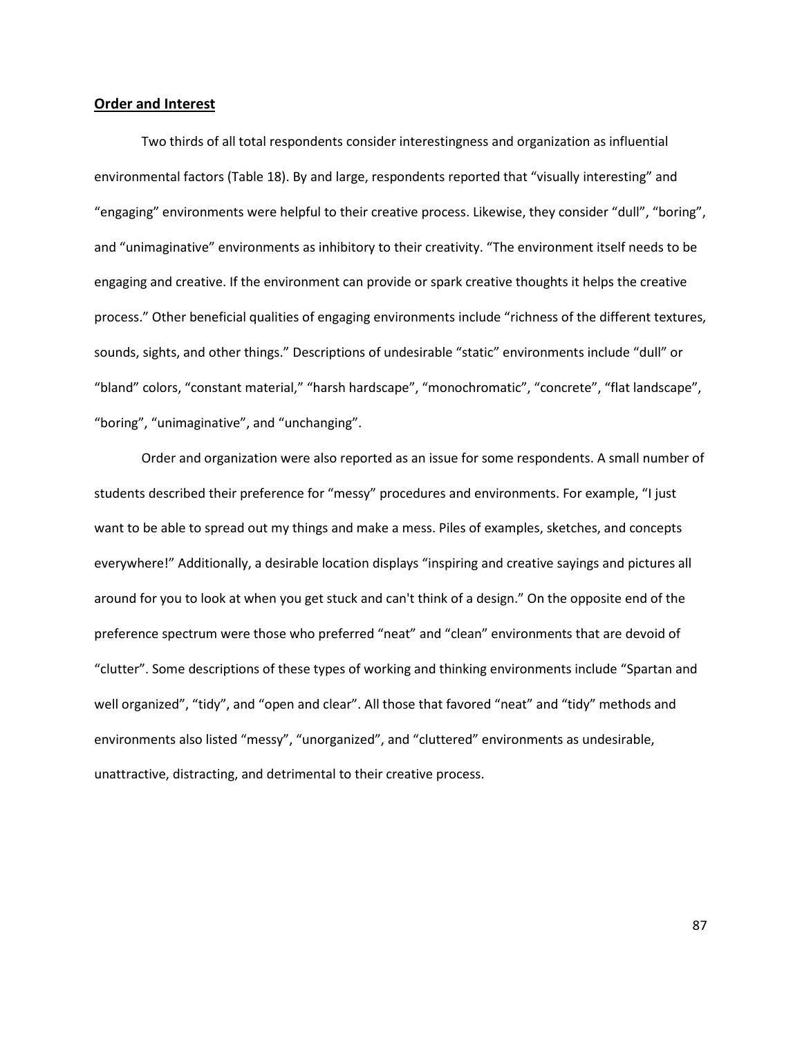**Order and Interest**

Two thirds of all total respondents consider interestingness and organization as influential environmental factors (Table 18). By and large, respondents reported that "visually interesting" and "engaging" environments were helpful to their creative process. Likewise, they consider "dull", "boring", and "unimaginative" environments as inhibitory to their creativity. "The environment itself needs to be engaging and creative. If the environment can provide or spark creative thoughts it helps the creative process." Other beneficial qualities of engaging environments include "richness of the different textures, sounds, sights, and other things." Descriptions of undesirable "static" environments include "dull" or "bland" colors, "constant material," "harsh hardscape", "monochromatic", "concrete", "flat landscape", "boring", "unimaginative", and "unchanging".

Order and organization were also reported as an issue for some respondents. A small number of students described their preference for "messy" procedures and environments. For example, "I just want to be able to spread out my things and make a mess. Piles of examples, sketches, and concepts everywhere!" Additionally, a desirable location displays "inspiring and creative sayings and pictures all around for you to look at when you get stuck and can't think of a design." On the opposite end of the preference spectrum were those who preferred "neat" and "clean" environments that are devoid of "clutter". Some descriptions of these types of working and thinking environments include "Spartan and well organized", "tidy", and "open and clear". All those that favored "neat" and "tidy" methods and environments also listed "messy", "unorganized", and "cluttered" environments as undesirable, unattractive, distracting, and detrimental to their creative process.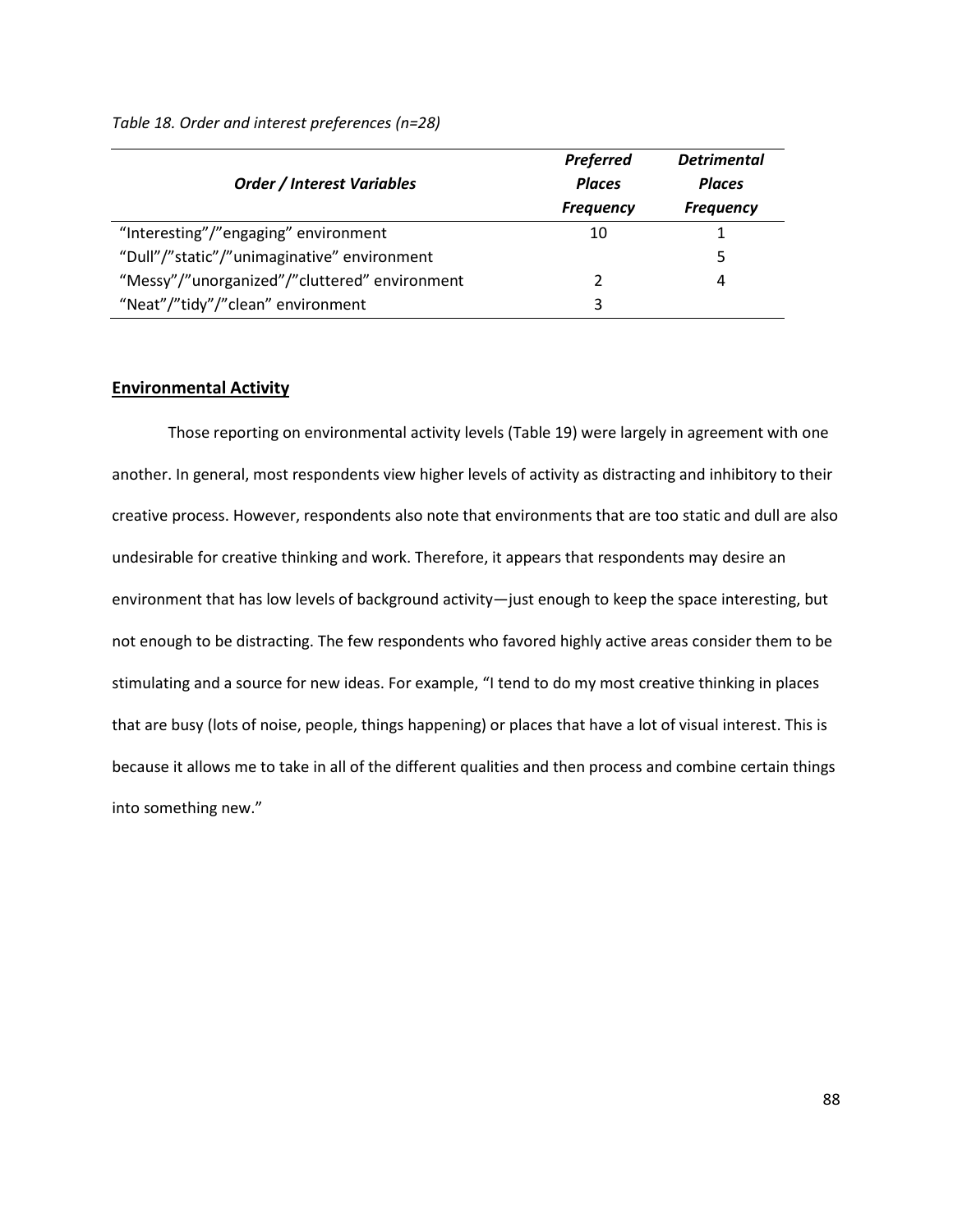*Table 18. Order and interest preferences (n=28)*

| ***Order / Interest Variables*** | ***Preferred Places Frequency*** | ***Detrimental Places Frequency*** |
|---|---|---|
| "Interesting"/"engaging" environment | 10 | 1 |
| "Dull"/"static"/"unimaginative" environment | | 5 |
| "Messy"/"unorganized"/"cluttered" environment | 2 | 4 |
| "Neat"/"tidy"/"clean" environment | 3 | |

## Environmental Activity

Those reporting on environmental activity levels (Table 19) were largely in agreement with one another. In general, most respondents view higher levels of activity as distracting and inhibitory to their creative process. However, respondents also note that environments that are too static and dull are also undesirable for creative thinking and work. Therefore, it appears that respondents may desire an environment that has low levels of background activity—just enough to keep the space interesting, but not enough to be distracting. The few respondents who favored highly active areas consider them to be stimulating and a source for new ideas. For example, "I tend to do my most creative thinking in places that are busy (lots of noise, people, things happening) or places that have a lot of visual interest. This is because it allows me to take in all of the different qualities and then process and combine certain things into something new."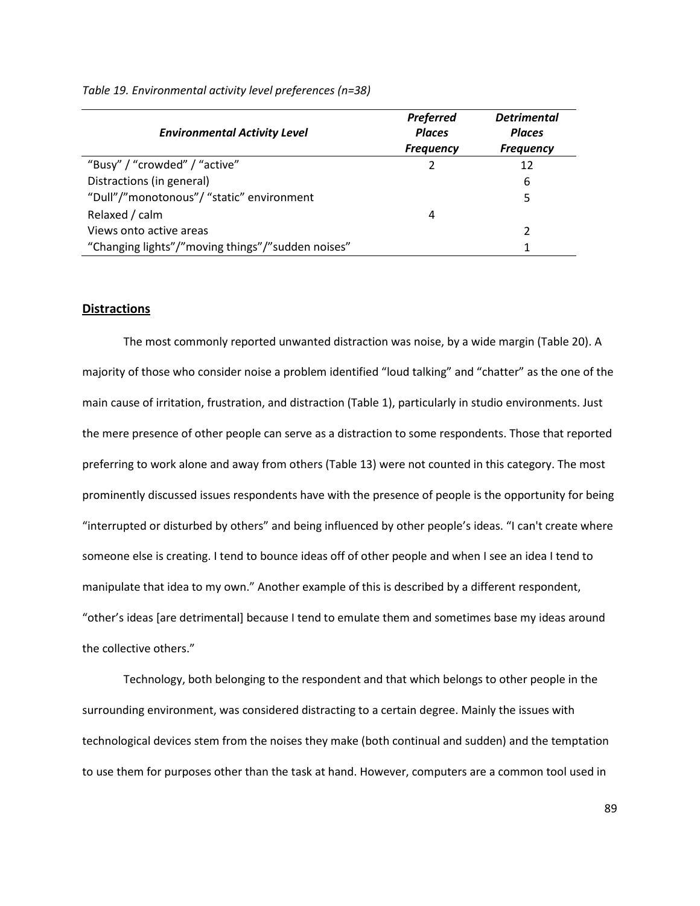*Table 19. Environmental activity level preferences (n=38)*

| *Environmental Activity Level* | *Preferred Places Frequency* | *Detrimental Places Frequency* |
|---|---|---|
| “Busy” / “crowded” / “active” | 2 | 12 |
| Distractions (in general) | | 6 |
| “Dull”/”monotonous”/ “static” environment | | 5 |
| Relaxed / calm | 4 | |
| Views onto active areas | | 2 |
| “Changing lights”/”moving things”/”sudden noises” | | 1 |

## Distractions

The most commonly reported unwanted distraction was noise, by a wide margin (Table 20). A majority of those who consider noise a problem identified “loud talking” and “chatter” as the one of the main cause of irritation, frustration, and distraction (Table 1), particularly in studio environments. Just the mere presence of other people can serve as a distraction to some respondents. Those that reported preferring to work alone and away from others (Table 13) were not counted in this category. The most prominently discussed issues respondents have with the presence of people is the opportunity for being “interrupted or disturbed by others” and being influenced by other people’s ideas. “I can't create where someone else is creating. I tend to bounce ideas off of other people and when I see an idea I tend to manipulate that idea to my own.” Another example of this is described by a different respondent, “other’s ideas [are detrimental] because I tend to emulate them and sometimes base my ideas around the collective others.”

Technology, both belonging to the respondent and that which belongs to other people in the surrounding environment, was considered distracting to a certain degree. Mainly the issues with technological devices stem from the noises they make (both continual and sudden) and the temptation to use them for purposes other than the task at hand. However, computers are a common tool used in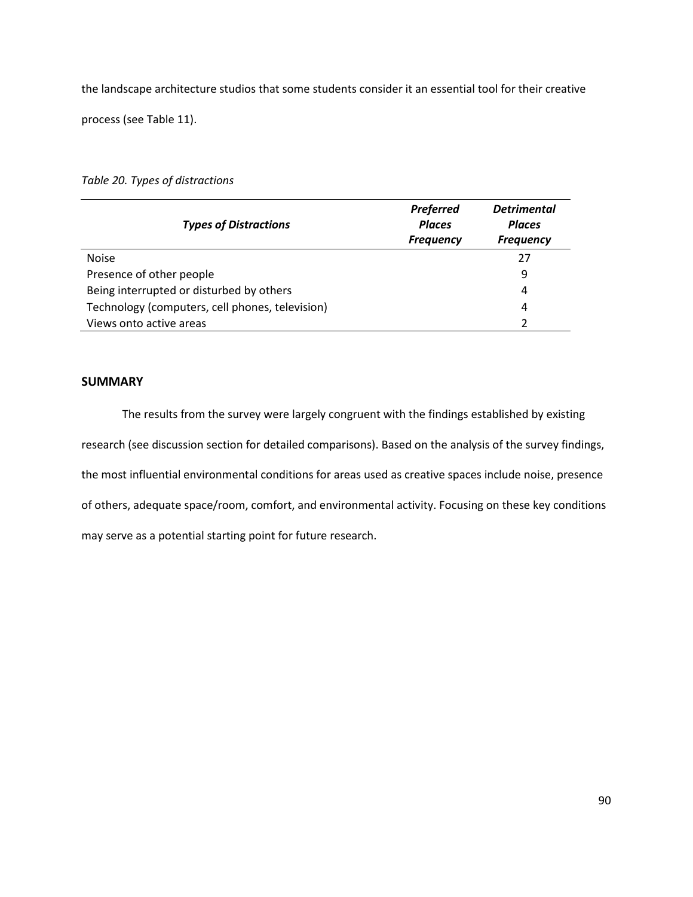the landscape architecture studios that some students consider it an essential tool for their creative process (see Table 11).

*Table 20. Types of distractions*

| ***Types of Distractions*** | ***Preferred Places Frequency*** | ***Detrimental Places Frequency*** |
|---|---|---|
| Noise | | 27 |
| Presence of other people | | 9 |
| Being interrupted or disturbed by others | | 4 |
| Technology (computers, cell phones, television) | | 4 |
| Views onto active areas | | 2 |

## SUMMARY

The results from the survey were largely congruent with the findings established by existing research (see discussion section for detailed comparisons). Based on the analysis of the survey findings, the most influential environmental conditions for areas used as creative spaces include noise, presence of others, adequate space/room, comfort, and environmental activity. Focusing on these key conditions may serve as a potential starting point for future research.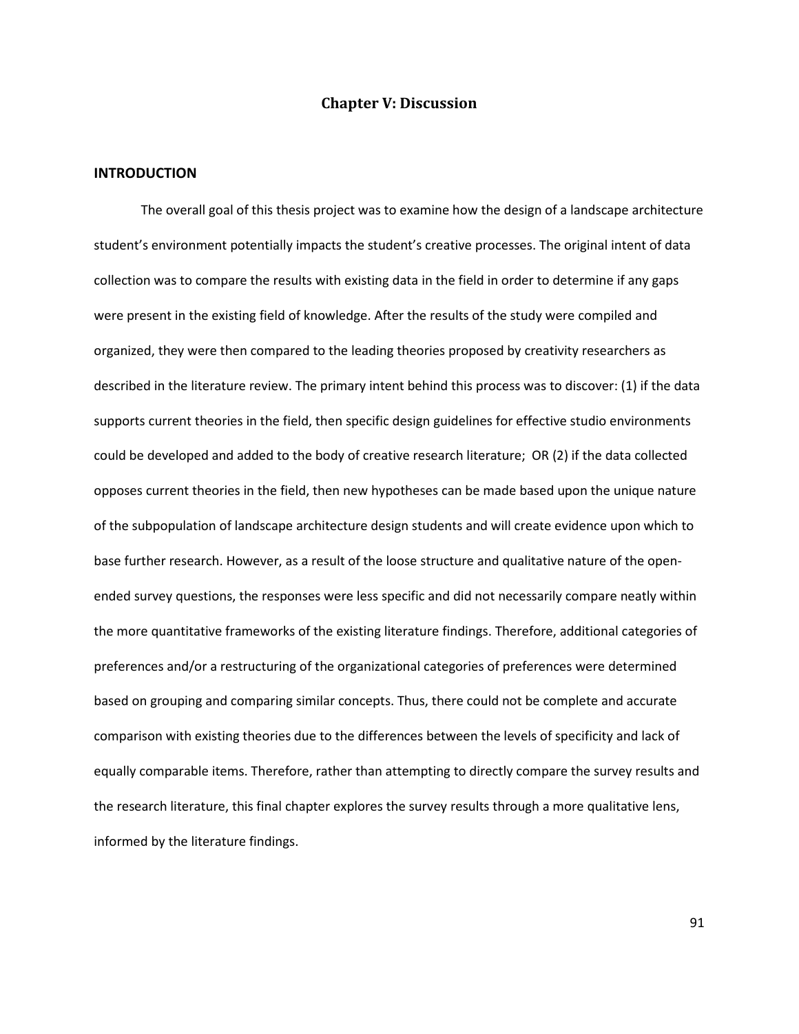# Chapter V: Discussion

## INTRODUCTION

The overall goal of this thesis project was to examine how the design of a landscape architecture student's environment potentially impacts the student's creative processes. The original intent of data collection was to compare the results with existing data in the field in order to determine if any gaps were present in the existing field of knowledge. After the results of the study were compiled and organized, they were then compared to the leading theories proposed by creativity researchers as described in the literature review. The primary intent behind this process was to discover: (1) if the data supports current theories in the field, then specific design guidelines for effective studio environments could be developed and added to the body of creative research literature; OR (2) if the data collected opposes current theories in the field, then new hypotheses can be made based upon the unique nature of the subpopulation of landscape architecture design students and will create evidence upon which to base further research. However, as a result of the loose structure and qualitative nature of the open-ended survey questions, the responses were less specific and did not necessarily compare neatly within the more quantitative frameworks of the existing literature findings. Therefore, additional categories of preferences and/or a restructuring of the organizational categories of preferences were determined based on grouping and comparing similar concepts. Thus, there could not be complete and accurate comparison with existing theories due to the differences between the levels of specificity and lack of equally comparable items. Therefore, rather than attempting to directly compare the survey results and the research literature, this final chapter explores the survey results through a more qualitative lens, informed by the literature findings.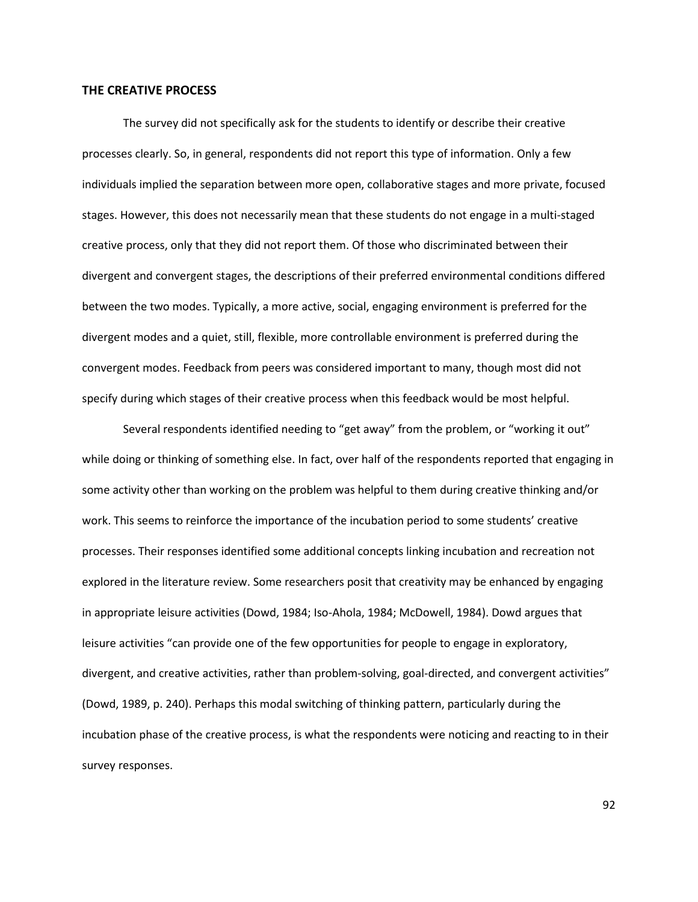## THE CREATIVE PROCESS

The survey did not specifically ask for the students to identify or describe their creative processes clearly. So, in general, respondents did not report this type of information. Only a few individuals implied the separation between more open, collaborative stages and more private, focused stages. However, this does not necessarily mean that these students do not engage in a multi-staged creative process, only that they did not report them. Of those who discriminated between their divergent and convergent stages, the descriptions of their preferred environmental conditions differed between the two modes. Typically, a more active, social, engaging environment is preferred for the divergent modes and a quiet, still, flexible, more controllable environment is preferred during the convergent modes. Feedback from peers was considered important to many, though most did not specify during which stages of their creative process when this feedback would be most helpful.

Several respondents identified needing to "get away" from the problem, or "working it out" while doing or thinking of something else. In fact, over half of the respondents reported that engaging in some activity other than working on the problem was helpful to them during creative thinking and/or work. This seems to reinforce the importance of the incubation period to some students' creative processes. Their responses identified some additional concepts linking incubation and recreation not explored in the literature review. Some researchers posit that creativity may be enhanced by engaging in appropriate leisure activities (Dowd, 1984; Iso-Ahola, 1984; McDowell, 1984). Dowd argues that leisure activities "can provide one of the few opportunities for people to engage in exploratory, divergent, and creative activities, rather than problem-solving, goal-directed, and convergent activities" (Dowd, 1989, p. 240). Perhaps this modal switching of thinking pattern, particularly during the incubation phase of the creative process, is what the respondents were noticing and reacting to in their survey responses.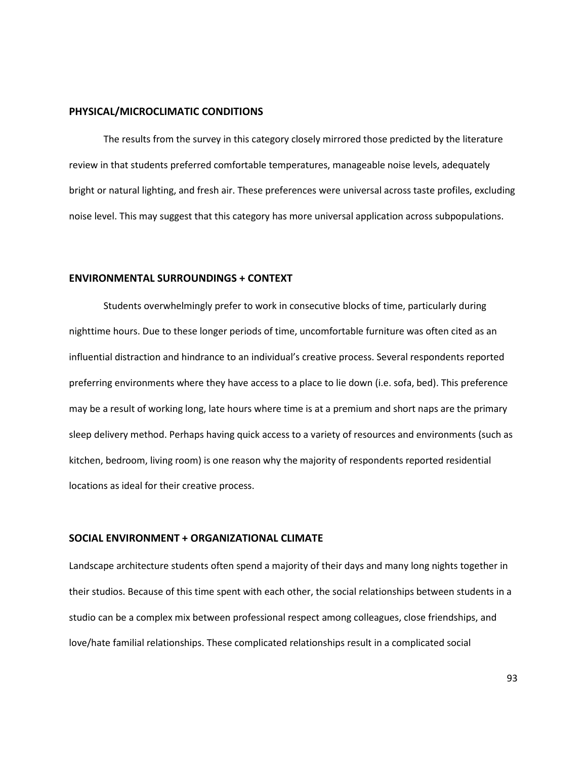## PHYSICAL/MICROCLIMATIC CONDITIONS

The results from the survey in this category closely mirrored those predicted by the literature review in that students preferred comfortable temperatures, manageable noise levels, adequately bright or natural lighting, and fresh air. These preferences were universal across taste profiles, excluding noise level. This may suggest that this category has more universal application across subpopulations.

## ENVIRONMENTAL SURROUNDINGS + CONTEXT

Students overwhelmingly prefer to work in consecutive blocks of time, particularly during nighttime hours. Due to these longer periods of time, uncomfortable furniture was often cited as an influential distraction and hindrance to an individual's creative process. Several respondents reported preferring environments where they have access to a place to lie down (i.e. sofa, bed). This preference may be a result of working long, late hours where time is at a premium and short naps are the primary sleep delivery method. Perhaps having quick access to a variety of resources and environments (such as kitchen, bedroom, living room) is one reason why the majority of respondents reported residential locations as ideal for their creative process.

## SOCIAL ENVIRONMENT + ORGANIZATIONAL CLIMATE

Landscape architecture students often spend a majority of their days and many long nights together in their studios. Because of this time spent with each other, the social relationships between students in a studio can be a complex mix between professional respect among colleagues, close friendships, and love/hate familial relationships. These complicated relationships result in a complicated social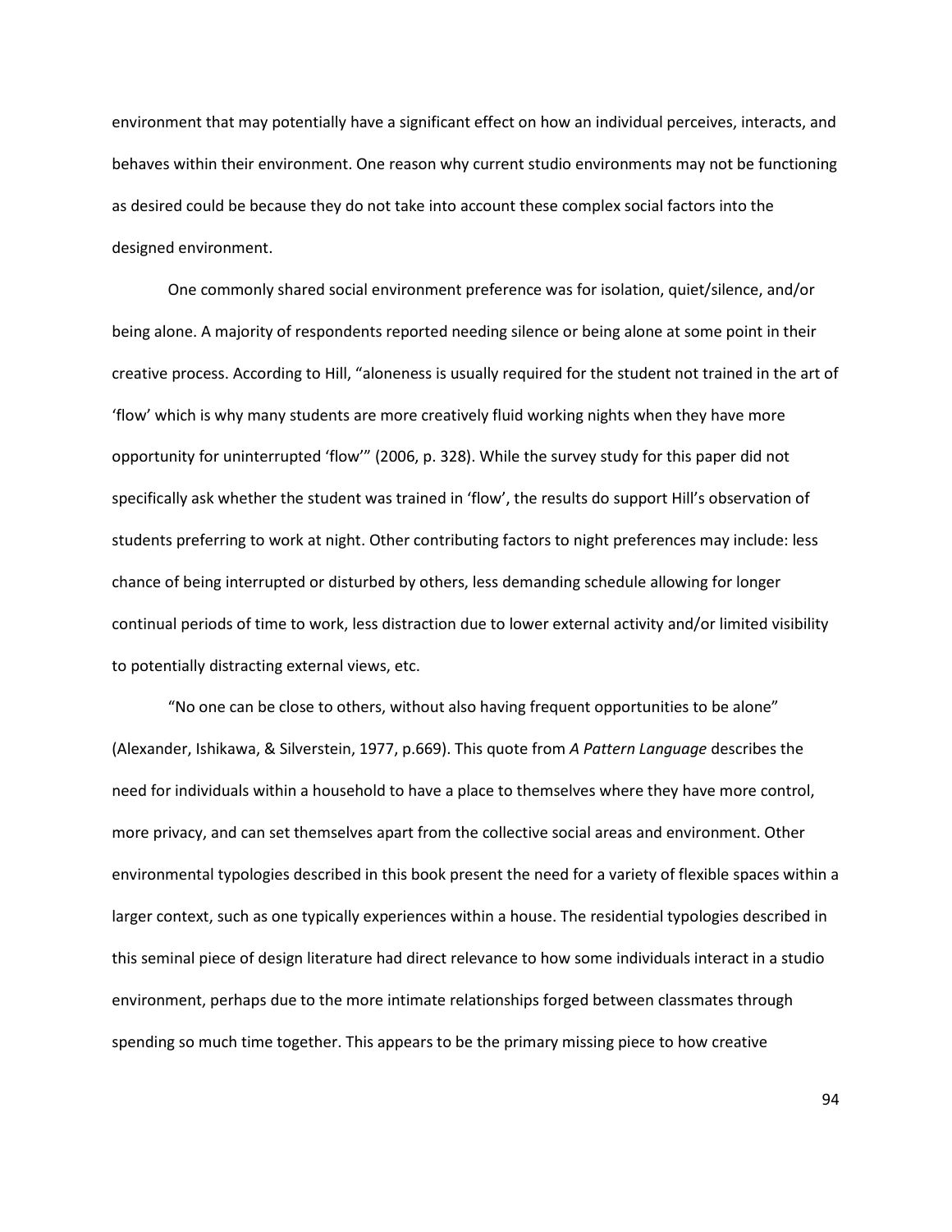environment that may potentially have a significant effect on how an individual perceives, interacts, and behaves within their environment. One reason why current studio environments may not be functioning as desired could be because they do not take into account these complex social factors into the designed environment.

One commonly shared social environment preference was for isolation, quiet/silence, and/or being alone. A majority of respondents reported needing silence or being alone at some point in their creative process. According to Hill, "aloneness is usually required for the student not trained in the art of 'flow' which is why many students are more creatively fluid working nights when they have more opportunity for uninterrupted 'flow'" (2006, p. 328). While the survey study for this paper did not specifically ask whether the student was trained in 'flow', the results do support Hill's observation of students preferring to work at night. Other contributing factors to night preferences may include: less chance of being interrupted or disturbed by others, less demanding schedule allowing for longer continual periods of time to work, less distraction due to lower external activity and/or limited visibility to potentially distracting external views, etc.

"No one can be close to others, without also having frequent opportunities to be alone" (Alexander, Ishikawa, & Silverstein, 1977, p.669). This quote from *A Pattern Language* describes the need for individuals within a household to have a place to themselves where they have more control, more privacy, and can set themselves apart from the collective social areas and environment. Other environmental typologies described in this book present the need for a variety of flexible spaces within a larger context, such as one typically experiences within a house. The residential typologies described in this seminal piece of design literature had direct relevance to how some individuals interact in a studio environment, perhaps due to the more intimate relationships forged between classmates through spending so much time together. This appears to be the primary missing piece to how creative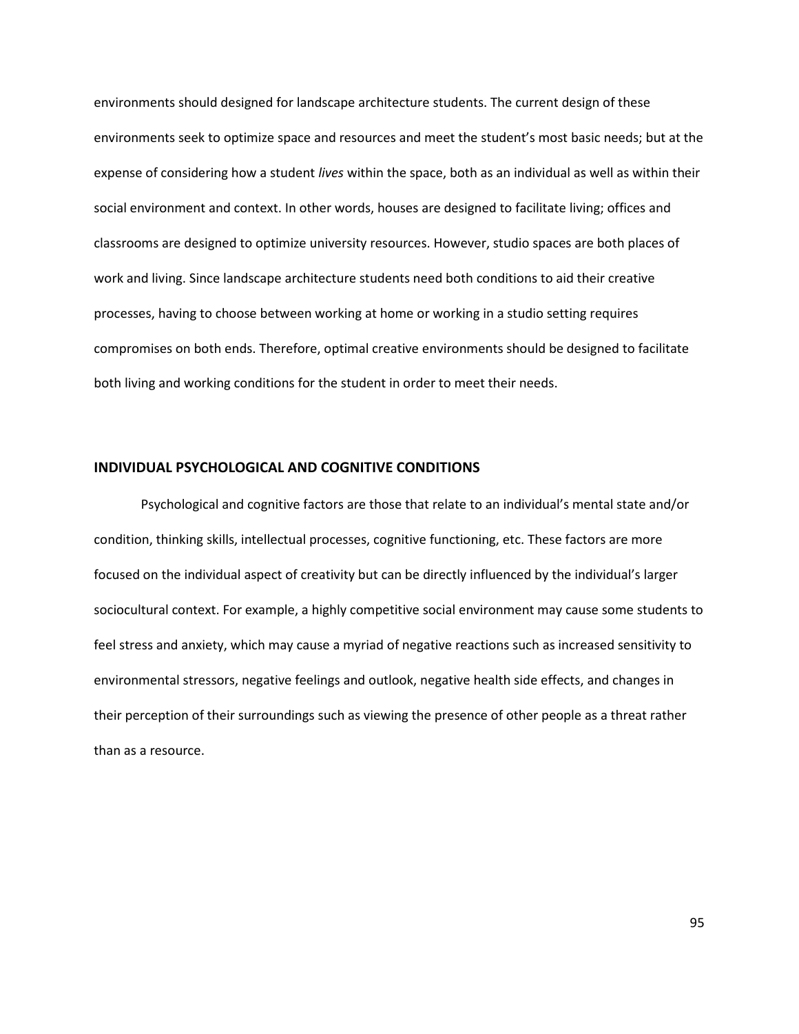environments should designed for landscape architecture students. The current design of these environments seek to optimize space and resources and meet the student's most basic needs; but at the expense of considering how a student *lives* within the space, both as an individual as well as within their social environment and context. In other words, houses are designed to facilitate living; offices and classrooms are designed to optimize university resources. However, studio spaces are both places of work and living. Since landscape architecture students need both conditions to aid their creative processes, having to choose between working at home or working in a studio setting requires compromises on both ends. Therefore, optimal creative environments should be designed to facilitate both living and working conditions for the student in order to meet their needs.

## INDIVIDUAL PSYCHOLOGICAL AND COGNITIVE CONDITIONS

Psychological and cognitive factors are those that relate to an individual's mental state and/or condition, thinking skills, intellectual processes, cognitive functioning, etc. These factors are more focused on the individual aspect of creativity but can be directly influenced by the individual's larger sociocultural context. For example, a highly competitive social environment may cause some students to feel stress and anxiety, which may cause a myriad of negative reactions such as increased sensitivity to environmental stressors, negative feelings and outlook, negative health side effects, and changes in their perception of their surroundings such as viewing the presence of other people as a threat rather than as a resource.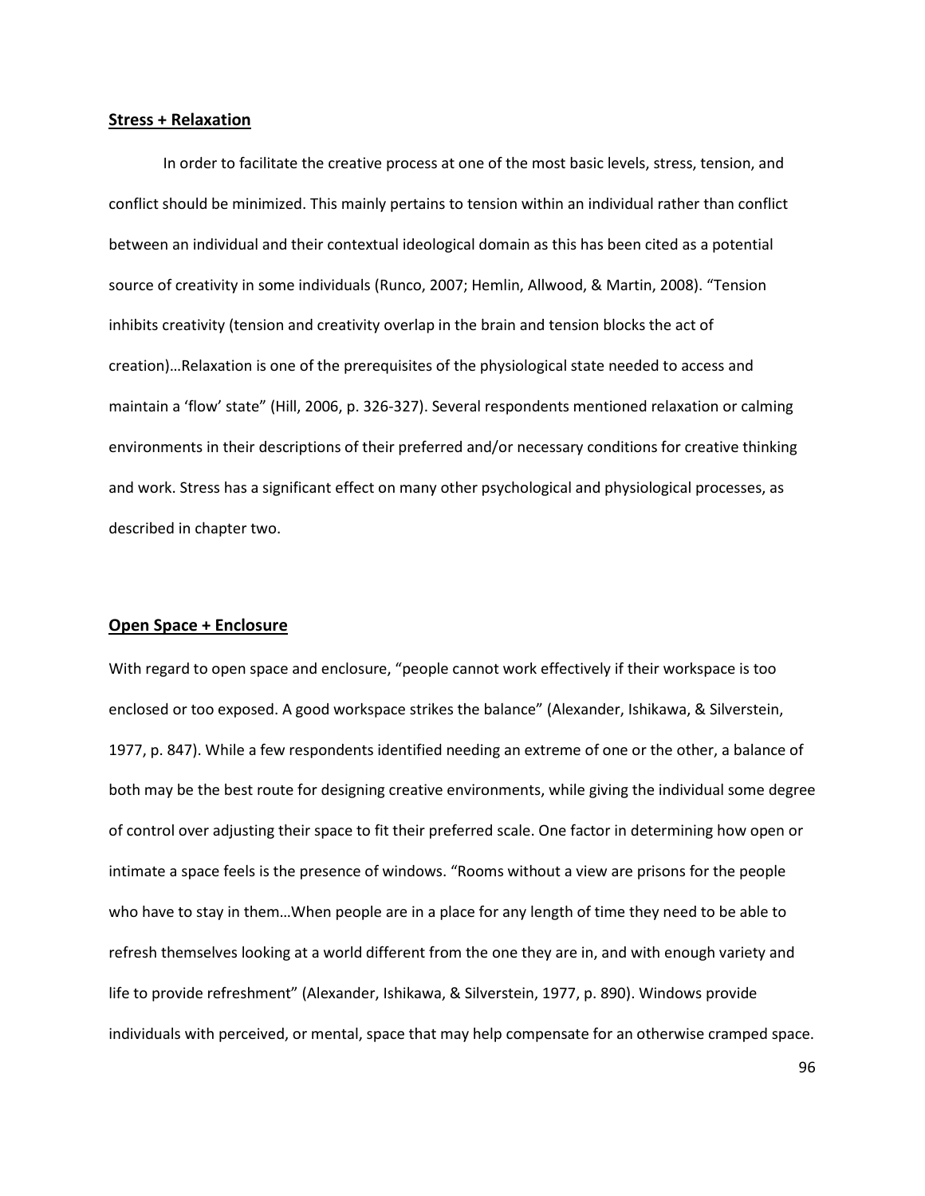**<u>Stress + Relaxation</u>**

In order to facilitate the creative process at one of the most basic levels, stress, tension, and conflict should be minimized. This mainly pertains to tension within an individual rather than conflict between an individual and their contextual ideological domain as this has been cited as a potential source of creativity in some individuals (Runco, 2007; Hemlin, Allwood, & Martin, 2008). "Tension inhibits creativity (tension and creativity overlap in the brain and tension blocks the act of creation)…Relaxation is one of the prerequisites of the physiological state needed to access and maintain a 'flow' state" (Hill, 2006, p. 326-327). Several respondents mentioned relaxation or calming environments in their descriptions of their preferred and/or necessary conditions for creative thinking and work. Stress has a significant effect on many other psychological and physiological processes, as described in chapter two.

**<u>Open Space + Enclosure</u>**

With regard to open space and enclosure, "people cannot work effectively if their workspace is too enclosed or too exposed. A good workspace strikes the balance" (Alexander, Ishikawa, & Silverstein, 1977, p. 847). While a few respondents identified needing an extreme of one or the other, a balance of both may be the best route for designing creative environments, while giving the individual some degree of control over adjusting their space to fit their preferred scale. One factor in determining how open or intimate a space feels is the presence of windows. "Rooms without a view are prisons for the people who have to stay in them…When people are in a place for any length of time they need to be able to refresh themselves looking at a world different from the one they are in, and with enough variety and life to provide refreshment" (Alexander, Ishikawa, & Silverstein, 1977, p. 890). Windows provide individuals with perceived, or mental, space that may help compensate for an otherwise cramped space.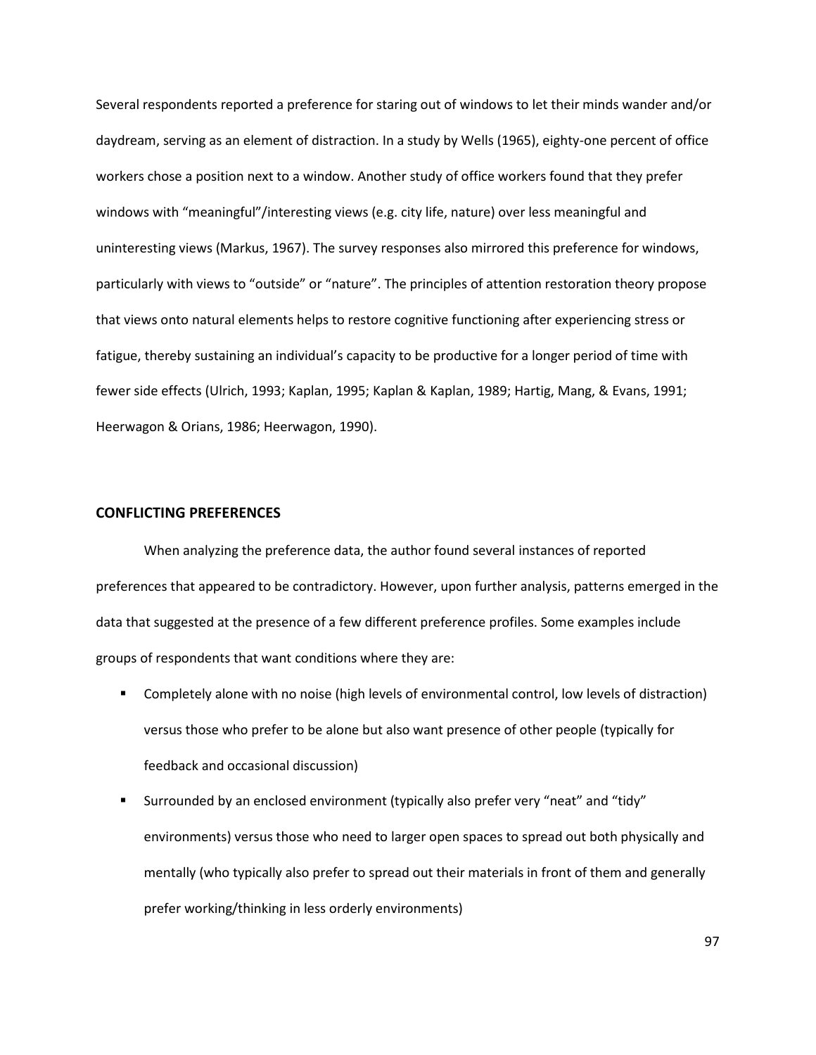Several respondents reported a preference for staring out of windows to let their minds wander and/or daydream, serving as an element of distraction. In a study by Wells (1965), eighty-one percent of office workers chose a position next to a window. Another study of office workers found that they prefer windows with "meaningful"/interesting views (e.g. city life, nature) over less meaningful and uninteresting views (Markus, 1967). The survey responses also mirrored this preference for windows, particularly with views to "outside" or "nature". The principles of attention restoration theory propose that views onto natural elements helps to restore cognitive functioning after experiencing stress or fatigue, thereby sustaining an individual's capacity to be productive for a longer period of time with fewer side effects (Ulrich, 1993; Kaplan, 1995; Kaplan & Kaplan, 1989; Hartig, Mang, & Evans, 1991; Heerwagon & Orians, 1986; Heerwagon, 1990).

## CONFLICTING PREFERENCES

When analyzing the preference data, the author found several instances of reported preferences that appeared to be contradictory. However, upon further analysis, patterns emerged in the data that suggested at the presence of a few different preference profiles. Some examples include groups of respondents that want conditions where they are:

- Completely alone with no noise (high levels of environmental control, low levels of distraction) versus those who prefer to be alone but also want presence of other people (typically for feedback and occasional discussion)
- Surrounded by an enclosed environment (typically also prefer very "neat" and "tidy" environments) versus those who need to larger open spaces to spread out both physically and mentally (who typically also prefer to spread out their materials in front of them and generally prefer working/thinking in less orderly environments)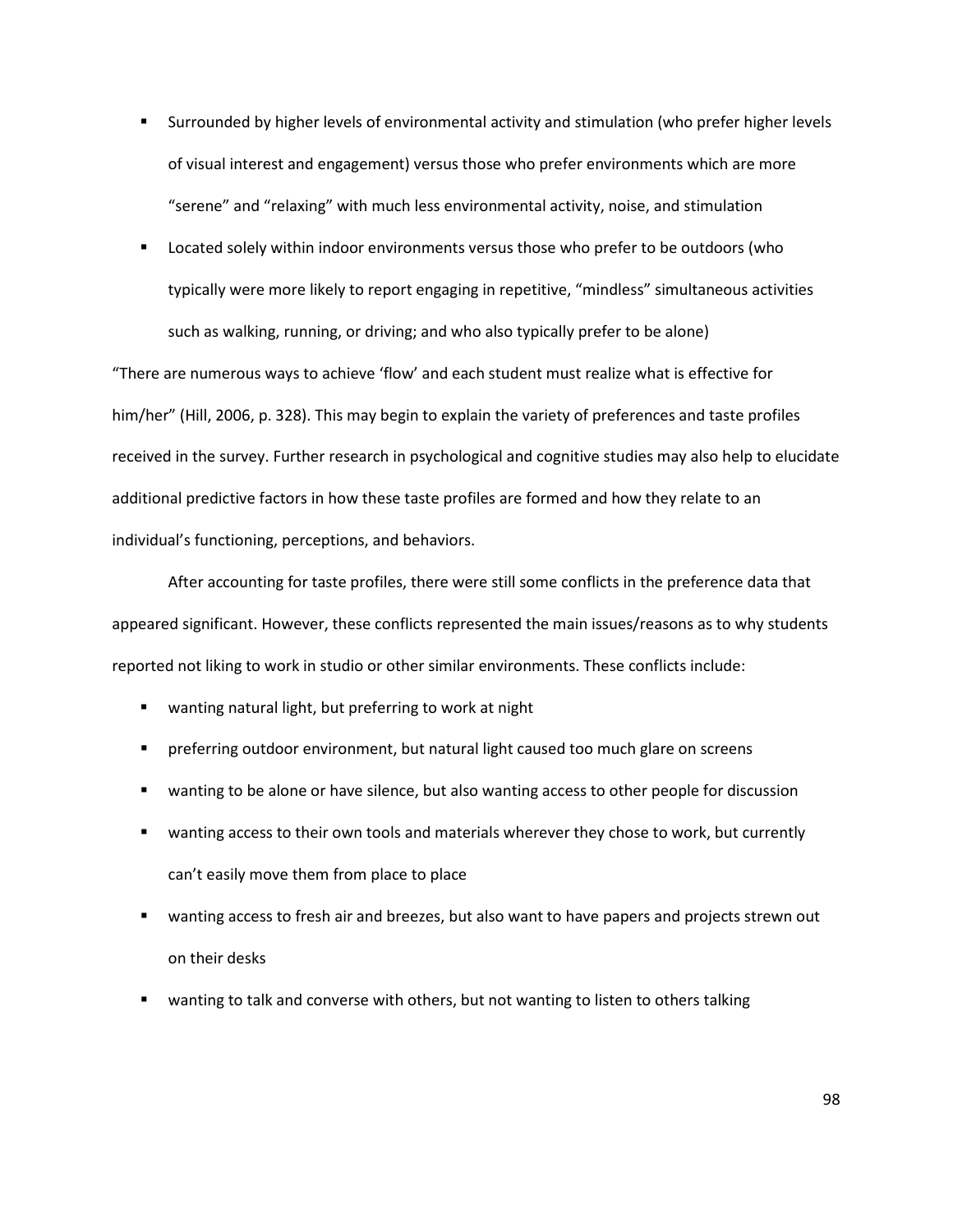- Surrounded by higher levels of environmental activity and stimulation (who prefer higher levels of visual interest and engagement) versus those who prefer environments which are more "serene" and "relaxing" with much less environmental activity, noise, and stimulation
- Located solely within indoor environments versus those who prefer to be outdoors (who typically were more likely to report engaging in repetitive, "mindless" simultaneous activities such as walking, running, or driving; and who also typically prefer to be alone)

"There are numerous ways to achieve 'flow' and each student must realize what is effective for him/her" (Hill, 2006, p. 328). This may begin to explain the variety of preferences and taste profiles received in the survey. Further research in psychological and cognitive studies may also help to elucidate additional predictive factors in how these taste profiles are formed and how they relate to an individual's functioning, perceptions, and behaviors.

After accounting for taste profiles, there were still some conflicts in the preference data that appeared significant. However, these conflicts represented the main issues/reasons as to why students reported not liking to work in studio or other similar environments. These conflicts include:

- wanting natural light, but preferring to work at night
- preferring outdoor environment, but natural light caused too much glare on screens
- wanting to be alone or have silence, but also wanting access to other people for discussion
- wanting access to their own tools and materials wherever they chose to work, but currently can't easily move them from place to place
- wanting access to fresh air and breezes, but also want to have papers and projects strewn out on their desks
- wanting to talk and converse with others, but not wanting to listen to others talking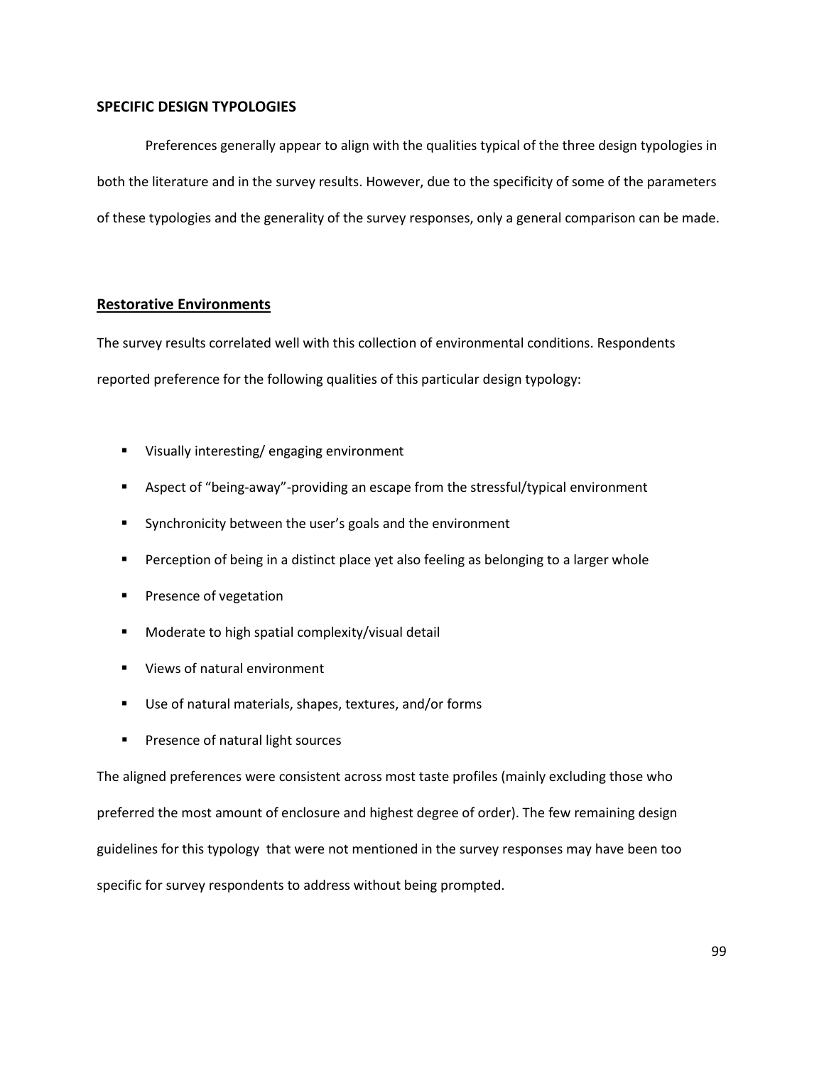## SPECIFIC DESIGN TYPOLOGIES

Preferences generally appear to align with the qualities typical of the three design typologies in both the literature and in the survey results. However, due to the specificity of some of the parameters of these typologies and the generality of the survey responses, only a general comparison can be made.

### Restorative Environments

The survey results correlated well with this collection of environmental conditions. Respondents reported preference for the following qualities of this particular design typology:

- Visually interesting/ engaging environment
- Aspect of "being-away"-providing an escape from the stressful/typical environment
- Synchronicity between the user's goals and the environment
- Perception of being in a distinct place yet also feeling as belonging to a larger whole
- Presence of vegetation
- Moderate to high spatial complexity/visual detail
- Views of natural environment
- Use of natural materials, shapes, textures, and/or forms
- Presence of natural light sources

The aligned preferences were consistent across most taste profiles (mainly excluding those who preferred the most amount of enclosure and highest degree of order). The few remaining design guidelines for this typology that were not mentioned in the survey responses may have been too specific for survey respondents to address without being prompted.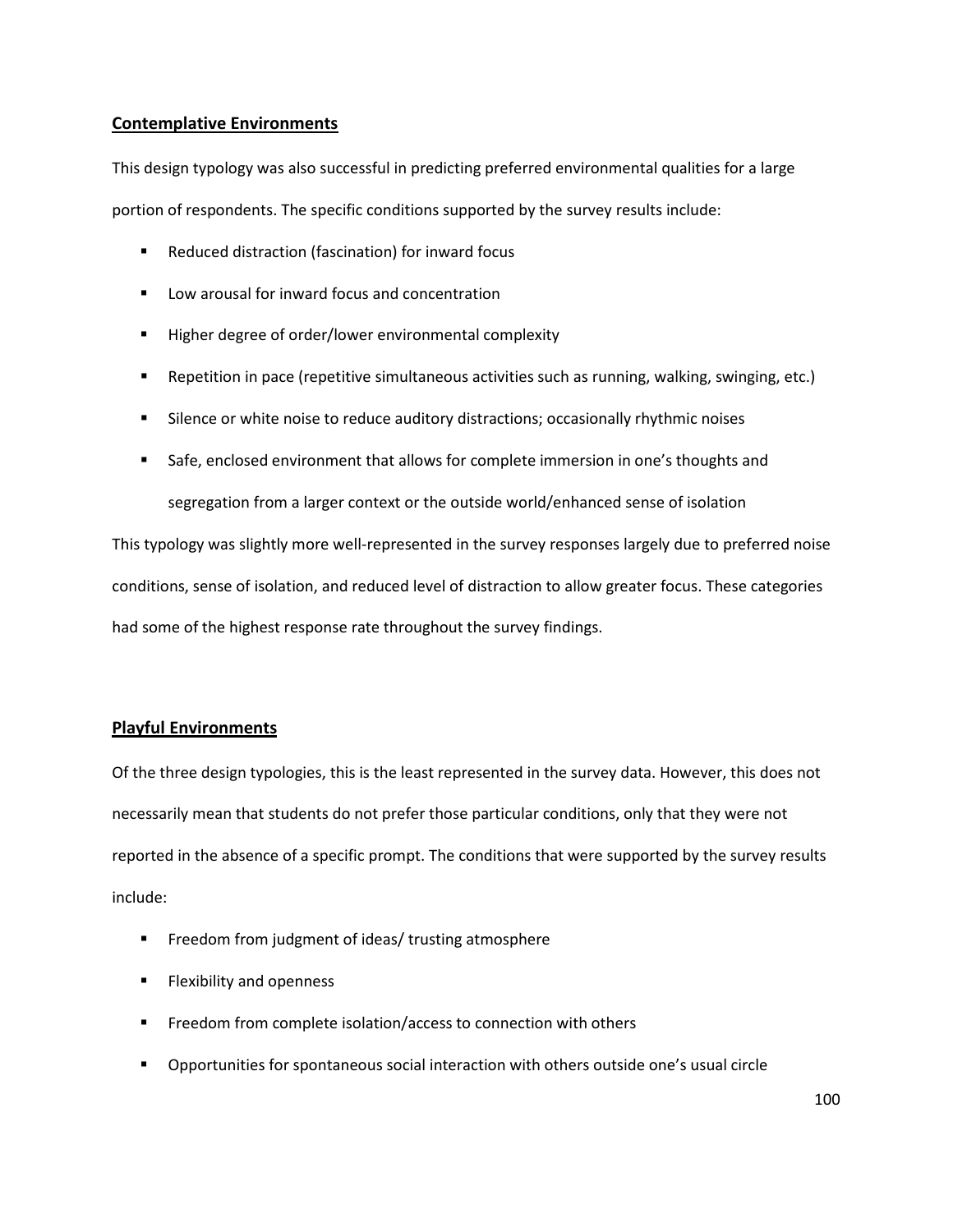### Contemplative Environments

This design typology was also successful in predicting preferred environmental qualities for a large portion of respondents. The specific conditions supported by the survey results include:

- Reduced distraction (fascination) for inward focus
- Low arousal for inward focus and concentration
- Higher degree of order/lower environmental complexity
- Repetition in pace (repetitive simultaneous activities such as running, walking, swinging, etc.)
- Silence or white noise to reduce auditory distractions; occasionally rhythmic noises
- Safe, enclosed environment that allows for complete immersion in one's thoughts and segregation from a larger context or the outside world/enhanced sense of isolation

This typology was slightly more well-represented in the survey responses largely due to preferred noise conditions, sense of isolation, and reduced level of distraction to allow greater focus. These categories had some of the highest response rate throughout the survey findings.

### Playful Environments

Of the three design typologies, this is the least represented in the survey data. However, this does not necessarily mean that students do not prefer those particular conditions, only that they were not reported in the absence of a specific prompt. The conditions that were supported by the survey results include:

- Freedom from judgment of ideas/ trusting atmosphere
- Flexibility and openness
- Freedom from complete isolation/access to connection with others
- Opportunities for spontaneous social interaction with others outside one's usual circle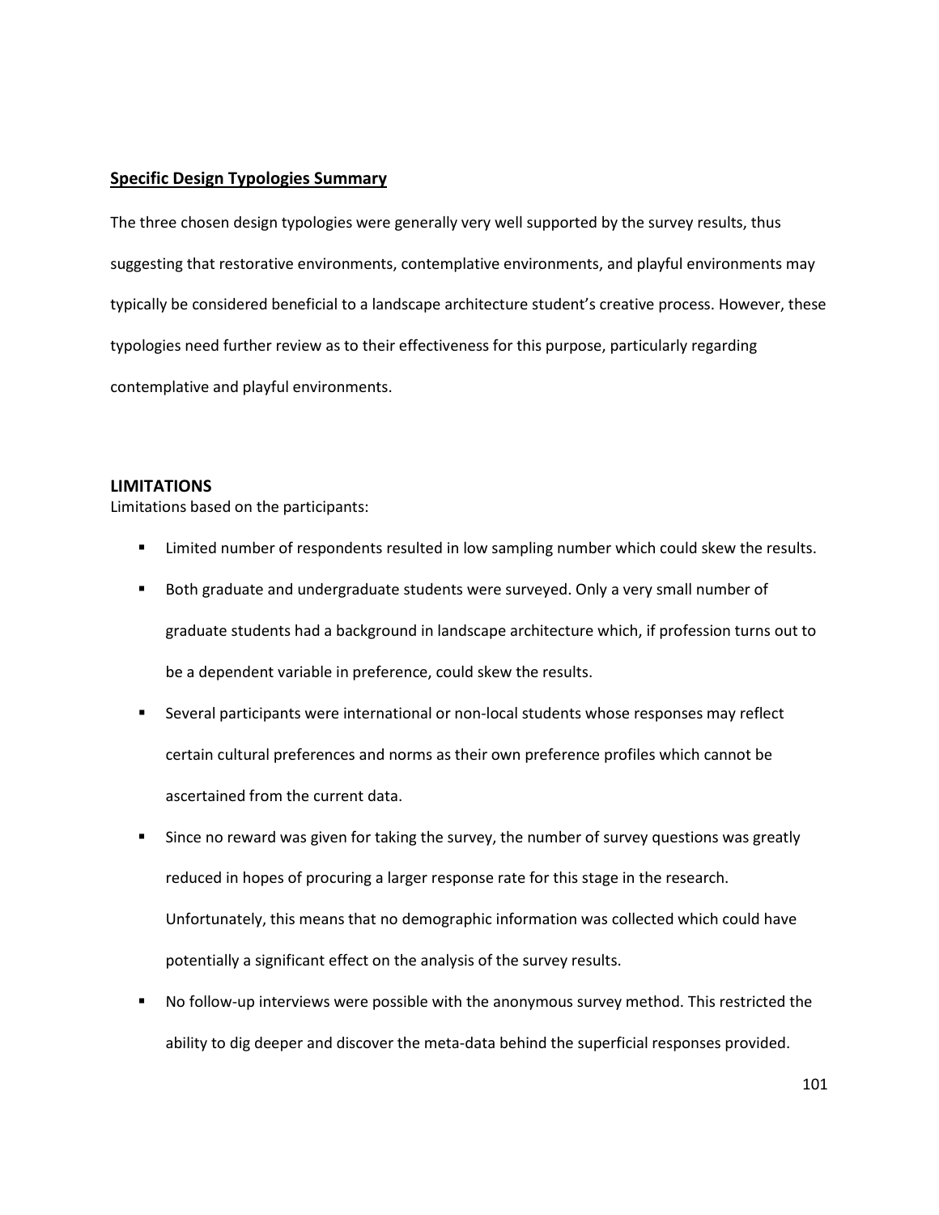## Specific Design Typologies Summary

The three chosen design typologies were generally very well supported by the survey results, thus suggesting that restorative environments, contemplative environments, and playful environments may typically be considered beneficial to a landscape architecture student's creative process. However, these typologies need further review as to their effectiveness for this purpose, particularly regarding contemplative and playful environments.

## LIMITATIONS

Limitations based on the participants:

- Limited number of respondents resulted in low sampling number which could skew the results.
- Both graduate and undergraduate students were surveyed. Only a very small number of graduate students had a background in landscape architecture which, if profession turns out to be a dependent variable in preference, could skew the results.
- Several participants were international or non-local students whose responses may reflect certain cultural preferences and norms as their own preference profiles which cannot be ascertained from the current data.
- Since no reward was given for taking the survey, the number of survey questions was greatly reduced in hopes of procuring a larger response rate for this stage in the research. Unfortunately, this means that no demographic information was collected which could have potentially a significant effect on the analysis of the survey results.
- No follow-up interviews were possible with the anonymous survey method. This restricted the ability to dig deeper and discover the meta-data behind the superficial responses provided.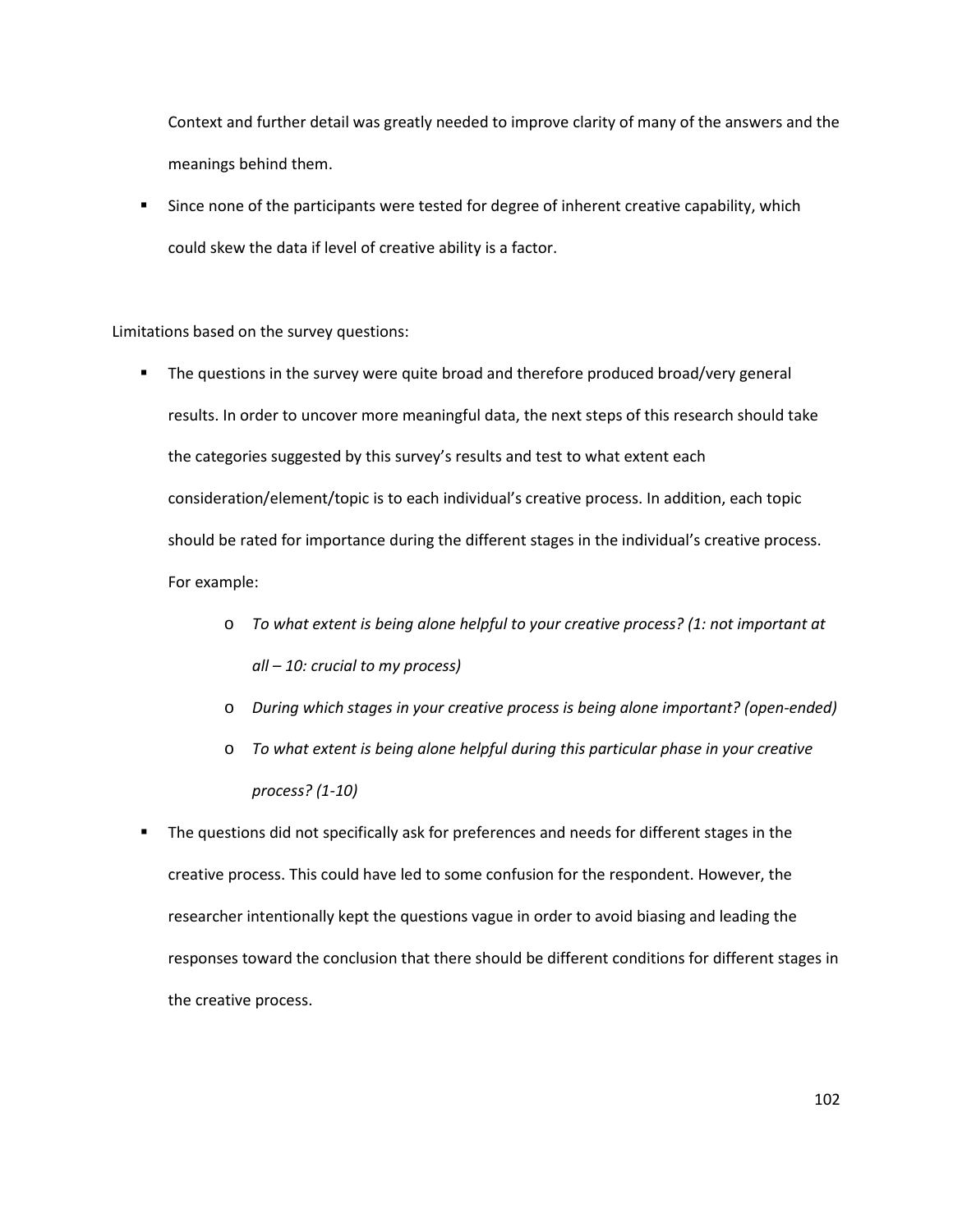Context and further detail was greatly needed to improve clarity of many of the answers and the meanings behind them.

- Since none of the participants were tested for degree of inherent creative capability, which could skew the data if level of creative ability is a factor.

Limitations based on the survey questions:

- The questions in the survey were quite broad and therefore produced broad/very general results. In order to uncover more meaningful data, the next steps of this research should take the categories suggested by this survey's results and test to what extent each consideration/element/topic is to each individual's creative process. In addition, each topic should be rated for importance during the different stages in the individual's creative process. For example:
    - *To what extent is being alone helpful to your creative process? (1: not important at all – 10: crucial to my process)*
    - *During which stages in your creative process is being alone important? (open-ended)*
    - *To what extent is being alone helpful during this particular phase in your creative process? (1-10)*
- The questions did not specifically ask for preferences and needs for different stages in the creative process. This could have led to some confusion for the respondent. However, the researcher intentionally kept the questions vague in order to avoid biasing and leading the responses toward the conclusion that there should be different conditions for different stages in the creative process.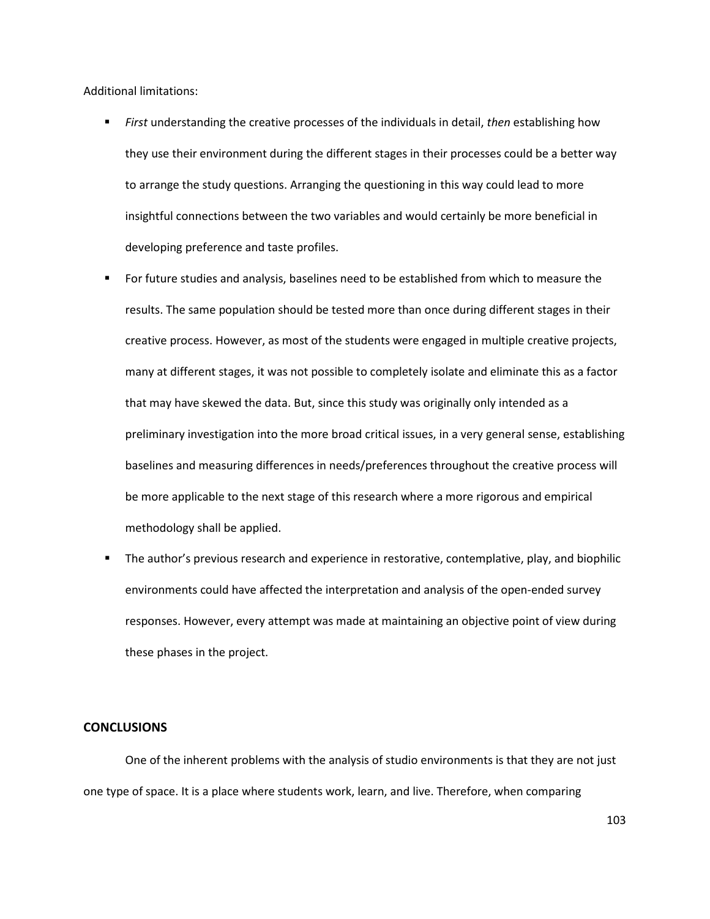Additional limitations:

- *First* understanding the creative processes of the individuals in detail, *then* establishing how they use their environment during the different stages in their processes could be a better way to arrange the study questions. Arranging the questioning in this way could lead to more insightful connections between the two variables and would certainly be more beneficial in developing preference and taste profiles.
- For future studies and analysis, baselines need to be established from which to measure the results. The same population should be tested more than once during different stages in their creative process. However, as most of the students were engaged in multiple creative projects, many at different stages, it was not possible to completely isolate and eliminate this as a factor that may have skewed the data. But, since this study was originally only intended as a preliminary investigation into the more broad critical issues, in a very general sense, establishing baselines and measuring differences in needs/preferences throughout the creative process will be more applicable to the next stage of this research where a more rigorous and empirical methodology shall be applied.
- The author's previous research and experience in restorative, contemplative, play, and biophilic environments could have affected the interpretation and analysis of the open-ended survey responses. However, every attempt was made at maintaining an objective point of view during these phases in the project.

## CONCLUSIONS

One of the inherent problems with the analysis of studio environments is that they are not just one type of space. It is a place where students work, learn, and live. Therefore, when comparing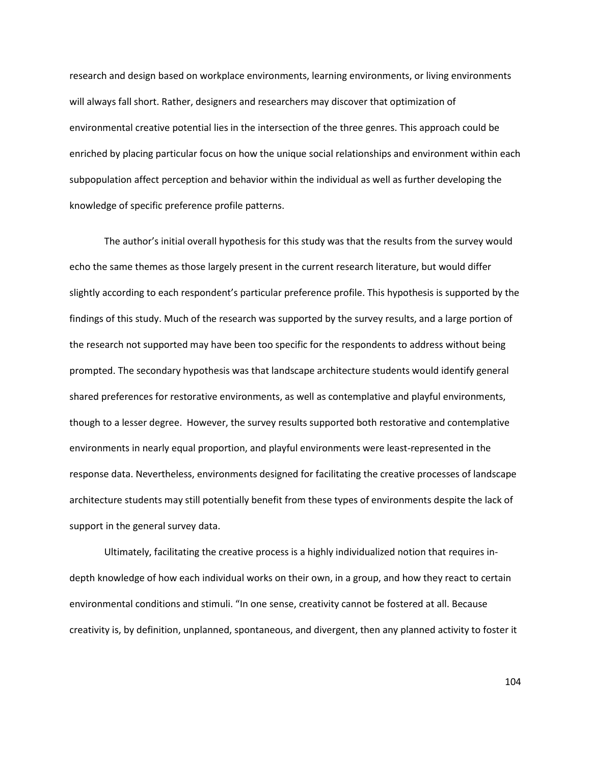research and design based on workplace environments, learning environments, or living environments will always fall short. Rather, designers and researchers may discover that optimization of environmental creative potential lies in the intersection of the three genres. This approach could be enriched by placing particular focus on how the unique social relationships and environment within each subpopulation affect perception and behavior within the individual as well as further developing the knowledge of specific preference profile patterns.

The author's initial overall hypothesis for this study was that the results from the survey would echo the same themes as those largely present in the current research literature, but would differ slightly according to each respondent's particular preference profile. This hypothesis is supported by the findings of this study. Much of the research was supported by the survey results, and a large portion of the research not supported may have been too specific for the respondents to address without being prompted. The secondary hypothesis was that landscape architecture students would identify general shared preferences for restorative environments, as well as contemplative and playful environments, though to a lesser degree. However, the survey results supported both restorative and contemplative environments in nearly equal proportion, and playful environments were least-represented in the response data. Nevertheless, environments designed for facilitating the creative processes of landscape architecture students may still potentially benefit from these types of environments despite the lack of support in the general survey data.

Ultimately, facilitating the creative process is a highly individualized notion that requires in-depth knowledge of how each individual works on their own, in a group, and how they react to certain environmental conditions and stimuli. "In one sense, creativity cannot be fostered at all. Because creativity is, by definition, unplanned, spontaneous, and divergent, then any planned activity to foster it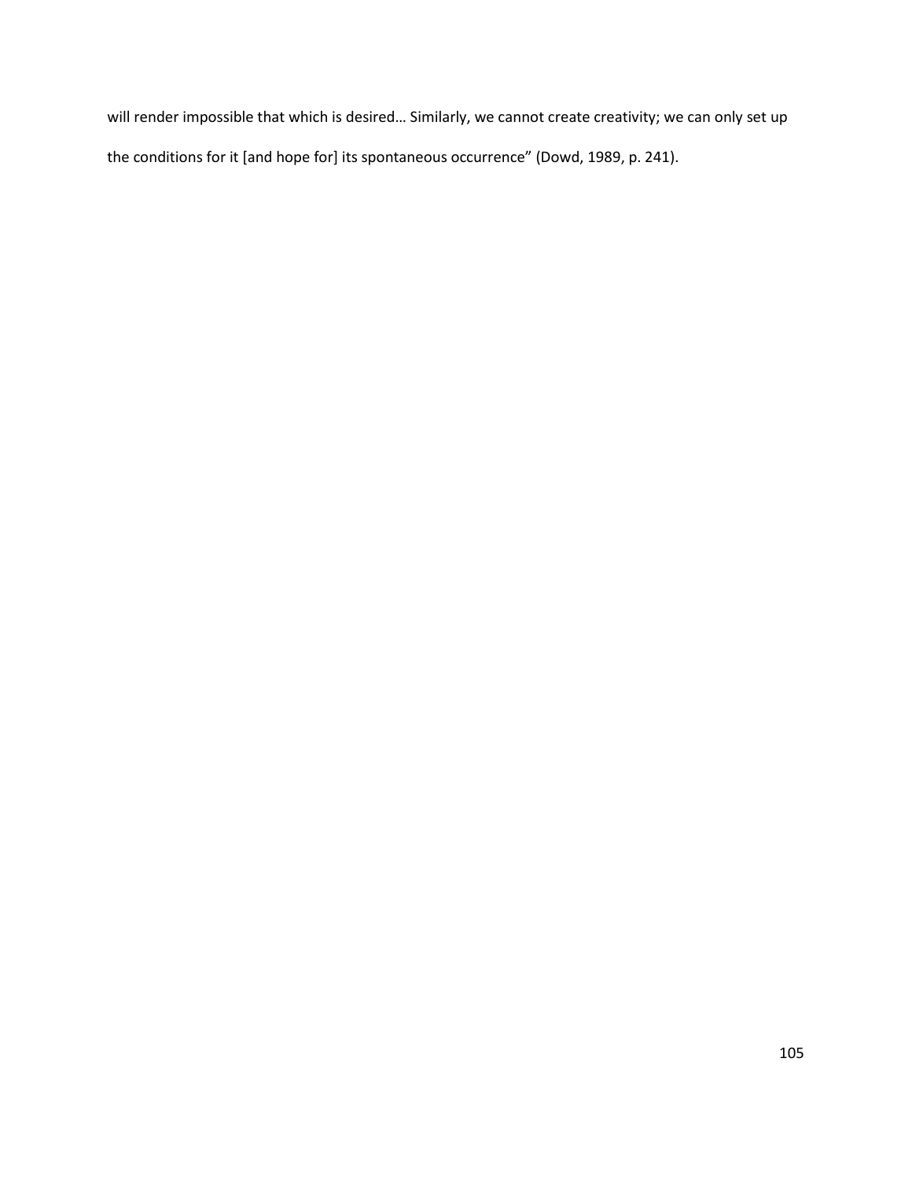will render impossible that which is desired… Similarly, we cannot create creativity; we can only set up the conditions for it [and hope for] its spontaneous occurrence" (Dowd, 1989, p. 241).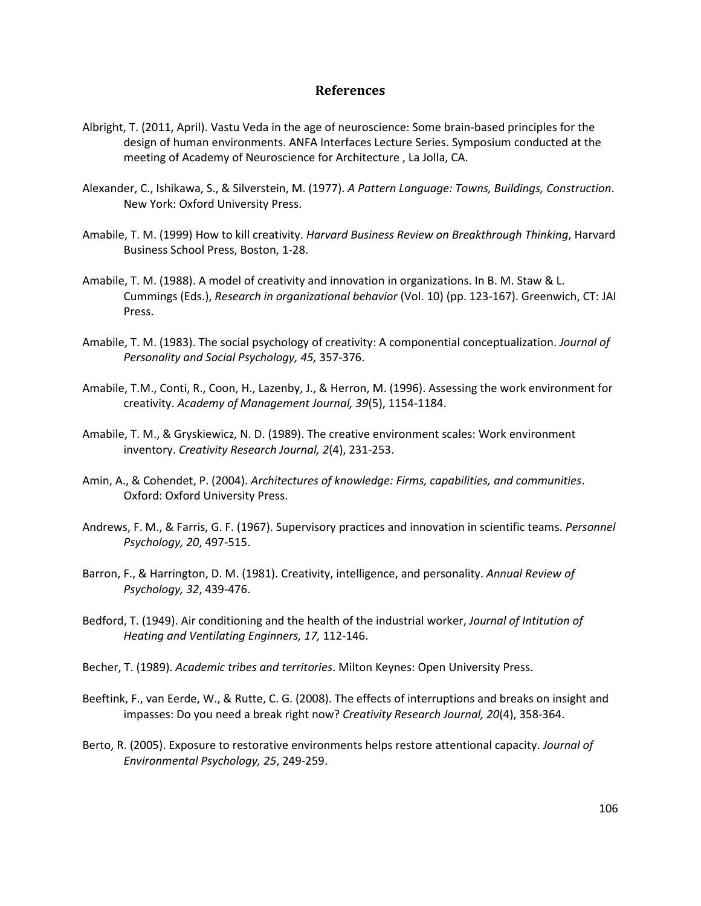## References

Albright, T. (2011, April). Vastu Veda in the age of neuroscience: Some brain-based principles for the design of human environments. ANFA Interfaces Lecture Series. Symposium conducted at the meeting of Academy of Neuroscience for Architecture , La Jolla, CA.

Alexander, C., Ishikawa, S., & Silverstein, M. (1977). *A Pattern Language: Towns, Buildings, Construction*. New York: Oxford University Press.

Amabile, T. M. (1999) How to kill creativity. *Harvard Business Review on Breakthrough Thinking*, Harvard Business School Press, Boston, 1-28.

Amabile, T. M. (1988). A model of creativity and innovation in organizations. In B. M. Staw & L. Cummings (Eds.), *Research in organizational behavior* (Vol. 10) (pp. 123-167). Greenwich, CT: JAI Press.

Amabile, T. M. (1983). The social psychology of creativity: A componential conceptualization. *Journal of Personality and Social Psychology, 45,* 357-376.

Amabile, T.M., Conti, R., Coon, H., Lazenby, J., & Herron, M. (1996). Assessing the work environment for creativity. *Academy of Management Journal, 39*(5), 1154-1184.

Amabile, T. M., & Gryskiewicz, N. D. (1989). The creative environment scales: Work environment inventory. *Creativity Research Journal, 2*(4), 231-253.

Amin, A., & Cohendet, P. (2004). *Architectures of knowledge: Firms, capabilities, and communities*. Oxford: Oxford University Press.

Andrews, F. M., & Farris, G. F. (1967). Supervisory practices and innovation in scientific teams. *Personnel Psychology, 20*, 497-515.

Barron, F., & Harrington, D. M. (1981). Creativity, intelligence, and personality. *Annual Review of Psychology, 32*, 439-476.

Bedford, T. (1949). Air conditioning and the health of the industrial worker, *Journal of Intitution of Heating and Ventilating Enginners, 17,* 112-146.

Becher, T. (1989). *Academic tribes and territories*. Milton Keynes: Open University Press.

Beeftink, F., van Eerde, W., & Rutte, C. G. (2008). The effects of interruptions and breaks on insight and impasses: Do you need a break right now? *Creativity Research Journal, 20*(4), 358-364.

Berto, R. (2005). Exposure to restorative environments helps restore attentional capacity. *Journal of Environmental Psychology, 25*, 249-259.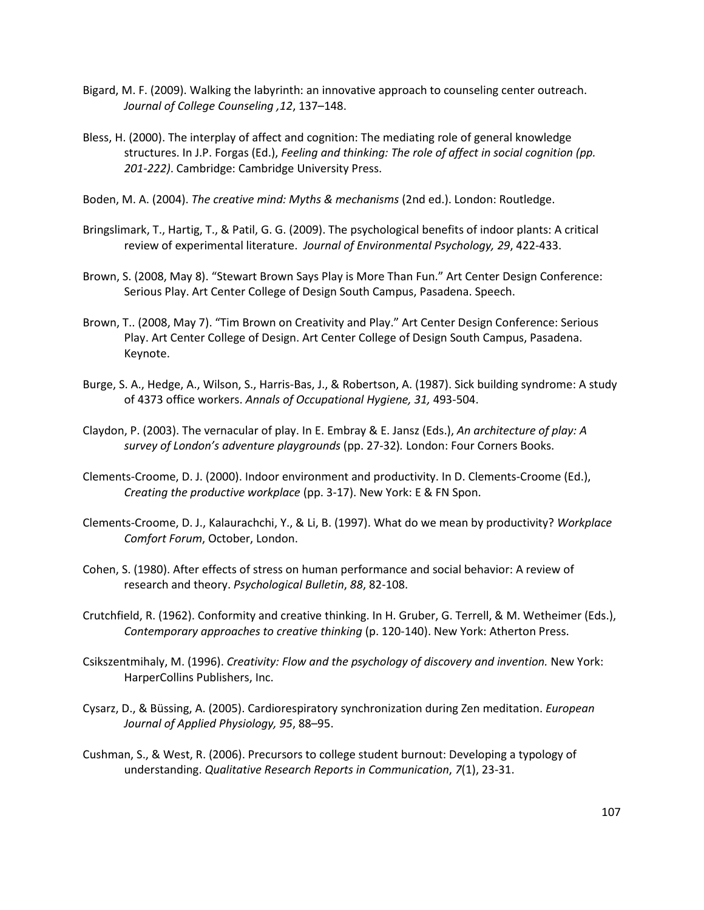Bigard, M. F. (2009). Walking the labyrinth: an innovative approach to counseling center outreach. *Journal of College Counseling ,12*, 137–148.

Bless, H. (2000). The interplay of affect and cognition: The mediating role of general knowledge structures. In J.P. Forgas (Ed.), *Feeling and thinking: The role of affect in social cognition (pp. 201-222)*. Cambridge: Cambridge University Press.

Boden, M. A. (2004). *The creative mind: Myths & mechanisms* (2nd ed.). London: Routledge.

Bringslimark, T., Hartig, T., & Patil, G. G. (2009). The psychological benefits of indoor plants: A critical review of experimental literature. *Journal of Environmental Psychology, 29*, 422-433.

Brown, S. (2008, May 8). "Stewart Brown Says Play is More Than Fun." Art Center Design Conference: Serious Play. Art Center College of Design South Campus, Pasadena. Speech.

Brown, T.. (2008, May 7). "Tim Brown on Creativity and Play." Art Center Design Conference: Serious Play. Art Center College of Design. Art Center College of Design South Campus, Pasadena. Keynote.

Burge, S. A., Hedge, A., Wilson, S., Harris-Bas, J., & Robertson, A. (1987). Sick building syndrome: A study of 4373 office workers. *Annals of Occupational Hygiene, 31,* 493-504.

Claydon, P. (2003). The vernacular of play. In E. Embray & E. Jansz (Eds.), *An architecture of play: A survey of London's adventure playgrounds* (pp. 27-32)*.* London: Four Corners Books.

Clements-Croome, D. J. (2000). Indoor environment and productivity. In D. Clements-Croome (Ed.), *Creating the productive workplace* (pp. 3-17). New York: E & FN Spon.

Clements-Croome, D. J., Kalaurachchi, Y., & Li, B. (1997). What do we mean by productivity? *Workplace Comfort Forum*, October, London.

Cohen, S. (1980). After effects of stress on human performance and social behavior: A review of research and theory. *Psychological Bulletin*, *88*, 82-108.

Crutchfield, R. (1962). Conformity and creative thinking. In H. Gruber, G. Terrell, & M. Wetheimer (Eds.), *Contemporary approaches to creative thinking* (p. 120-140). New York: Atherton Press.

Csikszentmihaly, M. (1996). *Creativity: Flow and the psychology of discovery and invention.* New York: HarperCollins Publishers, Inc.

Cysarz, D., & Büssing, A. (2005). Cardiorespiratory synchronization during Zen meditation. *European Journal of Applied Physiology, 95*, 88–95.

Cushman, S., & West, R. (2006). Precursors to college student burnout: Developing a typology of understanding. *Qualitative Research Reports in Communication*, *7*(1), 23-31.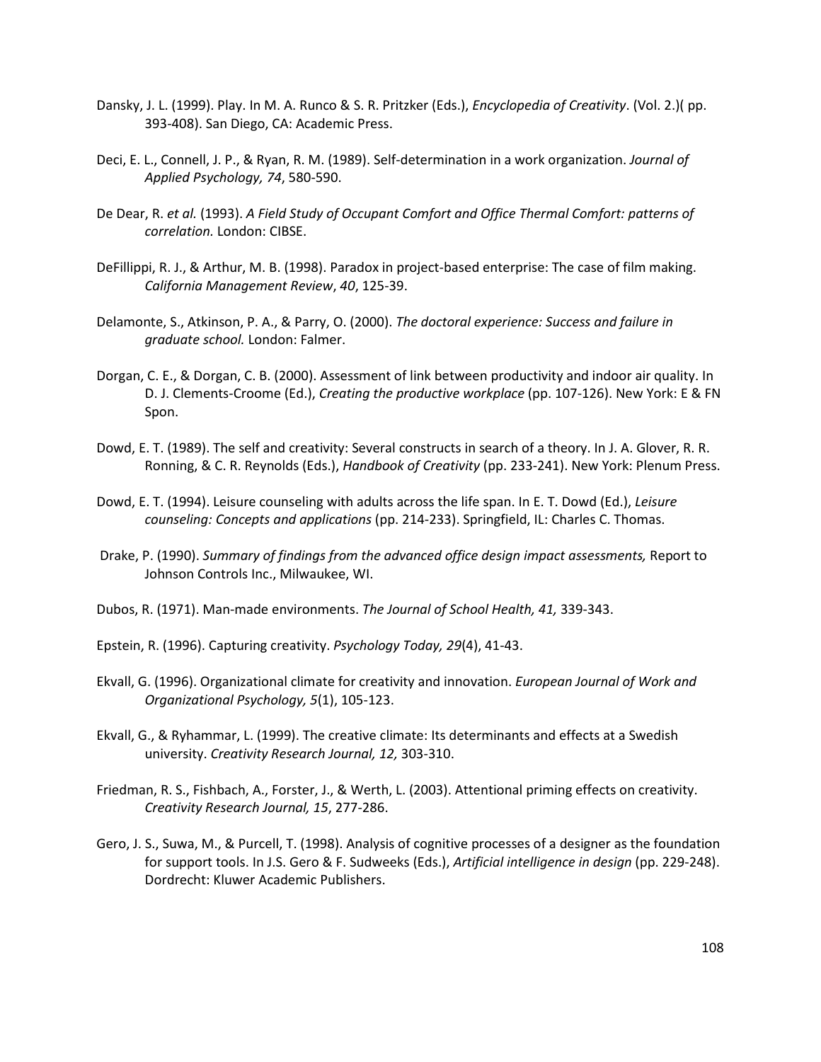Dansky, J. L. (1999). Play. In M. A. Runco & S. R. Pritzker (Eds.), *Encyclopedia of Creativity*. (Vol. 2.)( pp. 393-408). San Diego, CA: Academic Press.

Deci, E. L., Connell, J. P., & Ryan, R. M. (1989). Self-determination in a work organization. *Journal of Applied Psychology, 74*, 580-590.

De Dear, R. *et al.* (1993). *A Field Study of Occupant Comfort and Office Thermal Comfort: patterns of correlation.* London: CIBSE.

DeFillippi, R. J., & Arthur, M. B. (1998). Paradox in project-based enterprise: The case of film making. *California Management Review*, *40*, 125-39.

Delamonte, S., Atkinson, P. A., & Parry, O. (2000). *The doctoral experience: Success and failure in graduate school.* London: Falmer.

Dorgan, C. E., & Dorgan, C. B. (2000). Assessment of link between productivity and indoor air quality. In D. J. Clements-Croome (Ed.), *Creating the productive workplace* (pp. 107-126). New York: E & FN Spon.

Dowd, E. T. (1989). The self and creativity: Several constructs in search of a theory. In J. A. Glover, R. R. Ronning, & C. R. Reynolds (Eds.), *Handbook of Creativity* (pp. 233-241). New York: Plenum Press.

Dowd, E. T. (1994). Leisure counseling with adults across the life span. In E. T. Dowd (Ed.), *Leisure counseling: Concepts and applications* (pp. 214-233). Springfield, IL: Charles C. Thomas.

Drake, P. (1990). *Summary of findings from the advanced office design impact assessments,* Report to Johnson Controls Inc., Milwaukee, WI.

Dubos, R. (1971). Man-made environments. *The Journal of School Health, 41,* 339-343.

Epstein, R. (1996). Capturing creativity. *Psychology Today, 29*(4), 41-43.

Ekvall, G. (1996). Organizational climate for creativity and innovation. *European Journal of Work and Organizational Psychology, 5*(1), 105-123.

Ekvall, G., & Ryhammar, L. (1999). The creative climate: Its determinants and effects at a Swedish university. *Creativity Research Journal, 12,* 303-310.

Friedman, R. S., Fishbach, A., Forster, J., & Werth, L. (2003). Attentional priming effects on creativity. *Creativity Research Journal, 15*, 277-286.

Gero, J. S., Suwa, M., & Purcell, T. (1998). Analysis of cognitive processes of a designer as the foundation for support tools. In J.S. Gero & F. Sudweeks (Eds.), *Artificial intelligence in design* (pp. 229-248). Dordrecht: Kluwer Academic Publishers.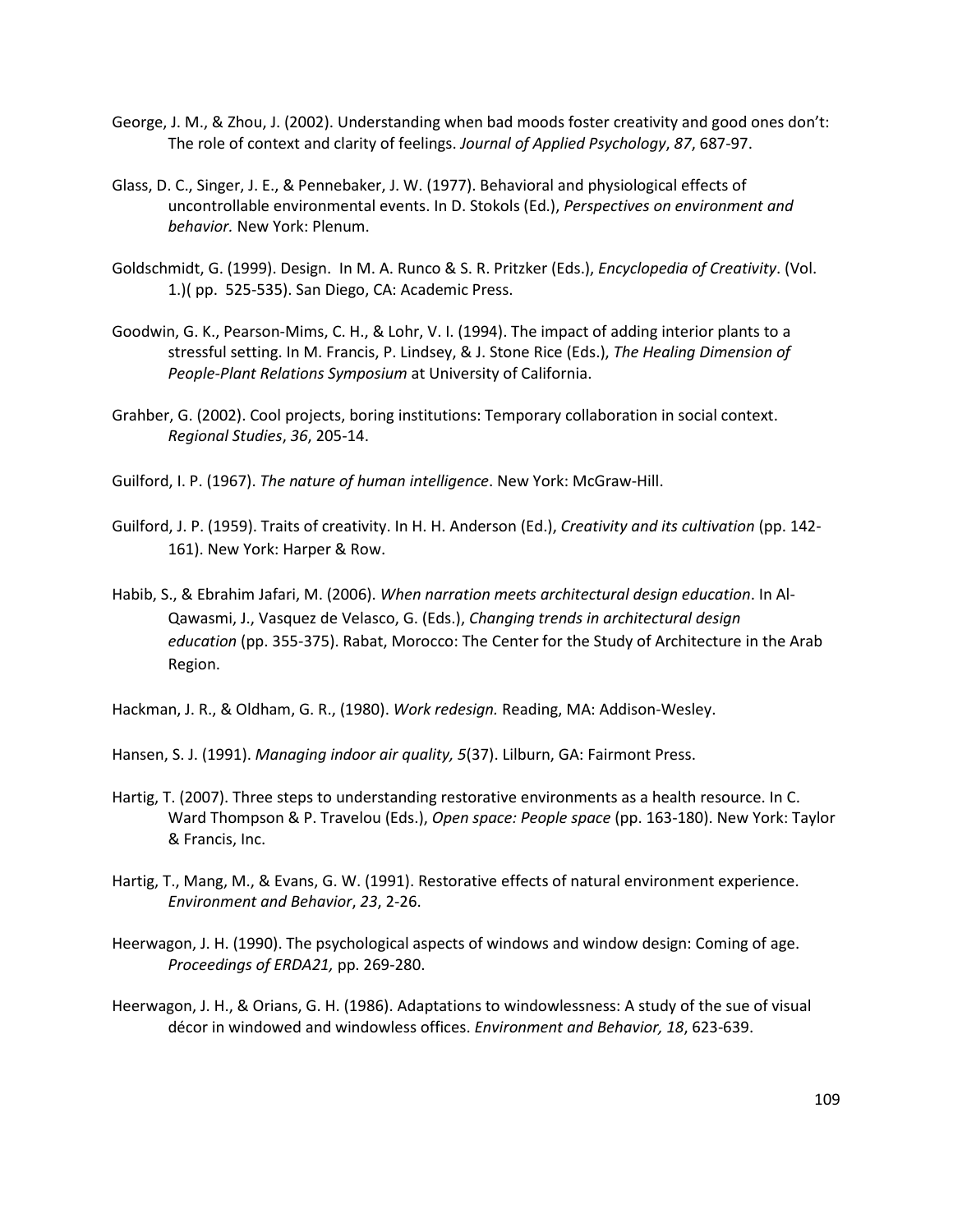George, J. M., & Zhou, J. (2002). Understanding when bad moods foster creativity and good ones don't: The role of context and clarity of feelings. *Journal of Applied Psychology*, *87*, 687-97.

Glass, D. C., Singer, J. E., & Pennebaker, J. W. (1977). Behavioral and physiological effects of uncontrollable environmental events. In D. Stokols (Ed.), *Perspectives on environment and behavior.* New York: Plenum.

Goldschmidt, G. (1999). Design. In M. A. Runco & S. R. Pritzker (Eds.), *Encyclopedia of Creativity*. (Vol. 1.)( pp. 525-535). San Diego, CA: Academic Press.

Goodwin, G. K., Pearson-Mims, C. H., & Lohr, V. I. (1994). The impact of adding interior plants to a stressful setting. In M. Francis, P. Lindsey, & J. Stone Rice (Eds.), *The Healing Dimension of People-Plant Relations Symposium* at University of California.

Grahber, G. (2002). Cool projects, boring institutions: Temporary collaboration in social context. *Regional Studies*, *36*, 205-14.

Guilford, I. P. (1967). *The nature of human intelligence*. New York: McGraw-Hill.

Guilford, J. P. (1959). Traits of creativity. In H. H. Anderson (Ed.), *Creativity and its cultivation* (pp. 142-161). New York: Harper & Row.

Habib, S., & Ebrahim Jafari, M. (2006). *When narration meets architectural design education*. In Al-Qawasmi, J., Vasquez de Velasco, G. (Eds.), *Changing trends in architectural design education* (pp. 355-375). Rabat, Morocco: The Center for the Study of Architecture in the Arab Region.

Hackman, J. R., & Oldham, G. R., (1980). *Work redesign.* Reading, MA: Addison-Wesley.

Hansen, S. J. (1991). *Managing indoor air quality, 5*(37). Lilburn, GA: Fairmont Press.

Hartig, T. (2007). Three steps to understanding restorative environments as a health resource. In C. Ward Thompson & P. Travelou (Eds.), *Open space: People space* (pp. 163-180). New York: Taylor & Francis, Inc.

Hartig, T., Mang, M., & Evans, G. W. (1991). Restorative effects of natural environment experience. *Environment and Behavior*, *23*, 2-26.

Heerwagon, J. H. (1990). The psychological aspects of windows and window design: Coming of age. *Proceedings of ERDA21,* pp. 269-280.

Heerwagon, J. H., & Orians, G. H. (1986). Adaptations to windowlessness: A study of the sue of visual décor in windowed and windowless offices. *Environment and Behavior, 18*, 623-639.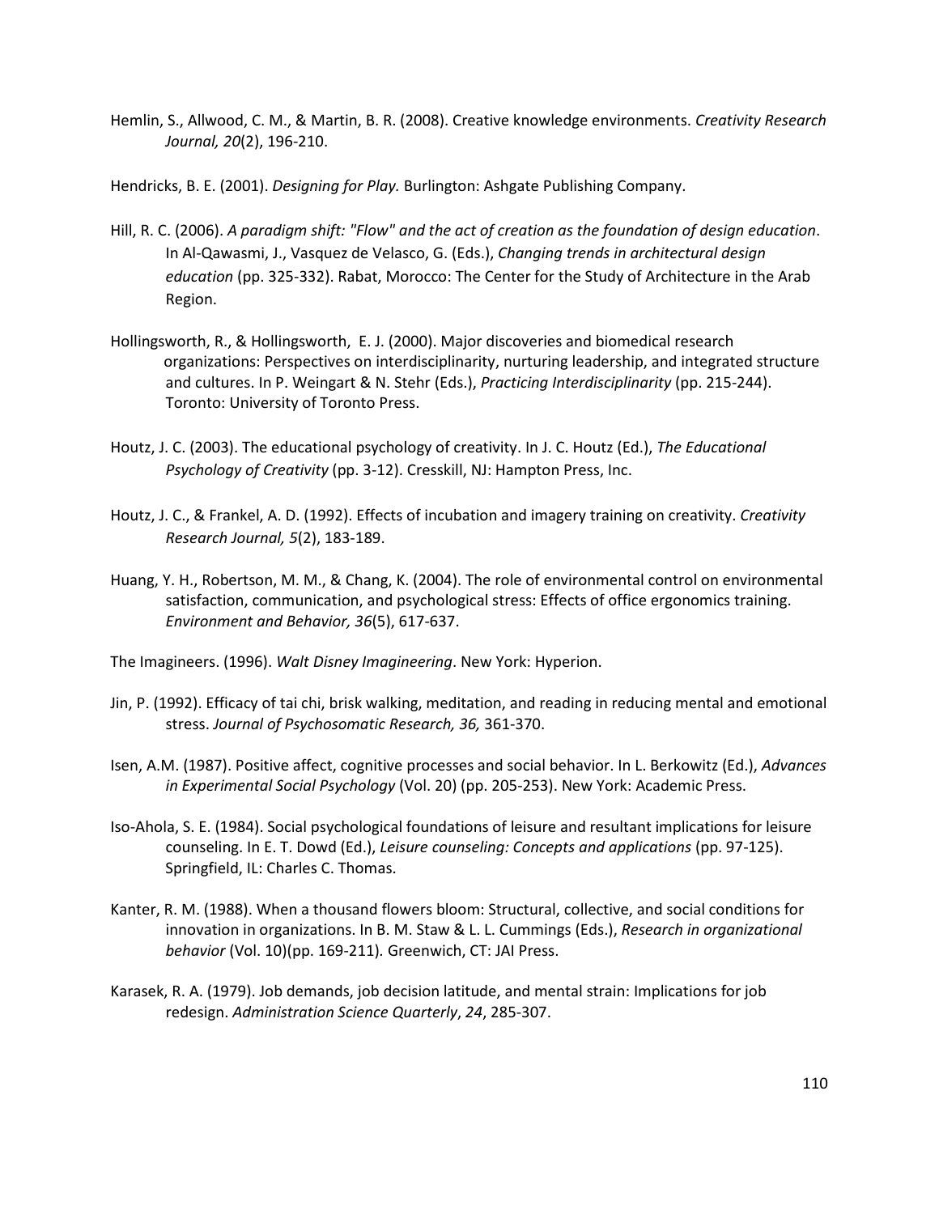Hemlin, S., Allwood, C. M., & Martin, B. R. (2008). Creative knowledge environments. *Creativity Research Journal, 20*(2), 196-210.

Hendricks, B. E. (2001). *Designing for Play.* Burlington: Ashgate Publishing Company.

Hill, R. C. (2006). *A paradigm shift: "Flow" and the act of creation as the foundation of design education*. In Al-Qawasmi, J., Vasquez de Velasco, G. (Eds.), *Changing trends in architectural design education* (pp. 325-332). Rabat, Morocco: The Center for the Study of Architecture in the Arab Region.

Hollingsworth, R., & Hollingsworth, E. J. (2000). Major discoveries and biomedical research organizations: Perspectives on interdisciplinarity, nurturing leadership, and integrated structure and cultures. In P. Weingart & N. Stehr (Eds.), *Practicing Interdisciplinarity* (pp. 215-244). Toronto: University of Toronto Press.

Houtz, J. C. (2003). The educational psychology of creativity. In J. C. Houtz (Ed.), *The Educational Psychology of Creativity* (pp. 3-12). Cresskill, NJ: Hampton Press, Inc.

Houtz, J. C., & Frankel, A. D. (1992). Effects of incubation and imagery training on creativity. *Creativity Research Journal, 5*(2), 183-189.

Huang, Y. H., Robertson, M. M., & Chang, K. (2004). The role of environmental control on environmental satisfaction, communication, and psychological stress: Effects of office ergonomics training. *Environment and Behavior, 36*(5), 617-637.

The Imagineers. (1996). *Walt Disney Imagineering*. New York: Hyperion.

Jin, P. (1992). Efficacy of tai chi, brisk walking, meditation, and reading in reducing mental and emotional stress. *Journal of Psychosomatic Research, 36,* 361-370.

Isen, A.M. (1987). Positive affect, cognitive processes and social behavior. In L. Berkowitz (Ed.), *Advances in Experimental Social Psychology* (Vol. 20) (pp. 205-253). New York: Academic Press.

Iso-Ahola, S. E. (1984). Social psychological foundations of leisure and resultant implications for leisure counseling. In E. T. Dowd (Ed.), *Leisure counseling: Concepts and applications* (pp. 97-125). Springfield, IL: Charles C. Thomas.

Kanter, R. M. (1988). When a thousand flowers bloom: Structural, collective, and social conditions for innovation in organizations. In B. M. Staw & L. L. Cummings (Eds.), *Research in organizational behavior* (Vol. 10)(pp. 169-211). Greenwich, CT: JAI Press.

Karasek, R. A. (1979). Job demands, job decision latitude, and mental strain: Implications for job redesign. *Administration Science Quarterly*, *24*, 285-307.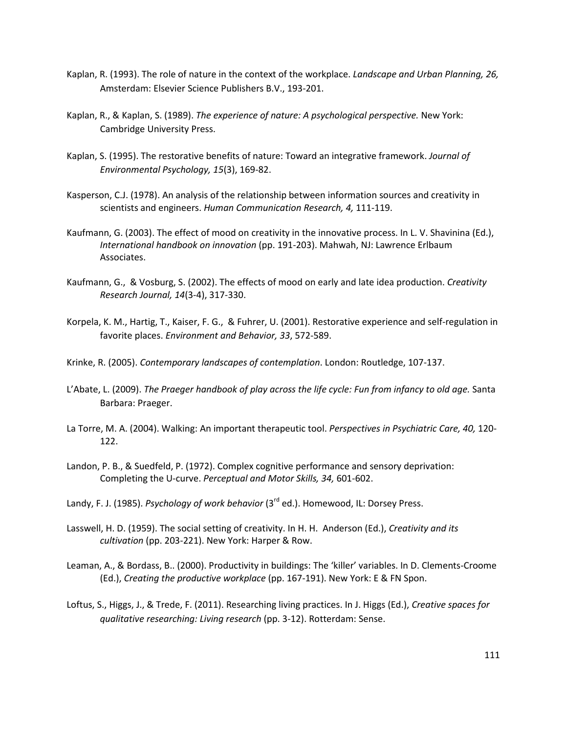Kaplan, R. (1993). The role of nature in the context of the workplace. *Landscape and Urban Planning, 26,* Amsterdam: Elsevier Science Publishers B.V., 193-201.

Kaplan, R., & Kaplan, S. (1989). *The experience of nature: A psychological perspective.* New York: Cambridge University Press.

Kaplan, S. (1995). The restorative benefits of nature: Toward an integrative framework. *Journal of Environmental Psychology, 15*(3), 169-82.

Kasperson, C.J. (1978). An analysis of the relationship between information sources and creativity in scientists and engineers. *Human Communication Research, 4,* 111-119.

Kaufmann, G. (2003). The effect of mood on creativity in the innovative process. In L. V. Shavinina (Ed.), *International handbook on innovation* (pp. 191-203). Mahwah, NJ: Lawrence Erlbaum Associates.

Kaufmann, G., & Vosburg, S. (2002). The effects of mood on early and late idea production. *Creativity Research Journal, 14*(3-4), 317-330.

Korpela, K. M., Hartig, T., Kaiser, F. G., & Fuhrer, U. (2001). Restorative experience and self-regulation in favorite places. *Environment and Behavior, 33*, 572-589.

Krinke, R. (2005). *Contemporary landscapes of contemplation*. London: Routledge, 107-137.

L'Abate, L. (2009). *The Praeger handbook of play across the life cycle: Fun from infancy to old age.* Santa Barbara: Praeger.

La Torre, M. A. (2004). Walking: An important therapeutic tool. *Perspectives in Psychiatric Care, 40,* 120-122.

Landon, P. B., & Suedfeld, P. (1972). Complex cognitive performance and sensory deprivation: Completing the U-curve. *Perceptual and Motor Skills, 34,* 601-602.

Landy, F. J. (1985). *Psychology of work behavior* (3rd ed.). Homewood, IL: Dorsey Press.

Lasswell, H. D. (1959). The social setting of creativity. In H. H. Anderson (Ed.), *Creativity and its cultivation* (pp. 203-221). New York: Harper & Row.

Leaman, A., & Bordass, B.. (2000). Productivity in buildings: The 'killer' variables. In D. Clements-Croome (Ed.), *Creating the productive workplace* (pp. 167-191). New York: E & FN Spon.

Loftus, S., Higgs, J., & Trede, F. (2011). Researching living practices. In J. Higgs (Ed.), *Creative spaces for qualitative researching: Living research* (pp. 3-12). Rotterdam: Sense.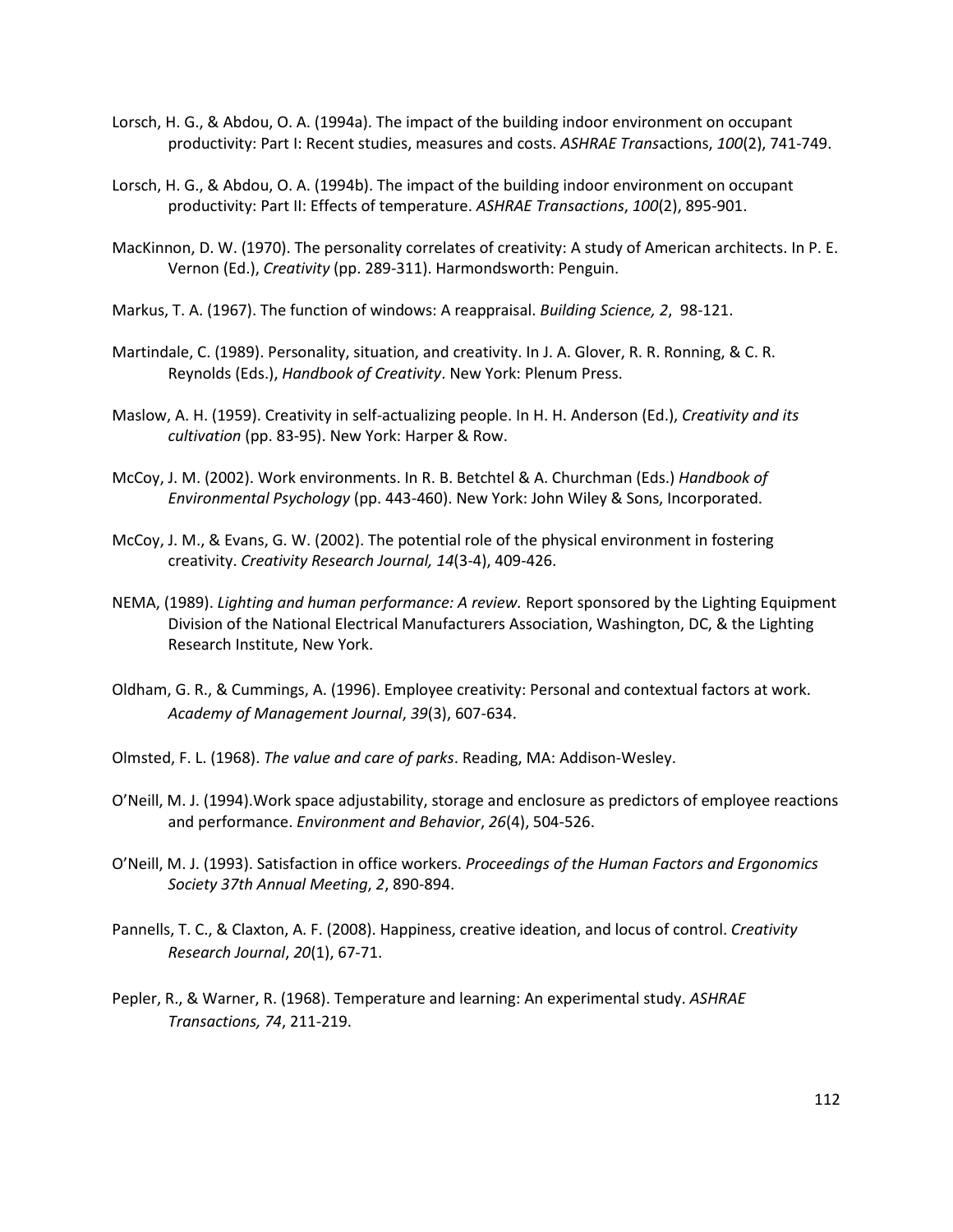Lorsch, H. G., & Abdou, O. A. (1994a). The impact of the building indoor environment on occupant productivity: Part I: Recent studies, measures and costs. *ASHRAE Transactions*, *100*(2), 741-749.

Lorsch, H. G., & Abdou, O. A. (1994b). The impact of the building indoor environment on occupant productivity: Part II: Effects of temperature. *ASHRAE Transactions*, *100*(2), 895-901.

MacKinnon, D. W. (1970). The personality correlates of creativity: A study of American architects. In P. E. Vernon (Ed.), *Creativity* (pp. 289-311). Harmondsworth: Penguin.

Markus, T. A. (1967). The function of windows: A reappraisal. *Building Science, 2*, 98-121.

Martindale, C. (1989). Personality, situation, and creativity. In J. A. Glover, R. R. Ronning, & C. R. Reynolds (Eds.), *Handbook of Creativity*. New York: Plenum Press.

Maslow, A. H. (1959). Creativity in self-actualizing people. In H. H. Anderson (Ed.), *Creativity and its cultivation* (pp. 83-95). New York: Harper & Row.

McCoy, J. M. (2002). Work environments. In R. B. Betchtel & A. Churchman (Eds.) *Handbook of Environmental Psychology* (pp. 443-460). New York: John Wiley & Sons, Incorporated.

McCoy, J. M., & Evans, G. W. (2002). The potential role of the physical environment in fostering creativity. *Creativity Research Journal, 14*(3-4), 409-426.

NEMA, (1989). *Lighting and human performance: A review.* Report sponsored by the Lighting Equipment Division of the National Electrical Manufacturers Association, Washington, DC, & the Lighting Research Institute, New York.

Oldham, G. R., & Cummings, A. (1996). Employee creativity: Personal and contextual factors at work. *Academy of Management Journal*, *39*(3), 607-634.

Olmsted, F. L. (1968). *The value and care of parks*. Reading, MA: Addison-Wesley.

O'Neill, M. J. (1994).Work space adjustability, storage and enclosure as predictors of employee reactions and performance. *Environment and Behavior*, *26*(4), 504-526.

O'Neill, M. J. (1993). Satisfaction in office workers. *Proceedings of the Human Factors and Ergonomics Society 37th Annual Meeting*, *2*, 890-894.

Pannells, T. C., & Claxton, A. F. (2008). Happiness, creative ideation, and locus of control. *Creativity Research Journal*, *20*(1), 67-71.

Pepler, R., & Warner, R. (1968). Temperature and learning: An experimental study. *ASHRAE Transactions, 74*, 211-219.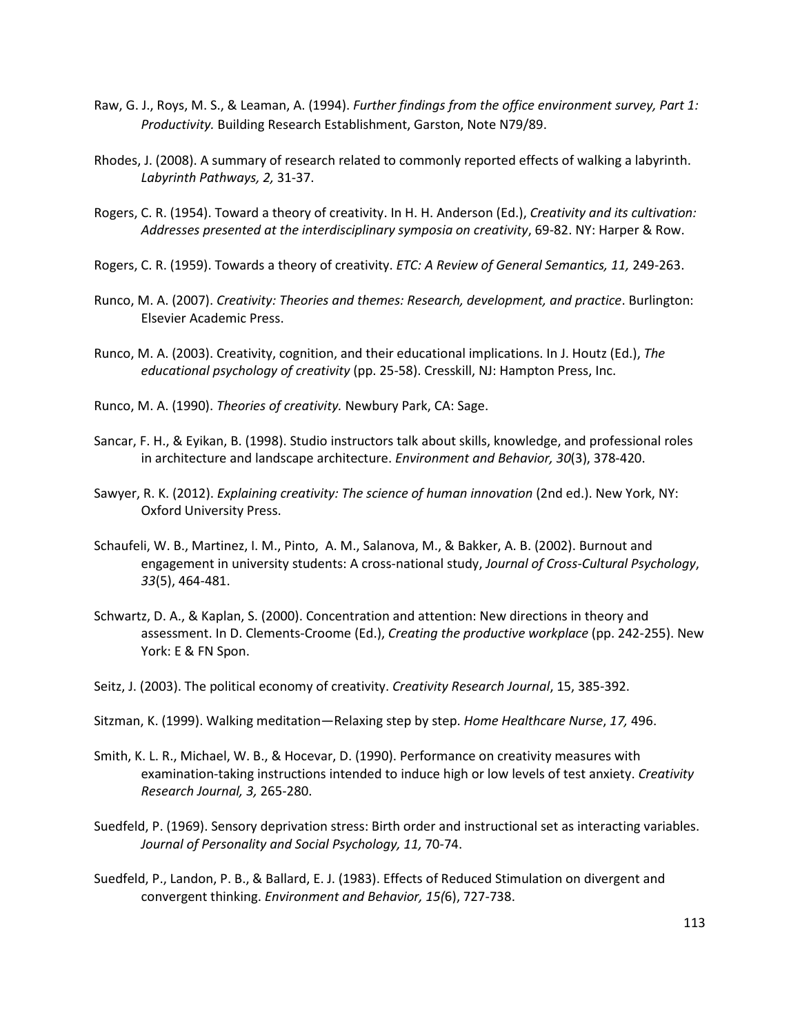Raw, G. J., Roys, M. S., & Leaman, A. (1994). *Further findings from the office environment survey, Part 1: Productivity.* Building Research Establishment, Garston, Note N79/89.

Rhodes, J. (2008). A summary of research related to commonly reported effects of walking a labyrinth. *Labyrinth Pathways, 2,* 31-37.

Rogers, C. R. (1954). Toward a theory of creativity. In H. H. Anderson (Ed.), *Creativity and its cultivation: Addresses presented at the interdisciplinary symposia on creativity*, 69-82. NY: Harper & Row.

Rogers, C. R. (1959). Towards a theory of creativity. *ETC: A Review of General Semantics, 11,* 249-263.

Runco, M. A. (2007). *Creativity: Theories and themes: Research, development, and practice*. Burlington: Elsevier Academic Press.

Runco, M. A. (2003). Creativity, cognition, and their educational implications. In J. Houtz (Ed.), *The educational psychology of creativity* (pp. 25-58). Cresskill, NJ: Hampton Press, Inc.

Runco, M. A. (1990). *Theories of creativity.* Newbury Park, CA: Sage.

Sancar, F. H., & Eyikan, B. (1998). Studio instructors talk about skills, knowledge, and professional roles in architecture and landscape architecture. *Environment and Behavior, 30*(3), 378-420.

Sawyer, R. K. (2012). *Explaining creativity: The science of human innovation* (2nd ed.). New York, NY: Oxford University Press.

Schaufeli, W. B., Martinez, I. M., Pinto, A. M., Salanova, M., & Bakker, A. B. (2002). Burnout and engagement in university students: A cross-national study, *Journal of Cross-Cultural Psychology*, *33*(5), 464-481.

Schwartz, D. A., & Kaplan, S. (2000). Concentration and attention: New directions in theory and assessment. In D. Clements-Croome (Ed.), *Creating the productive workplace* (pp. 242-255). New York: E & FN Spon.

Seitz, J. (2003). The political economy of creativity. *Creativity Research Journal*, 15, 385-392.

Sitzman, K. (1999). Walking meditation—Relaxing step by step. *Home Healthcare Nurse*, *17,* 496.

Smith, K. L. R., Michael, W. B., & Hocevar, D. (1990). Performance on creativity measures with examination-taking instructions intended to induce high or low levels of test anxiety. *Creativity Research Journal, 3,* 265-280.

Suedfeld, P. (1969). Sensory deprivation stress: Birth order and instructional set as interacting variables. *Journal of Personality and Social Psychology, 11,* 70-74.

Suedfeld, P., Landon, P. B., & Ballard, E. J. (1983). Effects of Reduced Stimulation on divergent and convergent thinking. *Environment and Behavior, 15(*6), 727-738.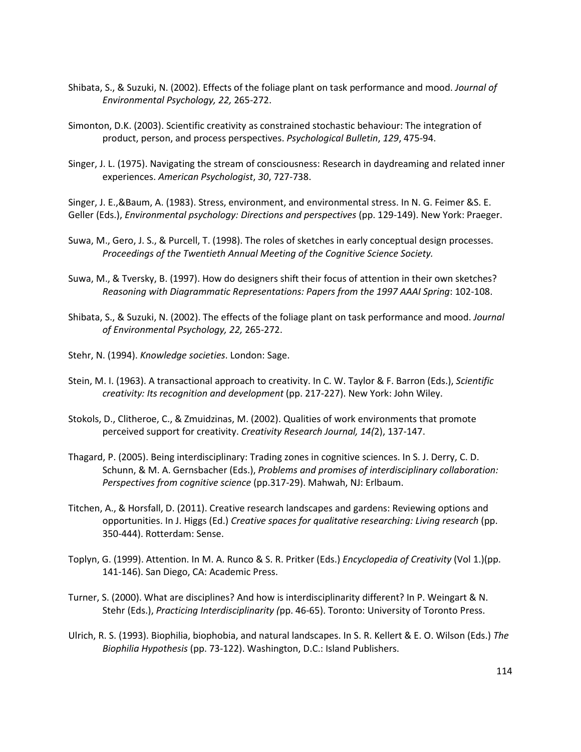Shibata, S., & Suzuki, N. (2002). Effects of the foliage plant on task performance and mood. *Journal of Environmental Psychology, 22,* 265-272.

Simonton, D.K. (2003). Scientific creativity as constrained stochastic behaviour: The integration of product, person, and process perspectives. *Psychological Bulletin*, *129*, 475-94.

Singer, J. L. (1975). Navigating the stream of consciousness: Research in daydreaming and related inner experiences. *American Psychologist*, *30*, 727-738.

Singer, J. E.,&Baum, A. (1983). Stress, environment, and environmental stress. In N. G. Feimer &S. E. Geller (Eds.), *Environmental psychology: Directions and perspectives* (pp. 129-149). New York: Praeger.

Suwa, M., Gero, J. S., & Purcell, T. (1998). The roles of sketches in early conceptual design processes. *Proceedings of the Twentieth Annual Meeting of the Cognitive Science Society.*

Suwa, M., & Tversky, B. (1997). How do designers shift their focus of attention in their own sketches? *Reasoning with Diagrammatic Representations: Papers from the 1997 AAAI Spring*: 102-108.

Shibata, S., & Suzuki, N. (2002). The effects of the foliage plant on task performance and mood. *Journal of Environmental Psychology, 22,* 265-272.

Stehr, N. (1994). *Knowledge societies*. London: Sage.

Stein, M. I. (1963). A transactional approach to creativity. In C. W. Taylor & F. Barron (Eds.), *Scientific creativity: Its recognition and development* (pp. 217-227). New York: John Wiley.

Stokols, D., Clitheroe, C., & Zmuidzinas, M. (2002). Qualities of work environments that promote perceived support for creativity. *Creativity Research Journal, 14(*2), 137-147.

Thagard, P. (2005). Being interdisciplinary: Trading zones in cognitive sciences. In S. J. Derry, C. D. Schunn, & M. A. Gernsbacher (Eds.), *Problems and promises of interdisciplinary collaboration: Perspectives from cognitive science* (pp.317-29). Mahwah, NJ: Erlbaum.

Titchen, A., & Horsfall, D. (2011). Creative research landscapes and gardens: Reviewing options and opportunities. In J. Higgs (Ed.) *Creative spaces for qualitative researching: Living research* (pp. 350-444). Rotterdam: Sense.

Toplyn, G. (1999). Attention. In M. A. Runco & S. R. Pritker (Eds.) *Encyclopedia of Creativity* (Vol 1.)(pp. 141-146). San Diego, CA: Academic Press.

Turner, S. (2000). What are disciplines? And how is interdisciplinarity different? In P. Weingart & N. Stehr (Eds.), *Practicing Interdisciplinarity (*pp. 46-65). Toronto: University of Toronto Press.

Ulrich, R. S. (1993). Biophilia, biophobia, and natural landscapes. In S. R. Kellert & E. O. Wilson (Eds.) *The Biophilia Hypothesis* (pp. 73-122). Washington, D.C.: Island Publishers.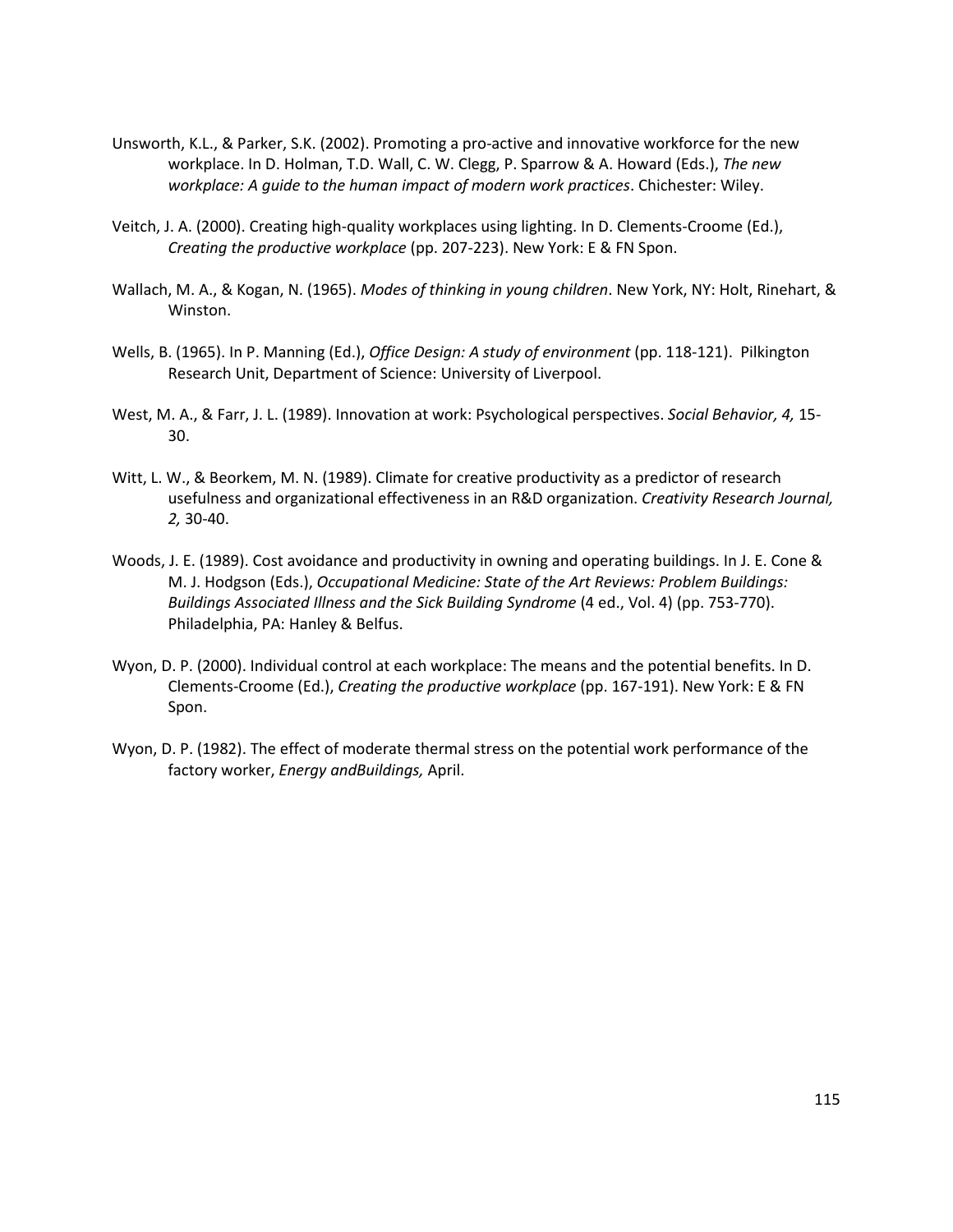Unsworth, K.L., & Parker, S.K. (2002). Promoting a pro-active and innovative workforce for the new workplace. In D. Holman, T.D. Wall, C. W. Clegg, P. Sparrow & A. Howard (Eds.), *The new workplace: A guide to the human impact of modern work practices*. Chichester: Wiley.

Veitch, J. A. (2000). Creating high-quality workplaces using lighting. In D. Clements-Croome (Ed.), *Creating the productive workplace* (pp. 207-223). New York: E & FN Spon.

Wallach, M. A., & Kogan, N. (1965). *Modes of thinking in young children*. New York, NY: Holt, Rinehart, & Winston.

Wells, B. (1965). In P. Manning (Ed.), *Office Design: A study of environment* (pp. 118-121). Pilkington Research Unit, Department of Science: University of Liverpool.

West, M. A., & Farr, J. L. (1989). Innovation at work: Psychological perspectives. *Social Behavior, 4,* 15-30.

Witt, L. W., & Beorkem, M. N. (1989). Climate for creative productivity as a predictor of research usefulness and organizational effectiveness in an R&D organization. *Creativity Research Journal, 2,* 30-40.

Woods, J. E. (1989). Cost avoidance and productivity in owning and operating buildings. In J. E. Cone & M. J. Hodgson (Eds.), *Occupational Medicine: State of the Art Reviews: Problem Buildings: Buildings Associated Illness and the Sick Building Syndrome* (4 ed., Vol. 4) (pp. 753-770). Philadelphia, PA: Hanley & Belfus.

Wyon, D. P. (2000). Individual control at each workplace: The means and the potential benefits. In D. Clements-Croome (Ed.), *Creating the productive workplace* (pp. 167-191). New York: E & FN Spon.

Wyon, D. P. (1982). The effect of moderate thermal stress on the potential work performance of the factory worker, *Energy andBuildings,* April.